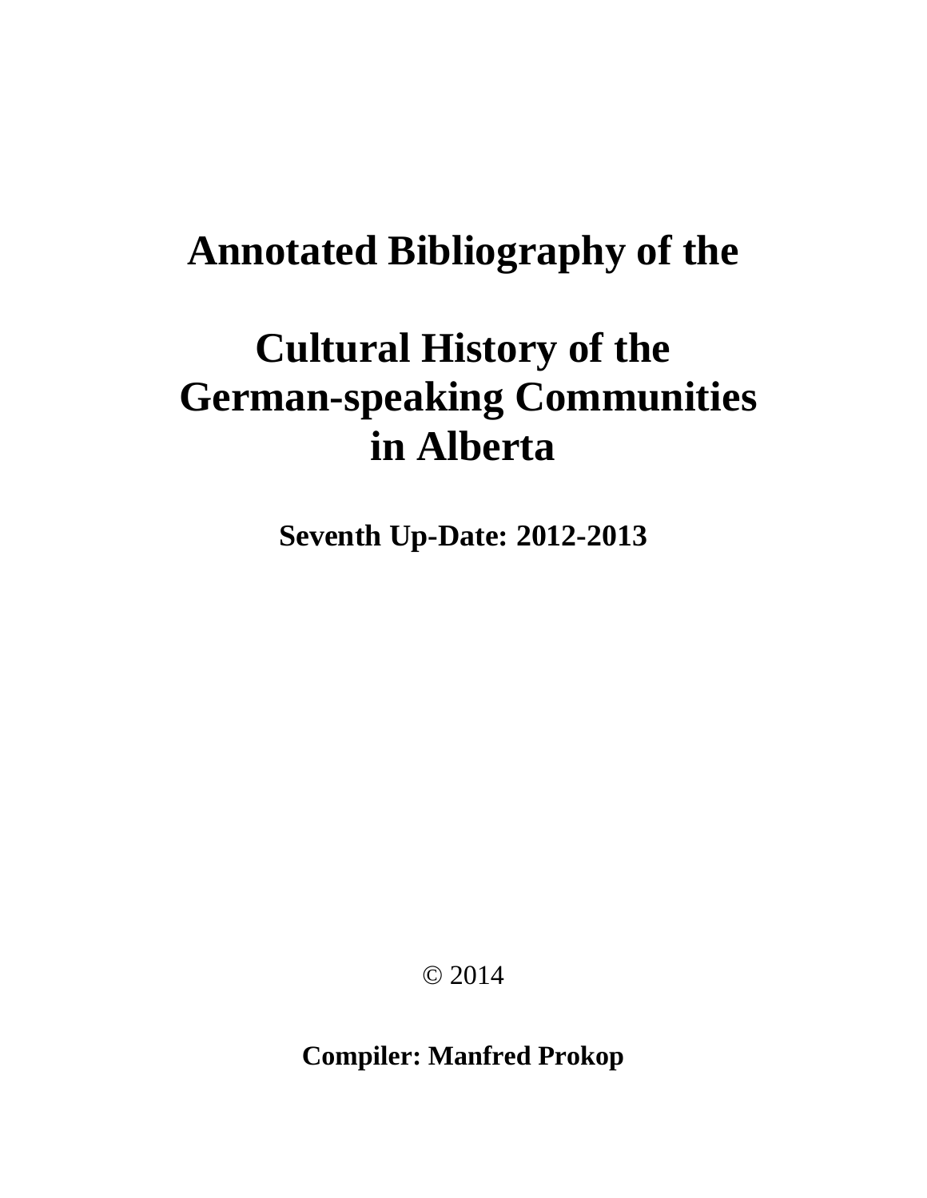# Annotated Bibliography of the

# Cultural History of the German-speaking Communities in Alberta

**Seventh Up-Date: 2012-2013**

© 2014

**Compiler: Manfred Prokop**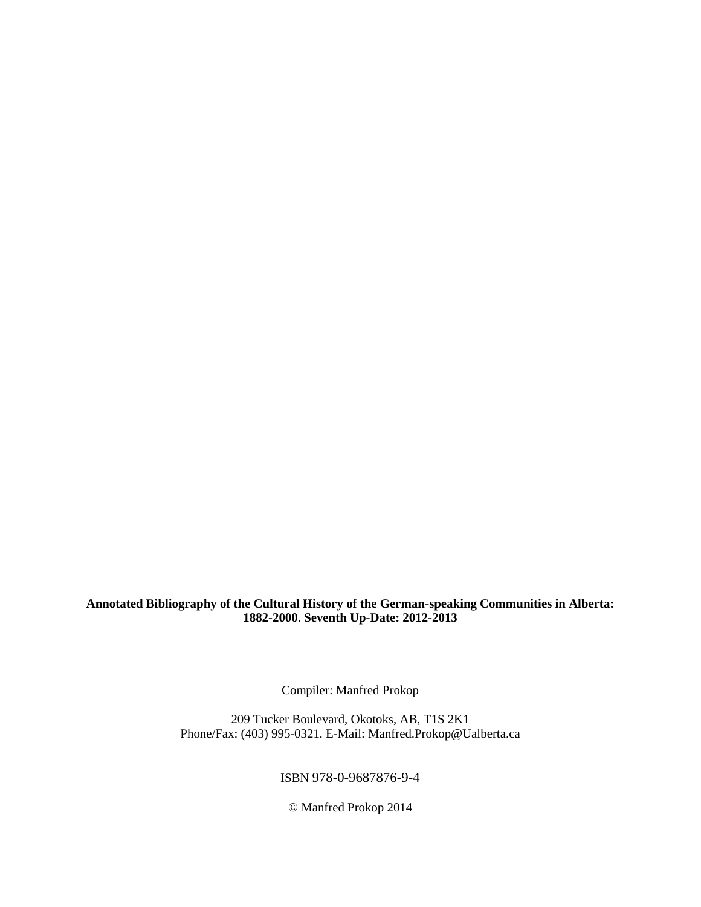**Annotated Bibliography of the Cultural History of the German-speaking Communities in Alberta: 1882-2000. Seventh Up-Date: 2012-2013**

Compiler: Manfred Prokop

209 Tucker Boulevard, Okotoks, AB, T1S 2K1
Phone/Fax: (403) 995-0321. E-Mail: Manfred.Prokop@Ualberta.ca

ISBN 978-0-9687876-9-4

© Manfred Prokop 2014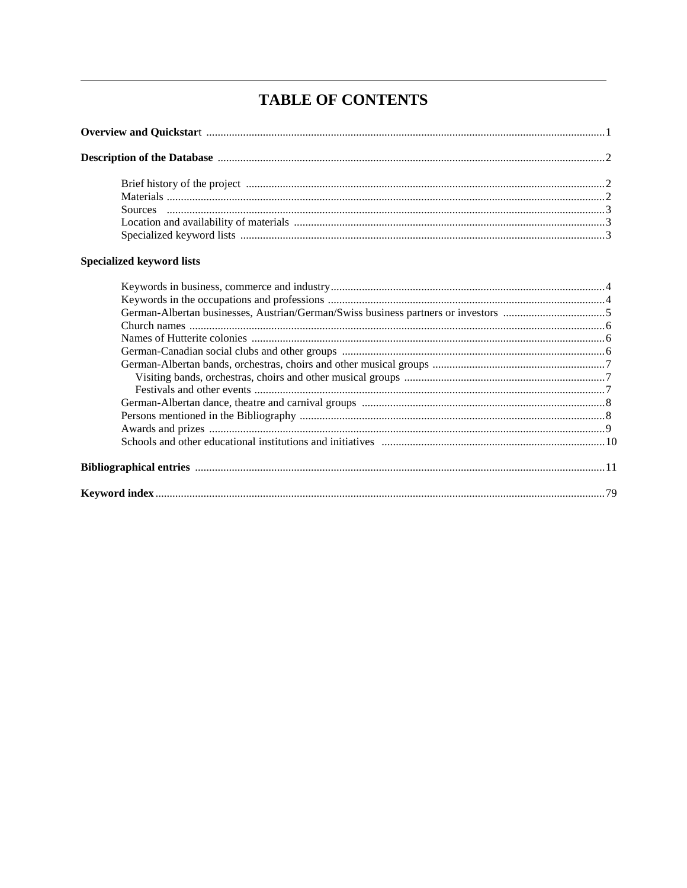# TABLE OF CONTENTS

**Overview and Quickstart** ........................................................................................................................................1

**Description of the Database** .....................................................................................................................................2

- Brief history of the project ........................................................................................................................2
- Materials .....................................................................................................................................................2
- Sources .......................................................................................................................................................3
- Location and availability of materials ........................................................................................................3
- Specialized keyword lists ...........................................................................................................................3

**Specialized keyword lists**

- Keywords in business, commerce and industry..........................................................................................4
- Keywords in the occupations and professions ...........................................................................................4
- German-Albertan businesses, Austrian/German/Swiss business partners or investors ...............................5
- Church names ..............................................................................................................................................6
- Names of Hutterite colonies ........................................................................................................................6
- German-Canadian social clubs and other groups ........................................................................................6
- German-Albertan bands, orchestras, choirs and other musical groups .......................................................7
  - Visiting bands, orchestras, choirs and other musical groups ...............................................................7
  - Festivals and other events .....................................................................................................................7
- German-Albertan dance, theatre and carnival groups ..................................................................................8
- Persons mentioned in the Bibliography .......................................................................................................8
- Awards and prizes .......................................................................................................................................9
- Schools and other educational institutions and initiatives .........................................................................10

**Bibliographical entries** ..........................................................................................................................................11

**Keyword index** .......................................................................................................................................................79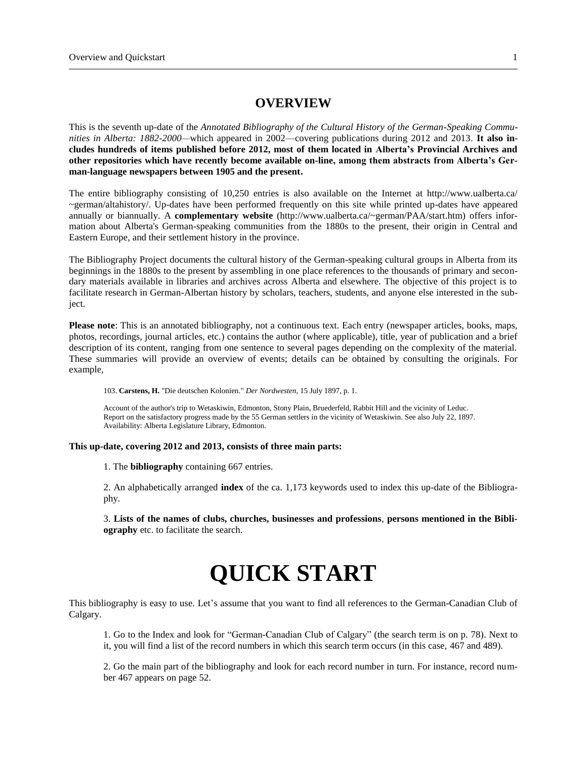## OVERVIEW

This is the seventh up-date of the *Annotated Bibliography of the Cultural History of the German-Speaking Communities in Alberta: 1882-2000*—which appeared in 2002—covering publications during 2012 and 2013. **It also includes hundreds of items published before 2012, most of them located in Alberta's Provincial Archives and other repositories which have recently become available on-line, among them abstracts from Alberta's German-language newspapers between 1905 and the present.**

The entire bibliography consisting of 10,250 entries is also available on the Internet at http://www.ualberta.ca/~german/altahistory/. Up-dates have been performed frequently on this site while printed up-dates have appeared annually or biannually. A **complementary website** (http://www.ualberta.ca/~german/PAA/start.htm) offers information about Alberta's German-speaking communities from the 1880s to the present, their origin in Central and Eastern Europe, and their settlement history in the province.

The Bibliography Project documents the cultural history of the German-speaking cultural groups in Alberta from its beginnings in the 1880s to the present by assembling in one place references to the thousands of primary and secondary materials available in libraries and archives across Alberta and elsewhere. The objective of this project is to facilitate research in German-Albertan history by scholars, teachers, students, and anyone else interested in the subject.

**Please note**: This is an annotated bibliography, not a continuous text. Each entry (newspaper articles, books, maps, photos, recordings, journal articles, etc.) contains the author (where applicable), title, year of publication and a brief description of its content, ranging from one sentence to several pages depending on the complexity of the material. These summaries will provide an overview of events; details can be obtained by consulting the originals. For example,

> 103. **Carstens, H.** "Die deutschen Kolonien." *Der Nordwesten*, 15 July 1897, p. 1.
>
> Account of the author's trip to Wetaskiwin, Edmonton, Stony Plain, Bruederfeld, Rabbit Hill and the vicinity of Leduc. Report on the satisfactory progress made by the 55 German settlers in the vicinity of Wetaskiwin. See also July 22, 1897.
> Availability: Alberta Legislature Library, Edmonton.

**This up-date, covering 2012 and 2013, consists of three main parts:**

1. The **bibliography** containing 667 entries.

2. An alphabetically arranged **index** of the ca. 1,173 keywords used to index this up-date of the Bibliography.

3. **Lists of the names of clubs, churches, businesses and professions**, **persons mentioned in the Bibliography** etc. to facilitate the search.

# QUICK START

This bibliography is easy to use. Let's assume that you want to find all references to the German-Canadian Club of Calgary.

1. Go to the Index and look for "German-Canadian Club of Calgary" (the search term is on p. 78). Next to it, you will find a list of the record numbers in which this search term occurs (in this case, 467 and 489).

2. Go the main part of the bibliography and look for each record number in turn. For instance, record number 467 appears on page 52.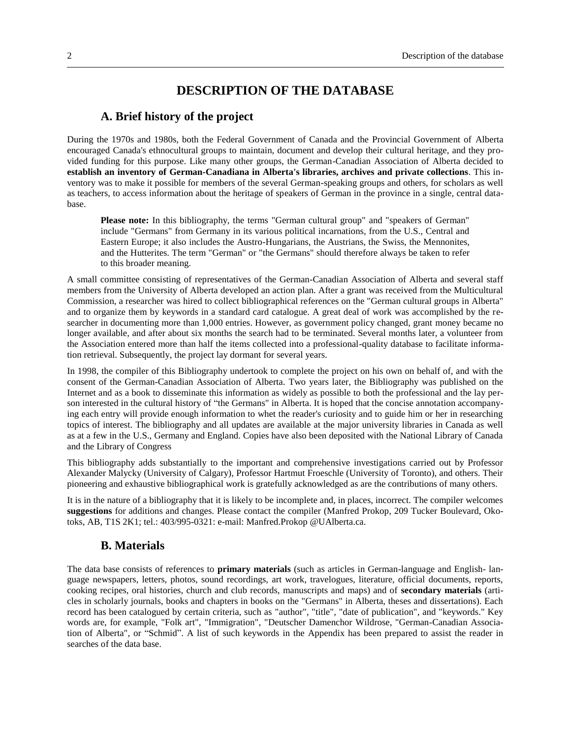# DESCRIPTION OF THE DATABASE

## A. Brief history of the project

During the 1970s and 1980s, both the Federal Government of Canada and the Provincial Government of Alberta encouraged Canada's ethnocultural groups to maintain, document and develop their cultural heritage, and they provided funding for this purpose. Like many other groups, the German-Canadian Association of Alberta decided to **establish an inventory of German-Canadiana in Alberta's libraries, archives and private collections**. This inventory was to make it possible for members of the several German-speaking groups and others, for scholars as well as teachers, to access information about the heritage of speakers of German in the province in a single, central database.

> **Please note:** In this bibliography, the terms "German cultural group" and "speakers of German" include "Germans" from Germany in its various political incarnations, from the U.S., Central and Eastern Europe; it also includes the Austro-Hungarians, the Austrians, the Swiss, the Mennonites, and the Hutterites. The term "German" or "the Germans" should therefore always be taken to refer to this broader meaning.

A small committee consisting of representatives of the German-Canadian Association of Alberta and several staff members from the University of Alberta developed an action plan. After a grant was received from the Multicultural Commission, a researcher was hired to collect bibliographical references on the "German cultural groups in Alberta" and to organize them by keywords in a standard card catalogue. A great deal of work was accomplished by the researcher in documenting more than 1,000 entries. However, as government policy changed, grant money became no longer available, and after about six months the search had to be terminated. Several months later, a volunteer from the Association entered more than half the items collected into a professional-quality database to facilitate information retrieval. Subsequently, the project lay dormant for several years.

In 1998, the compiler of this Bibliography undertook to complete the project on his own on behalf of, and with the consent of the German-Canadian Association of Alberta. Two years later, the Bibliography was published on the Internet and as a book to disseminate this information as widely as possible to both the professional and the lay person interested in the cultural history of "the Germans" in Alberta. It is hoped that the concise annotation accompanying each entry will provide enough information to whet the reader's curiosity and to guide him or her in researching topics of interest. The bibliography and all updates are available at the major university libraries in Canada as well as at a few in the U.S., Germany and England. Copies have also been deposited with the National Library of Canada and the Library of Congress

This bibliography adds substantially to the important and comprehensive investigations carried out by Professor Alexander Malycky (University of Calgary), Professor Hartmut Froeschle (University of Toronto), and others. Their pioneering and exhaustive bibliographical work is gratefully acknowledged as are the contributions of many others.

It is in the nature of a bibliography that it is likely to be incomplete and, in places, incorrect. The compiler welcomes **suggestions** for additions and changes. Please contact the compiler (Manfred Prokop, 209 Tucker Boulevard, Okotoks, AB, T1S 2K1; tel.: 403/995-0321: e-mail: Manfred.Prokop @UAlberta.ca.

## B. Materials

The data base consists of references to **primary materials** (such as articles in German-language and English- language newspapers, letters, photos, sound recordings, art work, travelogues, literature, official documents, reports, cooking recipes, oral histories, church and club records, manuscripts and maps) and of **secondary materials** (articles in scholarly journals, books and chapters in books on the "Germans" in Alberta, theses and dissertations). Each record has been catalogued by certain criteria, such as "author", "title", "date of publication", and "keywords." Key words are, for example, "Folk art", "Immigration", "Deutscher Damenchor Wildrose, "German-Canadian Association of Alberta", or "Schmid". A list of such keywords in the Appendix has been prepared to assist the reader in searches of the data base.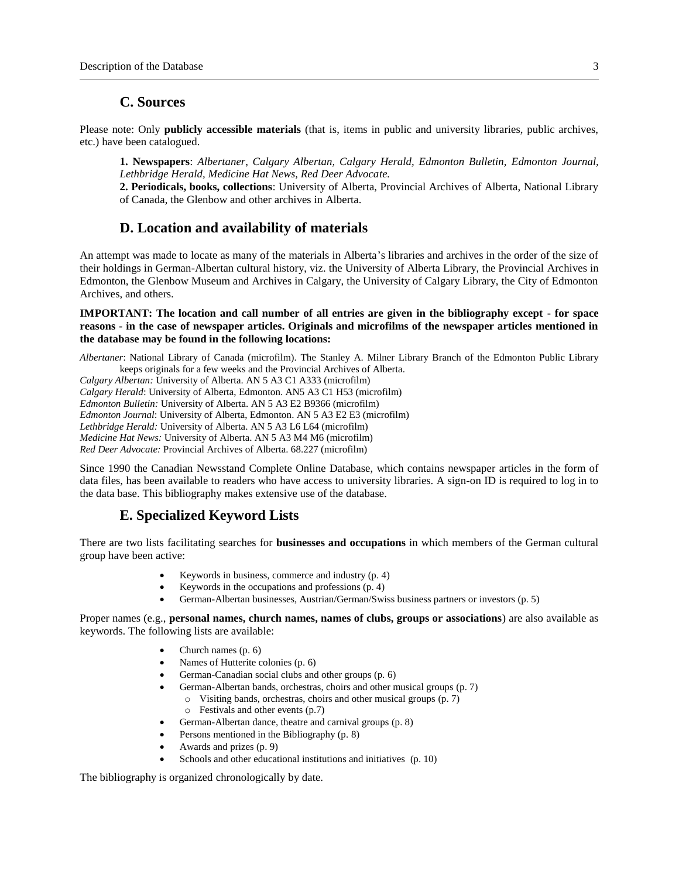## C. Sources

Please note: Only **publicly accessible materials** (that is, items in public and university libraries, public archives, etc.) have been catalogued.

> **1. Newspapers**: *Albertaner, Calgary Albertan, Calgary Herald, Edmonton Bulletin, Edmonton Journal, Lethbridge Herald, Medicine Hat News, Red Deer Advocate.*
> **2. Periodicals, books, collections**: University of Alberta, Provincial Archives of Alberta, National Library of Canada, the Glenbow and other archives in Alberta.

## D. Location and availability of materials

An attempt was made to locate as many of the materials in Alberta's libraries and archives in the order of the size of their holdings in German-Albertan cultural history, viz. the University of Alberta Library, the Provincial Archives in Edmonton, the Glenbow Museum and Archives in Calgary, the University of Calgary Library, the City of Edmonton Archives, and others.

**IMPORTANT: The location and call number of all entries are given in the bibliography except - for space reasons - in the case of newspaper articles. Originals and microfilms of the newspaper articles mentioned in the database may be found in the following locations:**

*Albertaner*: National Library of Canada (microfilm). The Stanley A. Milner Library Branch of the Edmonton Public Library keeps originals for a few weeks and the Provincial Archives of Alberta.
*Calgary Albertan:* University of Alberta. AN 5 A3 C1 A333 (microfilm)
*Calgary Herald*: University of Alberta, Edmonton. AN5 A3 C1 H53 (microfilm)
*Edmonton Bulletin:* University of Alberta. AN 5 A3 E2 B9366 (microfilm)
*Edmonton Journal*: University of Alberta, Edmonton. AN 5 A3 E2 E3 (microfilm)
*Lethbridge Herald:* University of Alberta. AN 5 A3 L6 L64 (microfilm)
*Medicine Hat News:* University of Alberta. AN 5 A3 M4 M6 (microfilm)
*Red Deer Advocate:* Provincial Archives of Alberta. 68.227 (microfilm)

Since 1990 the Canadian Newsstand Complete Online Database, which contains newspaper articles in the form of data files, has been available to readers who have access to university libraries. A sign-on ID is required to log in to the data base. This bibliography makes extensive use of the database.

## E. Specialized Keyword Lists

There are two lists facilitating searches for **businesses and occupations** in which members of the German cultural group have been active:

- Keywords in business, commerce and industry (p. 4)
- Keywords in the occupations and professions (p. 4)
- German-Albertan businesses, Austrian/German/Swiss business partners or investors (p. 5)

Proper names (e.g., **personal names, church names, names of clubs, groups or associations**) are also available as keywords. The following lists are available:

- Church names (p. 6)
- Names of Hutterite colonies (p. 6)
- German-Canadian social clubs and other groups (p. 6)
- German-Albertan bands, orchestras, choirs and other musical groups (p. 7)
  - Visiting bands, orchestras, choirs and other musical groups (p. 7)
  - Festivals and other events (p.7)
- German-Albertan dance, theatre and carnival groups (p. 8)
- Persons mentioned in the Bibliography (p. 8)
- Awards and prizes (p. 9)
- Schools and other educational institutions and initiatives (p. 10)

The bibliography is organized chronologically by date.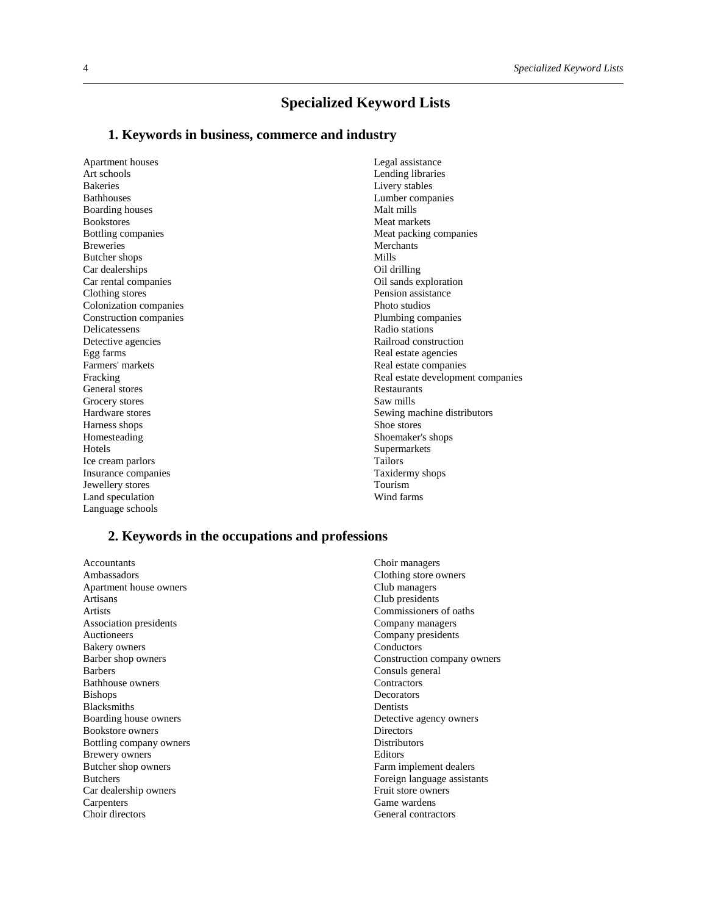# Specialized Keyword Lists

## 1. Keywords in business, commerce and industry

Apartment houses
Art schools
Bakeries
Bathhouses
Boarding houses
Bookstores
Bottling companies
Breweries
Butcher shops
Car dealerships
Car rental companies
Clothing stores
Colonization companies
Construction companies
Delicatessens
Detective agencies
Egg farms
Farmers' markets
Fracking
General stores
Grocery stores
Hardware stores
Harness shops
Homesteading
Hotels
Ice cream parlors
Insurance companies
Jewellery stores
Land speculation
Language schools
Legal assistance
Lending libraries
Livery stables
Lumber companies
Malt mills
Meat markets
Meat packing companies
Merchants
Mills
Oil drilling
Oil sands exploration
Pension assistance
Photo studios
Plumbing companies
Radio stations
Railroad construction
Real estate agencies
Real estate companies
Real estate development companies
Restaurants
Saw mills
Sewing machine distributors
Shoe stores
Shoemaker's shops
Supermarkets
Tailors
Taxidermy shops
Tourism
Wind farms

## 2. Keywords in the occupations and professions

Accountants
Ambassadors
Apartment house owners
Artisans
Artists
Association presidents
Auctioneers
Bakery owners
Barber shop owners
Barbers
Bathhouse owners
Bishops
Blacksmiths
Boarding house owners
Bookstore owners
Bottling company owners
Brewery owners
Butcher shop owners
Butchers
Car dealership owners
Carpenters
Choir directors
Choir managers
Clothing store owners
Club managers
Club presidents
Commissioners of oaths
Company managers
Company presidents
Conductors
Construction company owners
Consuls general
Contractors
Decorators
Dentists
Detective agency owners
Directors
Distributors
Editors
Farm implement dealers
Foreign language assistants
Fruit store owners
Game wardens
General contractors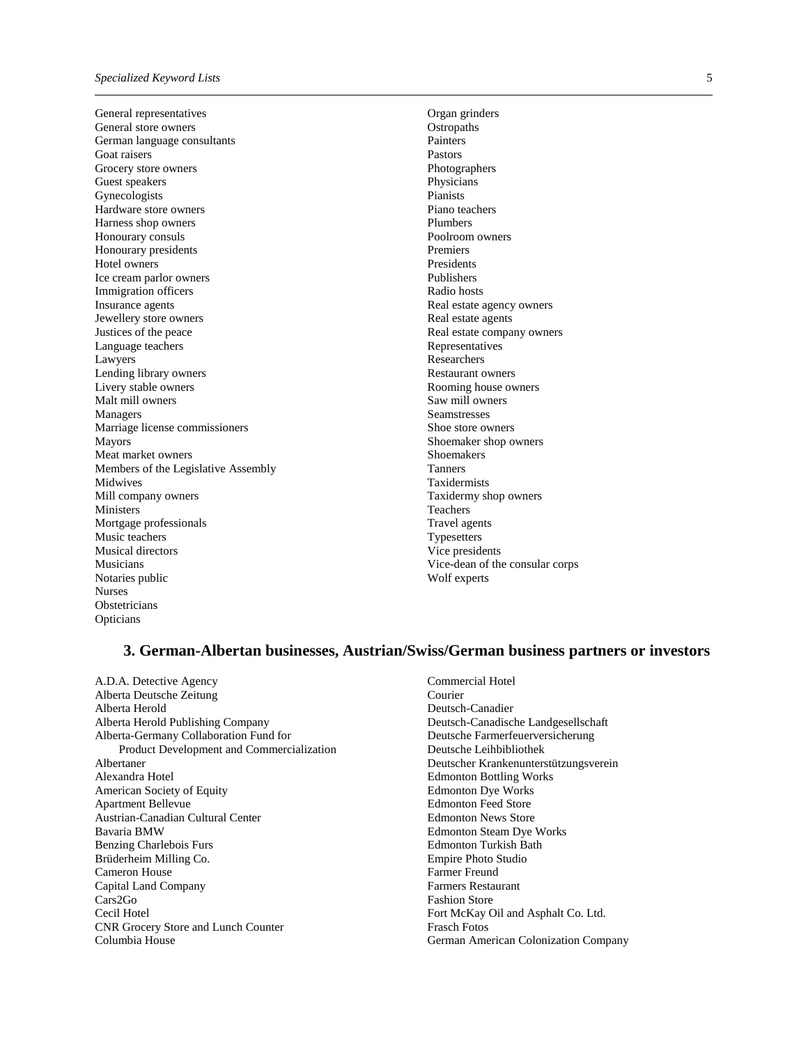General representatives
General store owners
German language consultants
Goat raisers
Grocery store owners
Guest speakers
Gynecologists
Hardware store owners
Harness shop owners
Honourary consuls
Honourary presidents
Hotel owners
Ice cream parlor owners
Immigration officers
Insurance agents
Jewellery store owners
Justices of the peace
Language teachers
Lawyers
Lending library owners
Livery stable owners
Malt mill owners
Managers
Marriage license commissioners
Mayors
Meat market owners
Members of the Legislative Assembly
Midwives
Mill company owners
Ministers
Mortgage professionals
Music teachers
Musical directors
Musicians
Notaries public
Nurses
Obstetricians
Opticians
Organ grinders
Ostropaths
Painters
Pastors
Photographers
Physicians
Pianists
Piano teachers
Plumbers
Poolroom owners
Premiers
Presidents
Publishers
Radio hosts
Real estate agency owners
Real estate agents
Real estate company owners
Representatives
Researchers
Restaurant owners
Rooming house owners
Saw mill owners
Seamstresses
Shoe store owners
Shoemaker shop owners
Shoemakers
Tanners
Taxidermists
Taxidermy shop owners
Teachers
Travel agents
Typesetters
Vice presidents
Vice-dean of the consular corps
Wolf experts

## 3. German-Albertan businesses, Austrian/Swiss/German business partners or investors

A.D.A. Detective Agency
Alberta Deutsche Zeitung
Alberta Herold
Alberta Herold Publishing Company
Alberta-Germany Collaboration Fund for Product Development and Commercialization
Albertaner
Alexandra Hotel
American Society of Equity
Apartment Bellevue
Austrian-Canadian Cultural Center
Bavaria BMW
Benzing Charlebois Furs
Brüderheim Milling Co.
Cameron House
Capital Land Company
Cars2Go
Cecil Hotel
CNR Grocery Store and Lunch Counter
Columbia House
Commercial Hotel
Courier
Deutsch-Canadier
Deutsch-Canadische Landgesellschaft
Deutsche Farmerfeuerversicherung
Deutsche Leihbibliothek
Deutscher Krankenunterstützungsverein
Edmonton Bottling Works
Edmonton Dye Works
Edmonton Feed Store
Edmonton News Store
Edmonton Steam Dye Works
Edmonton Turkish Bath
Empire Photo Studio
Farmer Freund
Farmers Restaurant
Fashion Store
Fort McKay Oil and Asphalt Co. Ltd.
Frasch Fotos
German American Colonization Company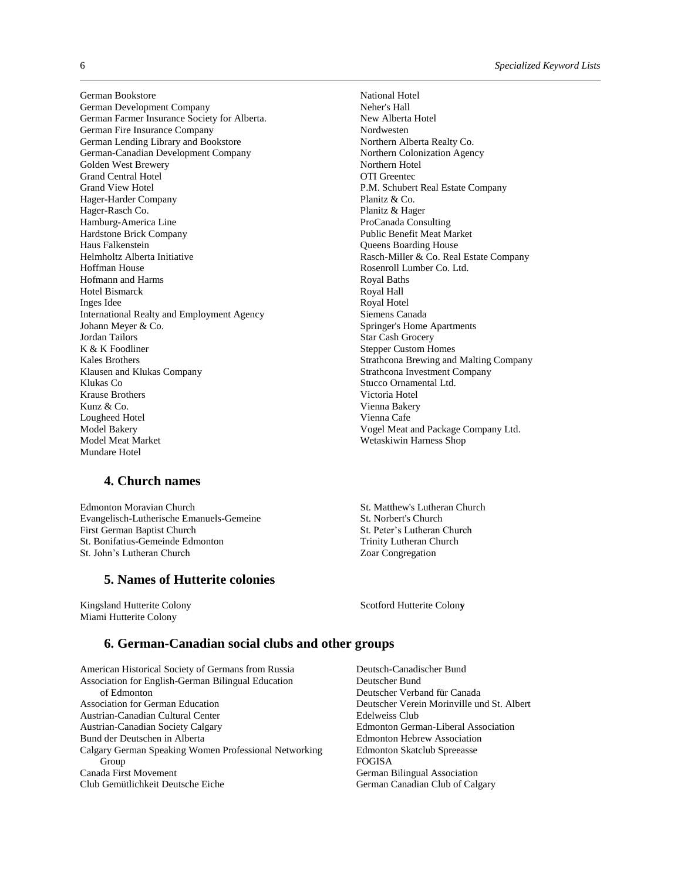German Bookstore
German Development Company
German Farmer Insurance Society for Alberta.
German Fire Insurance Company
German Lending Library and Bookstore
German-Canadian Development Company
Golden West Brewery
Grand Central Hotel
Grand View Hotel
Hager-Harder Company
Hager-Rasch Co.
Hamburg-America Line
Hardstone Brick Company
Haus Falkenstein
Helmholtz Alberta Initiative
Hoffman House
Hofmann and Harms
Hotel Bismarck
Inges Idee
International Realty and Employment Agency
Johann Meyer & Co.
Jordan Tailors
K & K Foodliner
Kales Brothers
Klausen and Klukas Company
Klukas Co
Krause Brothers
Kunz & Co.
Lougheed Hotel
Model Bakery
Model Meat Market
Mundare Hotel
National Hotel
Neher's Hall
New Alberta Hotel
Nordwesten
Northern Alberta Realty Co.
Northern Colonization Agency
Northern Hotel
OTI Greentec
P.M. Schubert Real Estate Company
Planitz & Co.
Planitz & Hager
ProCanada Consulting
Public Benefit Meat Market
Queens Boarding House
Rasch-Miller & Co. Real Estate Company
Rosenroll Lumber Co. Ltd.
Royal Baths
Royal Hall
Royal Hotel
Siemens Canada
Springer's Home Apartments
Star Cash Grocery
Stepper Custom Homes
Strathcona Brewing and Malting Company
Strathcona Investment Company
Stucco Ornamental Ltd.
Victoria Hotel
Vienna Bakery
Vienna Cafe
Vogel Meat and Package Company Ltd.
Wetaskiwin Harness Shop

## 4. Church names

Edmonton Moravian Church
Evangelisch-Lutherische Emanuels-Gemeine
First German Baptist Church
St. Bonifatius-Gemeinde Edmonton
St. John’s Lutheran Church
St. Matthew's Lutheran Church
St. Norbert's Church
St. Peter’s Lutheran Church
Trinity Lutheran Church
Zoar Congregation

## 5. Names of Hutterite colonies

Kingsland Hutterite Colony
Miami Hutterite Colony
Scotford Hutterite Colony

## 6. German-Canadian social clubs and other groups

American Historical Society of Germans from Russia
Association for English-German Bilingual Education of Edmonton
Association for German Education
Austrian-Canadian Cultural Center
Austrian-Canadian Society Calgary
Bund der Deutschen in Alberta
Calgary German Speaking Women Professional Networking Group
Canada First Movement
Club Gemütlichkeit Deutsche Eiche
Deutsch-Canadischer Bund
Deutscher Bund
Deutscher Verband für Canada
Deutscher Verein Morinville und St. Albert
Edelweiss Club
Edmonton German-Liberal Association
Edmonton Hebrew Association
Edmonton Skatclub Spreeasse
FOGISA
German Bilingual Association
German Canadian Club of Calgary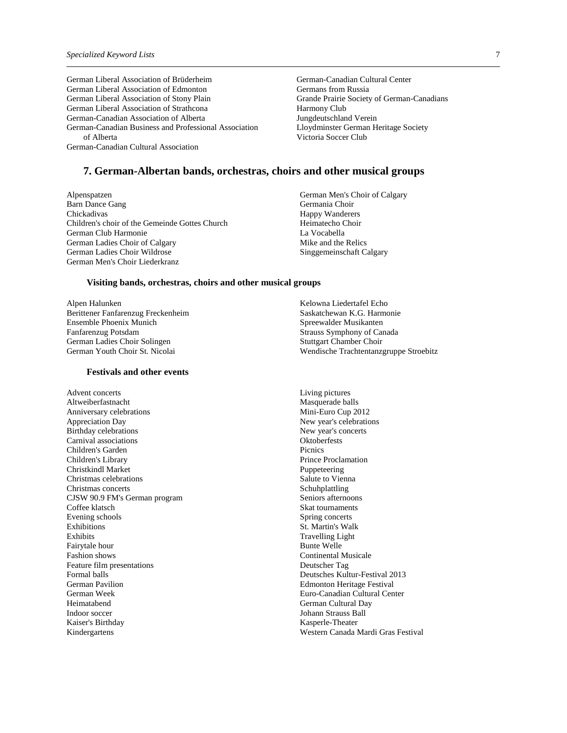German Liberal Association of Brüderheim
German Liberal Association of Edmonton
German Liberal Association of Stony Plain
German Liberal Association of Strathcona
German-Canadian Association of Alberta
German-Canadian Business and Professional Association of Alberta
German-Canadian Cultural Association
German-Canadian Cultural Center
Germans from Russia
Grande Prairie Society of German-Canadians
Harmony Club
Jungdeutschland Verein
Lloydminster German Heritage Society
Victoria Soccer Club

## 7. German-Albertan bands, orchestras, choirs and other musical groups

Alpenspatzen
Barn Dance Gang
Chickadivas
Children's choir of the Gemeinde Gottes Church
German Club Harmonie
German Ladies Choir of Calgary
German Ladies Choir Wildrose
German Men's Choir Liederkranz
German Men's Choir of Calgary
Germania Choir
Happy Wanderers
Heimatecho Choir
La Vocabella
Mike and the Relics
Singgemeinschaft Calgary

### Visiting bands, orchestras, choirs and other musical groups

Alpen Halunken
Berittener Fanfarenzug Freckenheim
Ensemble Phoenix Munich
Fanfarenzug Potsdam
German Ladies Choir Solingen
German Youth Choir St. Nicolai
Kelowna Liedertafel Echo
Saskatchewan K.G. Harmonie
Spreewalder Musikanten
Strauss Symphony of Canada
Stuttgart Chamber Choir
Wendische Trachtentanzgruppe Stroebitz

### Festivals and other events

Advent concerts
Altweiberfastnacht
Anniversary celebrations
Appreciation Day
Birthday celebrations
Carnival associations
Children's Garden
Children's Library
Christkindl Market
Christmas celebrations
Christmas concerts
CJSW 90.9 FM's German program
Coffee klatsch
Evening schools
Exhibitions
Exhibits
Fairytale hour
Fashion shows
Feature film presentations
Formal balls
German Pavilion
German Week
Heimatabend
Indoor soccer
Kaiser's Birthday
Kindergartens
Living pictures
Masquerade balls
Mini-Euro Cup 2012
New year's celebrations
New year's concerts
Oktoberfests
Picnics
Prince Proclamation
Puppeteering
Salute to Vienna
Schuhplattling
Seniors afternoons
Skat tournaments
Spring concerts
St. Martin's Walk
Travelling Light
Bunte Welle
Continental Musicale
Deutscher Tag
Deutsches Kultur-Festival 2013
Edmonton Heritage Festival
Euro-Canadian Cultural Center
German Cultural Day
Johann Strauss Ball
Kasperle-Theater
Western Canada Mardi Gras Festival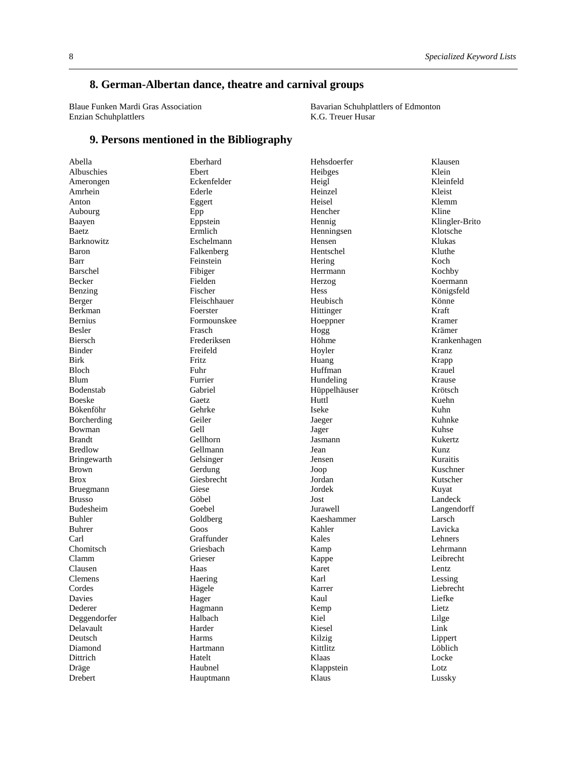## 8. German-Albertan dance, theatre and carnival groups

Blaue Funken Mardi Gras Association
Enzian Schuhplattlers
Bavarian Schuhplattlers of Edmonton
K.G. Treuer Husar

## 9. Persons mentioned in the Bibliography

Abella
Albuschies
Amerongen
Amrhein
Anton
Aubourg
Baayen
Baetz
Barknowitz
Baron
Barr
Barschel
Becker
Benzing
Berger
Berkman
Bernius
Besler
Biersch
Binder
Birk
Bloch
Blum
Bodenstab
Boeske
Bökenföhr
Borcherding
Bowman
Brandt
Bredlow
Bringewarth
Brown
Brox
Bruegmann
Brusso
Budesheim
Buhler
Buhrer
Carl
Chomitsch
Clamm
Clausen
Clemens
Cordes
Davies
Dederer
Deggendorfer
Delavault
Deutsch
Diamond
Dittrich
Dräge
Drebert
Eberhard
Ebert
Eckenfelder
Ederle
Eggert
Epp
Eppstein
Ermlich
Eschelmann
Falkenberg
Feinstein
Fibiger
Fielden
Fischer
Fleischhauer
Foerster
Formounskee
Frasch
Frederiksen
Freifeld
Fritz
Fuhr
Furrier
Gabriel
Gaetz
Gehrke
Geiler
Gell
Gellhorn
Gellmann
Gelsinger
Gerdung
Giesbrecht
Giese
Göbel
Goebel
Goldberg
Goos
Graffunder
Griesbach
Grieser
Haas
Haering
Hägele
Hager
Hagmann
Halbach
Harder
Harms
Hartmann
Hatelt
Haubnel
Hauptmann
Hehsdoerfer
Heibges
Heigl
Heinzel
Heisel
Hencher
Hennig
Henningsen
Hensen
Hentschel
Hering
Herrmann
Herzog
Hess
Heubisch
Hittinger
Hoeppner
Hogg
Höhme
Hoyler
Huang
Huffman
Hundeling
Hüppelhäuser
Huttl
Iseke
Jaeger
Jager
Jasmann
Jean
Jensen
Joop
Jordan
Jordek
Jost
Jurawell
Kaeshammer
Kahler
Kales
Kamp
Kappe
Karet
Karl
Karrer
Kaul
Kemp
Kiel
Kiesel
Kilzig
Kittlitz
Klaas
Klappstein
Klaus
Klausen
Klein
Kleinfeld
Kleist
Klemm
Kline
Klingler-Brito
Klotsche
Klukas
Kluthe
Koch
Kochby
Koermann
Königsfeld
Könne
Kraft
Kramer
Krämer
Krankenhagen
Kranz
Krapp
Krauel
Krause
Krötsch
Kuehn
Kuhn
Kuhnke
Kuhse
Kukertz
Kunz
Kuraitis
Kuschner
Kutscher
Kuyat
Landeck
Langendorff
Larsch
Lavicka
Lehners
Lehrmann
Leibrecht
Lentz
Lessing
Liebrecht
Liefke
Lietz
Lilge
Link
Lippert
Löblich
Locke
Lotz
Lussky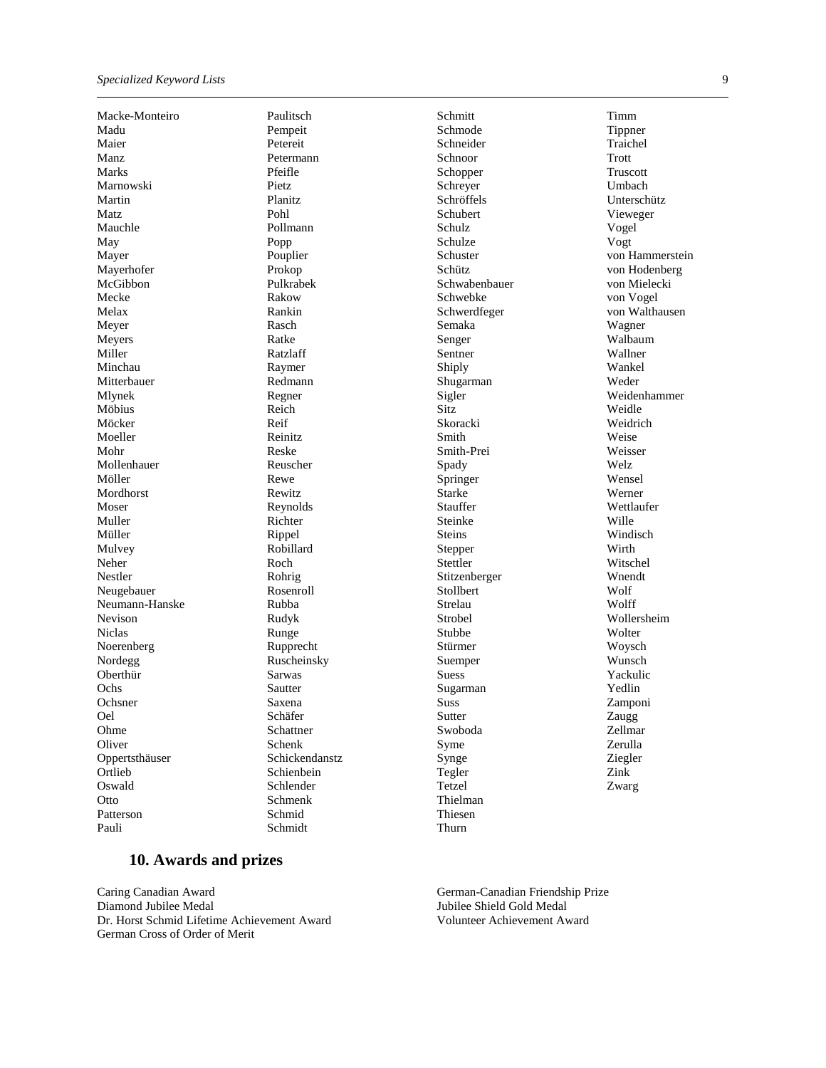Macke-Monteiro
Madu
Maier
Manz
Marks
Marnowski
Martin
Matz
Mauchle
May
Mayer
Mayerhofer
McGibbon
Mecke
Melax
Meyer
Meyers
Miller
Minchau
Mitterbauer
Mlynek
Möbius
Möcker
Moeller
Mohr
Mollenhauer
Möller
Mordhorst
Moser
Muller
Müller
Mulvey
Neher
Nestler
Neugebauer
Neumann-Hanske
Nevison
Niclas
Noerenberg
Nordegg
Oberthür
Ochs
Ochsner
Oel
Ohme
Oliver
Oppertshäuser
Ortlieb
Oswald
Otto
Patterson
Pauli
Paulitsch
Pempeit
Petereit
Petermann
Pfeifle
Pietz
Planitz
Pohl
Pollmann
Popp
Pouplier
Prokop
Pulkrabek
Rakow
Rankin
Rasch
Ratke
Ratzlaff
Raymer
Redmann
Regner
Reich
Reif
Reinitz
Reske
Reuscher
Rewe
Rewitz
Reynolds
Richter
Rippel
Robillard
Roch
Rohrig
Rosenroll
Rubba
Rudyk
Runge
Rupprecht
Ruscheinsky
Sarwas
Sautter
Saxena
Schäfer
Schattner
Schenk
Schickendanstz
Schienbein
Schlender
Schmenk
Schmid
Schmidt
Schmitt
Schmode
Schneider
Schnoor
Schopper
Schreyer
Schröffels
Schubert
Schulz
Schulze
Schuster
Schütz
Schwabenbauer
Schwebke
Schwerdfeger
Semaka
Senger
Sentner
Shiply
Shugarman
Sigler
Sitz
Skoracki
Smith
Smith-Prei
Spady
Springer
Starke
Stauffer
Steinke
Steins
Stepper
Stettler
Stitzenberger
Stollbert
Strelau
Strobel
Stubbe
Stürmer
Suemper
Suess
Sugarman
Suss
Sutter
Swoboda
Syme
Synge
Tegler
Tetzel
Thielman
Thiesen
Thurn
Timm
Tippner
Traichel
Trott
Truscott
Umbach
Unterschütz
Vieweger
Vogel
Vogt
von Hammerstein
von Hodenberg
von Mielecki
von Vogel
von Walthausen
Wagner
Walbaum
Wallner
Wankel
Weder
Weidenhammer
Weidle
Weidrich
Weise
Weisser
Welz
Wensel
Werner
Wettlaufer
Wille
Windisch
Wirth
Witschel
Wnendt
Wolf
Wolff
Wollersheim
Wolter
Woysch
Wunsch
Yackulic
Yedlin
Zamponi
Zaugg
Zellmar
Zerulla
Ziegler
Zink
Zwarg

## 10. Awards and prizes

Caring Canadian Award
Diamond Jubilee Medal
Dr. Horst Schmid Lifetime Achievement Award
German Cross of Order of Merit
German-Canadian Friendship Prize
Jubilee Shield Gold Medal
Volunteer Achievement Award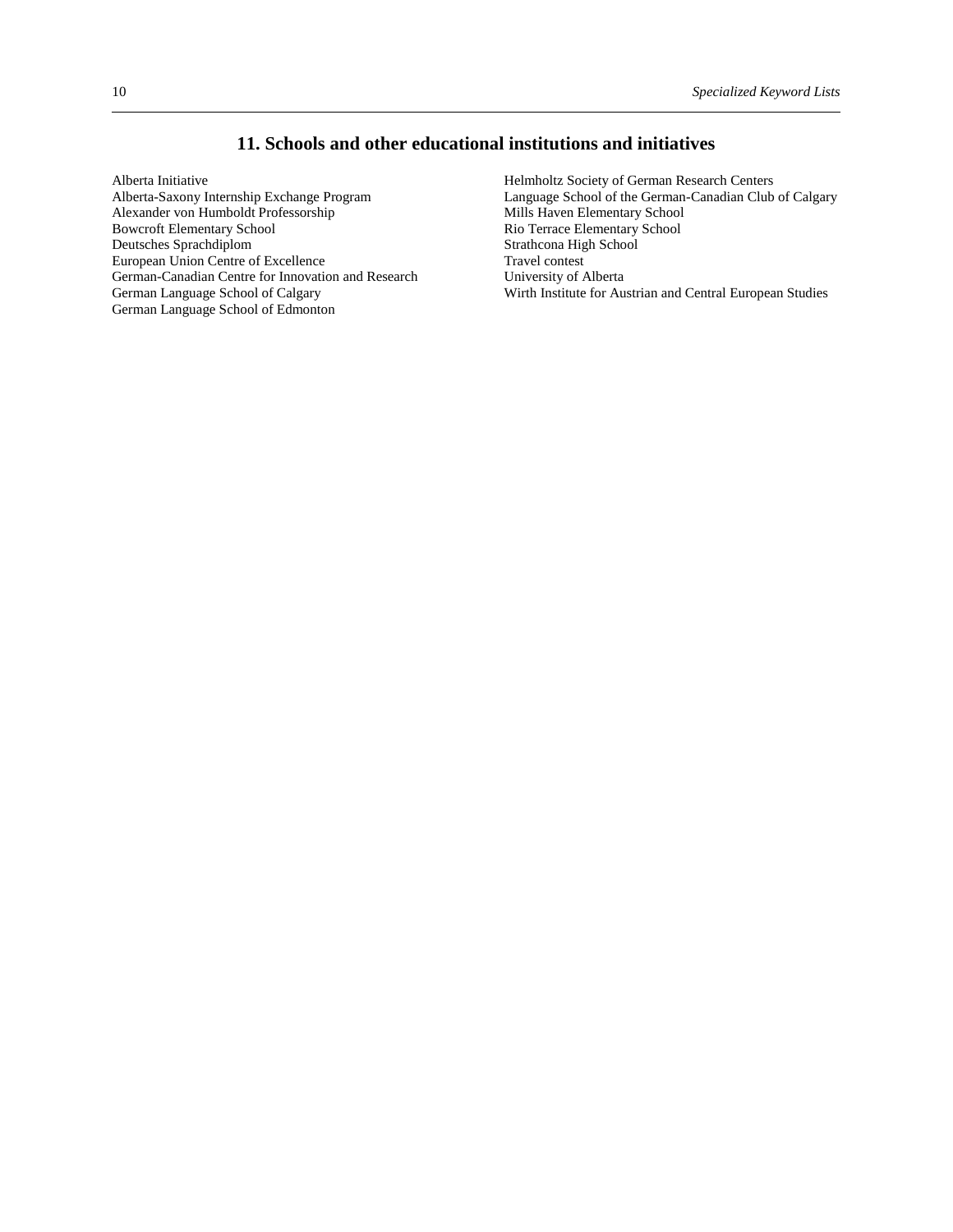## 11. Schools and other educational institutions and initiatives

Alberta Initiative
Alberta-Saxony Internship Exchange Program
Alexander von Humboldt Professorship
Bowcroft Elementary School
Deutsches Sprachdiplom
European Union Centre of Excellence
German-Canadian Centre for Innovation and Research
German Language School of Calgary
German Language School of Edmonton
Helmholtz Society of German Research Centers
Language School of the German-Canadian Club of Calgary
Mills Haven Elementary School
Rio Terrace Elementary School
Strathcona High School
Travel contest
University of Alberta
Wirth Institute for Austrian and Central European Studies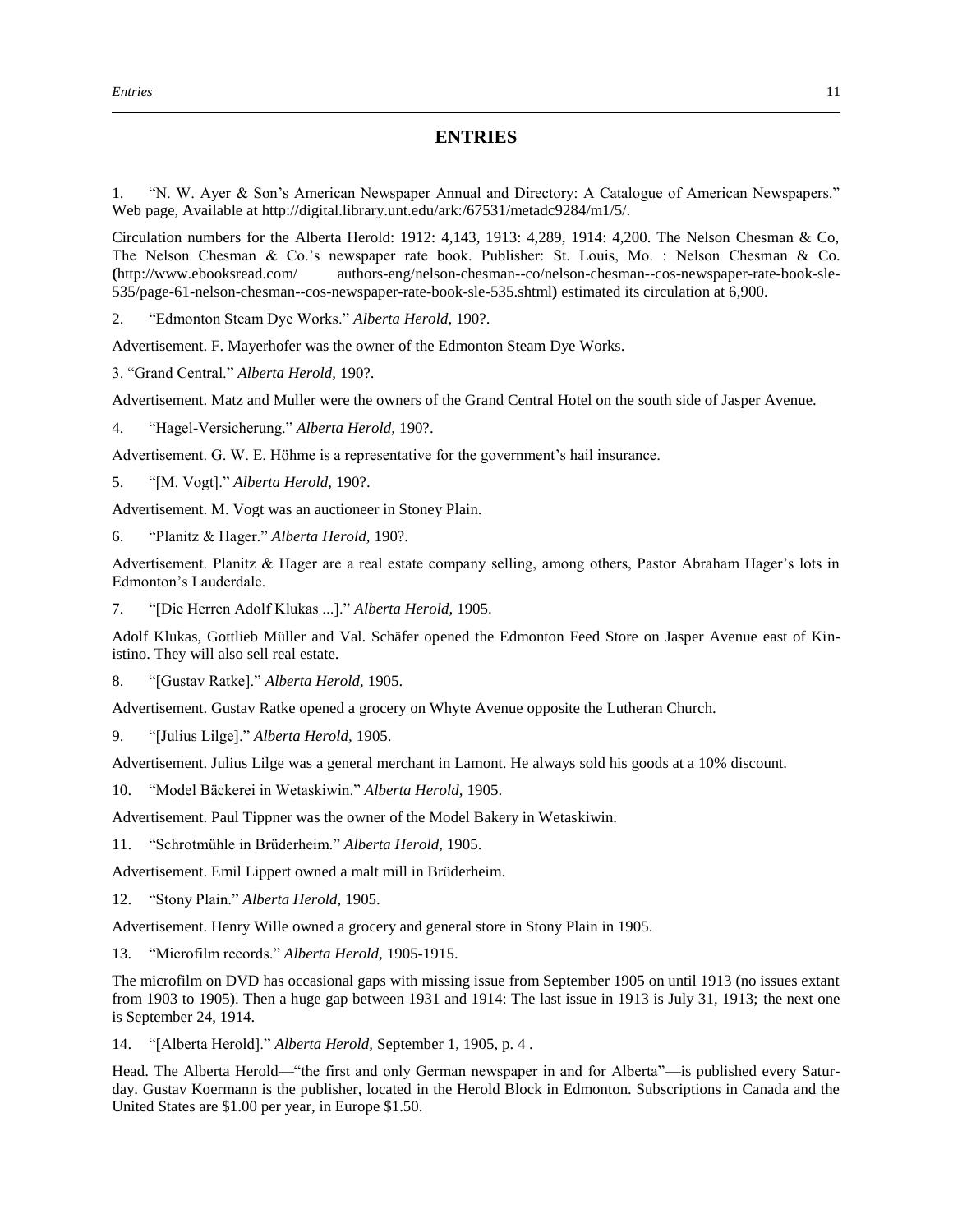# ENTRIES

1. "N. W. Ayer & Son's American Newspaper Annual and Directory: A Catalogue of American Newspapers." Web page, Available at http://digital.library.unt.edu/ark:/67531/metadc9284/m1/5/.

Circulation numbers for the Alberta Herold: 1912: 4,143, 1913: 4,289, 1914: 4,200. The Nelson Chesman & Co, The Nelson Chesman & Co.'s newspaper rate book. Publisher: St. Louis, Mo. : Nelson Chesman & Co. **(**http://www.ebooksread.com/ authors-eng/nelson-chesman--co/nelson-chesman--cos-newspaper-rate-book-sle-535/page-61-nelson-chesman--cos-newspaper-rate-book-sle-535.shtml**)** estimated its circulation at 6,900.

2. "Edmonton Steam Dye Works." *Alberta Herold,* 190?.

Advertisement. F. Mayerhofer was the owner of the Edmonton Steam Dye Works.

3. "Grand Central." *Alberta Herold,* 190?.

Advertisement. Matz and Muller were the owners of the Grand Central Hotel on the south side of Jasper Avenue.

4. "Hagel-Versicherung." *Alberta Herold,* 190?.

Advertisement. G. W. E. Höhme is a representative for the government's hail insurance.

5. "[M. Vogt]." *Alberta Herold,* 190?.

Advertisement. M. Vogt was an auctioneer in Stoney Plain.

6. "Planitz & Hager." *Alberta Herold,* 190?.

Advertisement. Planitz & Hager are a real estate company selling, among others, Pastor Abraham Hager's lots in Edmonton's Lauderdale.

7. "[Die Herren Adolf Klukas ...]." *Alberta Herold,* 1905.

Adolf Klukas, Gottlieb Müller and Val. Schäfer opened the Edmonton Feed Store on Jasper Avenue east of Kinistino. They will also sell real estate.

8. "[Gustav Ratke]." *Alberta Herold,* 1905.

Advertisement. Gustav Ratke opened a grocery on Whyte Avenue opposite the Lutheran Church.

9. "[Julius Lilge]." *Alberta Herold,* 1905.

Advertisement. Julius Lilge was a general merchant in Lamont. He always sold his goods at a 10% discount.

10. "Model Bäckerei in Wetaskiwin." *Alberta Herold,* 1905.

Advertisement. Paul Tippner was the owner of the Model Bakery in Wetaskiwin.

11. "Schrotmühle in Brüderheim." *Alberta Herold,* 1905.

Advertisement. Emil Lippert owned a malt mill in Brüderheim.

12. "Stony Plain." *Alberta Herold,* 1905.

Advertisement. Henry Wille owned a grocery and general store in Stony Plain in 1905.

13. "Microfilm records." *Alberta Herold,* 1905-1915.

The microfilm on DVD has occasional gaps with missing issue from September 1905 on until 1913 (no issues extant from 1903 to 1905). Then a huge gap between 1931 and 1914: The last issue in 1913 is July 31, 1913; the next one is September 24, 1914.

14. "[Alberta Herold]." *Alberta Herold,* September 1, 1905, p. 4 .

Head. The Alberta Herold—"the first and only German newspaper in and for Alberta"—is published every Saturday. Gustav Koermann is the publisher, located in the Herold Block in Edmonton. Subscriptions in Canada and the United States are $1.00 per year, in Europe $1.50.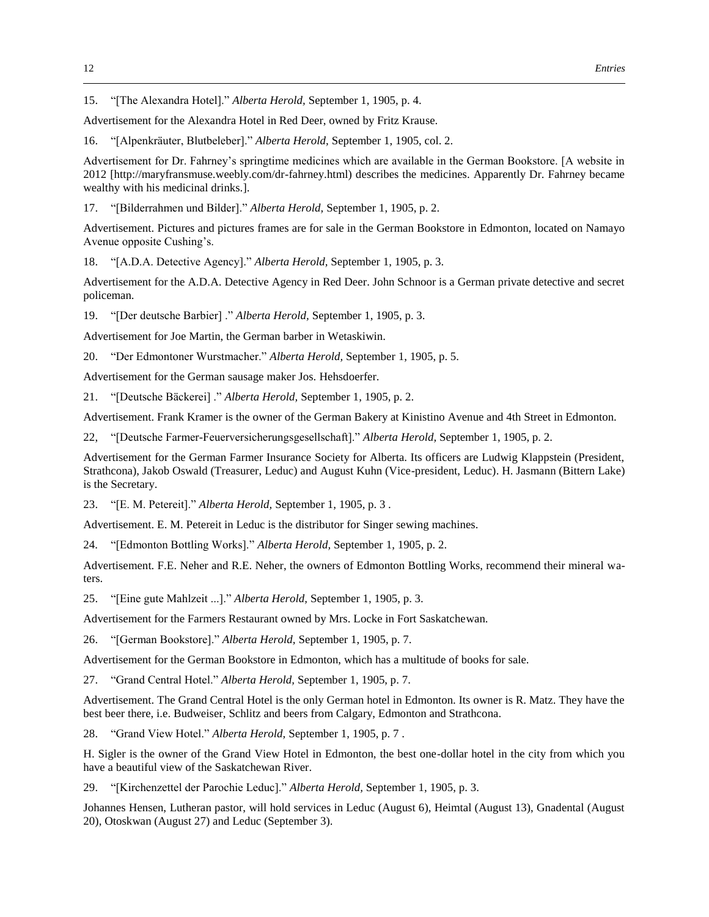15. "[The Alexandra Hotel]." *Alberta Herold,* September 1, 1905, p. 4.

Advertisement for the Alexandra Hotel in Red Deer, owned by Fritz Krause.

16. "[Alpenkräuter, Blutbeleber]." *Alberta Herold,* September 1, 1905, col. 2.

Advertisement for Dr. Fahrney's springtime medicines which are available in the German Bookstore. [A website in 2012 [http://maryfransmuse.weebly.com/dr-fahrney.html) describes the medicines. Apparently Dr. Fahrney became wealthy with his medicinal drinks.].

17. "[Bilderrahmen und Bilder]." *Alberta Herold,* September 1, 1905, p. 2.

Advertisement. Pictures and pictures frames are for sale in the German Bookstore in Edmonton, located on Namayo Avenue opposite Cushing's.

18. "[A.D.A. Detective Agency]." *Alberta Herold,* September 1, 1905, p. 3.

Advertisement for the A.D.A. Detective Agency in Red Deer. John Schnoor is a German private detective and secret policeman.

19. "[Der deutsche Barbier] ." *Alberta Herold,* September 1, 1905, p. 3.

Advertisement for Joe Martin, the German barber in Wetaskiwin.

20. "Der Edmontoner Wurstmacher." *Alberta Herold,* September 1, 1905, p. 5.

Advertisement for the German sausage maker Jos. Hehsdoerfer.

21. "[Deutsche Bäckerei] ." *Alberta Herold,* September 1, 1905, p. 2.

Advertisement. Frank Kramer is the owner of the German Bakery at Kinistino Avenue and 4th Street in Edmonton.

22, "[Deutsche Farmer-Feuerversicherungsgesellschaft]." *Alberta Herold,* September 1, 1905, p. 2.

Advertisement for the German Farmer Insurance Society for Alberta. Its officers are Ludwig Klappstein (President, Strathcona), Jakob Oswald (Treasurer, Leduc) and August Kuhn (Vice-president, Leduc). H. Jasmann (Bittern Lake) is the Secretary.

23. "[E. M. Petereit]." *Alberta Herold,* September 1, 1905, p. 3 .

Advertisement. E. M. Petereit in Leduc is the distributor for Singer sewing machines.

24. "[Edmonton Bottling Works]." *Alberta Herold,* September 1, 1905, p. 2.

Advertisement. F.E. Neher and R.E. Neher, the owners of Edmonton Bottling Works, recommend their mineral waters.

25. "[Eine gute Mahlzeit ...]." *Alberta Herold,* September 1, 1905, p. 3.

Advertisement for the Farmers Restaurant owned by Mrs. Locke in Fort Saskatchewan.

26. "[German Bookstore]." *Alberta Herold,* September 1, 1905, p. 7.

Advertisement for the German Bookstore in Edmonton, which has a multitude of books for sale.

27. "Grand Central Hotel." *Alberta Herold,* September 1, 1905, p. 7.

Advertisement. The Grand Central Hotel is the only German hotel in Edmonton. Its owner is R. Matz. They have the best beer there, i.e. Budweiser, Schlitz and beers from Calgary, Edmonton and Strathcona.

28. "Grand View Hotel." *Alberta Herold,* September 1, 1905, p. 7 .

H. Sigler is the owner of the Grand View Hotel in Edmonton, the best one-dollar hotel in the city from which you have a beautiful view of the Saskatchewan River.

29. "[Kirchenzettel der Parochie Leduc]." *Alberta Herold,* September 1, 1905, p. 3.

Johannes Hensen, Lutheran pastor, will hold services in Leduc (August 6), Heimtal (August 13), Gnadental (August 20), Otoskwan (August 27) and Leduc (September 3).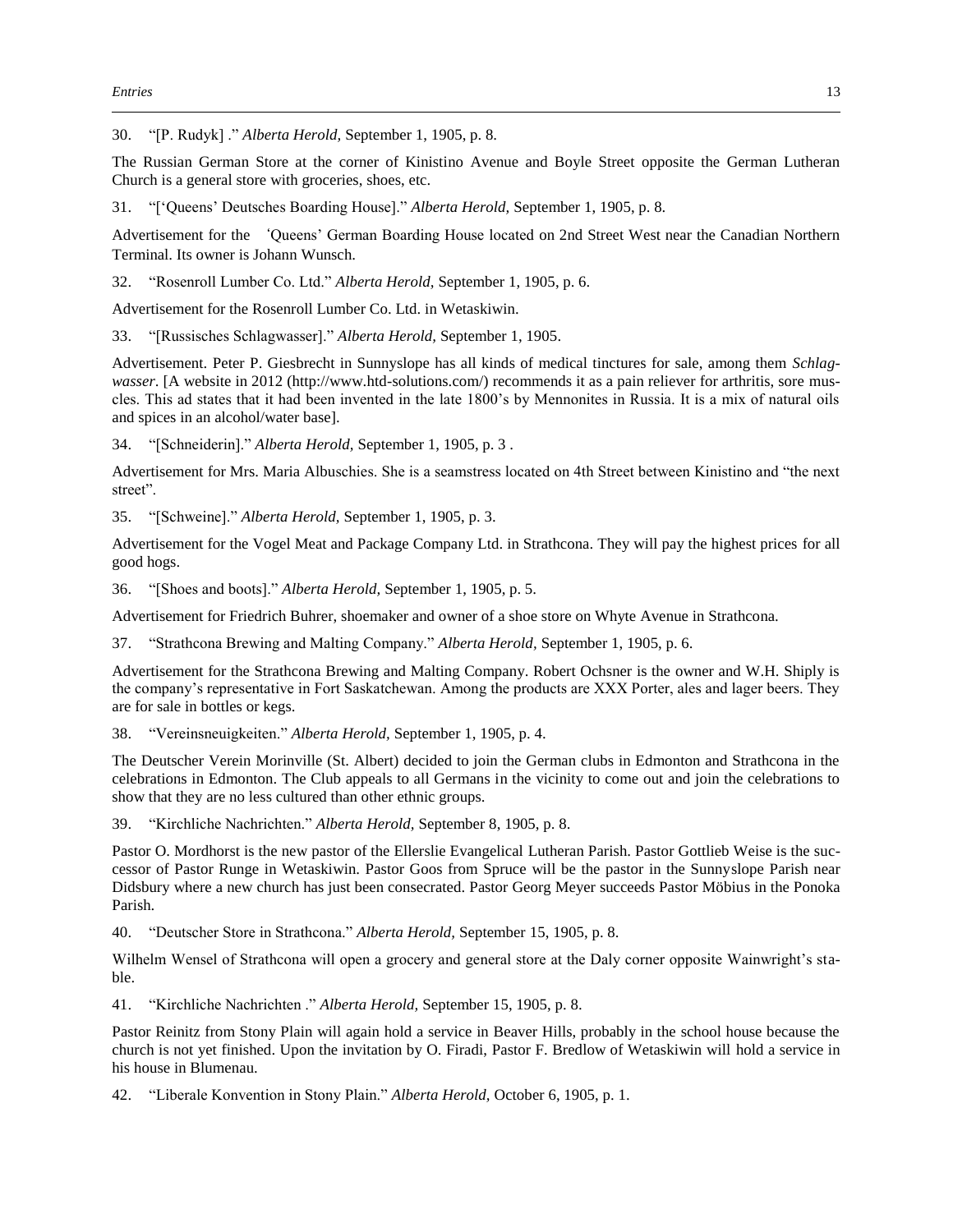30. "[P. Rudyk] ." *Alberta Herold,* September 1, 1905, p. 8.

The Russian German Store at the corner of Kinistino Avenue and Boyle Street opposite the German Lutheran Church is a general store with groceries, shoes, etc.

31. "['Queens' Deutsches Boarding House]." *Alberta Herold,* September 1, 1905, p. 8.

Advertisement for the 'Queens' German Boarding House located on 2nd Street West near the Canadian Northern Terminal. Its owner is Johann Wunsch.

32. "Rosenroll Lumber Co. Ltd." *Alberta Herold,* September 1, 1905, p. 6.

Advertisement for the Rosenroll Lumber Co. Ltd. in Wetaskiwin.

33. "[Russisches Schlagwasser]." *Alberta Herold,* September 1, 1905.

Advertisement. Peter P. Giesbrecht in Sunnyslope has all kinds of medical tinctures for sale, among them *Schlagwasser*. [A website in 2012 (http://www.htd-solutions.com/) recommends it as a pain reliever for arthritis, sore muscles. This ad states that it had been invented in the late 1800's by Mennonites in Russia. It is a mix of natural oils and spices in an alcohol/water base].

34. "[Schneiderin]." *Alberta Herold,* September 1, 1905, p. 3 .

Advertisement for Mrs. Maria Albuschies. She is a seamstress located on 4th Street between Kinistino and "the next street".

35. "[Schweine]." *Alberta Herold,* September 1, 1905, p. 3.

Advertisement for the Vogel Meat and Package Company Ltd. in Strathcona. They will pay the highest prices for all good hogs.

36. "[Shoes and boots]." *Alberta Herold,* September 1, 1905, p. 5.

Advertisement for Friedrich Buhrer, shoemaker and owner of a shoe store on Whyte Avenue in Strathcona.

37. "Strathcona Brewing and Malting Company." *Alberta Herold,* September 1, 1905, p. 6.

Advertisement for the Strathcona Brewing and Malting Company. Robert Ochsner is the owner and W.H. Shiply is the company's representative in Fort Saskatchewan. Among the products are XXX Porter, ales and lager beers. They are for sale in bottles or kegs.

38. "Vereinsneuigkeiten." *Alberta Herold,* September 1, 1905, p. 4.

The Deutscher Verein Morinville (St. Albert) decided to join the German clubs in Edmonton and Strathcona in the celebrations in Edmonton. The Club appeals to all Germans in the vicinity to come out and join the celebrations to show that they are no less cultured than other ethnic groups.

39. "Kirchliche Nachrichten." *Alberta Herold,* September 8, 1905, p. 8.

Pastor O. Mordhorst is the new pastor of the Ellerslie Evangelical Lutheran Parish. Pastor Gottlieb Weise is the successor of Pastor Runge in Wetaskiwin. Pastor Goos from Spruce will be the pastor in the Sunnyslope Parish near Didsbury where a new church has just been consecrated. Pastor Georg Meyer succeeds Pastor Möbius in the Ponoka Parish.

40. "Deutscher Store in Strathcona." *Alberta Herold,* September 15, 1905, p. 8.

Wilhelm Wensel of Strathcona will open a grocery and general store at the Daly corner opposite Wainwright's stable.

41. "Kirchliche Nachrichten ." *Alberta Herold,* September 15, 1905, p. 8.

Pastor Reinitz from Stony Plain will again hold a service in Beaver Hills, probably in the school house because the church is not yet finished. Upon the invitation by O. Firadi, Pastor F. Bredlow of Wetaskiwin will hold a service in his house in Blumenau.

42. "Liberale Konvention in Stony Plain." *Alberta Herold,* October 6, 1905, p. 1.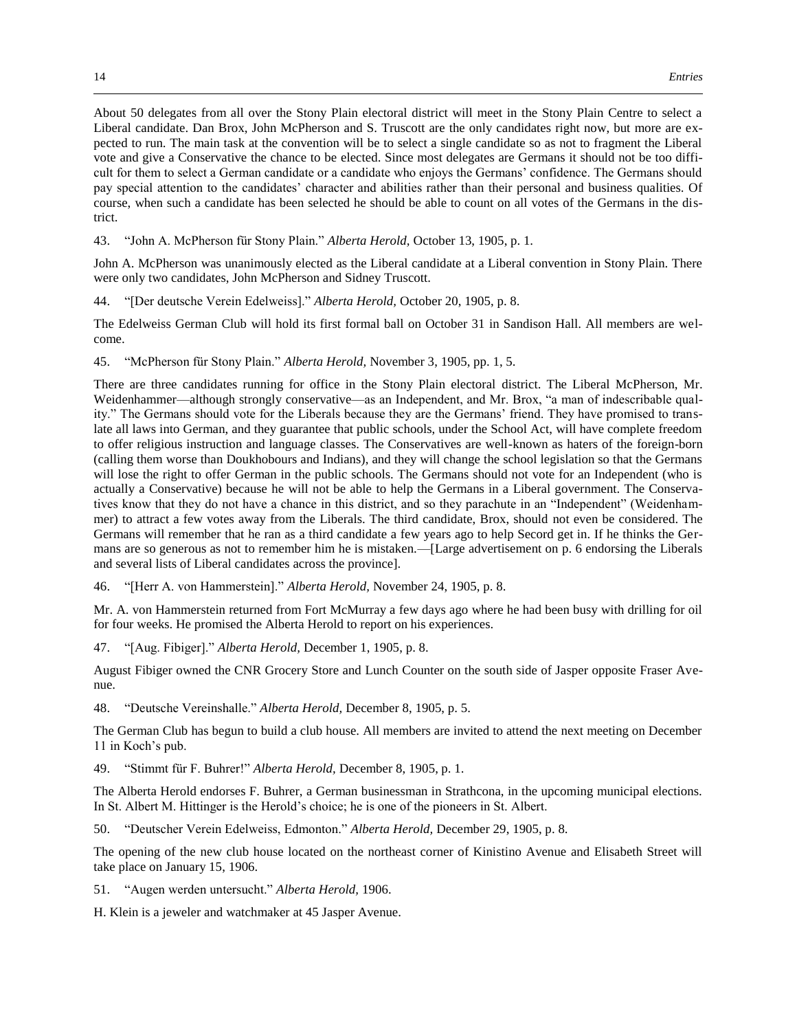About 50 delegates from all over the Stony Plain electoral district will meet in the Stony Plain Centre to select a Liberal candidate. Dan Brox, John McPherson and S. Truscott are the only candidates right now, but more are expected to run. The main task at the convention will be to select a single candidate so as not to fragment the Liberal vote and give a Conservative the chance to be elected. Since most delegates are Germans it should not be too difficult for them to select a German candidate or a candidate who enjoys the Germans' confidence. The Germans should pay special attention to the candidates' character and abilities rather than their personal and business qualities. Of course, when such a candidate has been selected he should be able to count on all votes of the Germans in the district.

43. "John A. McPherson für Stony Plain." *Alberta Herold,* October 13, 1905, p. 1.

John A. McPherson was unanimously elected as the Liberal candidate at a Liberal convention in Stony Plain. There were only two candidates, John McPherson and Sidney Truscott.

44. "[Der deutsche Verein Edelweiss]." *Alberta Herold,* October 20, 1905, p. 8.

The Edelweiss German Club will hold its first formal ball on October 31 in Sandison Hall. All members are welcome.

45. "McPherson für Stony Plain." *Alberta Herold,* November 3, 1905, pp. 1, 5.

There are three candidates running for office in the Stony Plain electoral district. The Liberal McPherson, Mr. Weidenhammer—although strongly conservative—as an Independent, and Mr. Brox, "a man of indescribable quality." The Germans should vote for the Liberals because they are the Germans' friend. They have promised to translate all laws into German, and they guarantee that public schools, under the School Act, will have complete freedom to offer religious instruction and language classes. The Conservatives are well-known as haters of the foreign-born (calling them worse than Doukhobours and Indians), and they will change the school legislation so that the Germans will lose the right to offer German in the public schools. The Germans should not vote for an Independent (who is actually a Conservative) because he will not be able to help the Germans in a Liberal government. The Conservatives know that they do not have a chance in this district, and so they parachute in an "Independent" (Weidenhammer) to attract a few votes away from the Liberals. The third candidate, Brox, should not even be considered. The Germans will remember that he ran as a third candidate a few years ago to help Secord get in. If he thinks the Germans are so generous as not to remember him he is mistaken.—[Large advertisement on p. 6 endorsing the Liberals and several lists of Liberal candidates across the province].

46. "[Herr A. von Hammerstein]." *Alberta Herold,* November 24, 1905, p. 8.

Mr. A. von Hammerstein returned from Fort McMurray a few days ago where he had been busy with drilling for oil for four weeks. He promised the Alberta Herold to report on his experiences.

47. "[Aug. Fibiger]." *Alberta Herold,* December 1, 1905, p. 8.

August Fibiger owned the CNR Grocery Store and Lunch Counter on the south side of Jasper opposite Fraser Avenue.

48. "Deutsche Vereinshalle." *Alberta Herold,* December 8, 1905, p. 5.

The German Club has begun to build a club house. All members are invited to attend the next meeting on December 11 in Koch's pub.

49. "Stimmt für F. Buhrer!" *Alberta Herold,* December 8, 1905, p. 1.

The Alberta Herold endorses F. Buhrer, a German businessman in Strathcona, in the upcoming municipal elections. In St. Albert M. Hittinger is the Herold's choice; he is one of the pioneers in St. Albert.

50. "Deutscher Verein Edelweiss, Edmonton." *Alberta Herold,* December 29, 1905, p. 8.

The opening of the new club house located on the northeast corner of Kinistino Avenue and Elisabeth Street will take place on January 15, 1906.

51. "Augen werden untersucht." *Alberta Herold,* 1906.

H. Klein is a jeweler and watchmaker at 45 Jasper Avenue.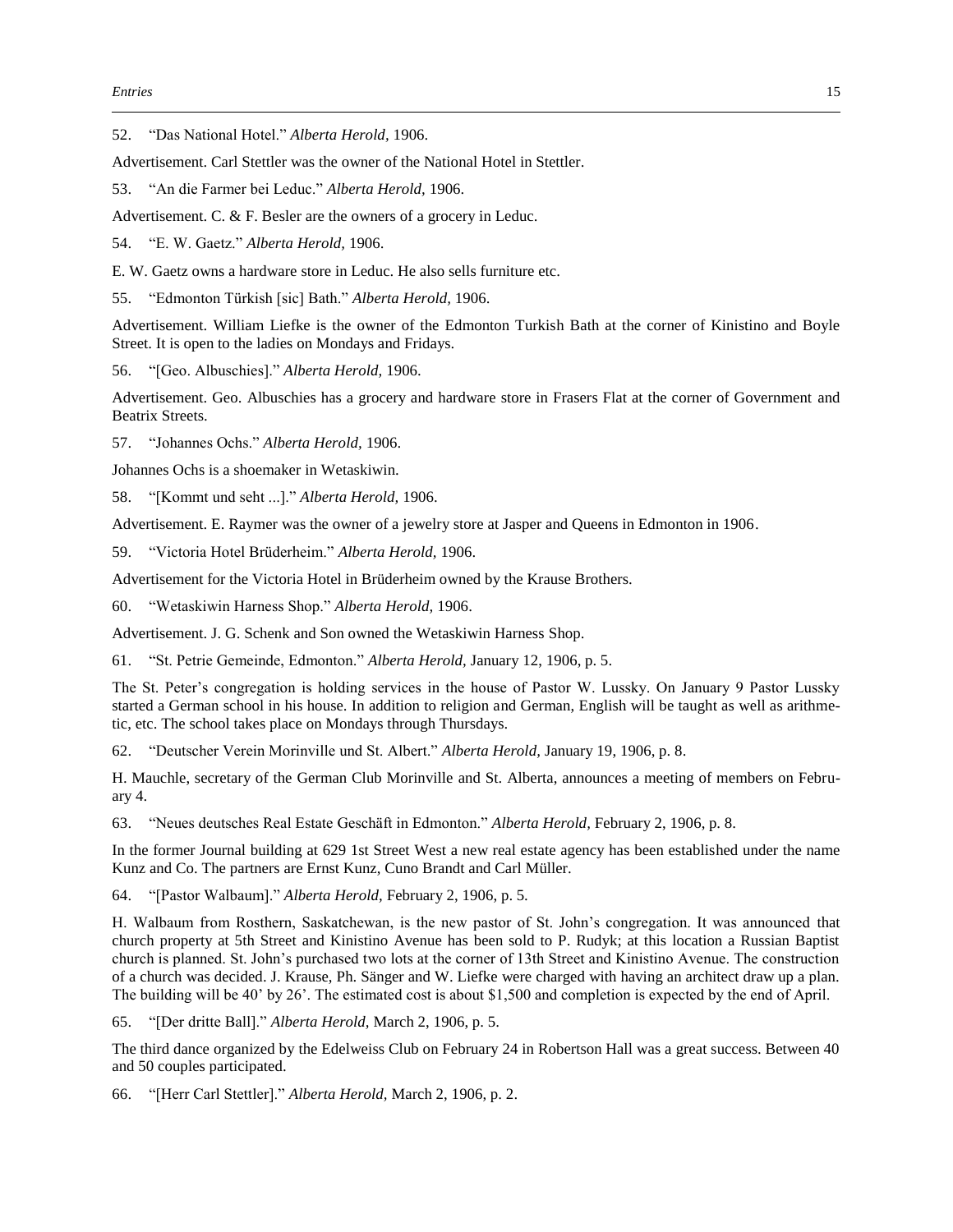52. “Das National Hotel.” *Alberta Herold,* 1906.

Advertisement. Carl Stettler was the owner of the National Hotel in Stettler.

53. “An die Farmer bei Leduc.” *Alberta Herold,* 1906.

Advertisement. C. & F. Besler are the owners of a grocery in Leduc.

54. “E. W. Gaetz.” *Alberta Herold,* 1906.

E. W. Gaetz owns a hardware store in Leduc. He also sells furniture etc.

55. “Edmonton Türkish [sic] Bath.” *Alberta Herold,* 1906.

Advertisement. William Liefke is the owner of the Edmonton Turkish Bath at the corner of Kinistino and Boyle Street. It is open to the ladies on Mondays and Fridays.

56. “[Geo. Albuschies].” *Alberta Herold,* 1906.

Advertisement. Geo. Albuschies has a grocery and hardware store in Frasers Flat at the corner of Government and Beatrix Streets.

57. “Johannes Ochs.” *Alberta Herold,* 1906.

Johannes Ochs is a shoemaker in Wetaskiwin.

58. “[Kommt und seht ...].” *Alberta Herold,* 1906.

Advertisement. E. Raymer was the owner of a jewelry store at Jasper and Queens in Edmonton in 1906.

59. “Victoria Hotel Brüderheim.” *Alberta Herold,* 1906.

Advertisement for the Victoria Hotel in Brüderheim owned by the Krause Brothers.

60. “Wetaskiwin Harness Shop.” *Alberta Herold,* 1906.

Advertisement. J. G. Schenk and Son owned the Wetaskiwin Harness Shop.

61. “St. Petrie Gemeinde, Edmonton.” *Alberta Herold,* January 12, 1906, p. 5.

The St. Peter’s congregation is holding services in the house of Pastor W. Lussky. On January 9 Pastor Lussky started a German school in his house. In addition to religion and German, English will be taught as well as arithmetic, etc. The school takes place on Mondays through Thursdays.

62. “Deutscher Verein Morinville und St. Albert.” *Alberta Herold,* January 19, 1906, p. 8.

H. Mauchle, secretary of the German Club Morinville and St. Alberta, announces a meeting of members on February 4.

63. “Neues deutsches Real Estate Geschäft in Edmonton.” *Alberta Herold,* February 2, 1906, p. 8.

In the former Journal building at 629 1st Street West a new real estate agency has been established under the name Kunz and Co. The partners are Ernst Kunz, Cuno Brandt and Carl Müller.

64. “[Pastor Walbaum].” *Alberta Herold,* February 2, 1906, p. 5.

H. Walbaum from Rosthern, Saskatchewan, is the new pastor of St. John’s congregation. It was announced that church property at 5th Street and Kinistino Avenue has been sold to P. Rudyk; at this location a Russian Baptist church is planned. St. John’s purchased two lots at the corner of 13th Street and Kinistino Avenue. The construction of a church was decided. J. Krause, Ph. Sänger and W. Liefke were charged with having an architect draw up a plan. The building will be 40’ by 26’. The estimated cost is about $1,500 and completion is expected by the end of April.

65. “[Der dritte Ball].” *Alberta Herold,* March 2, 1906, p. 5.

The third dance organized by the Edelweiss Club on February 24 in Robertson Hall was a great success. Between 40 and 50 couples participated.

66. “[Herr Carl Stettler].” *Alberta Herold,* March 2, 1906, p. 2.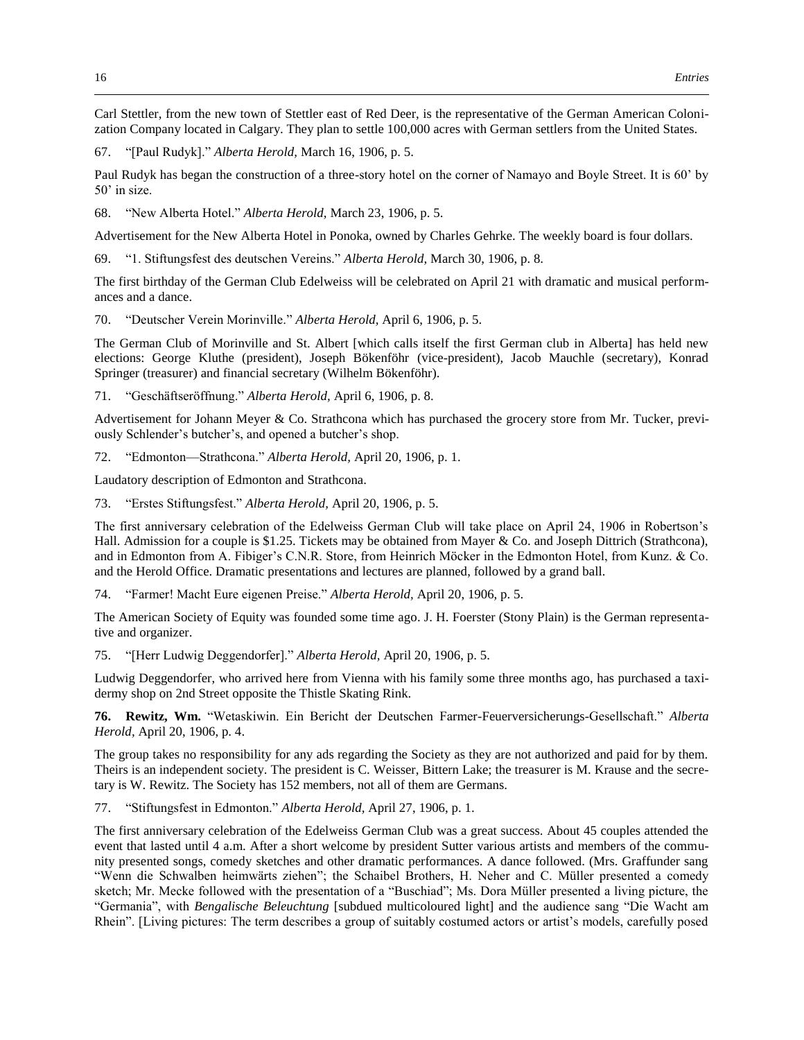Carl Stettler, from the new town of Stettler east of Red Deer, is the representative of the German American Colonization Company located in Calgary. They plan to settle 100,000 acres with German settlers from the United States.

67. "[Paul Rudyk]." *Alberta Herold,* March 16, 1906, p. 5.

Paul Rudyk has began the construction of a three-story hotel on the corner of Namayo and Boyle Street. It is 60' by 50' in size.

68. "New Alberta Hotel." *Alberta Herold,* March 23, 1906, p. 5.

Advertisement for the New Alberta Hotel in Ponoka, owned by Charles Gehrke. The weekly board is four dollars.

69. "1. Stiftungsfest des deutschen Vereins." *Alberta Herold,* March 30, 1906, p. 8.

The first birthday of the German Club Edelweiss will be celebrated on April 21 with dramatic and musical performances and a dance.

70. "Deutscher Verein Morinville." *Alberta Herold,* April 6, 1906, p. 5.

The German Club of Morinville and St. Albert [which calls itself the first German club in Alberta] has held new elections: George Kluthe (president), Joseph Bökenföhr (vice-president), Jacob Mauchle (secretary), Konrad Springer (treasurer) and financial secretary (Wilhelm Bökenföhr).

71. "Geschäftseröffnung." *Alberta Herold,* April 6, 1906, p. 8.

Advertisement for Johann Meyer & Co. Strathcona which has purchased the grocery store from Mr. Tucker, previously Schlender's butcher's, and opened a butcher's shop.

72. "Edmonton—Strathcona." *Alberta Herold,* April 20, 1906, p. 1.

Laudatory description of Edmonton and Strathcona.

73. "Erstes Stiftungsfest." *Alberta Herold,* April 20, 1906, p. 5.

The first anniversary celebration of the Edelweiss German Club will take place on April 24, 1906 in Robertson's Hall. Admission for a couple is $1.25. Tickets may be obtained from Mayer & Co. and Joseph Dittrich (Strathcona), and in Edmonton from A. Fibiger's C.N.R. Store, from Heinrich Möcker in the Edmonton Hotel, from Kunz. & Co. and the Herold Office. Dramatic presentations and lectures are planned, followed by a grand ball.

74. "Farmer! Macht Eure eigenen Preise." *Alberta Herold,* April 20, 1906, p. 5.

The American Society of Equity was founded some time ago. J. H. Foerster (Stony Plain) is the German representative and organizer.

75. "[Herr Ludwig Deggendorfer]." *Alberta Herold,* April 20, 1906, p. 5.

Ludwig Deggendorfer, who arrived here from Vienna with his family some three months ago, has purchased a taxidermy shop on 2nd Street opposite the Thistle Skating Rink.

**76. Rewitz, Wm.** "Wetaskiwin. Ein Bericht der Deutschen Farmer-Feuerversicherungs-Gesellschaft." *Alberta Herold,* April 20, 1906, p. 4.

The group takes no responsibility for any ads regarding the Society as they are not authorized and paid for by them. Theirs is an independent society. The president is C. Weisser, Bittern Lake; the treasurer is M. Krause and the secretary is W. Rewitz. The Society has 152 members, not all of them are Germans.

77. "Stiftungsfest in Edmonton." *Alberta Herold,* April 27, 1906, p. 1.

The first anniversary celebration of the Edelweiss German Club was a great success. About 45 couples attended the event that lasted until 4 a.m. After a short welcome by president Sutter various artists and members of the community presented songs, comedy sketches and other dramatic performances. A dance followed. (Mrs. Graffunder sang "Wenn die Schwalben heimwärts ziehen"; the Schaibel Brothers, H. Neher and C. Müller presented a comedy sketch; Mr. Mecke followed with the presentation of a "Buschiad"; Ms. Dora Müller presented a living picture, the "Germania", with *Bengalische Beleuchtung* [subdued multicoloured light] and the audience sang "Die Wacht am Rhein". [Living pictures: The term describes a group of suitably costumed actors or artist's models, carefully posed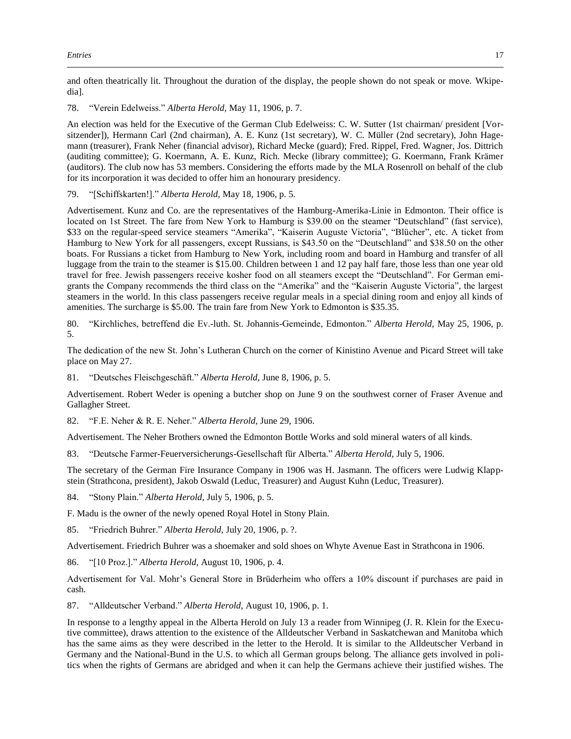and often theatrically lit. Throughout the duration of the display, the people shown do not speak or move. Wkipedia].

78. "Verein Edelweiss." *Alberta Herold,* May 11, 1906, p. 7.

An election was held for the Executive of the German Club Edelweiss: C. W. Sutter (1st chairman/ president [Vorsitzender]), Hermann Carl (2nd chairman), A. E. Kunz (1st secretary), W. C. Müller (2nd secretary), John Hagemann (treasurer), Frank Neher (financial advisor), Richard Mecke (guard); Fred. Rippel, Fred. Wagner, Jos. Dittrich (auditing committee); G. Koermann, A. E. Kunz, Rich. Mecke (library committee); G. Koermann, Frank Krämer (auditors). The club now has 53 members. Considering the efforts made by the MLA Rosenroll on behalf of the club for its incorporation it was decided to offer him an honourary presidency.

79. "[Schiffskarten!]." *Alberta Herold,* May 18, 1906, p. 5.

Advertisement. Kunz and Co. are the representatives of the Hamburg-Amerika-Linie in Edmonton. Their office is located on 1st Street. The fare from New York to Hamburg is $39.00 on the steamer "Deutschland" (fast service), $33 on the regular-speed service steamers "Amerika", "Kaiserin Auguste Victoria", "Blücher", etc. A ticket from Hamburg to New York for all passengers, except Russians, is $43.50 on the "Deutschland" and $38.50 on the other boats. For Russians a ticket from Hamburg to New York, including room and board in Hamburg and transfer of all luggage from the train to the steamer is $15.00. Children between 1 and 12 pay half fare, those less than one year old travel for free. Jewish passengers receive kosher food on all steamers except the "Deutschland". For German emigrants the Company recommends the third class on the "Amerika" and the "Kaiserin Auguste Victoria", the largest steamers in the world. In this class passengers receive regular meals in a special dining room and enjoy all kinds of amenities. The surcharge is $5.00. The train fare from New York to Edmonton is $35.35.

80. "Kirchliches, betreffend die Ev.-luth. St. Johannis-Gemeinde, Edmonton." *Alberta Herold,* May 25, 1906, p. 5.

The dedication of the new St. John's Lutheran Church on the corner of Kinistino Avenue and Picard Street will take place on May 27.

81. "Deutsches Fleischgeschäft." *Alberta Herold,* June 8, 1906, p. 5.

Advertisement. Robert Weder is opening a butcher shop on June 9 on the southwest corner of Fraser Avenue and Gallagher Street.

82. "F.E. Neher & R. E. Neher." *Alberta Herold,* June 29, 1906.

Advertisement. The Neher Brothers owned the Edmonton Bottle Works and sold mineral waters of all kinds.

83. "Deutsche Farmer-Feuerversicherungs-Gesellschaft für Alberta." *Alberta Herold,* July 5, 1906.

The secretary of the German Fire Insurance Company in 1906 was H. Jasmann. The officers were Ludwig Klappstein (Strathcona, president), Jakob Oswald (Leduc, Treasurer) and August Kuhn (Leduc, Treasurer).

84. "Stony Plain." *Alberta Herold,* July 5, 1906, p. 5.

F. Madu is the owner of the newly opened Royal Hotel in Stony Plain.

85. "Friedrich Buhrer." *Alberta Herold,* July 20, 1906, p. ?.

Advertisement. Friedrich Buhrer was a shoemaker and sold shoes on Whyte Avenue East in Strathcona in 1906.

86. "[10 Proz.]." *Alberta Herold,* August 10, 1906, p. 4.

Advertisement for Val. Mohr's General Store in Brüderheim who offers a 10% discount if purchases are paid in cash.

87. "Alldeutscher Verband." *Alberta Herold,* August 10, 1906, p. 1.

In response to a lengthy appeal in the Alberta Herold on July 13 a reader from Winnipeg (J. R. Klein for the Executive committee), draws attention to the existence of the Alldeutscher Verband in Saskatchewan and Manitoba which has the same aims as they were described in the letter to the Herold. It is similar to the Alldeutscher Verband in Germany and the National-Bund in the U.S. to which all German groups belong. The alliance gets involved in politics when the rights of Germans are abridged and when it can help the Germans achieve their justified wishes. The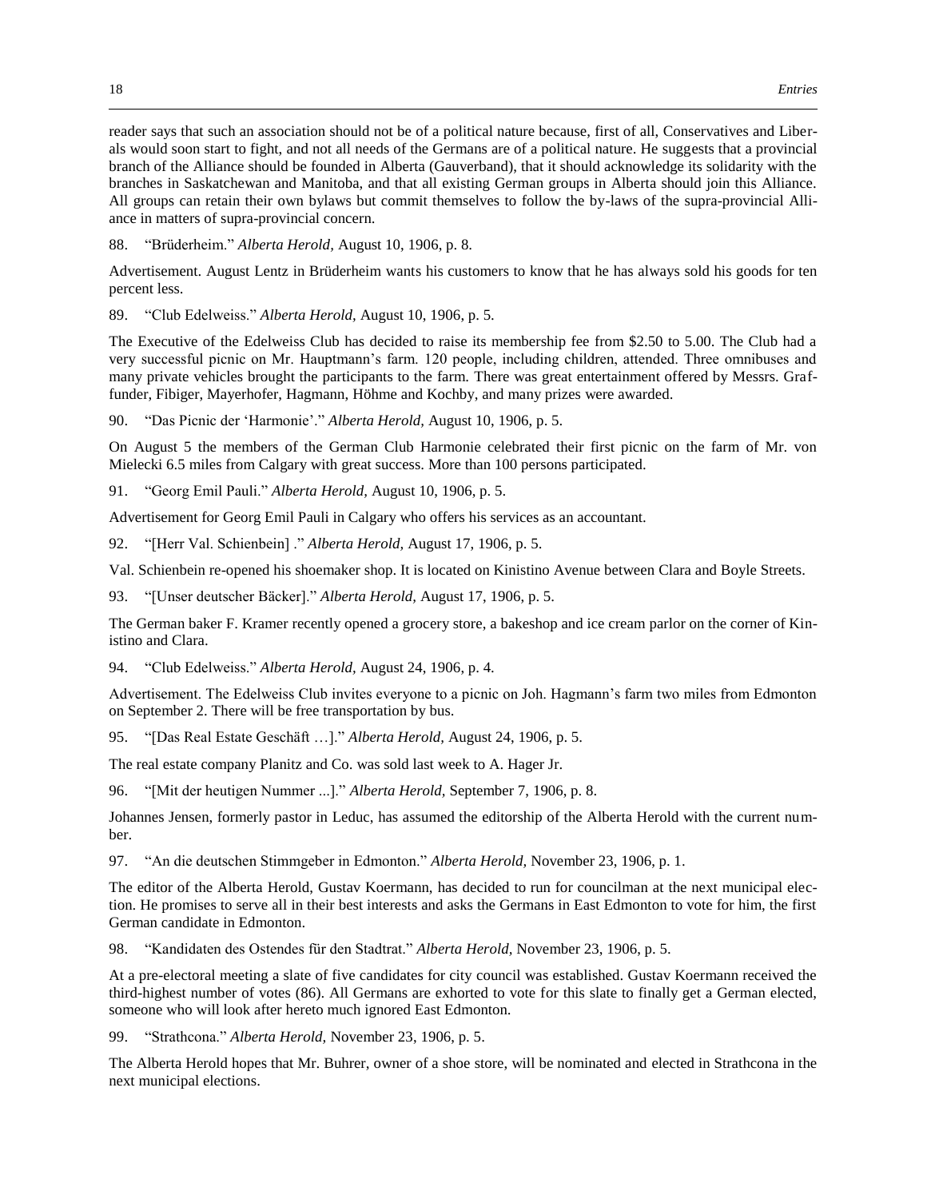reader says that such an association should not be of a political nature because, first of all, Conservatives and Liberals would soon start to fight, and not all needs of the Germans are of a political nature. He suggests that a provincial branch of the Alliance should be founded in Alberta (Gauverband), that it should acknowledge its solidarity with the branches in Saskatchewan and Manitoba, and that all existing German groups in Alberta should join this Alliance. All groups can retain their own bylaws but commit themselves to follow the by-laws of the supra-provincial Alliance in matters of supra-provincial concern.

88. "Brüderheim." *Alberta Herold,* August 10, 1906, p. 8.

Advertisement. August Lentz in Brüderheim wants his customers to know that he has always sold his goods for ten percent less.

89. "Club Edelweiss." *Alberta Herold,* August 10, 1906, p. 5.

The Executive of the Edelweiss Club has decided to raise its membership fee from $2.50 to 5.00. The Club had a very successful picnic on Mr. Hauptmann's farm. 120 people, including children, attended. Three omnibuses and many private vehicles brought the participants to the farm. There was great entertainment offered by Messrs. Graffunder, Fibiger, Mayerhofer, Hagmann, Höhme and Kochby, and many prizes were awarded.

90. "Das Picnic der 'Harmonie'." *Alberta Herold,* August 10, 1906, p. 5.

On August 5 the members of the German Club Harmonie celebrated their first picnic on the farm of Mr. von Mielecki 6.5 miles from Calgary with great success. More than 100 persons participated.

91. "Georg Emil Pauli." *Alberta Herold,* August 10, 1906, p. 5.

Advertisement for Georg Emil Pauli in Calgary who offers his services as an accountant.

92. "[Herr Val. Schienbein] ." *Alberta Herold,* August 17, 1906, p. 5.

Val. Schienbein re-opened his shoemaker shop. It is located on Kinistino Avenue between Clara and Boyle Streets.

93. "[Unser deutscher Bäcker]." *Alberta Herold,* August 17, 1906, p. 5.

The German baker F. Kramer recently opened a grocery store, a bakeshop and ice cream parlor on the corner of Kinistino and Clara.

94. "Club Edelweiss." *Alberta Herold,* August 24, 1906, p. 4.

Advertisement. The Edelweiss Club invites everyone to a picnic on Joh. Hagmann's farm two miles from Edmonton on September 2. There will be free transportation by bus.

95. "[Das Real Estate Geschäft …]." *Alberta Herold,* August 24, 1906, p. 5.

The real estate company Planitz and Co. was sold last week to A. Hager Jr.

96. "[Mit der heutigen Nummer ...]." *Alberta Herold,* September 7, 1906, p. 8.

Johannes Jensen, formerly pastor in Leduc, has assumed the editorship of the Alberta Herold with the current number.

97. "An die deutschen Stimmgeber in Edmonton." *Alberta Herold,* November 23, 1906, p. 1.

The editor of the Alberta Herold, Gustav Koermann, has decided to run for councilman at the next municipal election. He promises to serve all in their best interests and asks the Germans in East Edmonton to vote for him, the first German candidate in Edmonton.

98. "Kandidaten des Ostendes für den Stadtrat." *Alberta Herold,* November 23, 1906, p. 5.

At a pre-electoral meeting a slate of five candidates for city council was established. Gustav Koermann received the third-highest number of votes (86). All Germans are exhorted to vote for this slate to finally get a German elected, someone who will look after hereto much ignored East Edmonton.

99. "Strathcona." *Alberta Herold,* November 23, 1906, p. 5.

The Alberta Herold hopes that Mr. Buhrer, owner of a shoe store, will be nominated and elected in Strathcona in the next municipal elections.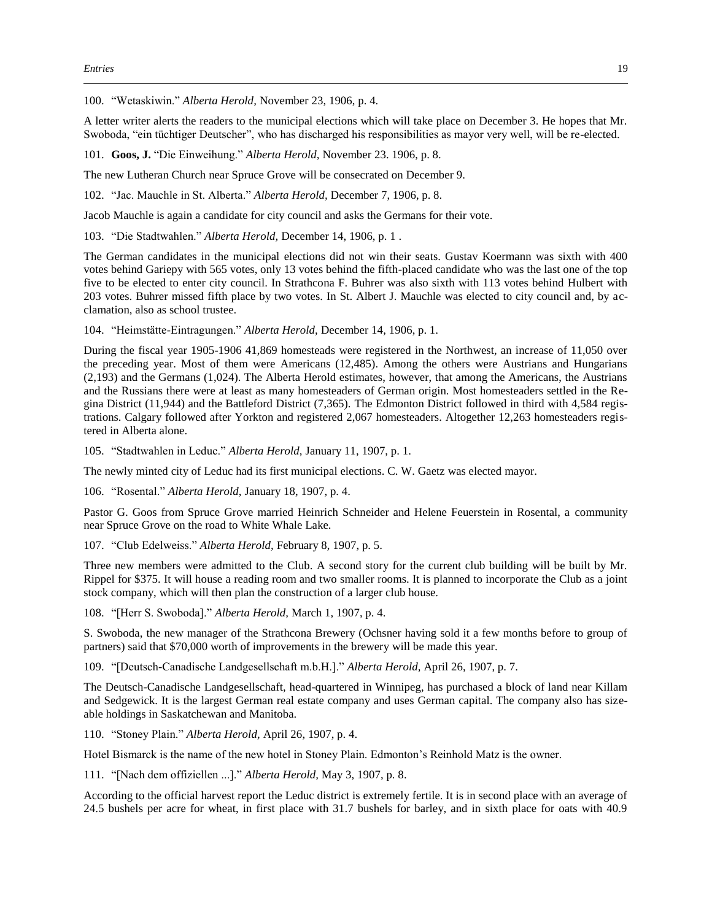100. “Wetaskiwin.” *Alberta Herold,* November 23, 1906, p. 4.

A letter writer alerts the readers to the municipal elections which will take place on December 3. He hopes that Mr. Swoboda, “ein tüchtiger Deutscher”, who has discharged his responsibilities as mayor very well, will be re-elected.

101. **Goos, J.** “Die Einweihung.” *Alberta Herold,* November 23. 1906, p. 8.

The new Lutheran Church near Spruce Grove will be consecrated on December 9.

102. “Jac. Mauchle in St. Alberta.” *Alberta Herold,* December 7, 1906, p. 8.

Jacob Mauchle is again a candidate for city council and asks the Germans for their vote.

103. “Die Stadtwahlen.” *Alberta Herold,* December 14, 1906, p. 1 .

The German candidates in the municipal elections did not win their seats. Gustav Koermann was sixth with 400 votes behind Gariepy with 565 votes, only 13 votes behind the fifth-placed candidate who was the last one of the top five to be elected to enter city council. In Strathcona F. Buhrer was also sixth with 113 votes behind Hulbert with 203 votes. Buhrer missed fifth place by two votes. In St. Albert J. Mauchle was elected to city council and, by acclamation, also as school trustee.

104. “Heimstätte-Eintragungen.” *Alberta Herold,* December 14, 1906, p. 1.

During the fiscal year 1905-1906 41,869 homesteads were registered in the Northwest, an increase of 11,050 over the preceding year. Most of them were Americans (12,485). Among the others were Austrians and Hungarians (2,193) and the Germans (1,024). The Alberta Herold estimates, however, that among the Americans, the Austrians and the Russians there were at least as many homesteaders of German origin. Most homesteaders settled in the Regina District (11,944) and the Battleford District (7,365). The Edmonton District followed in third with 4,584 registrations. Calgary followed after Yorkton and registered 2,067 homesteaders. Altogether 12,263 homesteaders registered in Alberta alone.

105. “Stadtwahlen in Leduc.” *Alberta Herold,* January 11, 1907, p. 1.

The newly minted city of Leduc had its first municipal elections. C. W. Gaetz was elected mayor.

106. “Rosental.” *Alberta Herold,* January 18, 1907, p. 4.

Pastor G. Goos from Spruce Grove married Heinrich Schneider and Helene Feuerstein in Rosental, a community near Spruce Grove on the road to White Whale Lake.

107. “Club Edelweiss.” *Alberta Herold,* February 8, 1907, p. 5.

Three new members were admitted to the Club. A second story for the current club building will be built by Mr. Rippel for $375. It will house a reading room and two smaller rooms. It is planned to incorporate the Club as a joint stock company, which will then plan the construction of a larger club house.

108. “[Herr S. Swoboda].” *Alberta Herold,* March 1, 1907, p. 4.

S. Swoboda, the new manager of the Strathcona Brewery (Ochsner having sold it a few months before to group of partners) said that $70,000 worth of improvements in the brewery will be made this year.

109. “[Deutsch-Canadische Landgesellschaft m.b.H.].” *Alberta Herold,* April 26, 1907, p. 7.

The Deutsch-Canadische Landgesellschaft, head-quartered in Winnipeg, has purchased a block of land near Killam and Sedgewick. It is the largest German real estate company and uses German capital. The company also has sizeable holdings in Saskatchewan and Manitoba.

110. “Stoney Plain.” *Alberta Herold,* April 26, 1907, p. 4.

Hotel Bismarck is the name of the new hotel in Stoney Plain. Edmonton’s Reinhold Matz is the owner.

111. “[Nach dem offiziellen ...].” *Alberta Herold,* May 3, 1907, p. 8.

According to the official harvest report the Leduc district is extremely fertile. It is in second place with an average of 24.5 bushels per acre for wheat, in first place with 31.7 bushels for barley, and in sixth place for oats with 40.9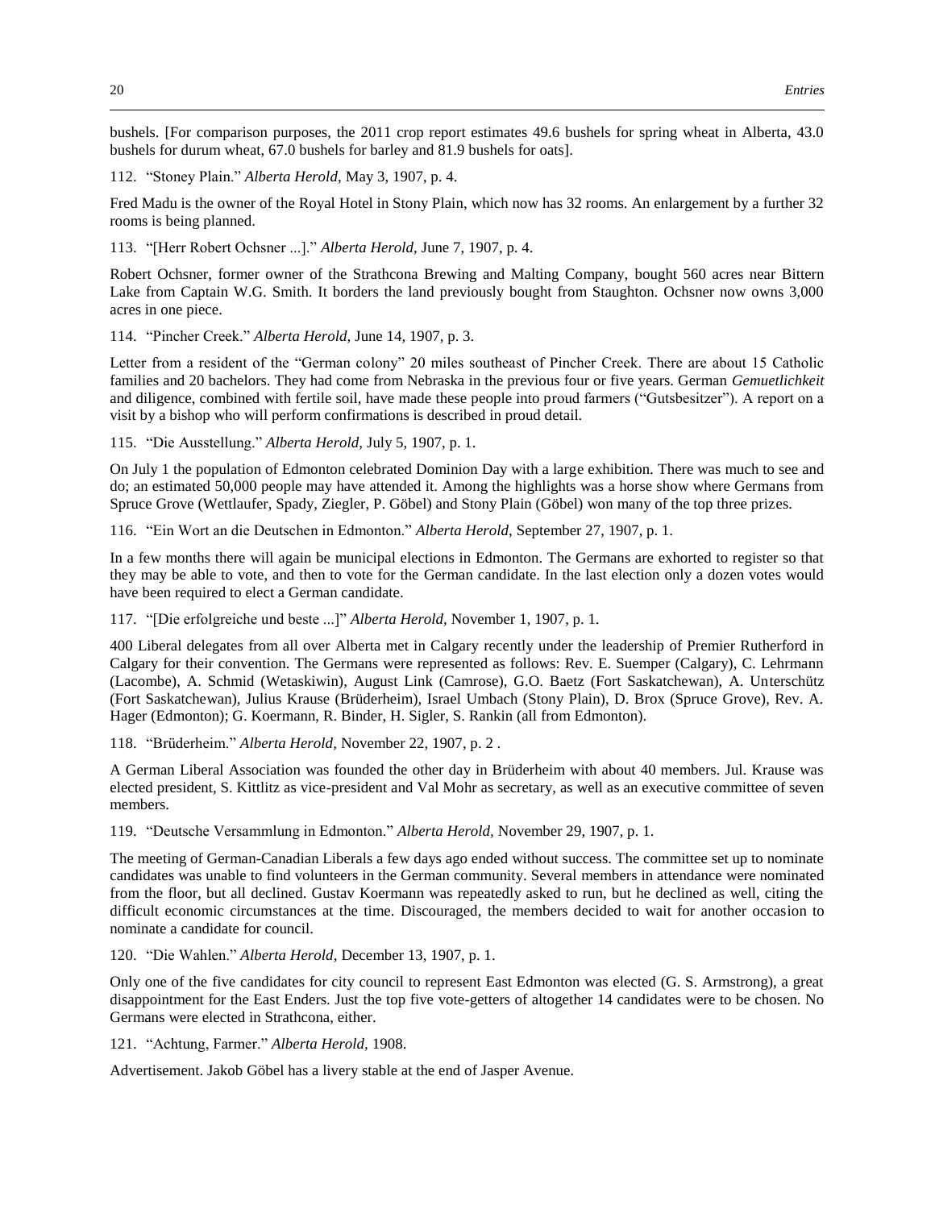bushels. [For comparison purposes, the 2011 crop report estimates 49.6 bushels for spring wheat in Alberta, 43.0 bushels for durum wheat, 67.0 bushels for barley and 81.9 bushels for oats].

112. "Stoney Plain." *Alberta Herold,* May 3, 1907, p. 4.

Fred Madu is the owner of the Royal Hotel in Stony Plain, which now has 32 rooms. An enlargement by a further 32 rooms is being planned.

113. "[Herr Robert Ochsner ...]." *Alberta Herold,* June 7, 1907, p. 4.

Robert Ochsner, former owner of the Strathcona Brewing and Malting Company, bought 560 acres near Bittern Lake from Captain W.G. Smith. It borders the land previously bought from Staughton. Ochsner now owns 3,000 acres in one piece.

114. "Pincher Creek." *Alberta Herold,* June 14, 1907, p. 3.

Letter from a resident of the "German colony" 20 miles southeast of Pincher Creek. There are about 15 Catholic families and 20 bachelors. They had come from Nebraska in the previous four or five years. German *Gemuetlichkeit* and diligence, combined with fertile soil, have made these people into proud farmers ("Gutsbesitzer"). A report on a visit by a bishop who will perform confirmations is described in proud detail.

115. "Die Ausstellung." *Alberta Herold,* July 5, 1907, p. 1.

On July 1 the population of Edmonton celebrated Dominion Day with a large exhibition. There was much to see and do; an estimated 50,000 people may have attended it. Among the highlights was a horse show where Germans from Spruce Grove (Wettlaufer, Spady, Ziegler, P. Göbel) and Stony Plain (Göbel) won many of the top three prizes.

116. "Ein Wort an die Deutschen in Edmonton." *Alberta Herold,* September 27, 1907, p. 1.

In a few months there will again be municipal elections in Edmonton. The Germans are exhorted to register so that they may be able to vote, and then to vote for the German candidate. In the last election only a dozen votes would have been required to elect a German candidate.

117. "[Die erfolgreiche und beste ...]" *Alberta Herold,* November 1, 1907, p. 1.

400 Liberal delegates from all over Alberta met in Calgary recently under the leadership of Premier Rutherford in Calgary for their convention. The Germans were represented as follows: Rev. E. Suemper (Calgary), C. Lehrmann (Lacombe), A. Schmid (Wetaskiwin), August Link (Camrose), G.O. Baetz (Fort Saskatchewan), A. Unterschütz (Fort Saskatchewan), Julius Krause (Brüderheim), Israel Umbach (Stony Plain), D. Brox (Spruce Grove), Rev. A. Hager (Edmonton); G. Koermann, R. Binder, H. Sigler, S. Rankin (all from Edmonton).

118. "Brüderheim." *Alberta Herold,* November 22, 1907, p. 2 .

A German Liberal Association was founded the other day in Brüderheim with about 40 members. Jul. Krause was elected president, S. Kittlitz as vice-president and Val Mohr as secretary, as well as an executive committee of seven members.

119. "Deutsche Versammlung in Edmonton." *Alberta Herold,* November 29, 1907, p. 1.

The meeting of German-Canadian Liberals a few days ago ended without success. The committee set up to nominate candidates was unable to find volunteers in the German community. Several members in attendance were nominated from the floor, but all declined. Gustav Koermann was repeatedly asked to run, but he declined as well, citing the difficult economic circumstances at the time. Discouraged, the members decided to wait for another occasion to nominate a candidate for council.

120. "Die Wahlen." *Alberta Herold,* December 13, 1907, p. 1.

Only one of the five candidates for city council to represent East Edmonton was elected (G. S. Armstrong), a great disappointment for the East Enders. Just the top five vote-getters of altogether 14 candidates were to be chosen. No Germans were elected in Strathcona, either.

121. "Achtung, Farmer." *Alberta Herold,* 1908.

Advertisement. Jakob Göbel has a livery stable at the end of Jasper Avenue.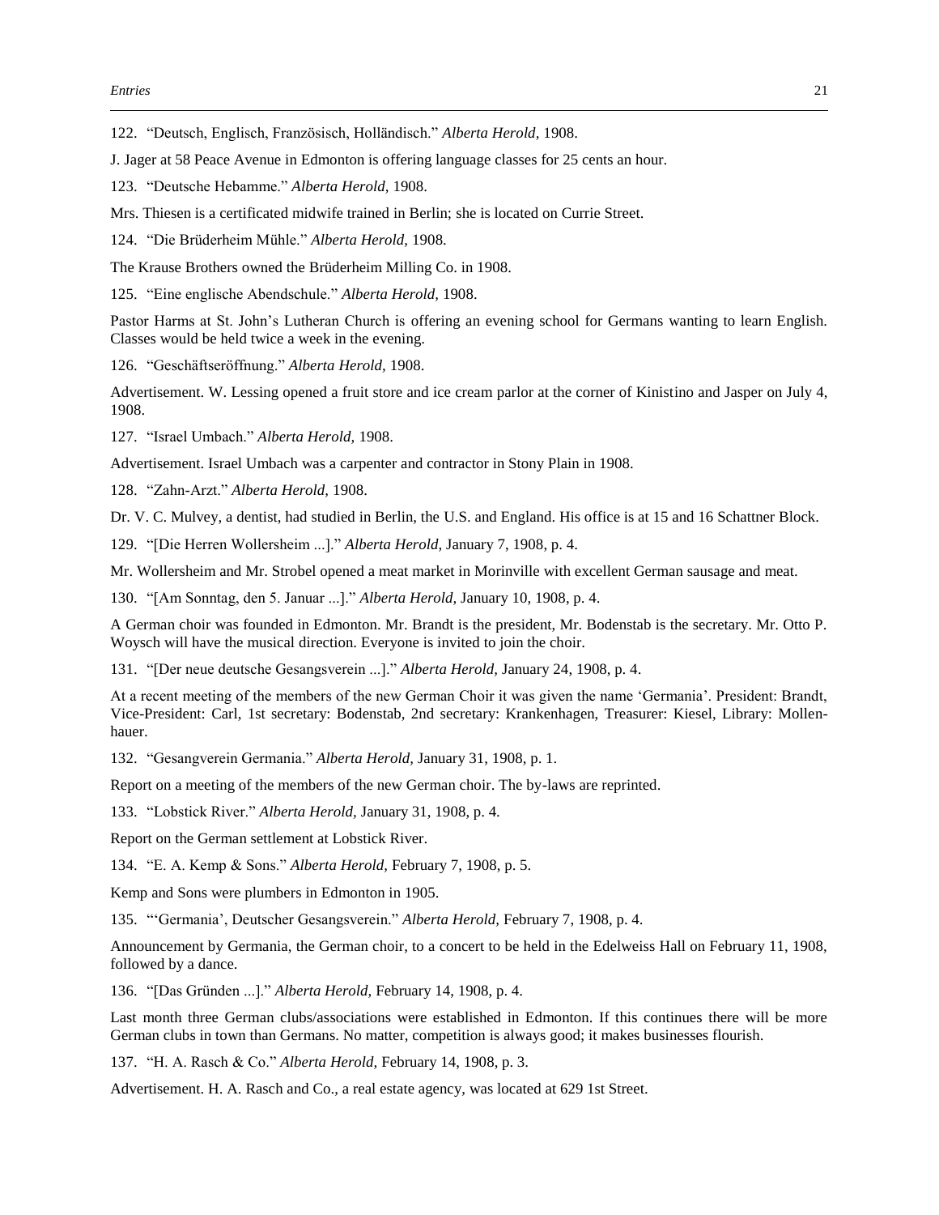122. “Deutsch, Englisch, Französisch, Holländisch.” *Alberta Herold,* 1908.

J. Jager at 58 Peace Avenue in Edmonton is offering language classes for 25 cents an hour.

123. “Deutsche Hebamme.” *Alberta Herold,* 1908.

Mrs. Thiesen is a certificated midwife trained in Berlin; she is located on Currie Street.

124. “Die Brüderheim Mühle.” *Alberta Herold,* 1908.

The Krause Brothers owned the Brüderheim Milling Co. in 1908.

125. “Eine englische Abendschule.” *Alberta Herold,* 1908.

Pastor Harms at St. John’s Lutheran Church is offering an evening school for Germans wanting to learn English. Classes would be held twice a week in the evening.

126. “Geschäftseröffnung.” *Alberta Herold,* 1908.

Advertisement. W. Lessing opened a fruit store and ice cream parlor at the corner of Kinistino and Jasper on July 4, 1908.

127. “Israel Umbach.” *Alberta Herold,* 1908.

Advertisement. Israel Umbach was a carpenter and contractor in Stony Plain in 1908.

128. “Zahn-Arzt.” *Alberta Herold,* 1908.

Dr. V. C. Mulvey, a dentist, had studied in Berlin, the U.S. and England. His office is at 15 and 16 Schattner Block.

129. “[Die Herren Wollersheim ...].” *Alberta Herold,* January 7, 1908, p. 4.

Mr. Wollersheim and Mr. Strobel opened a meat market in Morinville with excellent German sausage and meat.

130. “[Am Sonntag, den 5. Januar ...].” *Alberta Herold,* January 10, 1908, p. 4.

A German choir was founded in Edmonton. Mr. Brandt is the president, Mr. Bodenstab is the secretary. Mr. Otto P. Woysch will have the musical direction. Everyone is invited to join the choir.

131. “[Der neue deutsche Gesangsverein ...].” *Alberta Herold,* January 24, 1908, p. 4.

At a recent meeting of the members of the new German Choir it was given the name ‘Germania’. President: Brandt, Vice-President: Carl, 1st secretary: Bodenstab, 2nd secretary: Krankenhagen, Treasurer: Kiesel, Library: Mollenhauer.

132. “Gesangverein Germania.” *Alberta Herold,* January 31, 1908, p. 1.

Report on a meeting of the members of the new German choir. The by-laws are reprinted.

133. “Lobstick River.” *Alberta Herold,* January 31, 1908, p. 4.

Report on the German settlement at Lobstick River.

134. “E. A. Kemp & Sons.” *Alberta Herold,* February 7, 1908, p. 5.

Kemp and Sons were plumbers in Edmonton in 1905.

135. “‘Germania’, Deutscher Gesangsverein.” *Alberta Herold,* February 7, 1908, p. 4.

Announcement by Germania, the German choir, to a concert to be held in the Edelweiss Hall on February 11, 1908, followed by a dance.

136. “[Das Gründen ...].” *Alberta Herold,* February 14, 1908, p. 4.

Last month three German clubs/associations were established in Edmonton. If this continues there will be more German clubs in town than Germans. No matter, competition is always good; it makes businesses flourish.

137. “H. A. Rasch & Co.” *Alberta Herold,* February 14, 1908, p. 3.

Advertisement. H. A. Rasch and Co., a real estate agency, was located at 629 1st Street.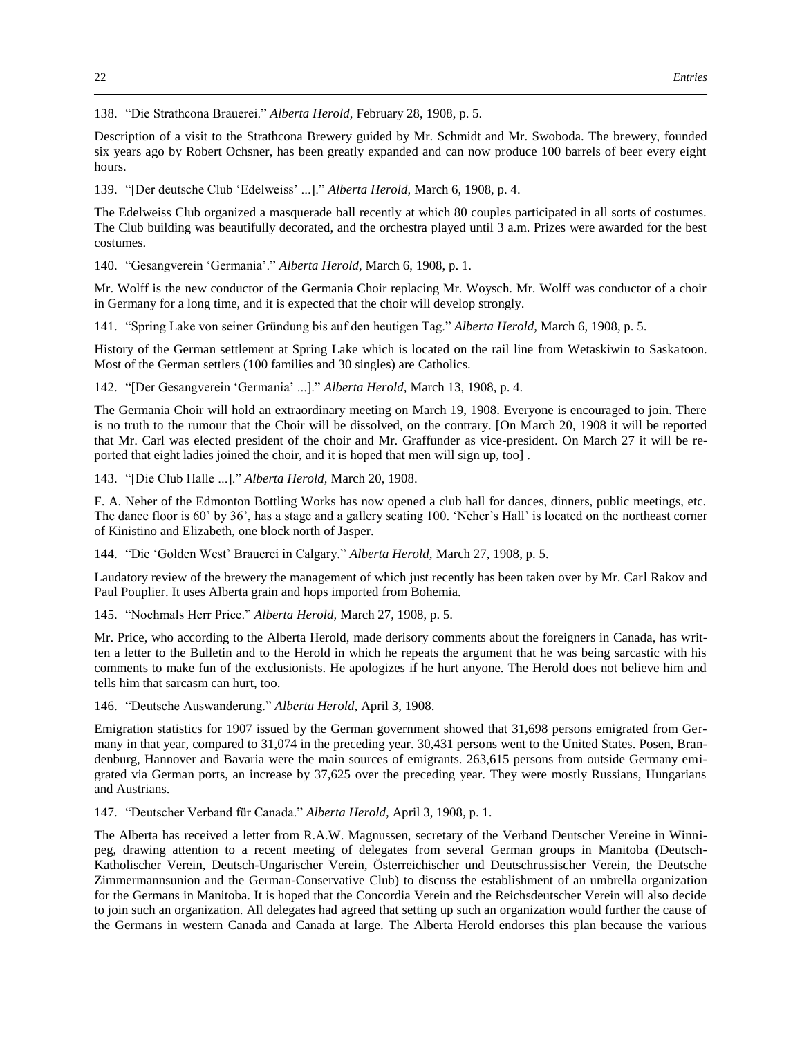138. "Die Strathcona Brauerei." *Alberta Herold,* February 28, 1908, p. 5.

Description of a visit to the Strathcona Brewery guided by Mr. Schmidt and Mr. Swoboda. The brewery, founded six years ago by Robert Ochsner, has been greatly expanded and can now produce 100 barrels of beer every eight hours.

139. "[Der deutsche Club 'Edelweiss' ...]." *Alberta Herold,* March 6, 1908, p. 4.

The Edelweiss Club organized a masquerade ball recently at which 80 couples participated in all sorts of costumes. The Club building was beautifully decorated, and the orchestra played until 3 a.m. Prizes were awarded for the best costumes.

140. "Gesangverein 'Germania'." *Alberta Herold,* March 6, 1908, p. 1.

Mr. Wolff is the new conductor of the Germania Choir replacing Mr. Woysch. Mr. Wolff was conductor of a choir in Germany for a long time, and it is expected that the choir will develop strongly.

141. "Spring Lake von seiner Gründung bis auf den heutigen Tag." *Alberta Herold,* March 6, 1908, p. 5.

History of the German settlement at Spring Lake which is located on the rail line from Wetaskiwin to Saskatoon. Most of the German settlers (100 families and 30 singles) are Catholics.

142. "[Der Gesangverein 'Germania' ...]." *Alberta Herold,* March 13, 1908, p. 4.

The Germania Choir will hold an extraordinary meeting on March 19, 1908. Everyone is encouraged to join. There is no truth to the rumour that the Choir will be dissolved, on the contrary. [On March 20, 1908 it will be reported that Mr. Carl was elected president of the choir and Mr. Graffunder as vice-president. On March 27 it will be reported that eight ladies joined the choir, and it is hoped that men will sign up, too] .

143. "[Die Club Halle ...]." *Alberta Herold,* March 20, 1908.

F. A. Neher of the Edmonton Bottling Works has now opened a club hall for dances, dinners, public meetings, etc. The dance floor is 60' by 36', has a stage and a gallery seating 100. 'Neher's Hall' is located on the northeast corner of Kinistino and Elizabeth, one block north of Jasper.

144. "Die 'Golden West' Brauerei in Calgary." *Alberta Herold,* March 27, 1908, p. 5.

Laudatory review of the brewery the management of which just recently has been taken over by Mr. Carl Rakov and Paul Pouplier. It uses Alberta grain and hops imported from Bohemia.

145. "Nochmals Herr Price." *Alberta Herold,* March 27, 1908, p. 5.

Mr. Price, who according to the Alberta Herold, made derisory comments about the foreigners in Canada, has written a letter to the Bulletin and to the Herold in which he repeats the argument that he was being sarcastic with his comments to make fun of the exclusionists. He apologizes if he hurt anyone. The Herold does not believe him and tells him that sarcasm can hurt, too.

146. "Deutsche Auswanderung." *Alberta Herold,* April 3, 1908.

Emigration statistics for 1907 issued by the German government showed that 31,698 persons emigrated from Germany in that year, compared to 31,074 in the preceding year. 30,431 persons went to the United States. Posen, Brandenburg, Hannover and Bavaria were the main sources of emigrants. 263,615 persons from outside Germany emigrated via German ports, an increase by 37,625 over the preceding year. They were mostly Russians, Hungarians and Austrians.

147. "Deutscher Verband für Canada." *Alberta Herold,* April 3, 1908, p. 1.

The Alberta has received a letter from R.A.W. Magnussen, secretary of the Verband Deutscher Vereine in Winnipeg, drawing attention to a recent meeting of delegates from several German groups in Manitoba (Deutsch-Katholischer Verein, Deutsch-Ungarischer Verein, Österreichischer und Deutschrussischer Verein, the Deutsche Zimmermannsunion and the German-Conservative Club) to discuss the establishment of an umbrella organization for the Germans in Manitoba. It is hoped that the Concordia Verein and the Reichsdeutscher Verein will also decide to join such an organization. All delegates had agreed that setting up such an organization would further the cause of the Germans in western Canada and Canada at large. The Alberta Herold endorses this plan because the various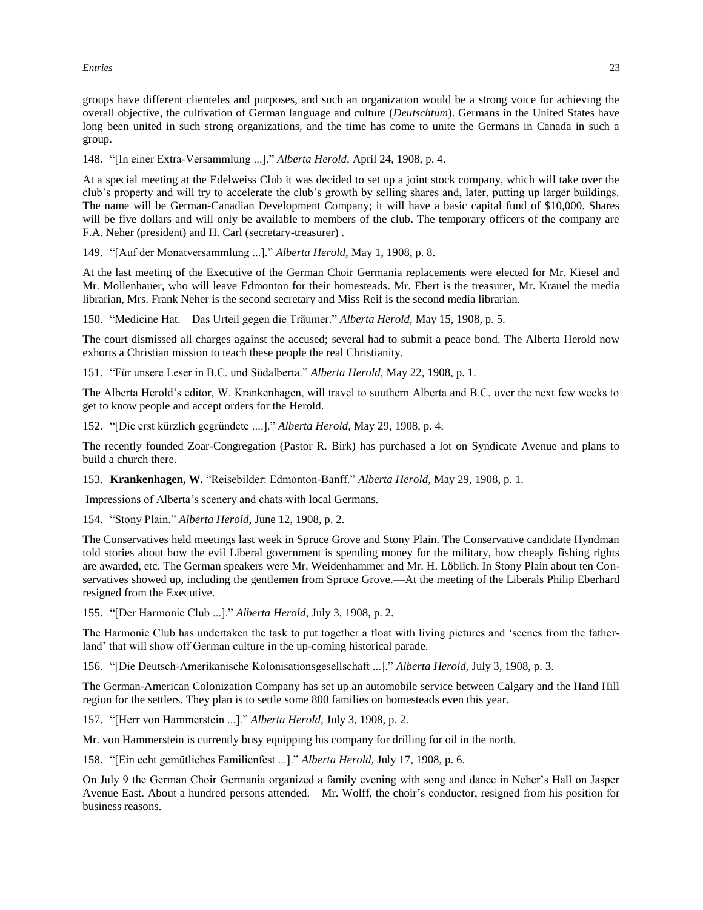groups have different clienteles and purposes, and such an organization would be a strong voice for achieving the overall objective, the cultivation of German language and culture (*Deutschtum*). Germans in the United States have long been united in such strong organizations, and the time has come to unite the Germans in Canada in such a group.

148. "[In einer Extra-Versammlung ...]." *Alberta Herold,* April 24, 1908, p. 4.

At a special meeting at the Edelweiss Club it was decided to set up a joint stock company, which will take over the club's property and will try to accelerate the club's growth by selling shares and, later, putting up larger buildings. The name will be German-Canadian Development Company; it will have a basic capital fund of $10,000. Shares will be five dollars and will only be available to members of the club. The temporary officers of the company are F.A. Neher (president) and H. Carl (secretary-treasurer) .

149. "[Auf der Monatversammlung ...]." *Alberta Herold,* May 1, 1908, p. 8.

At the last meeting of the Executive of the German Choir Germania replacements were elected for Mr. Kiesel and Mr. Mollenhauer, who will leave Edmonton for their homesteads. Mr. Ebert is the treasurer, Mr. Krauel the media librarian, Mrs. Frank Neher is the second secretary and Miss Reif is the second media librarian.

150. "Medicine Hat.—Das Urteil gegen die Träumer." *Alberta Herold,* May 15, 1908, p. 5.

The court dismissed all charges against the accused; several had to submit a peace bond. The Alberta Herold now exhorts a Christian mission to teach these people the real Christianity.

151. "Für unsere Leser in B.C. und Südalberta." *Alberta Herold,* May 22, 1908, p. 1.

The Alberta Herold's editor, W. Krankenhagen, will travel to southern Alberta and B.C. over the next few weeks to get to know people and accept orders for the Herold.

152. "[Die erst kürzlich gegründete ....]." *Alberta Herold,* May 29, 1908, p. 4.

The recently founded Zoar-Congregation (Pastor R. Birk) has purchased a lot on Syndicate Avenue and plans to build a church there.

153. **Krankenhagen, W.** "Reisebilder: Edmonton-Banff." *Alberta Herold,* May 29, 1908, p. 1.

Impressions of Alberta's scenery and chats with local Germans.

154. "Stony Plain." *Alberta Herold,* June 12, 1908, p. 2.

The Conservatives held meetings last week in Spruce Grove and Stony Plain. The Conservative candidate Hyndman told stories about how the evil Liberal government is spending money for the military, how cheaply fishing rights are awarded, etc. The German speakers were Mr. Weidenhammer and Mr. H. Löblich. In Stony Plain about ten Conservatives showed up, including the gentlemen from Spruce Grove.—At the meeting of the Liberals Philip Eberhard resigned from the Executive.

155. "[Der Harmonie Club ...]." *Alberta Herold,* July 3, 1908, p. 2.

The Harmonie Club has undertaken the task to put together a float with living pictures and 'scenes from the fatherland' that will show off German culture in the up-coming historical parade.

156. "[Die Deutsch-Amerikanische Kolonisationsgesellschaft ...]." *Alberta Herold,* July 3, 1908, p. 3.

The German-American Colonization Company has set up an automobile service between Calgary and the Hand Hill region for the settlers. They plan is to settle some 800 families on homesteads even this year.

157. "[Herr von Hammerstein ...]." *Alberta Herold,* July 3, 1908, p. 2.

Mr. von Hammerstein is currently busy equipping his company for drilling for oil in the north.

158. "[Ein echt gemütliches Familienfest ...]." *Alberta Herold,* July 17, 1908, p. 6.

On July 9 the German Choir Germania organized a family evening with song and dance in Neher's Hall on Jasper Avenue East. About a hundred persons attended.—Mr. Wolff, the choir's conductor, resigned from his position for business reasons.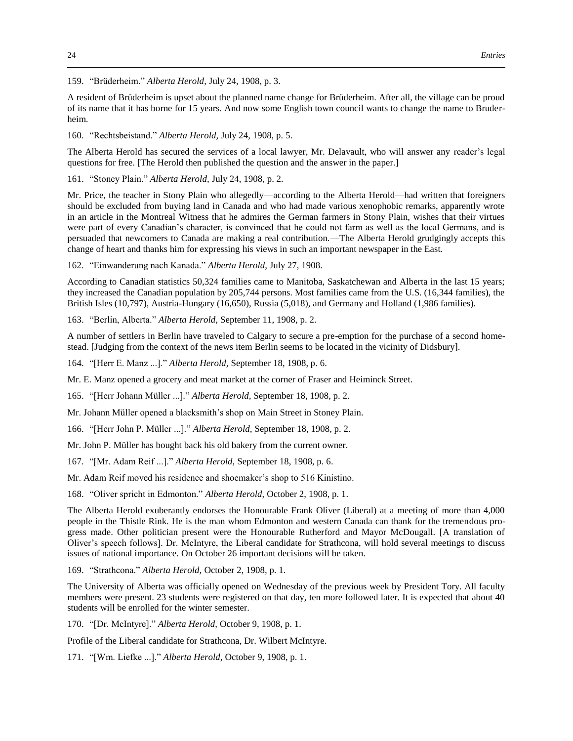159. "Brüderheim." *Alberta Herold,* July 24, 1908, p. 3.

A resident of Brüderheim is upset about the planned name change for Brüderheim. After all, the village can be proud of its name that it has borne for 15 years. And now some English town council wants to change the name to Bruderheim.

160. "Rechtsbeistand." *Alberta Herold,* July 24, 1908, p. 5.

The Alberta Herold has secured the services of a local lawyer, Mr. Delavault, who will answer any reader's legal questions for free. [The Herold then published the question and the answer in the paper.]

161. "Stoney Plain." *Alberta Herold,* July 24, 1908, p. 2.

Mr. Price, the teacher in Stony Plain who allegedly—according to the Alberta Herold—had written that foreigners should be excluded from buying land in Canada and who had made various xenophobic remarks, apparently wrote in an article in the Montreal Witness that he admires the German farmers in Stony Plain, wishes that their virtues were part of every Canadian's character, is convinced that he could not farm as well as the local Germans, and is persuaded that newcomers to Canada are making a real contribution.—The Alberta Herold grudgingly accepts this change of heart and thanks him for expressing his views in such an important newspaper in the East.

162. "Einwanderung nach Kanada." *Alberta Herold,* July 27, 1908.

According to Canadian statistics 50,324 families came to Manitoba, Saskatchewan and Alberta in the last 15 years; they increased the Canadian population by 205,744 persons. Most families came from the U.S. (16,344 families), the British Isles (10,797), Austria-Hungary (16,650), Russia (5,018), and Germany and Holland (1,986 families).

163. "Berlin, Alberta." *Alberta Herold,* September 11, 1908, p. 2.

A number of settlers in Berlin have traveled to Calgary to secure a pre-emption for the purchase of a second homestead. [Judging from the context of the news item Berlin seems to be located in the vicinity of Didsbury].

164. "[Herr E. Manz ...]." *Alberta Herold,* September 18, 1908, p. 6.

Mr. E. Manz opened a grocery and meat market at the corner of Fraser and Heiminck Street.

165. "[Herr Johann Müller ...]." *Alberta Herold,* September 18, 1908, p. 2.

Mr. Johann Müller opened a blacksmith's shop on Main Street in Stoney Plain.

166. "[Herr John P. Müller ...]." *Alberta Herold,* September 18, 1908, p. 2.

Mr. John P. Müller has bought back his old bakery from the current owner.

167. "[Mr. Adam Reif ...]." *Alberta Herold,* September 18, 1908, p. 6.

Mr. Adam Reif moved his residence and shoemaker's shop to 516 Kinistino.

168. "Oliver spricht in Edmonton." *Alberta Herold,* October 2, 1908, p. 1.

The Alberta Herold exuberantly endorses the Honourable Frank Oliver (Liberal) at a meeting of more than 4,000 people in the Thistle Rink. He is the man whom Edmonton and western Canada can thank for the tremendous progress made. Other politician present were the Honourable Rutherford and Mayor McDougall. [A translation of Oliver's speech follows]. Dr. McIntyre, the Liberal candidate for Strathcona, will hold several meetings to discuss issues of national importance. On October 26 important decisions will be taken.

169. "Strathcona." *Alberta Herold,* October 2, 1908, p. 1.

The University of Alberta was officially opened on Wednesday of the previous week by President Tory. All faculty members were present. 23 students were registered on that day, ten more followed later. It is expected that about 40 students will be enrolled for the winter semester.

170. "[Dr. McIntyre]." *Alberta Herold,* October 9, 1908, p. 1.

Profile of the Liberal candidate for Strathcona, Dr. Wilbert McIntyre.

171. "[Wm. Liefke ...]." *Alberta Herold,* October 9, 1908, p. 1.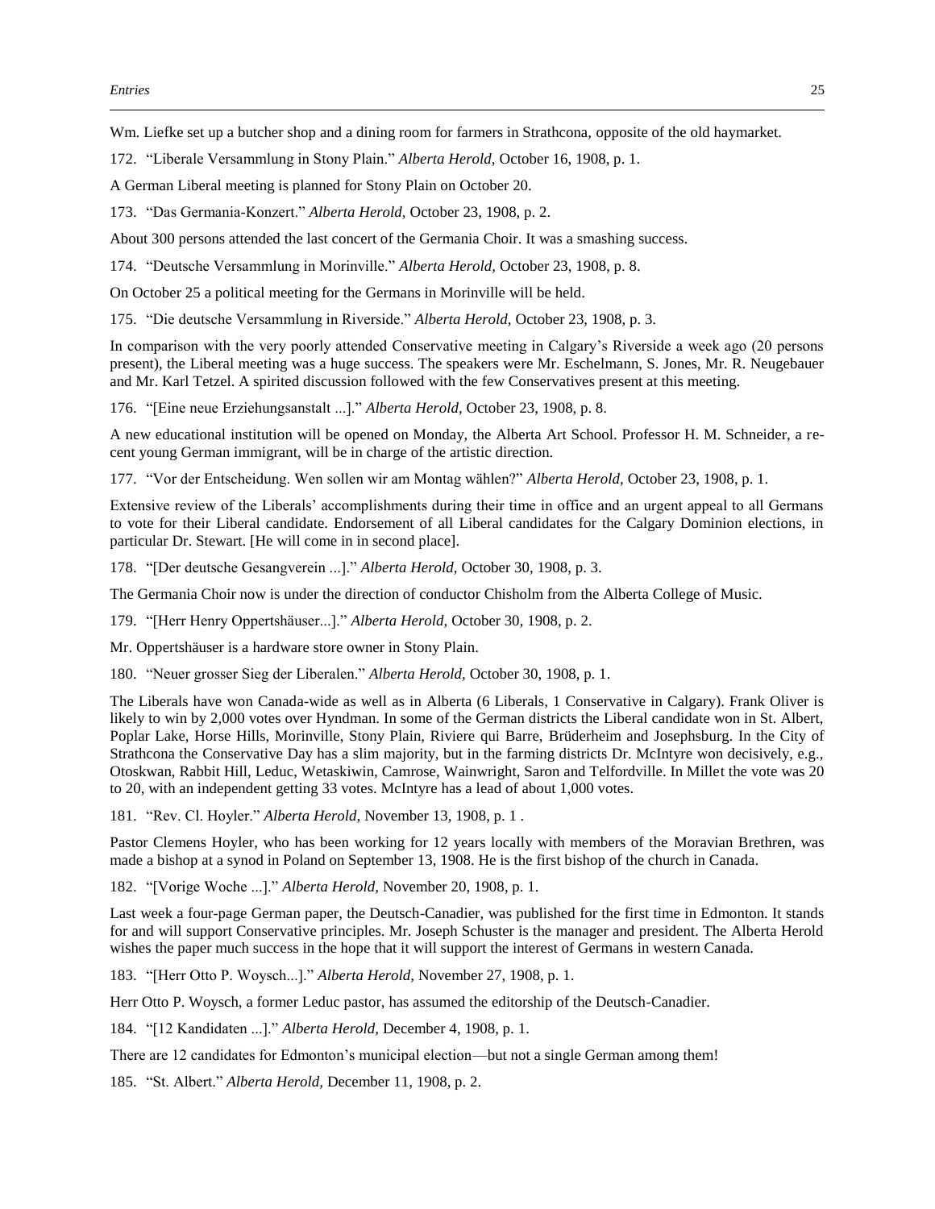Wm. Liefke set up a butcher shop and a dining room for farmers in Strathcona, opposite of the old haymarket.

172. "Liberale Versammlung in Stony Plain." *Alberta Herold,* October 16, 1908, p. 1.

A German Liberal meeting is planned for Stony Plain on October 20.

173. "Das Germania-Konzert." *Alberta Herold,* October 23, 1908, p. 2.

About 300 persons attended the last concert of the Germania Choir. It was a smashing success.

174. "Deutsche Versammlung in Morinville." *Alberta Herold,* October 23, 1908, p. 8.

On October 25 a political meeting for the Germans in Morinville will be held.

175. "Die deutsche Versammlung in Riverside." *Alberta Herold,* October 23, 1908, p. 3.

In comparison with the very poorly attended Conservative meeting in Calgary's Riverside a week ago (20 persons present), the Liberal meeting was a huge success. The speakers were Mr. Eschelmann, S. Jones, Mr. R. Neugebauer and Mr. Karl Tetzel. A spirited discussion followed with the few Conservatives present at this meeting.

176. "[Eine neue Erziehungsanstalt ...]." *Alberta Herold,* October 23, 1908, p. 8.

A new educational institution will be opened on Monday, the Alberta Art School. Professor H. M. Schneider, a recent young German immigrant, will be in charge of the artistic direction.

177. "Vor der Entscheidung. Wen sollen wir am Montag wählen?" *Alberta Herold,* October 23, 1908, p. 1.

Extensive review of the Liberals' accomplishments during their time in office and an urgent appeal to all Germans to vote for their Liberal candidate. Endorsement of all Liberal candidates for the Calgary Dominion elections, in particular Dr. Stewart. [He will come in in second place].

178. "[Der deutsche Gesangverein ...]." *Alberta Herold,* October 30, 1908, p. 3.

The Germania Choir now is under the direction of conductor Chisholm from the Alberta College of Music.

179. "[Herr Henry Oppertshäuser...]." *Alberta Herold,* October 30, 1908, p. 2.

Mr. Oppertshäuser is a hardware store owner in Stony Plain.

180. "Neuer grosser Sieg der Liberalen." *Alberta Herold,* October 30, 1908, p. 1.

The Liberals have won Canada-wide as well as in Alberta (6 Liberals, 1 Conservative in Calgary). Frank Oliver is likely to win by 2,000 votes over Hyndman. In some of the German districts the Liberal candidate won in St. Albert, Poplar Lake, Horse Hills, Morinville, Stony Plain, Riviere qui Barre, Brüderheim and Josephsburg. In the City of Strathcona the Conservative Day has a slim majority, but in the farming districts Dr. McIntyre won decisively, e.g., Otoskwan, Rabbit Hill, Leduc, Wetaskiwin, Camrose, Wainwright, Saron and Telfordville. In Millet the vote was 20 to 20, with an independent getting 33 votes. McIntyre has a lead of about 1,000 votes.

181. "Rev. Cl. Hoyler." *Alberta Herold,* November 13, 1908, p. 1 .

Pastor Clemens Hoyler, who has been working for 12 years locally with members of the Moravian Brethren, was made a bishop at a synod in Poland on September 13, 1908. He is the first bishop of the church in Canada.

182. "[Vorige Woche ...]." *Alberta Herold,* November 20, 1908, p. 1.

Last week a four-page German paper, the Deutsch-Canadier, was published for the first time in Edmonton. It stands for and will support Conservative principles. Mr. Joseph Schuster is the manager and president. The Alberta Herold wishes the paper much success in the hope that it will support the interest of Germans in western Canada.

183. "[Herr Otto P. Woysch...]." *Alberta Herold,* November 27, 1908, p. 1.

Herr Otto P. Woysch, a former Leduc pastor, has assumed the editorship of the Deutsch-Canadier.

184. "[12 Kandidaten ...]." *Alberta Herold,* December 4, 1908, p. 1.

There are 12 candidates for Edmonton's municipal election—but not a single German among them!

185. "St. Albert." *Alberta Herold,* December 11, 1908, p. 2.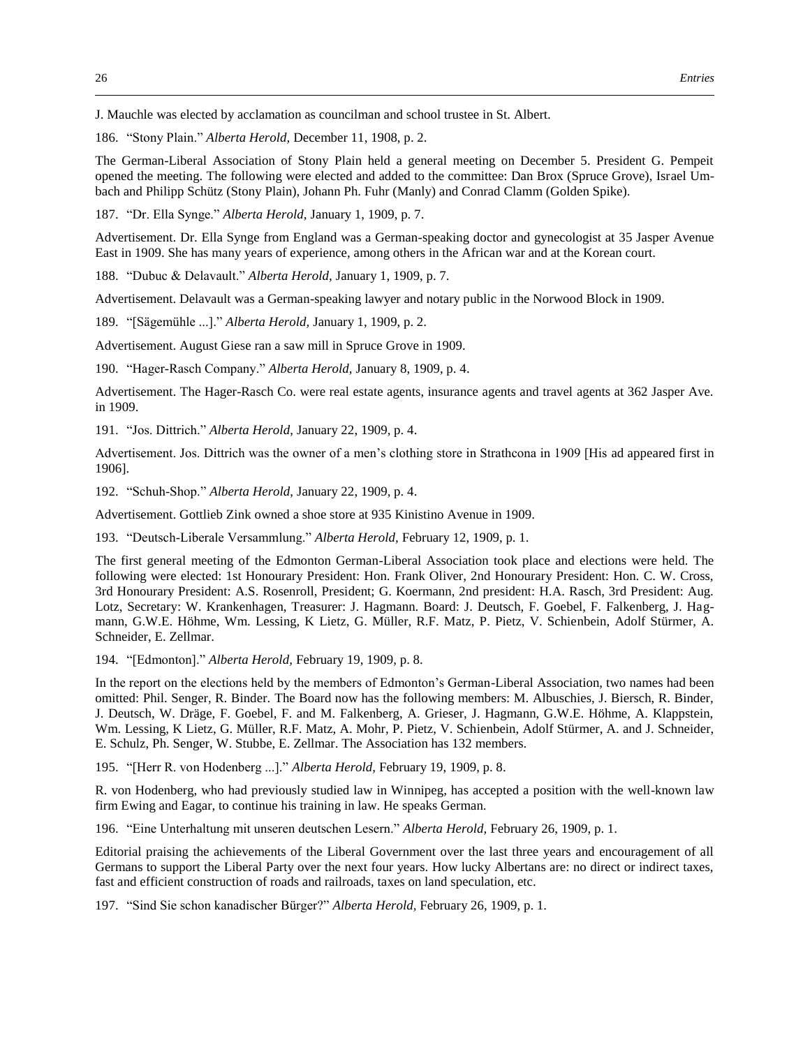J. Mauchle was elected by acclamation as councilman and school trustee in St. Albert.

186. "Stony Plain." *Alberta Herold,* December 11, 1908, p. 2.

The German-Liberal Association of Stony Plain held a general meeting on December 5. President G. Pempeit opened the meeting. The following were elected and added to the committee: Dan Brox (Spruce Grove), Israel Umbach and Philipp Schütz (Stony Plain), Johann Ph. Fuhr (Manly) and Conrad Clamm (Golden Spike).

187. "Dr. Ella Synge." *Alberta Herold,* January 1, 1909, p. 7.

Advertisement. Dr. Ella Synge from England was a German-speaking doctor and gynecologist at 35 Jasper Avenue East in 1909. She has many years of experience, among others in the African war and at the Korean court.

188. "Dubuc & Delavault." *Alberta Herold,* January 1, 1909, p. 7.

Advertisement. Delavault was a German-speaking lawyer and notary public in the Norwood Block in 1909.

189. "[Sägemühle ...]." *Alberta Herold,* January 1, 1909, p. 2.

Advertisement. August Giese ran a saw mill in Spruce Grove in 1909.

190. "Hager-Rasch Company." *Alberta Herold,* January 8, 1909, p. 4.

Advertisement. The Hager-Rasch Co. were real estate agents, insurance agents and travel agents at 362 Jasper Ave. in 1909.

191. "Jos. Dittrich." *Alberta Herold,* January 22, 1909, p. 4.

Advertisement. Jos. Dittrich was the owner of a men's clothing store in Strathcona in 1909 [His ad appeared first in 1906].

192. "Schuh-Shop." *Alberta Herold,* January 22, 1909, p. 4.

Advertisement. Gottlieb Zink owned a shoe store at 935 Kinistino Avenue in 1909.

193. "Deutsch-Liberale Versammlung." *Alberta Herold,* February 12, 1909, p. 1.

The first general meeting of the Edmonton German-Liberal Association took place and elections were held. The following were elected: 1st Honourary President: Hon. Frank Oliver, 2nd Honourary President: Hon. C. W. Cross, 3rd Honourary President: A.S. Rosenroll, President; G. Koermann, 2nd president: H.A. Rasch, 3rd President: Aug. Lotz, Secretary: W. Krankenhagen, Treasurer: J. Hagmann. Board: J. Deutsch, F. Goebel, F. Falkenberg, J. Hagmann, G.W.E. Höhme, Wm. Lessing, K Lietz, G. Müller, R.F. Matz, P. Pietz, V. Schienbein, Adolf Stürmer, A. Schneider, E. Zellmar.

194. "[Edmonton]." *Alberta Herold,* February 19, 1909, p. 8.

In the report on the elections held by the members of Edmonton's German-Liberal Association, two names had been omitted: Phil. Senger, R. Binder. The Board now has the following members: M. Albuschies, J. Biersch, R. Binder, J. Deutsch, W. Dräge, F. Goebel, F. and M. Falkenberg, A. Grieser, J. Hagmann, G.W.E. Höhme, A. Klappstein, Wm. Lessing, K Lietz, G. Müller, R.F. Matz, A. Mohr, P. Pietz, V. Schienbein, Adolf Stürmer, A. and J. Schneider, E. Schulz, Ph. Senger, W. Stubbe, E. Zellmar. The Association has 132 members.

195. "[Herr R. von Hodenberg ...]." *Alberta Herold,* February 19, 1909, p. 8.

R. von Hodenberg, who had previously studied law in Winnipeg, has accepted a position with the well-known law firm Ewing and Eagar, to continue his training in law. He speaks German.

196. "Eine Unterhaltung mit unseren deutschen Lesern." *Alberta Herold,* February 26, 1909, p. 1.

Editorial praising the achievements of the Liberal Government over the last three years and encouragement of all Germans to support the Liberal Party over the next four years. How lucky Albertans are: no direct or indirect taxes, fast and efficient construction of roads and railroads, taxes on land speculation, etc.

197. "Sind Sie schon kanadischer Bürger?" *Alberta Herold,* February 26, 1909, p. 1.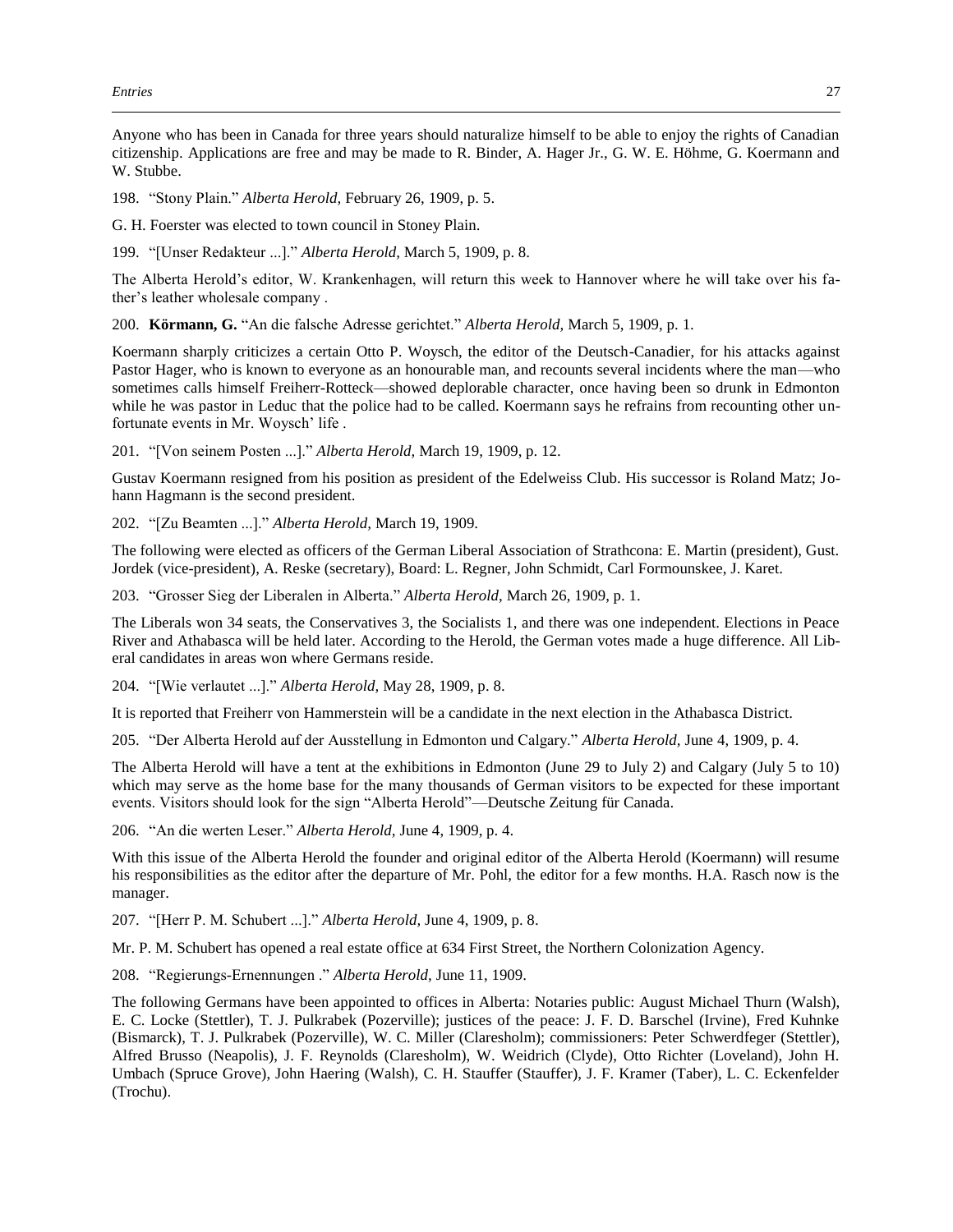Anyone who has been in Canada for three years should naturalize himself to be able to enjoy the rights of Canadian citizenship. Applications are free and may be made to R. Binder, A. Hager Jr., G. W. E. Höhme, G. Koermann and W. Stubbe.

198. "Stony Plain." *Alberta Herold,* February 26, 1909, p. 5.

G. H. Foerster was elected to town council in Stoney Plain.

199. "[Unser Redakteur ...]." *Alberta Herold,* March 5, 1909, p. 8.

The Alberta Herold's editor, W. Krankenhagen, will return this week to Hannover where he will take over his father's leather wholesale company .

200. **Körmann, G.** "An die falsche Adresse gerichtet." *Alberta Herold,* March 5, 1909, p. 1.

Koermann sharply criticizes a certain Otto P. Woysch, the editor of the Deutsch-Canadier, for his attacks against Pastor Hager, who is known to everyone as an honourable man, and recounts several incidents where the man—who sometimes calls himself Freiherr-Rotteck—showed deplorable character, once having been so drunk in Edmonton while he was pastor in Leduc that the police had to be called. Koermann says he refrains from recounting other unfortunate events in Mr. Woysch' life .

201. "[Von seinem Posten ...]." *Alberta Herold,* March 19, 1909, p. 12.

Gustav Koermann resigned from his position as president of the Edelweiss Club. His successor is Roland Matz; Johann Hagmann is the second president.

202. "[Zu Beamten ...]." *Alberta Herold,* March 19, 1909.

The following were elected as officers of the German Liberal Association of Strathcona: E. Martin (president), Gust. Jordek (vice-president), A. Reske (secretary), Board: L. Regner, John Schmidt, Carl Formounskee, J. Karet.

203. "Grosser Sieg der Liberalen in Alberta." *Alberta Herold,* March 26, 1909, p. 1.

The Liberals won 34 seats, the Conservatives 3, the Socialists 1, and there was one independent. Elections in Peace River and Athabasca will be held later. According to the Herold, the German votes made a huge difference. All Liberal candidates in areas won where Germans reside.

204. "[Wie verlautet ...]." *Alberta Herold,* May 28, 1909, p. 8.

It is reported that Freiherr von Hammerstein will be a candidate in the next election in the Athabasca District.

205. "Der Alberta Herold auf der Ausstellung in Edmonton und Calgary." *Alberta Herold,* June 4, 1909, p. 4.

The Alberta Herold will have a tent at the exhibitions in Edmonton (June 29 to July 2) and Calgary (July 5 to 10) which may serve as the home base for the many thousands of German visitors to be expected for these important events. Visitors should look for the sign "Alberta Herold"—Deutsche Zeitung für Canada.

206. "An die werten Leser." *Alberta Herold,* June 4, 1909, p. 4.

With this issue of the Alberta Herold the founder and original editor of the Alberta Herold (Koermann) will resume his responsibilities as the editor after the departure of Mr. Pohl, the editor for a few months. H.A. Rasch now is the manager.

207. "[Herr P. M. Schubert ...]." *Alberta Herold,* June 4, 1909, p. 8.

Mr. P. M. Schubert has opened a real estate office at 634 First Street, the Northern Colonization Agency.

208. "Regierungs-Ernennungen ." *Alberta Herold,* June 11, 1909.

The following Germans have been appointed to offices in Alberta: Notaries public: August Michael Thurn (Walsh), E. C. Locke (Stettler), T. J. Pulkrabek (Pozerville); justices of the peace: J. F. D. Barschel (Irvine), Fred Kuhnke (Bismarck), T. J. Pulkrabek (Pozerville), W. C. Miller (Claresholm); commissioners: Peter Schwerdfeger (Stettler), Alfred Brusso (Neapolis), J. F. Reynolds (Claresholm), W. Weidrich (Clyde), Otto Richter (Loveland), John H. Umbach (Spruce Grove), John Haering (Walsh), C. H. Stauffer (Stauffer), J. F. Kramer (Taber), L. C. Eckenfelder (Trochu).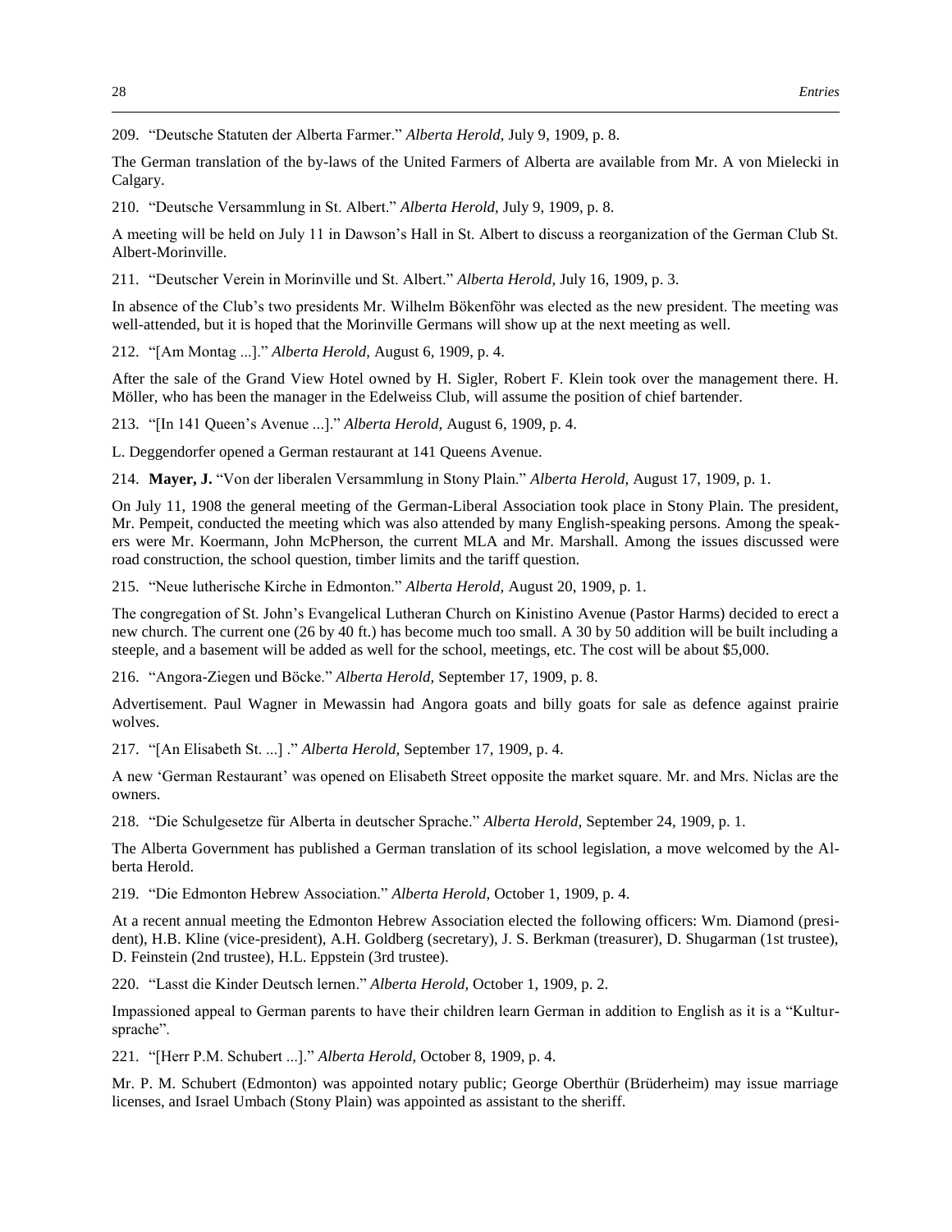209. "Deutsche Statuten der Alberta Farmer." *Alberta Herold,* July 9, 1909, p. 8.

The German translation of the by-laws of the United Farmers of Alberta are available from Mr. A von Mielecki in Calgary.

210. "Deutsche Versammlung in St. Albert." *Alberta Herold,* July 9, 1909, p. 8.

A meeting will be held on July 11 in Dawson's Hall in St. Albert to discuss a reorganization of the German Club St. Albert-Morinville.

211. "Deutscher Verein in Morinville und St. Albert." *Alberta Herold,* July 16, 1909, p. 3.

In absence of the Club's two presidents Mr. Wilhelm Bökenföhr was elected as the new president. The meeting was well-attended, but it is hoped that the Morinville Germans will show up at the next meeting as well.

212. "[Am Montag ...]." *Alberta Herold,* August 6, 1909, p. 4.

After the sale of the Grand View Hotel owned by H. Sigler, Robert F. Klein took over the management there. H. Möller, who has been the manager in the Edelweiss Club, will assume the position of chief bartender.

213. "[In 141 Queen's Avenue ...]." *Alberta Herold,* August 6, 1909, p. 4.

L. Deggendorfer opened a German restaurant at 141 Queens Avenue.

214. **Mayer, J.** "Von der liberalen Versammlung in Stony Plain." *Alberta Herold,* August 17, 1909, p. 1.

On July 11, 1908 the general meeting of the German-Liberal Association took place in Stony Plain. The president, Mr. Pempeit, conducted the meeting which was also attended by many English-speaking persons. Among the speakers were Mr. Koermann, John McPherson, the current MLA and Mr. Marshall. Among the issues discussed were road construction, the school question, timber limits and the tariff question.

215. "Neue lutherische Kirche in Edmonton." *Alberta Herold,* August 20, 1909, p. 1.

The congregation of St. John's Evangelical Lutheran Church on Kinistino Avenue (Pastor Harms) decided to erect a new church. The current one (26 by 40 ft.) has become much too small. A 30 by 50 addition will be built including a steeple, and a basement will be added as well for the school, meetings, etc. The cost will be about $5,000.

216. "Angora-Ziegen und Böcke." *Alberta Herold,* September 17, 1909, p. 8.

Advertisement. Paul Wagner in Mewassin had Angora goats and billy goats for sale as defence against prairie wolves.

217. "[An Elisabeth St. ...] ." *Alberta Herold,* September 17, 1909, p. 4.

A new 'German Restaurant' was opened on Elisabeth Street opposite the market square. Mr. and Mrs. Niclas are the owners.

218. "Die Schulgesetze für Alberta in deutscher Sprache." *Alberta Herold,* September 24, 1909, p. 1.

The Alberta Government has published a German translation of its school legislation, a move welcomed by the Alberta Herold.

219. "Die Edmonton Hebrew Association." *Alberta Herold,* October 1, 1909, p. 4.

At a recent annual meeting the Edmonton Hebrew Association elected the following officers: Wm. Diamond (president), H.B. Kline (vice-president), A.H. Goldberg (secretary), J. S. Berkman (treasurer), D. Shugarman (1st trustee), D. Feinstein (2nd trustee), H.L. Eppstein (3rd trustee).

220. "Lasst die Kinder Deutsch lernen." *Alberta Herold,* October 1, 1909, p. 2.

Impassioned appeal to German parents to have their children learn German in addition to English as it is a "Kultursprache".

221. "[Herr P.M. Schubert ...]." *Alberta Herold,* October 8, 1909, p. 4.

Mr. P. M. Schubert (Edmonton) was appointed notary public; George Oberthür (Brüderheim) may issue marriage licenses, and Israel Umbach (Stony Plain) was appointed as assistant to the sheriff.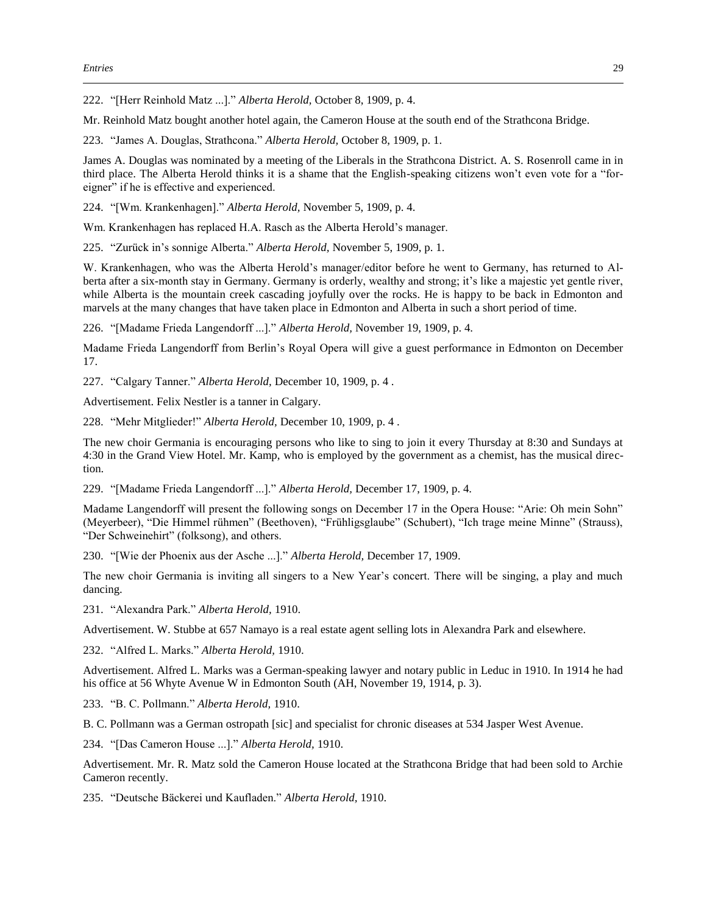222. "[Herr Reinhold Matz ...]." *Alberta Herold*, October 8, 1909, p. 4.

Mr. Reinhold Matz bought another hotel again, the Cameron House at the south end of the Strathcona Bridge.

223. "James A. Douglas, Strathcona." *Alberta Herold,* October 8, 1909, p. 1.

James A. Douglas was nominated by a meeting of the Liberals in the Strathcona District. A. S. Rosenroll came in in third place. The Alberta Herold thinks it is a shame that the English-speaking citizens won't even vote for a "foreigner" if he is effective and experienced.

224. "[Wm. Krankenhagen]." *Alberta Herold*, November 5, 1909, p. 4.

Wm. Krankenhagen has replaced H.A. Rasch as the Alberta Herold's manager.

225. "Zurück in's sonnige Alberta." *Alberta Herold,* November 5, 1909, p. 1.

W. Krankenhagen, who was the Alberta Herold's manager/editor before he went to Germany, has returned to Alberta after a six-month stay in Germany. Germany is orderly, wealthy and strong; it's like a majestic yet gentle river, while Alberta is the mountain creek cascading joyfully over the rocks. He is happy to be back in Edmonton and marvels at the many changes that have taken place in Edmonton and Alberta in such a short period of time.

226. "[Madame Frieda Langendorff ...]." *Alberta Herold,* November 19, 1909, p. 4.

Madame Frieda Langendorff from Berlin's Royal Opera will give a guest performance in Edmonton on December 17.

227. "Calgary Tanner." *Alberta Herold,* December 10, 1909, p. 4 .

Advertisement. Felix Nestler is a tanner in Calgary.

228. "Mehr Mitglieder!" *Alberta Herold,* December 10, 1909, p. 4 .

The new choir Germania is encouraging persons who like to sing to join it every Thursday at 8:30 and Sundays at 4:30 in the Grand View Hotel. Mr. Kamp, who is employed by the government as a chemist, has the musical direction.

229. "[Madame Frieda Langendorff ...]." *Alberta Herold,* December 17, 1909, p. 4.

Madame Langendorff will present the following songs on December 17 in the Opera House: "Arie: Oh mein Sohn" (Meyerbeer), "Die Himmel rühmen" (Beethoven), "Frühligsglaube" (Schubert), "Ich trage meine Minne" (Strauss), "Der Schweinehirt" (folksong), and others.

230. "[Wie der Phoenix aus der Asche ...]." *Alberta Herold,* December 17, 1909.

The new choir Germania is inviting all singers to a New Year's concert. There will be singing, a play and much dancing.

231. "Alexandra Park." *Alberta Herold,* 1910.

Advertisement. W. Stubbe at 657 Namayo is a real estate agent selling lots in Alexandra Park and elsewhere.

232. "Alfred L. Marks." *Alberta Herold,* 1910.

Advertisement. Alfred L. Marks was a German-speaking lawyer and notary public in Leduc in 1910. In 1914 he had his office at 56 Whyte Avenue W in Edmonton South (AH, November 19, 1914, p. 3).

233. "B. C. Pollmann." *Alberta Herold,* 1910.

B. C. Pollmann was a German ostropath [sic] and specialist for chronic diseases at 534 Jasper West Avenue.

234. "[Das Cameron House ...]." *Alberta Herold,* 1910.

Advertisement. Mr. R. Matz sold the Cameron House located at the Strathcona Bridge that had been sold to Archie Cameron recently.

235. "Deutsche Bäckerei und Kaufladen." *Alberta Herold,* 1910.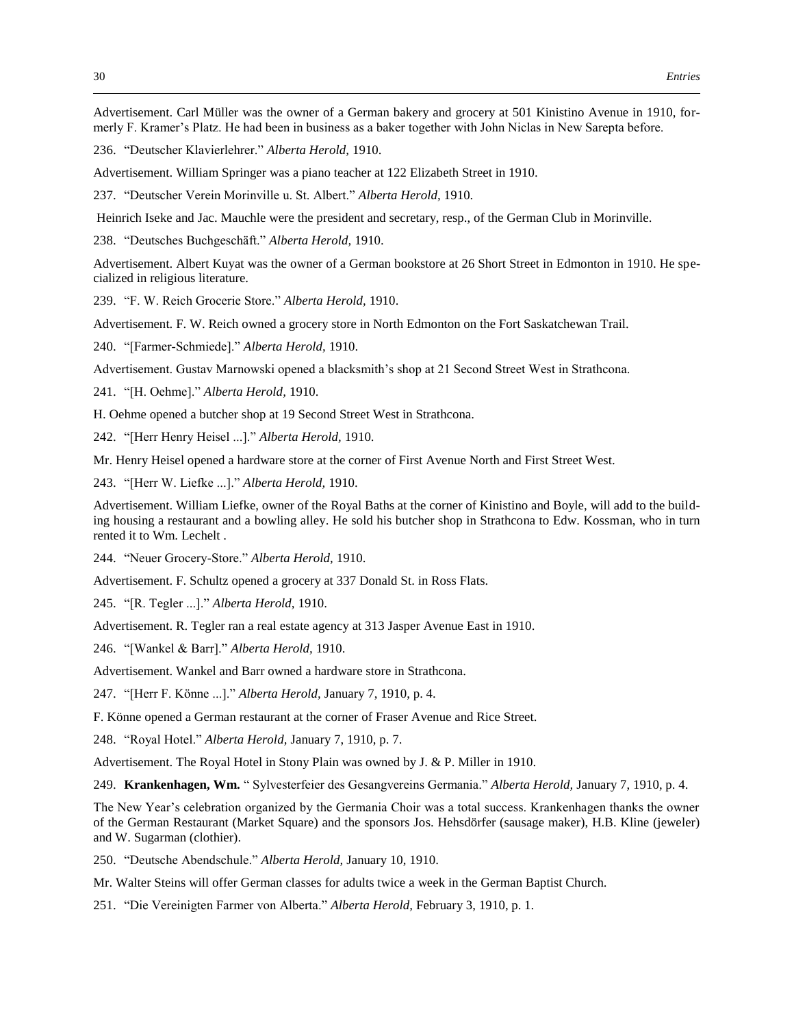Advertisement. Carl Müller was the owner of a German bakery and grocery at 501 Kinistino Avenue in 1910, formerly F. Kramer's Platz. He had been in business as a baker together with John Niclas in New Sarepta before.

236. "Deutscher Klavierlehrer." *Alberta Herold,* 1910.

Advertisement. William Springer was a piano teacher at 122 Elizabeth Street in 1910.

237. "Deutscher Verein Morinville u. St. Albert." *Alberta Herold,* 1910.

Heinrich Iseke and Jac. Mauchle were the president and secretary, resp., of the German Club in Morinville.

238. "Deutsches Buchgeschäft." *Alberta Herold,* 1910.

Advertisement. Albert Kuyat was the owner of a German bookstore at 26 Short Street in Edmonton in 1910. He specialized in religious literature.

239. "F. W. Reich Grocerie Store." *Alberta Herold,* 1910.

Advertisement. F. W. Reich owned a grocery store in North Edmonton on the Fort Saskatchewan Trail.

240. "[Farmer-Schmiede]." *Alberta Herold,* 1910.

Advertisement. Gustav Marnowski opened a blacksmith's shop at 21 Second Street West in Strathcona.

241. "[H. Oehme]." *Alberta Herold,* 1910.

H. Oehme opened a butcher shop at 19 Second Street West in Strathcona.

242. "[Herr Henry Heisel ...]." *Alberta Herold,* 1910.

Mr. Henry Heisel opened a hardware store at the corner of First Avenue North and First Street West.

243. "[Herr W. Liefke ...]." *Alberta Herold,* 1910.

Advertisement. William Liefke, owner of the Royal Baths at the corner of Kinistino and Boyle, will add to the building housing a restaurant and a bowling alley. He sold his butcher shop in Strathcona to Edw. Kossman, who in turn rented it to Wm. Lechelt .

244. "Neuer Grocery-Store." *Alberta Herold,* 1910.

Advertisement. F. Schultz opened a grocery at 337 Donald St. in Ross Flats.

245. "[R. Tegler ...]." *Alberta Herold,* 1910.

Advertisement. R. Tegler ran a real estate agency at 313 Jasper Avenue East in 1910.

246. "[Wankel & Barr]." *Alberta Herold,* 1910.

Advertisement. Wankel and Barr owned a hardware store in Strathcona.

247. "[Herr F. Könne ...]." *Alberta Herold,* January 7, 1910, p. 4.

F. Könne opened a German restaurant at the corner of Fraser Avenue and Rice Street.

248. "Royal Hotel." *Alberta Herold,* January 7, 1910, p. 7.

Advertisement. The Royal Hotel in Stony Plain was owned by J. & P. Miller in 1910.

249. **Krankenhagen, Wm.** " Sylvesterfeier des Gesangvereins Germania." *Alberta Herold,* January 7, 1910, p. 4.

The New Year's celebration organized by the Germania Choir was a total success. Krankenhagen thanks the owner of the German Restaurant (Market Square) and the sponsors Jos. Hehsdörfer (sausage maker), H.B. Kline (jeweler) and W. Sugarman (clothier).

250. "Deutsche Abendschule." *Alberta Herold,* January 10, 1910.

Mr. Walter Steins will offer German classes for adults twice a week in the German Baptist Church.

251. "Die Vereinigten Farmer von Alberta." *Alberta Herold,* February 3, 1910, p. 1.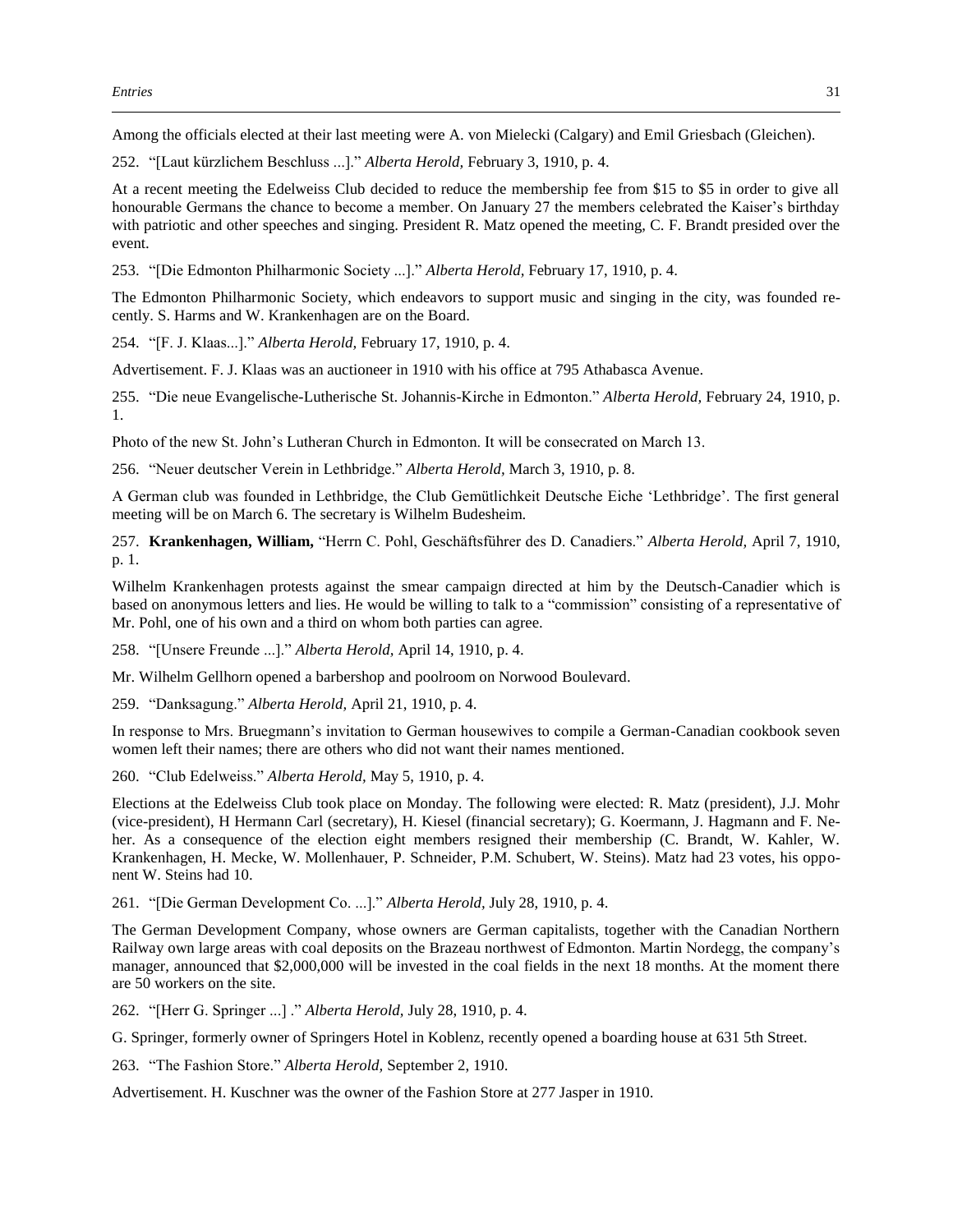Among the officials elected at their last meeting were A. von Mielecki (Calgary) and Emil Griesbach (Gleichen).

252. "[Laut kürzlichem Beschluss ...]." *Alberta Herold,* February 3, 1910, p. 4.

At a recent meeting the Edelweiss Club decided to reduce the membership fee from $15 to $5 in order to give all honourable Germans the chance to become a member. On January 27 the members celebrated the Kaiser's birthday with patriotic and other speeches and singing. President R. Matz opened the meeting, C. F. Brandt presided over the event.

253. "[Die Edmonton Philharmonic Society ...]." *Alberta Herold,* February 17, 1910, p. 4.

The Edmonton Philharmonic Society, which endeavors to support music and singing in the city, was founded recently. S. Harms and W. Krankenhagen are on the Board.

254. "[F. J. Klaas...]." *Alberta Herold,* February 17, 1910, p. 4.

Advertisement. F. J. Klaas was an auctioneer in 1910 with his office at 795 Athabasca Avenue.

255. "Die neue Evangelische-Lutherische St. Johannis-Kirche in Edmonton." *Alberta Herold,* February 24, 1910, p. 1.

Photo of the new St. John's Lutheran Church in Edmonton. It will be consecrated on March 13.

256. "Neuer deutscher Verein in Lethbridge." *Alberta Herold,* March 3, 1910, p. 8.

A German club was founded in Lethbridge, the Club Gemütlichkeit Deutsche Eiche 'Lethbridge'. The first general meeting will be on March 6. The secretary is Wilhelm Budesheim.

257. **Krankenhagen, William,** "Herrn C. Pohl, Geschäftsführer des D. Canadiers." *Alberta Herold,* April 7, 1910, p. 1.

Wilhelm Krankenhagen protests against the smear campaign directed at him by the Deutsch-Canadier which is based on anonymous letters and lies. He would be willing to talk to a "commission" consisting of a representative of Mr. Pohl, one of his own and a third on whom both parties can agree.

258. "[Unsere Freunde ...]." *Alberta Herold,* April 14, 1910, p. 4.

Mr. Wilhelm Gellhorn opened a barbershop and poolroom on Norwood Boulevard.

259. "Danksagung." *Alberta Herold,* April 21, 1910, p. 4.

In response to Mrs. Bruegmann's invitation to German housewives to compile a German-Canadian cookbook seven women left their names; there are others who did not want their names mentioned.

260. "Club Edelweiss." *Alberta Herold,* May 5, 1910, p. 4.

Elections at the Edelweiss Club took place on Monday. The following were elected: R. Matz (president), J.J. Mohr (vice-president), H Hermann Carl (secretary), H. Kiesel (financial secretary); G. Koermann, J. Hagmann and F. Neher. As a consequence of the election eight members resigned their membership (C. Brandt, W. Kahler, W. Krankenhagen, H. Mecke, W. Mollenhauer, P. Schneider, P.M. Schubert, W. Steins). Matz had 23 votes, his opponent W. Steins had 10.

261. "[Die German Development Co. ...]." *Alberta Herold,* July 28, 1910, p. 4.

The German Development Company, whose owners are German capitalists, together with the Canadian Northern Railway own large areas with coal deposits on the Brazeau northwest of Edmonton. Martin Nordegg, the company's manager, announced that $2,000,000 will be invested in the coal fields in the next 18 months. At the moment there are 50 workers on the site.

262. "[Herr G. Springer ...] ." *Alberta Herold,* July 28, 1910, p. 4.

G. Springer, formerly owner of Springers Hotel in Koblenz, recently opened a boarding house at 631 5th Street.

263. "The Fashion Store." *Alberta Herold,* September 2, 1910.

Advertisement. H. Kuschner was the owner of the Fashion Store at 277 Jasper in 1910.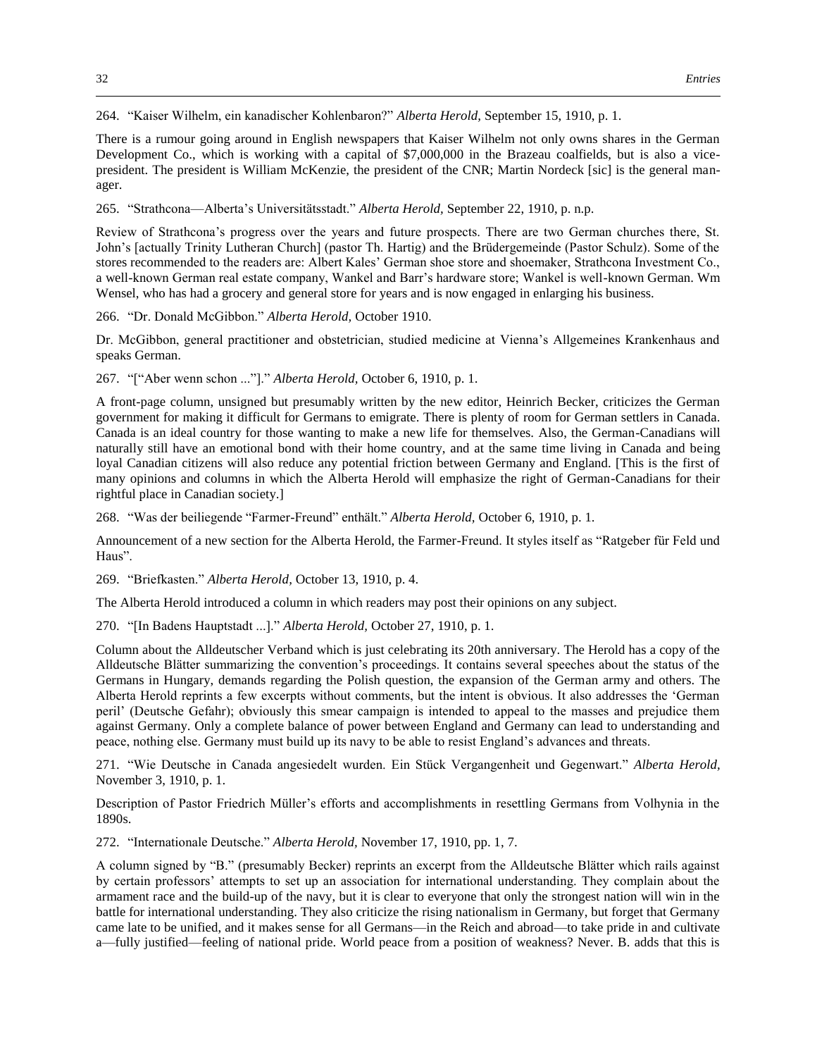264. “Kaiser Wilhelm, ein kanadischer Kohlenbaron?” *Alberta Herold,* September 15, 1910, p. 1.

There is a rumour going around in English newspapers that Kaiser Wilhelm not only owns shares in the German Development Co., which is working with a capital of $7,000,000 in the Brazeau coalfields, but is also a vice-president. The president is William McKenzie, the president of the CNR; Martin Nordeck [sic] is the general manager.

265. “Strathcona—Alberta’s Universitätsstadt.” *Alberta Herold,* September 22, 1910, p. n.p.

Review of Strathcona’s progress over the years and future prospects. There are two German churches there, St. John’s [actually Trinity Lutheran Church] (pastor Th. Hartig) and the Brüdergemeinde (Pastor Schulz). Some of the stores recommended to the readers are: Albert Kales’ German shoe store and shoemaker, Strathcona Investment Co., a well-known German real estate company, Wankel and Barr’s hardware store; Wankel is well-known German. Wm Wensel, who has had a grocery and general store for years and is now engaged in enlarging his business.

266. “Dr. Donald McGibbon.” *Alberta Herold,* October 1910.

Dr. McGibbon, general practitioner and obstetrician, studied medicine at Vienna’s Allgemeines Krankenhaus and speaks German.

267. “[“Aber wenn schon ...”].” *Alberta Herold,* October 6, 1910, p. 1.

A front-page column, unsigned but presumably written by the new editor, Heinrich Becker, criticizes the German government for making it difficult for Germans to emigrate. There is plenty of room for German settlers in Canada. Canada is an ideal country for those wanting to make a new life for themselves. Also, the German-Canadians will naturally still have an emotional bond with their home country, and at the same time living in Canada and being loyal Canadian citizens will also reduce any potential friction between Germany and England. [This is the first of many opinions and columns in which the Alberta Herold will emphasize the right of German-Canadians for their rightful place in Canadian society.]

268. “Was der beiliegende “Farmer-Freund” enthält.” *Alberta Herold,* October 6, 1910, p. 1.

Announcement of a new section for the Alberta Herold, the Farmer-Freund. It styles itself as “Ratgeber für Feld und Haus”.

269. “Briefkasten.” *Alberta Herold,* October 13, 1910, p. 4.

The Alberta Herold introduced a column in which readers may post their opinions on any subject.

270. “[In Badens Hauptstadt ...].” *Alberta Herold,* October 27, 1910, p. 1.

Column about the Alldeutscher Verband which is just celebrating its 20th anniversary. The Herold has a copy of the Alldeutsche Blätter summarizing the convention’s proceedings. It contains several speeches about the status of the Germans in Hungary, demands regarding the Polish question, the expansion of the German army and others. The Alberta Herold reprints a few excerpts without comments, but the intent is obvious. It also addresses the ‘German peril’ (Deutsche Gefahr); obviously this smear campaign is intended to appeal to the masses and prejudice them against Germany. Only a complete balance of power between England and Germany can lead to understanding and peace, nothing else. Germany must build up its navy to be able to resist England’s advances and threats.

271. “Wie Deutsche in Canada angesiedelt wurden. Ein Stück Vergangenheit und Gegenwart.” *Alberta Herold,* November 3, 1910, p. 1.

Description of Pastor Friedrich Müller’s efforts and accomplishments in resettling Germans from Volhynia in the 1890s.

272. “Internationale Deutsche.” *Alberta Herold,* November 17, 1910, pp. 1, 7.

A column signed by “B.” (presumably Becker) reprints an excerpt from the Alldeutsche Blätter which rails against by certain professors’ attempts to set up an association for international understanding. They complain about the armament race and the build-up of the navy, but it is clear to everyone that only the strongest nation will win in the battle for international understanding. They also criticize the rising nationalism in Germany, but forget that Germany came late to be unified, and it makes sense for all Germans—in the Reich and abroad—to take pride in and cultivate a—fully justified—feeling of national pride. World peace from a position of weakness? Never. B. adds that this is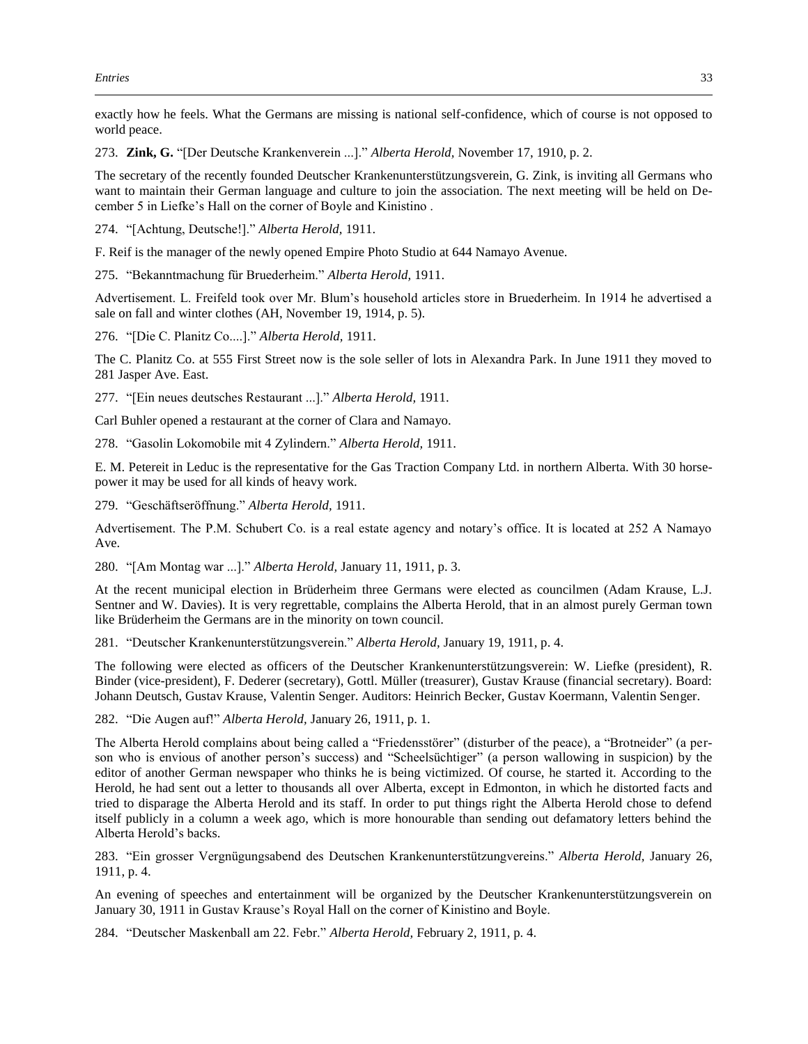exactly how he feels. What the Germans are missing is national self-confidence, which of course is not opposed to world peace.

273. **Zink, G.** "[Der Deutsche Krankenverein ...]." *Alberta Herold,* November 17, 1910, p. 2.

The secretary of the recently founded Deutscher Krankenunterstützungsverein, G. Zink, is inviting all Germans who want to maintain their German language and culture to join the association. The next meeting will be held on December 5 in Liefke's Hall on the corner of Boyle and Kinistino .

274. "[Achtung, Deutsche!]." *Alberta Herold,* 1911.

F. Reif is the manager of the newly opened Empire Photo Studio at 644 Namayo Avenue.

275. "Bekanntmachung für Bruederheim." *Alberta Herold,* 1911.

Advertisement. L. Freifeld took over Mr. Blum's household articles store in Bruederheim. In 1914 he advertised a sale on fall and winter clothes (AH, November 19, 1914, p. 5).

276. "[Die C. Planitz Co....]." *Alberta Herold,* 1911.

The C. Planitz Co. at 555 First Street now is the sole seller of lots in Alexandra Park. In June 1911 they moved to 281 Jasper Ave. East.

277. "[Ein neues deutsches Restaurant ...]." *Alberta Herold,* 1911.

Carl Buhler opened a restaurant at the corner of Clara and Namayo.

278. "Gasolin Lokomobile mit 4 Zylindern." *Alberta Herold,* 1911.

E. M. Petereit in Leduc is the representative for the Gas Traction Company Ltd. in northern Alberta. With 30 horsepower it may be used for all kinds of heavy work.

279. "Geschäftseröffnung." *Alberta Herold,* 1911.

Advertisement. The P.M. Schubert Co. is a real estate agency and notary's office. It is located at 252 A Namayo Ave.

280. "[Am Montag war ...]." *Alberta Herold,* January 11, 1911, p. 3.

At the recent municipal election in Brüderheim three Germans were elected as councilmen (Adam Krause, L.J. Sentner and W. Davies). It is very regrettable, complains the Alberta Herold, that in an almost purely German town like Brüderheim the Germans are in the minority on town council.

281. "Deutscher Krankenunterstützungsverein." *Alberta Herold,* January 19, 1911, p. 4.

The following were elected as officers of the Deutscher Krankenunterstützungsverein: W. Liefke (president), R. Binder (vice-president), F. Dederer (secretary), Gottl. Müller (treasurer), Gustav Krause (financial secretary). Board: Johann Deutsch, Gustav Krause, Valentin Senger. Auditors: Heinrich Becker, Gustav Koermann, Valentin Senger.

282. "Die Augen auf!" *Alberta Herold,* January 26, 1911, p. 1.

The Alberta Herold complains about being called a "Friedensstörer" (disturber of the peace), a "Brotneider" (a person who is envious of another person's success) and "Scheelsüchtiger" (a person wallowing in suspicion) by the editor of another German newspaper who thinks he is being victimized. Of course, he started it. According to the Herold, he had sent out a letter to thousands all over Alberta, except in Edmonton, in which he distorted facts and tried to disparage the Alberta Herold and its staff. In order to put things right the Alberta Herold chose to defend itself publicly in a column a week ago, which is more honourable than sending out defamatory letters behind the Alberta Herold's backs.

283. "Ein grosser Vergnügungsabend des Deutschen Krankenunterstützungvereins." *Alberta Herold,* January 26, 1911, p. 4.

An evening of speeches and entertainment will be organized by the Deutscher Krankenunterstützungsverein on January 30, 1911 in Gustav Krause's Royal Hall on the corner of Kinistino and Boyle.

284. "Deutscher Maskenball am 22. Febr." *Alberta Herold,* February 2, 1911, p. 4.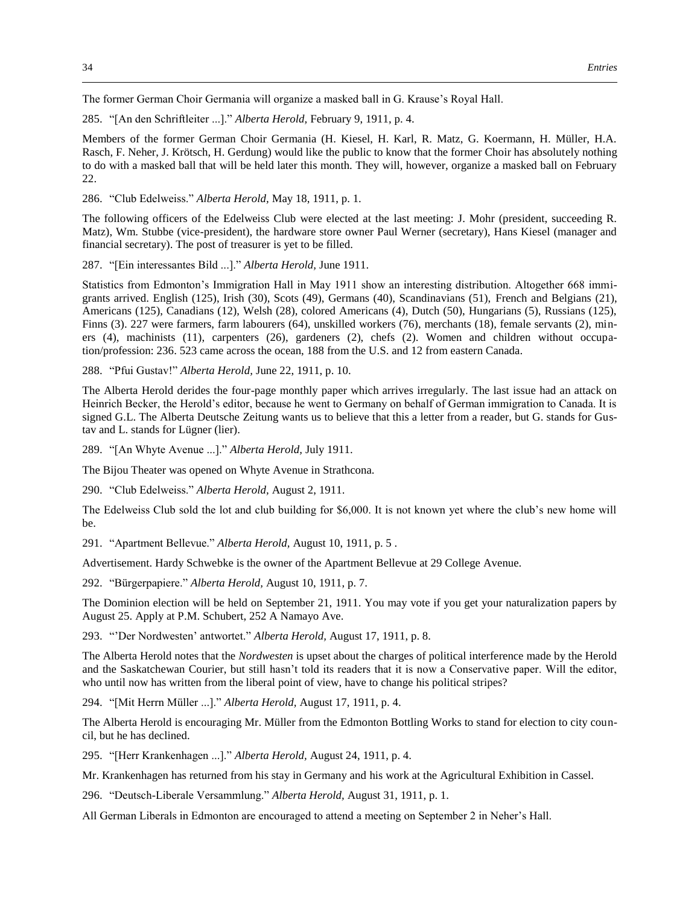The former German Choir Germania will organize a masked ball in G. Krause's Royal Hall.

285. "[An den Schriftleiter ...]." *Alberta Herold,* February 9, 1911, p. 4.

Members of the former German Choir Germania (H. Kiesel, H. Karl, R. Matz, G. Koermann, H. Müller, H.A. Rasch, F. Neher, J. Krötsch, H. Gerdung) would like the public to know that the former Choir has absolutely nothing to do with a masked ball that will be held later this month. They will, however, organize a masked ball on February 22.

286. "Club Edelweiss." *Alberta Herold,* May 18, 1911, p. 1.

The following officers of the Edelweiss Club were elected at the last meeting: J. Mohr (president, succeeding R. Matz), Wm. Stubbe (vice-president), the hardware store owner Paul Werner (secretary), Hans Kiesel (manager and financial secretary). The post of treasurer is yet to be filled.

287. "[Ein interessantes Bild ...]." *Alberta Herold,* June 1911.

Statistics from Edmonton's Immigration Hall in May 1911 show an interesting distribution. Altogether 668 immigrants arrived. English (125), Irish (30), Scots (49), Germans (40), Scandinavians (51), French and Belgians (21), Americans (125), Canadians (12), Welsh (28), colored Americans (4), Dutch (50), Hungarians (5), Russians (125), Finns (3). 227 were farmers, farm labourers (64), unskilled workers (76), merchants (18), female servants (2), miners (4), machinists (11), carpenters (26), gardeners (2), chefs (2). Women and children without occupation/profession: 236. 523 came across the ocean, 188 from the U.S. and 12 from eastern Canada.

288. "Pfui Gustav!" *Alberta Herold,* June 22, 1911, p. 10.

The Alberta Herold derides the four-page monthly paper which arrives irregularly. The last issue had an attack on Heinrich Becker, the Herold's editor, because he went to Germany on behalf of German immigration to Canada. It is signed G.L. The Alberta Deutsche Zeitung wants us to believe that this a letter from a reader, but G. stands for Gustav and L. stands for Lügner (lier).

289. "[An Whyte Avenue ...]." *Alberta Herold,* July 1911.

The Bijou Theater was opened on Whyte Avenue in Strathcona.

290. "Club Edelweiss." *Alberta Herold,* August 2, 1911.

The Edelweiss Club sold the lot and club building for $6,000. It is not known yet where the club's new home will be.

291. "Apartment Bellevue." *Alberta Herold,* August 10, 1911, p. 5 .

Advertisement. Hardy Schwebke is the owner of the Apartment Bellevue at 29 College Avenue.

292. "Bürgerpapiere." *Alberta Herold,* August 10, 1911, p. 7.

The Dominion election will be held on September 21, 1911. You may vote if you get your naturalization papers by August 25. Apply at P.M. Schubert, 252 A Namayo Ave.

293. "'Der Nordwesten' antwortet." *Alberta Herold,* August 17, 1911, p. 8.

The Alberta Herold notes that the *Nordwesten* is upset about the charges of political interference made by the Herold and the Saskatchewan Courier, but still hasn't told its readers that it is now a Conservative paper. Will the editor, who until now has written from the liberal point of view, have to change his political stripes?

294. "[Mit Herrn Müller ...]." *Alberta Herold,* August 17, 1911, p. 4.

The Alberta Herold is encouraging Mr. Müller from the Edmonton Bottling Works to stand for election to city council, but he has declined.

295. "[Herr Krankenhagen ...]." *Alberta Herold,* August 24, 1911, p. 4.

Mr. Krankenhagen has returned from his stay in Germany and his work at the Agricultural Exhibition in Cassel.

296. "Deutsch-Liberale Versammlung." *Alberta Herold,* August 31, 1911, p. 1.

All German Liberals in Edmonton are encouraged to attend a meeting on September 2 in Neher's Hall.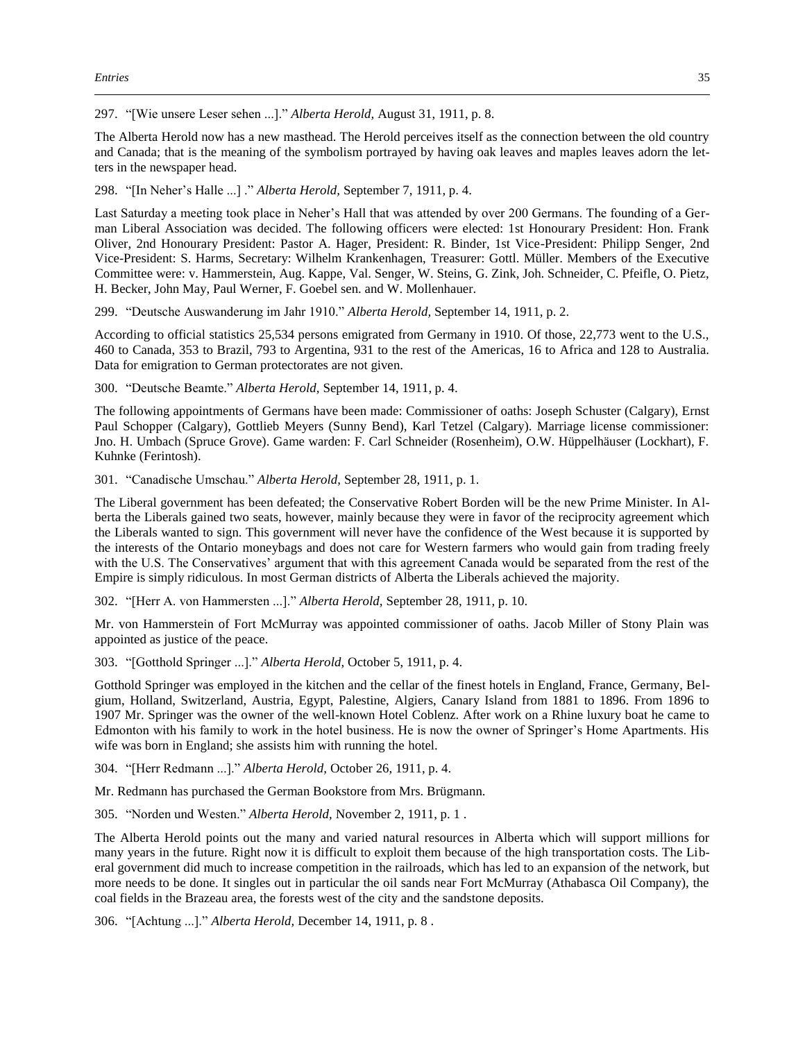297. “[Wie unsere Leser sehen ...].” *Alberta Herold,* August 31, 1911, p. 8.

The Alberta Herold now has a new masthead. The Herold perceives itself as the connection between the old country and Canada; that is the meaning of the symbolism portrayed by having oak leaves and maples leaves adorn the letters in the newspaper head.

298. “[In Neher’s Halle ...] .” *Alberta Herold,* September 7, 1911, p. 4.

Last Saturday a meeting took place in Neher’s Hall that was attended by over 200 Germans. The founding of a German Liberal Association was decided. The following officers were elected: 1st Honourary President: Hon. Frank Oliver, 2nd Honourary President: Pastor A. Hager, President: R. Binder, 1st Vice-President: Philipp Senger, 2nd Vice-President: S. Harms, Secretary: Wilhelm Krankenhagen, Treasurer: Gottl. Müller. Members of the Executive Committee were: v. Hammerstein, Aug. Kappe, Val. Senger, W. Steins, G. Zink, Joh. Schneider, C. Pfeifle, O. Pietz, H. Becker, John May, Paul Werner, F. Goebel sen. and W. Mollenhauer.

299. “Deutsche Auswanderung im Jahr 1910.” *Alberta Herold,* September 14, 1911, p. 2.

According to official statistics 25,534 persons emigrated from Germany in 1910. Of those, 22,773 went to the U.S., 460 to Canada, 353 to Brazil, 793 to Argentina, 931 to the rest of the Americas, 16 to Africa and 128 to Australia. Data for emigration to German protectorates are not given.

300. “Deutsche Beamte.” *Alberta Herold,* September 14, 1911, p. 4.

The following appointments of Germans have been made: Commissioner of oaths: Joseph Schuster (Calgary), Ernst Paul Schopper (Calgary), Gottlieb Meyers (Sunny Bend), Karl Tetzel (Calgary). Marriage license commissioner: Jno. H. Umbach (Spruce Grove). Game wardens: F. Carl Schneider (Rosenheim), O.W. Hüppelhäuser (Lockhart), F. Kuhnke (Ferintosh).

301. “Canadische Umschau.” *Alberta Herold,* September 28, 1911, p. 1.

The Liberal government has been defeated; the Conservative Robert Borden will be the new Prime Minister. In Alberta the Liberals gained two seats, however, mainly because they were in favor of the reciprocity agreement which the Liberals wanted to sign. This government will never have the confidence of the West because it is supported by the interests of the Ontario moneybags and does not care for Western farmers who would gain from trading freely with the U.S. The Conservatives’ argument that with this agreement Canada would be separated from the rest of the Empire is simply ridiculous. In most German districts of Alberta the Liberals achieved the majority.

302. “[Herr A. von Hammersten ...].” *Alberta Herold,* September 28, 1911, p. 10.

Mr. von Hammerstein of Fort McMurray was appointed commissioner of oaths. Jacob Miller of Stony Plain was appointed as justice of the peace.

303. “[Gotthold Springer ...].” *Alberta Herold,* October 5, 1911, p. 4.

Gotthold Springer was employed in the kitchen and the cellar of the finest hotels in England, France, Germany, Belgium, Holland, Switzerland, Austria, Egypt, Palestine, Algiers, Canary Island from 1881 to 1896. From 1896 to 1907 Mr. Springer was the owner of the well-known Hotel Coblenz. After work on a Rhine luxury boat he came to Edmonton with his family to work in the hotel business. He is now the owner of Springer’s Home Apartments. His wife was born in England; she assists him with running the hotel.

304. “[Herr Redmann ...].” *Alberta Herold,* October 26, 1911, p. 4.

Mr. Redmann has purchased the German Bookstore from Mrs. Brügmann.

305. “Norden und Westen.” *Alberta Herold,* November 2, 1911, p. 1 .

The Alberta Herold points out the many and varied natural resources in Alberta which will support millions for many years in the future. Right now it is difficult to exploit them because of the high transportation costs. The Liberal government did much to increase competition in the railroads, which has led to an expansion of the network, but more needs to be done. It singles out in particular the oil sands near Fort McMurray (Athabasca Oil Company), the coal fields in the Brazeau area, the forests west of the city and the sandstone deposits.

306. “[Achtung ...].” *Alberta Herold,* December 14, 1911, p. 8 .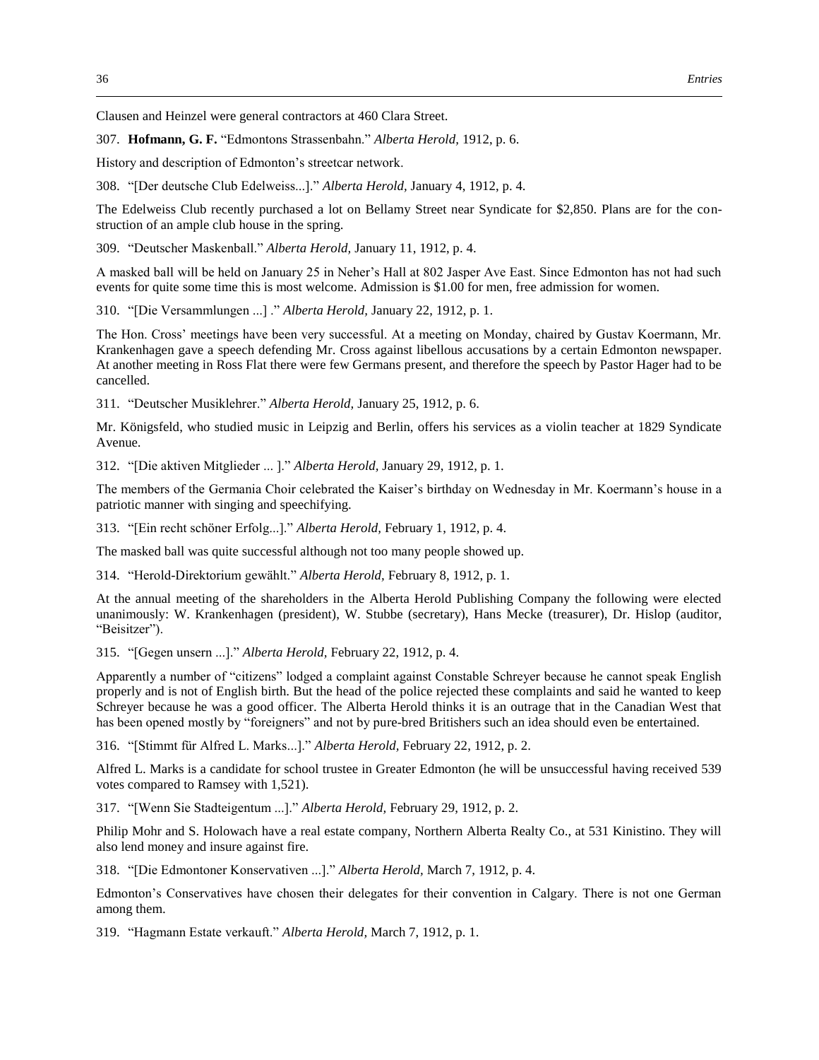Clausen and Heinzel were general contractors at 460 Clara Street.

307. **Hofmann, G. F.** “Edmontons Strassenbahn.” *Alberta Herold,* 1912, p. 6.

History and description of Edmonton’s streetcar network.

308. “[Der deutsche Club Edelweiss...].” *Alberta Herold,* January 4, 1912, p. 4.

The Edelweiss Club recently purchased a lot on Bellamy Street near Syndicate for $2,850. Plans are for the construction of an ample club house in the spring.

309. “Deutscher Maskenball.” *Alberta Herold,* January 11, 1912, p. 4.

A masked ball will be held on January 25 in Neher’s Hall at 802 Jasper Ave East. Since Edmonton has not had such events for quite some time this is most welcome. Admission is $1.00 for men, free admission for women.

310. “[Die Versammlungen ...] .” *Alberta Herold,* January 22, 1912, p. 1.

The Hon. Cross’ meetings have been very successful. At a meeting on Monday, chaired by Gustav Koermann, Mr. Krankenhagen gave a speech defending Mr. Cross against libellous accusations by a certain Edmonton newspaper. At another meeting in Ross Flat there were few Germans present, and therefore the speech by Pastor Hager had to be cancelled.

311. “Deutscher Musiklehrer.” *Alberta Herold,* January 25, 1912, p. 6.

Mr. Königsfeld, who studied music in Leipzig and Berlin, offers his services as a violin teacher at 1829 Syndicate Avenue.

312. “[Die aktiven Mitglieder ... ].” *Alberta Herold,* January 29, 1912, p. 1.

The members of the Germania Choir celebrated the Kaiser’s birthday on Wednesday in Mr. Koermann’s house in a patriotic manner with singing and speechifying.

313. “[Ein recht schöner Erfolg...].” *Alberta Herold,* February 1, 1912, p. 4.

The masked ball was quite successful although not too many people showed up.

314. “Herold-Direktorium gewählt.” *Alberta Herold,* February 8, 1912, p. 1.

At the annual meeting of the shareholders in the Alberta Herold Publishing Company the following were elected unanimously: W. Krankenhagen (president), W. Stubbe (secretary), Hans Mecke (treasurer), Dr. Hislop (auditor, “Beisitzer”).

315. “[Gegen unsern ...].” *Alberta Herold,* February 22, 1912, p. 4.

Apparently a number of “citizens” lodged a complaint against Constable Schreyer because he cannot speak English properly and is not of English birth. But the head of the police rejected these complaints and said he wanted to keep Schreyer because he was a good officer. The Alberta Herold thinks it is an outrage that in the Canadian West that has been opened mostly by “foreigners” and not by pure-bred Britishers such an idea should even be entertained.

316. “[Stimmt für Alfred L. Marks...].” *Alberta Herold,* February 22, 1912, p. 2.

Alfred L. Marks is a candidate for school trustee in Greater Edmonton (he will be unsuccessful having received 539 votes compared to Ramsey with 1,521).

317. “[Wenn Sie Stadteigentum ...].” *Alberta Herold,* February 29, 1912, p. 2.

Philip Mohr and S. Holowach have a real estate company, Northern Alberta Realty Co., at 531 Kinistino. They will also lend money and insure against fire.

318. “[Die Edmontoner Konservativen ...].” *Alberta Herold,* March 7, 1912, p. 4.

Edmonton’s Conservatives have chosen their delegates for their convention in Calgary. There is not one German among them.

319. “Hagmann Estate verkauft.” *Alberta Herold,* March 7, 1912, p. 1.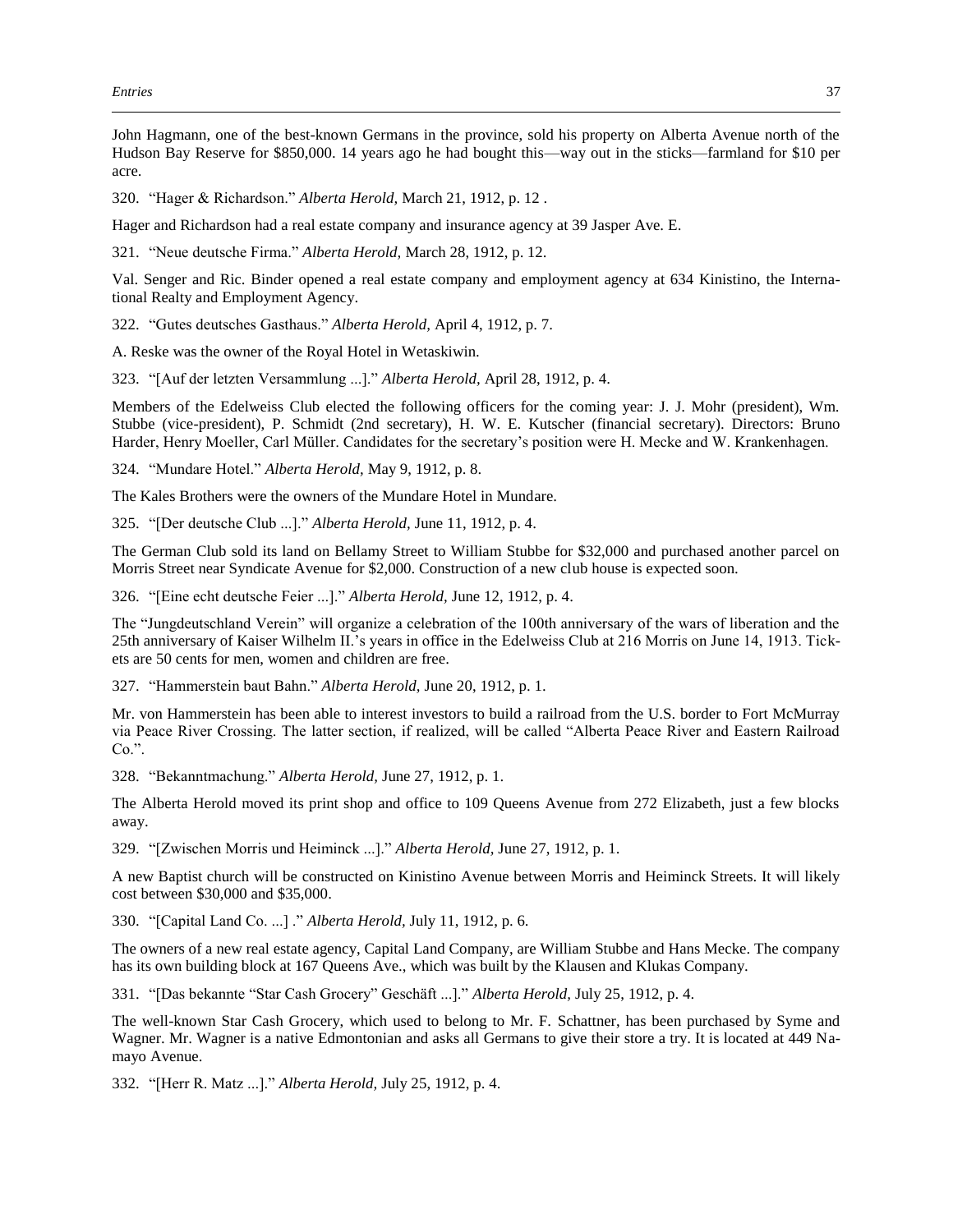John Hagmann, one of the best-known Germans in the province, sold his property on Alberta Avenue north of the Hudson Bay Reserve for $850,000. 14 years ago he had bought this—way out in the sticks—farmland for $10 per acre.

320. "Hager & Richardson." *Alberta Herold,* March 21, 1912, p. 12 .

Hager and Richardson had a real estate company and insurance agency at 39 Jasper Ave. E.

321. "Neue deutsche Firma." *Alberta Herold,* March 28, 1912, p. 12.

Val. Senger and Ric. Binder opened a real estate company and employment agency at 634 Kinistino, the International Realty and Employment Agency.

322. "Gutes deutsches Gasthaus." *Alberta Herold,* April 4, 1912, p. 7.

A. Reske was the owner of the Royal Hotel in Wetaskiwin.

323. "[Auf der letzten Versammlung ...]." *Alberta Herold,* April 28, 1912, p. 4.

Members of the Edelweiss Club elected the following officers for the coming year: J. J. Mohr (president), Wm. Stubbe (vice-president), P. Schmidt (2nd secretary), H. W. E. Kutscher (financial secretary). Directors: Bruno Harder, Henry Moeller, Carl Müller. Candidates for the secretary's position were H. Mecke and W. Krankenhagen.

324. "Mundare Hotel." *Alberta Herold,* May 9, 1912, p. 8.

The Kales Brothers were the owners of the Mundare Hotel in Mundare.

325. "[Der deutsche Club ...]." *Alberta Herold,* June 11, 1912, p. 4.

The German Club sold its land on Bellamy Street to William Stubbe for $32,000 and purchased another parcel on Morris Street near Syndicate Avenue for $2,000. Construction of a new club house is expected soon.

326. "[Eine echt deutsche Feier ...]." *Alberta Herold,* June 12, 1912, p. 4.

The "Jungdeutschland Verein" will organize a celebration of the 100th anniversary of the wars of liberation and the 25th anniversary of Kaiser Wilhelm II.'s years in office in the Edelweiss Club at 216 Morris on June 14, 1913. Tickets are 50 cents for men, women and children are free.

327. "Hammerstein baut Bahn." *Alberta Herold,* June 20, 1912, p. 1.

Mr. von Hammerstein has been able to interest investors to build a railroad from the U.S. border to Fort McMurray via Peace River Crossing. The latter section, if realized, will be called "Alberta Peace River and Eastern Railroad Co.".

328. "Bekanntmachung." *Alberta Herold,* June 27, 1912, p. 1.

The Alberta Herold moved its print shop and office to 109 Queens Avenue from 272 Elizabeth, just a few blocks away.

329. "[Zwischen Morris und Heiminck ...]." *Alberta Herold,* June 27, 1912, p. 1.

A new Baptist church will be constructed on Kinistino Avenue between Morris and Heiminck Streets. It will likely cost between $30,000 and $35,000.

330. "[Capital Land Co. ...] ." *Alberta Herold,* July 11, 1912, p. 6.

The owners of a new real estate agency, Capital Land Company, are William Stubbe and Hans Mecke. The company has its own building block at 167 Queens Ave., which was built by the Klausen and Klukas Company.

331. "[Das bekannte "Star Cash Grocery" Geschäft ...]." *Alberta Herold,* July 25, 1912, p. 4.

The well-known Star Cash Grocery, which used to belong to Mr. F. Schattner, has been purchased by Syme and Wagner. Mr. Wagner is a native Edmontonian and asks all Germans to give their store a try. It is located at 449 Namayo Avenue.

332. "[Herr R. Matz ...]." *Alberta Herold,* July 25, 1912, p. 4.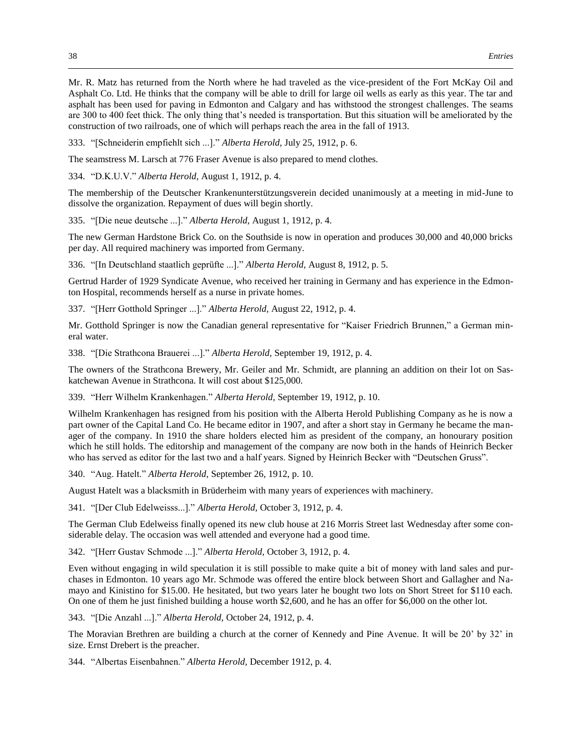Mr. R. Matz has returned from the North where he had traveled as the vice-president of the Fort McKay Oil and Asphalt Co. Ltd. He thinks that the company will be able to drill for large oil wells as early as this year. The tar and asphalt has been used for paving in Edmonton and Calgary and has withstood the strongest challenges. The seams are 300 to 400 feet thick. The only thing that's needed is transportation. But this situation will be ameliorated by the construction of two railroads, one of which will perhaps reach the area in the fall of 1913.

333. "[Schneiderin empfiehlt sich ...]." *Alberta Herold,* July 25, 1912, p. 6.

The seamstress M. Larsch at 776 Fraser Avenue is also prepared to mend clothes.

334. "D.K.U.V." *Alberta Herold,* August 1, 1912, p. 4.

The membership of the Deutscher Krankenunterstützungsverein decided unanimously at a meeting in mid-June to dissolve the organization. Repayment of dues will begin shortly.

335. "[Die neue deutsche ...]." *Alberta Herold,* August 1, 1912, p. 4.

The new German Hardstone Brick Co. on the Southside is now in operation and produces 30,000 and 40,000 bricks per day. All required machinery was imported from Germany.

336. "[In Deutschland staatlich geprüfte ...]." *Alberta Herold,* August 8, 1912, p. 5.

Gertrud Harder of 1929 Syndicate Avenue, who received her training in Germany and has experience in the Edmonton Hospital, recommends herself as a nurse in private homes.

337. "[Herr Gotthold Springer ...]." *Alberta Herold,* August 22, 1912, p. 4.

Mr. Gotthold Springer is now the Canadian general representative for "Kaiser Friedrich Brunnen," a German mineral water.

338. "[Die Strathcona Brauerei ...]." *Alberta Herold,* September 19, 1912, p. 4.

The owners of the Strathcona Brewery, Mr. Geiler and Mr. Schmidt, are planning an addition on their lot on Saskatchewan Avenue in Strathcona. It will cost about $125,000.

339. "Herr Wilhelm Krankenhagen." *Alberta Herold,* September 19, 1912, p. 10.

Wilhelm Krankenhagen has resigned from his position with the Alberta Herold Publishing Company as he is now a part owner of the Capital Land Co. He became editor in 1907, and after a short stay in Germany he became the manager of the company. In 1910 the share holders elected him as president of the company, an honourary position which he still holds. The editorship and management of the company are now both in the hands of Heinrich Becker who has served as editor for the last two and a half years. Signed by Heinrich Becker with "Deutschen Gruss".

340. "Aug. Hatelt." *Alberta Herold,* September 26, 1912, p. 10.

August Hatelt was a blacksmith in Brüderheim with many years of experiences with machinery.

341. "[Der Club Edelweisss...]." *Alberta Herold,* October 3, 1912, p. 4.

The German Club Edelweiss finally opened its new club house at 216 Morris Street last Wednesday after some considerable delay. The occasion was well attended and everyone had a good time.

342. "[Herr Gustav Schmode ...]." *Alberta Herold,* October 3, 1912, p. 4.

Even without engaging in wild speculation it is still possible to make quite a bit of money with land sales and purchases in Edmonton. 10 years ago Mr. Schmode was offered the entire block between Short and Gallagher and Namayo and Kinistino for $15.00. He hesitated, but two years later he bought two lots on Short Street for $110 each. On one of them he just finished building a house worth $2,600, and he has an offer for $6,000 on the other lot.

343. "[Die Anzahl ...]." *Alberta Herold,* October 24, 1912, p. 4.

The Moravian Brethren are building a church at the corner of Kennedy and Pine Avenue. It will be 20' by 32' in size. Ernst Drebert is the preacher.

344. "Albertas Eisenbahnen." *Alberta Herold,* December 1912, p. 4.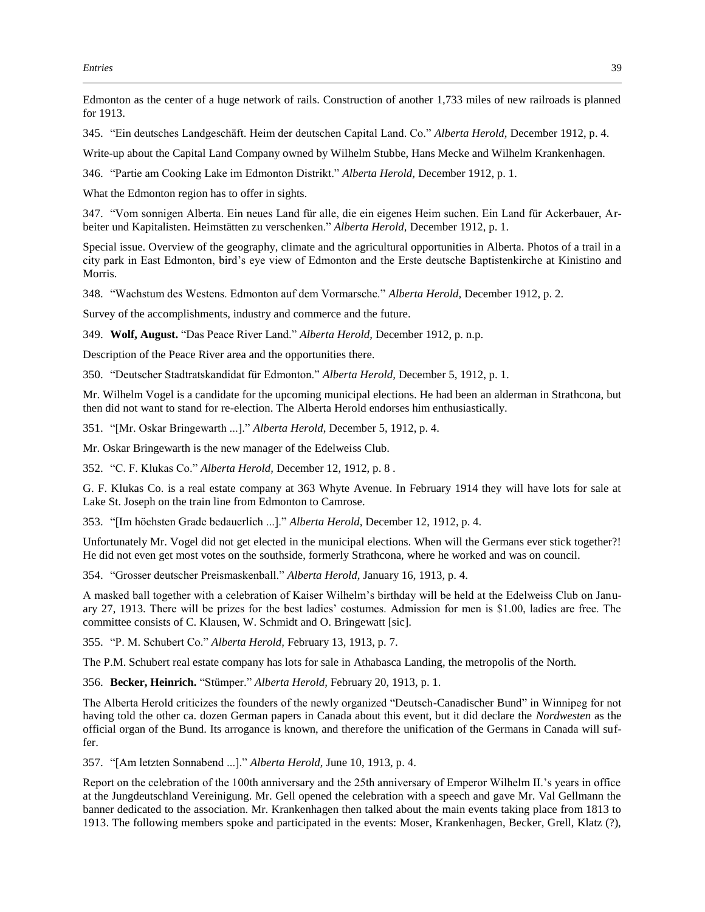Edmonton as the center of a huge network of rails. Construction of another 1,733 miles of new railroads is planned for 1913.

345. "Ein deutsches Landgeschäft. Heim der deutschen Capital Land. Co." *Alberta Herold,* December 1912, p. 4.

Write-up about the Capital Land Company owned by Wilhelm Stubbe, Hans Mecke and Wilhelm Krankenhagen.

346. "Partie am Cooking Lake im Edmonton Distrikt." *Alberta Herold,* December 1912, p. 1.

What the Edmonton region has to offer in sights.

347. "Vom sonnigen Alberta. Ein neues Land für alle, die ein eigenes Heim suchen. Ein Land für Ackerbauer, Arbeiter und Kapitalisten. Heimstätten zu verschenken." *Alberta Herold,* December 1912, p. 1.

Special issue. Overview of the geography, climate and the agricultural opportunities in Alberta. Photos of a trail in a city park in East Edmonton, bird's eye view of Edmonton and the Erste deutsche Baptistenkirche at Kinistino and Morris.

348. "Wachstum des Westens. Edmonton auf dem Vormarsche." *Alberta Herold,* December 1912, p. 2.

Survey of the accomplishments, industry and commerce and the future.

349. **Wolf, August.** "Das Peace River Land." *Alberta Herold,* December 1912, p. n.p.

Description of the Peace River area and the opportunities there.

350. "Deutscher Stadtratskandidat für Edmonton." *Alberta Herold,* December 5, 1912, p. 1.

Mr. Wilhelm Vogel is a candidate for the upcoming municipal elections. He had been an alderman in Strathcona, but then did not want to stand for re-election. The Alberta Herold endorses him enthusiastically.

351. "[Mr. Oskar Bringewarth ...]." *Alberta Herold,* December 5, 1912, p. 4.

Mr. Oskar Bringewarth is the new manager of the Edelweiss Club.

352. "C. F. Klukas Co." *Alberta Herold,* December 12, 1912, p. 8 .

G. F. Klukas Co. is a real estate company at 363 Whyte Avenue. In February 1914 they will have lots for sale at Lake St. Joseph on the train line from Edmonton to Camrose.

353. "[Im höchsten Grade bedauerlich ...]." *Alberta Herold,* December 12, 1912, p. 4.

Unfortunately Mr. Vogel did not get elected in the municipal elections. When will the Germans ever stick together?! He did not even get most votes on the southside, formerly Strathcona, where he worked and was on council.

354. "Grosser deutscher Preismaskenball." *Alberta Herold,* January 16, 1913, p. 4.

A masked ball together with a celebration of Kaiser Wilhelm's birthday will be held at the Edelweiss Club on January 27, 1913. There will be prizes for the best ladies' costumes. Admission for men is $1.00, ladies are free. The committee consists of C. Klausen, W. Schmidt and O. Bringewatt [sic].

355. "P. M. Schubert Co." *Alberta Herold,* February 13, 1913, p. 7.

The P.M. Schubert real estate company has lots for sale in Athabasca Landing, the metropolis of the North.

356. **Becker, Heinrich.** "Stümper." *Alberta Herold,* February 20, 1913, p. 1.

The Alberta Herold criticizes the founders of the newly organized "Deutsch-Canadischer Bund" in Winnipeg for not having told the other ca. dozen German papers in Canada about this event, but it did declare the *Nordwesten* as the official organ of the Bund. Its arrogance is known, and therefore the unification of the Germans in Canada will suffer.

357. "[Am letzten Sonnabend ...]." *Alberta Herold,* June 10, 1913, p. 4.

Report on the celebration of the 100th anniversary and the 25th anniversary of Emperor Wilhelm II.'s years in office at the Jungdeutschland Vereinigung. Mr. Gell opened the celebration with a speech and gave Mr. Val Gellmann the banner dedicated to the association. Mr. Krankenhagen then talked about the main events taking place from 1813 to 1913. The following members spoke and participated in the events: Moser, Krankenhagen, Becker, Grell, Klatz (?),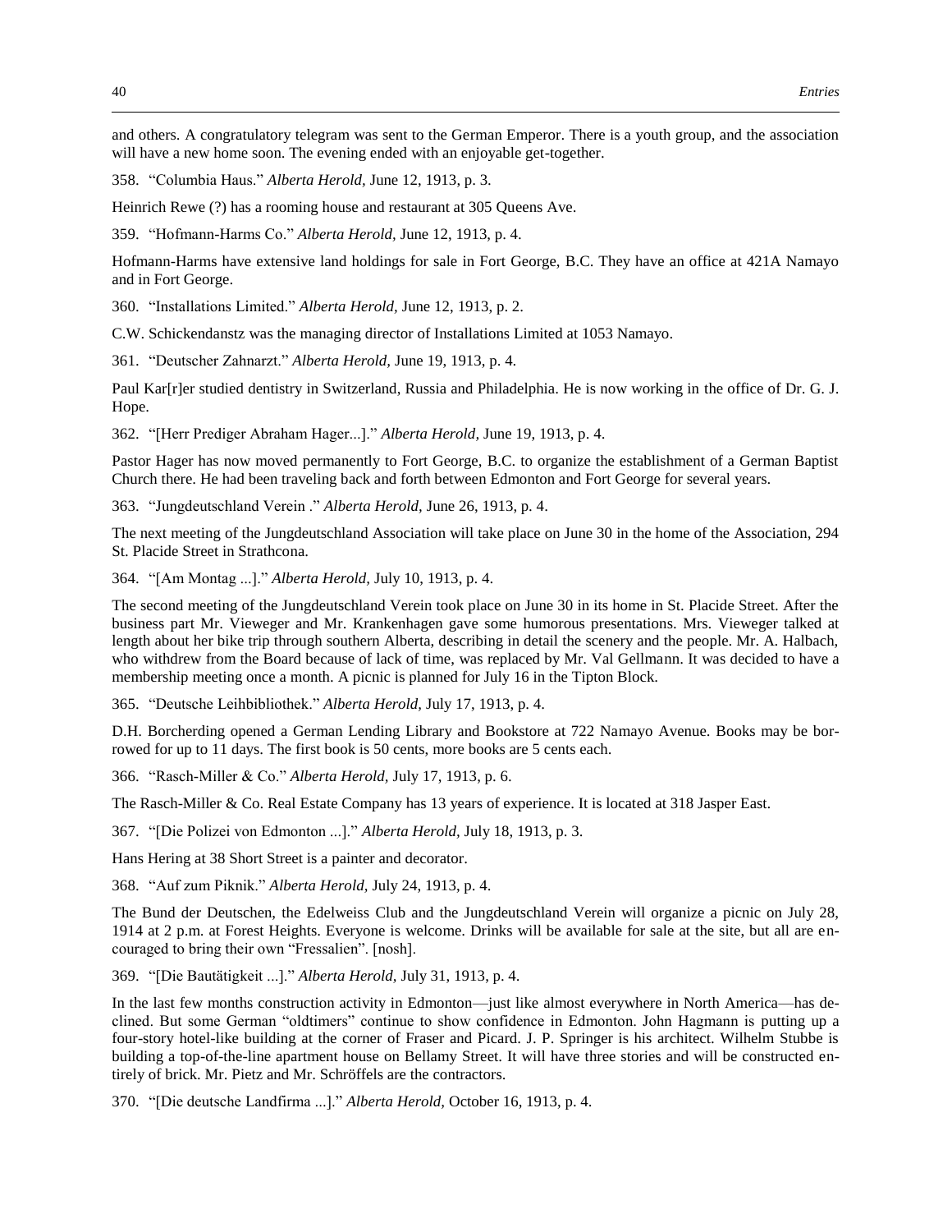and others. A congratulatory telegram was sent to the German Emperor. There is a youth group, and the association will have a new home soon. The evening ended with an enjoyable get-together.

358. "Columbia Haus." *Alberta Herold,* June 12, 1913, p. 3.

Heinrich Rewe (?) has a rooming house and restaurant at 305 Queens Ave.

359. "Hofmann-Harms Co." *Alberta Herold,* June 12, 1913, p. 4.

Hofmann-Harms have extensive land holdings for sale in Fort George, B.C. They have an office at 421A Namayo and in Fort George.

360. "Installations Limited." *Alberta Herold,* June 12, 1913, p. 2.

C.W. Schickendanstz was the managing director of Installations Limited at 1053 Namayo.

361. "Deutscher Zahnarzt." *Alberta Herold,* June 19, 1913, p. 4.

Paul Kar[r]er studied dentistry in Switzerland, Russia and Philadelphia. He is now working in the office of Dr. G. J. Hope.

362. "[Herr Prediger Abraham Hager...]." *Alberta Herold,* June 19, 1913, p. 4.

Pastor Hager has now moved permanently to Fort George, B.C. to organize the establishment of a German Baptist Church there. He had been traveling back and forth between Edmonton and Fort George for several years.

363. "Jungdeutschland Verein ." *Alberta Herold,* June 26, 1913, p. 4.

The next meeting of the Jungdeutschland Association will take place on June 30 in the home of the Association, 294 St. Placide Street in Strathcona.

364. "[Am Montag ...]." *Alberta Herold,* July 10, 1913, p. 4.

The second meeting of the Jungdeutschland Verein took place on June 30 in its home in St. Placide Street. After the business part Mr. Vieweger and Mr. Krankenhagen gave some humorous presentations. Mrs. Vieweger talked at length about her bike trip through southern Alberta, describing in detail the scenery and the people. Mr. A. Halbach, who withdrew from the Board because of lack of time, was replaced by Mr. Val Gellmann. It was decided to have a membership meeting once a month. A picnic is planned for July 16 in the Tipton Block.

365. "Deutsche Leihbibliothek." *Alberta Herold,* July 17, 1913, p. 4.

D.H. Borcherding opened a German Lending Library and Bookstore at 722 Namayo Avenue. Books may be borrowed for up to 11 days. The first book is 50 cents, more books are 5 cents each.

366. "Rasch-Miller & Co." *Alberta Herold,* July 17, 1913, p. 6.

The Rasch-Miller & Co. Real Estate Company has 13 years of experience. It is located at 318 Jasper East.

367. "[Die Polizei von Edmonton ...]." *Alberta Herold,* July 18, 1913, p. 3.

Hans Hering at 38 Short Street is a painter and decorator.

368. "Auf zum Piknik." *Alberta Herold,* July 24, 1913, p. 4.

The Bund der Deutschen, the Edelweiss Club and the Jungdeutschland Verein will organize a picnic on July 28, 1914 at 2 p.m. at Forest Heights. Everyone is welcome. Drinks will be available for sale at the site, but all are encouraged to bring their own "Fressalien". [nosh].

369. "[Die Bautätigkeit ...]." *Alberta Herold,* July 31, 1913, p. 4.

In the last few months construction activity in Edmonton—just like almost everywhere in North America—has declined. But some German "oldtimers" continue to show confidence in Edmonton. John Hagmann is putting up a four-story hotel-like building at the corner of Fraser and Picard. J. P. Springer is his architect. Wilhelm Stubbe is building a top-of-the-line apartment house on Bellamy Street. It will have three stories and will be constructed entirely of brick. Mr. Pietz and Mr. Schröffels are the contractors.

370. "[Die deutsche Landfirma ...]." *Alberta Herold,* October 16, 1913, p. 4.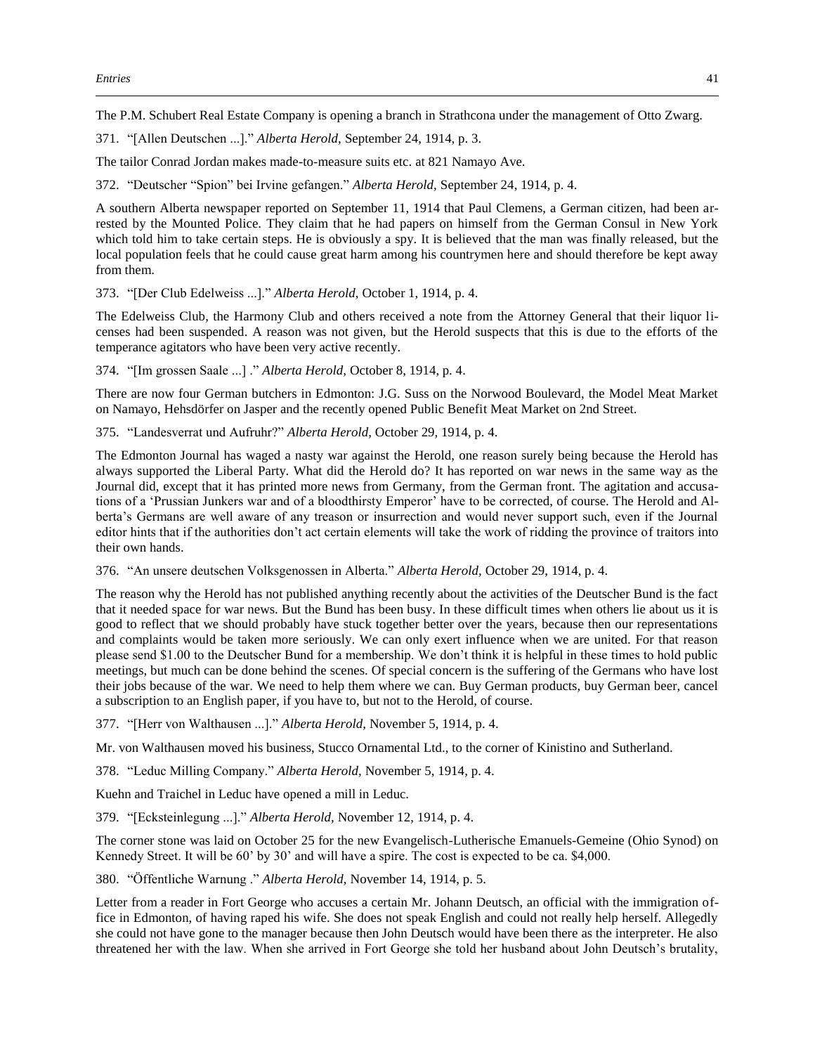The P.M. Schubert Real Estate Company is opening a branch in Strathcona under the management of Otto Zwarg.

371. "[Allen Deutschen ...]." *Alberta Herold,* September 24, 1914, p. 3.

The tailor Conrad Jordan makes made-to-measure suits etc. at 821 Namayo Ave.

372. "Deutscher "Spion" bei Irvine gefangen." *Alberta Herold,* September 24, 1914, p. 4.

A southern Alberta newspaper reported on September 11, 1914 that Paul Clemens, a German citizen, had been arrested by the Mounted Police. They claim that he had papers on himself from the German Consul in New York which told him to take certain steps. He is obviously a spy. It is believed that the man was finally released, but the local population feels that he could cause great harm among his countrymen here and should therefore be kept away from them.

373. "[Der Club Edelweiss ...]." *Alberta Herold,* October 1, 1914, p. 4.

The Edelweiss Club, the Harmony Club and others received a note from the Attorney General that their liquor licenses had been suspended. A reason was not given, but the Herold suspects that this is due to the efforts of the temperance agitators who have been very active recently.

374. "[Im grossen Saale ...] ." *Alberta Herold,* October 8, 1914, p. 4.

There are now four German butchers in Edmonton: J.G. Suss on the Norwood Boulevard, the Model Meat Market on Namayo, Hehsdörfer on Jasper and the recently opened Public Benefit Meat Market on 2nd Street.

375. "Landesverrat und Aufruhr?" *Alberta Herold,* October 29, 1914, p. 4.

The Edmonton Journal has waged a nasty war against the Herold, one reason surely being because the Herold has always supported the Liberal Party. What did the Herold do? It has reported on war news in the same way as the Journal did, except that it has printed more news from Germany, from the German front. The agitation and accusations of a 'Prussian Junkers war and of a bloodthirsty Emperor' have to be corrected, of course. The Herold and Alberta's Germans are well aware of any treason or insurrection and would never support such, even if the Journal editor hints that if the authorities don't act certain elements will take the work of ridding the province of traitors into their own hands.

376. "An unsere deutschen Volksgenossen in Alberta." *Alberta Herold,* October 29, 1914, p. 4.

The reason why the Herold has not published anything recently about the activities of the Deutscher Bund is the fact that it needed space for war news. But the Bund has been busy. In these difficult times when others lie about us it is good to reflect that we should probably have stuck together better over the years, because then our representations and complaints would be taken more seriously. We can only exert influence when we are united. For that reason please send $1.00 to the Deutscher Bund for a membership. We don't think it is helpful in these times to hold public meetings, but much can be done behind the scenes. Of special concern is the suffering of the Germans who have lost their jobs because of the war. We need to help them where we can. Buy German products, buy German beer, cancel a subscription to an English paper, if you have to, but not to the Herold, of course.

377. "[Herr von Walthausen ...]." *Alberta Herold,* November 5, 1914, p. 4.

Mr. von Walthausen moved his business, Stucco Ornamental Ltd., to the corner of Kinistino and Sutherland.

378. "Leduc Milling Company." *Alberta Herold,* November 5, 1914, p. 4.

Kuehn and Traichel in Leduc have opened a mill in Leduc.

379. "[Ecksteinlegung ...]." *Alberta Herold,* November 12, 1914, p. 4.

The corner stone was laid on October 25 for the new Evangelisch-Lutherische Emanuels-Gemeine (Ohio Synod) on Kennedy Street. It will be 60' by 30' and will have a spire. The cost is expected to be ca. $4,000.

380. "Öffentliche Warnung ." *Alberta Herold,* November 14, 1914, p. 5.

Letter from a reader in Fort George who accuses a certain Mr. Johann Deutsch, an official with the immigration office in Edmonton, of having raped his wife. She does not speak English and could not really help herself. Allegedly she could not have gone to the manager because then John Deutsch would have been there as the interpreter. He also threatened her with the law. When she arrived in Fort George she told her husband about John Deutsch's brutality,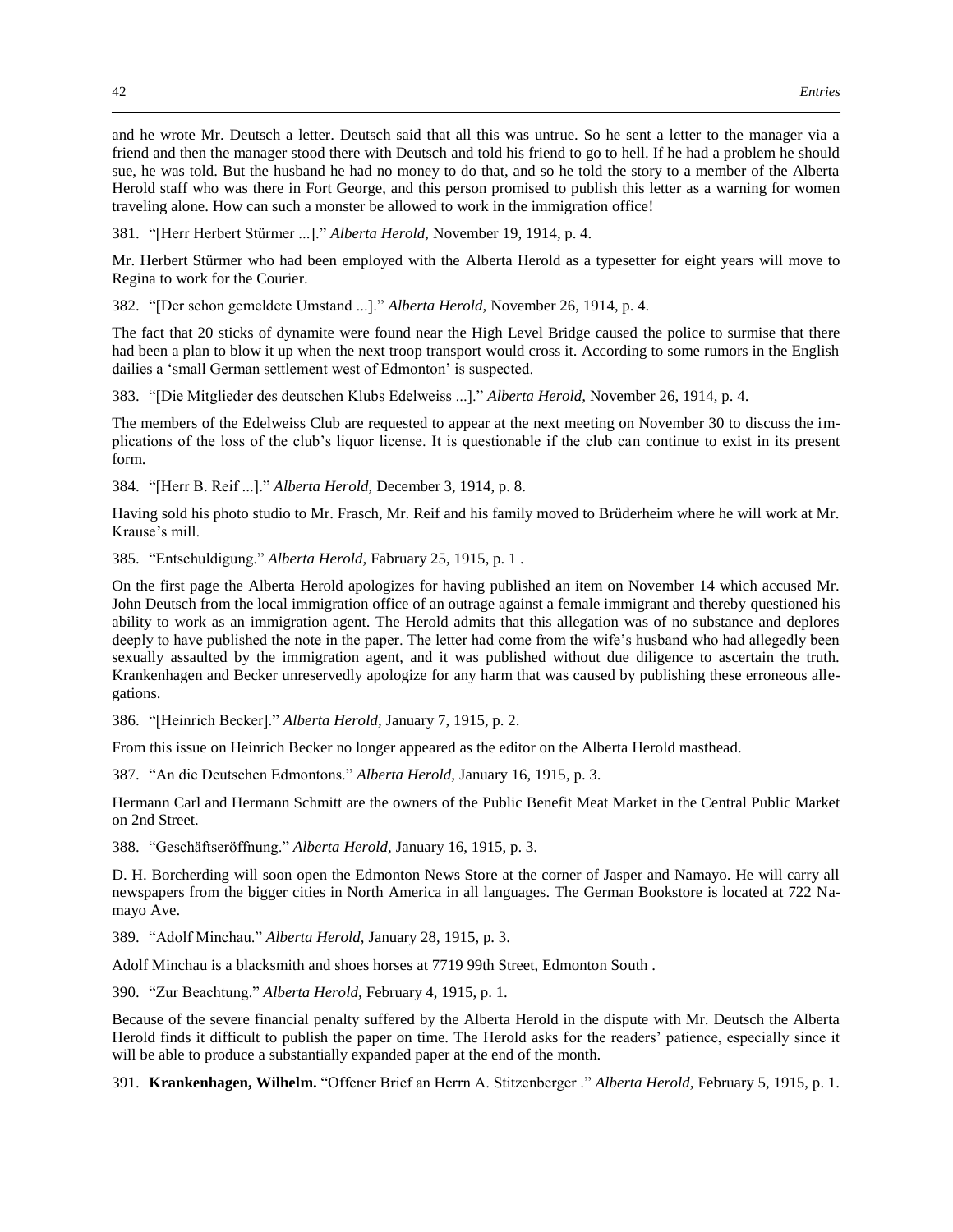and he wrote Mr. Deutsch a letter. Deutsch said that all this was untrue. So he sent a letter to the manager via a friend and then the manager stood there with Deutsch and told his friend to go to hell. If he had a problem he should sue, he was told. But the husband he had no money to do that, and so he told the story to a member of the Alberta Herold staff who was there in Fort George, and this person promised to publish this letter as a warning for women traveling alone. How can such a monster be allowed to work in the immigration office!

381. "[Herr Herbert Stürmer ...]." *Alberta Herold,* November 19, 1914, p. 4.

Mr. Herbert Stürmer who had been employed with the Alberta Herold as a typesetter for eight years will move to Regina to work for the Courier.

382. "[Der schon gemeldete Umstand ...]." *Alberta Herold,* November 26, 1914, p. 4.

The fact that 20 sticks of dynamite were found near the High Level Bridge caused the police to surmise that there had been a plan to blow it up when the next troop transport would cross it. According to some rumors in the English dailies a 'small German settlement west of Edmonton' is suspected.

383. "[Die Mitglieder des deutschen Klubs Edelweiss ...]." *Alberta Herold,* November 26, 1914, p. 4.

The members of the Edelweiss Club are requested to appear at the next meeting on November 30 to discuss the implications of the loss of the club's liquor license. It is questionable if the club can continue to exist in its present form.

384. "[Herr B. Reif ...]." *Alberta Herold,* December 3, 1914, p. 8.

Having sold his photo studio to Mr. Frasch, Mr. Reif and his family moved to Brüderheim where he will work at Mr. Krause's mill.

385. "Entschuldigung." *Alberta Herold,* Fabruary 25, 1915, p. 1 .

On the first page the Alberta Herold apologizes for having published an item on November 14 which accused Mr. John Deutsch from the local immigration office of an outrage against a female immigrant and thereby questioned his ability to work as an immigration agent. The Herold admits that this allegation was of no substance and deplores deeply to have published the note in the paper. The letter had come from the wife's husband who had allegedly been sexually assaulted by the immigration agent, and it was published without due diligence to ascertain the truth. Krankenhagen and Becker unreservedly apologize for any harm that was caused by publishing these erroneous allegations.

386. "[Heinrich Becker]." *Alberta Herold,* January 7, 1915, p. 2.

From this issue on Heinrich Becker no longer appeared as the editor on the Alberta Herold masthead.

387. "An die Deutschen Edmontons." *Alberta Herold,* January 16, 1915, p. 3.

Hermann Carl and Hermann Schmitt are the owners of the Public Benefit Meat Market in the Central Public Market on 2nd Street.

388. "Geschäftseröffnung." *Alberta Herold,* January 16, 1915, p. 3.

D. H. Borcherding will soon open the Edmonton News Store at the corner of Jasper and Namayo. He will carry all newspapers from the bigger cities in North America in all languages. The German Bookstore is located at 722 Namayo Ave.

389. "Adolf Minchau." *Alberta Herold,* January 28, 1915, p. 3.

Adolf Minchau is a blacksmith and shoes horses at 7719 99th Street, Edmonton South .

390. "Zur Beachtung." *Alberta Herold,* February 4, 1915, p. 1.

Because of the severe financial penalty suffered by the Alberta Herold in the dispute with Mr. Deutsch the Alberta Herold finds it difficult to publish the paper on time. The Herold asks for the readers' patience, especially since it will be able to produce a substantially expanded paper at the end of the month.

391. **Krankenhagen, Wilhelm.** "Offener Brief an Herrn A. Stitzenberger ." *Alberta Herold,* February 5, 1915, p. 1.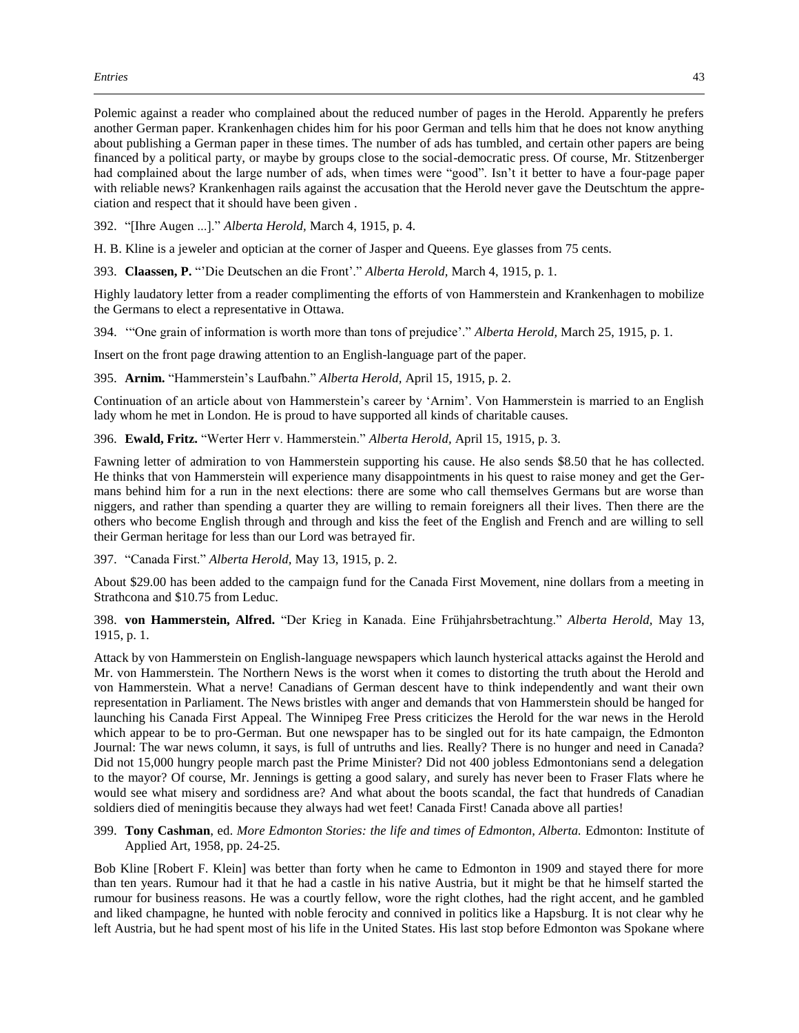Polemic against a reader who complained about the reduced number of pages in the Herold. Apparently he prefers another German paper. Krankenhagen chides him for his poor German and tells him that he does not know anything about publishing a German paper in these times. The number of ads has tumbled, and certain other papers are being financed by a political party, or maybe by groups close to the social-democratic press. Of course, Mr. Stitzenberger had complained about the large number of ads, when times were "good". Isn't it better to have a four-page paper with reliable news? Krankenhagen rails against the accusation that the Herold never gave the Deutschtum the appreciation and respect that it should have been given .

392. "[Ihre Augen ...]." *Alberta Herold,* March 4, 1915, p. 4.

H. B. Kline is a jeweler and optician at the corner of Jasper and Queens. Eye glasses from 75 cents.

393. **Claassen, P.** "'Die Deutschen an die Front'." *Alberta Herold,* March 4, 1915, p. 1.

Highly laudatory letter from a reader complimenting the efforts of von Hammerstein and Krankenhagen to mobilize the Germans to elect a representative in Ottawa.

394. "'One grain of information is worth more than tons of prejudice'." *Alberta Herold,* March 25, 1915, p. 1.

Insert on the front page drawing attention to an English-language part of the paper.

395. **Arnim.** "Hammerstein's Laufbahn." *Alberta Herold,* April 15, 1915, p. 2.

Continuation of an article about von Hammerstein's career by 'Arnim'. Von Hammerstein is married to an English lady whom he met in London. He is proud to have supported all kinds of charitable causes.

396. **Ewald, Fritz.** "Werter Herr v. Hammerstein." *Alberta Herold,* April 15, 1915, p. 3.

Fawning letter of admiration to von Hammerstein supporting his cause. He also sends $8.50 that he has collected. He thinks that von Hammerstein will experience many disappointments in his quest to raise money and get the Germans behind him for a run in the next elections: there are some who call themselves Germans but are worse than niggers, and rather than spending a quarter they are willing to remain foreigners all their lives. Then there are the others who become English through and through and kiss the feet of the English and French and are willing to sell their German heritage for less than our Lord was betrayed fir.

397. "Canada First." *Alberta Herold,* May 13, 1915, p. 2.

About $29.00 has been added to the campaign fund for the Canada First Movement, nine dollars from a meeting in Strathcona and $10.75 from Leduc.

398. **von Hammerstein, Alfred.** "Der Krieg in Kanada. Eine Frühjahrsbetrachtung." *Alberta Herold,* May 13, 1915, p. 1.

Attack by von Hammerstein on English-language newspapers which launch hysterical attacks against the Herold and Mr. von Hammerstein. The Northern News is the worst when it comes to distorting the truth about the Herold and von Hammerstein. What a nerve! Canadians of German descent have to think independently and want their own representation in Parliament. The News bristles with anger and demands that von Hammerstein should be hanged for launching his Canada First Appeal. The Winnipeg Free Press criticizes the Herold for the war news in the Herold which appear to be to pro-German. But one newspaper has to be singled out for its hate campaign, the Edmonton Journal: The war news column, it says, is full of untruths and lies. Really? There is no hunger and need in Canada? Did not 15,000 hungry people march past the Prime Minister? Did not 400 jobless Edmontonians send a delegation to the mayor? Of course, Mr. Jennings is getting a good salary, and surely has never been to Fraser Flats where he would see what misery and sordidness are? And what about the boots scandal, the fact that hundreds of Canadian soldiers died of meningitis because they always had wet feet! Canada First! Canada above all parties!

399. **Tony Cashman**, ed. *More Edmonton Stories: the life and times of Edmonton, Alberta.* Edmonton: Institute of Applied Art, 1958, pp. 24-25.

Bob Kline [Robert F. Klein] was better than forty when he came to Edmonton in 1909 and stayed there for more than ten years. Rumour had it that he had a castle in his native Austria, but it might be that he himself started the rumour for business reasons. He was a courtly fellow, wore the right clothes, had the right accent, and he gambled and liked champagne, he hunted with noble ferocity and connived in politics like a Hapsburg. It is not clear why he left Austria, but he had spent most of his life in the United States. His last stop before Edmonton was Spokane where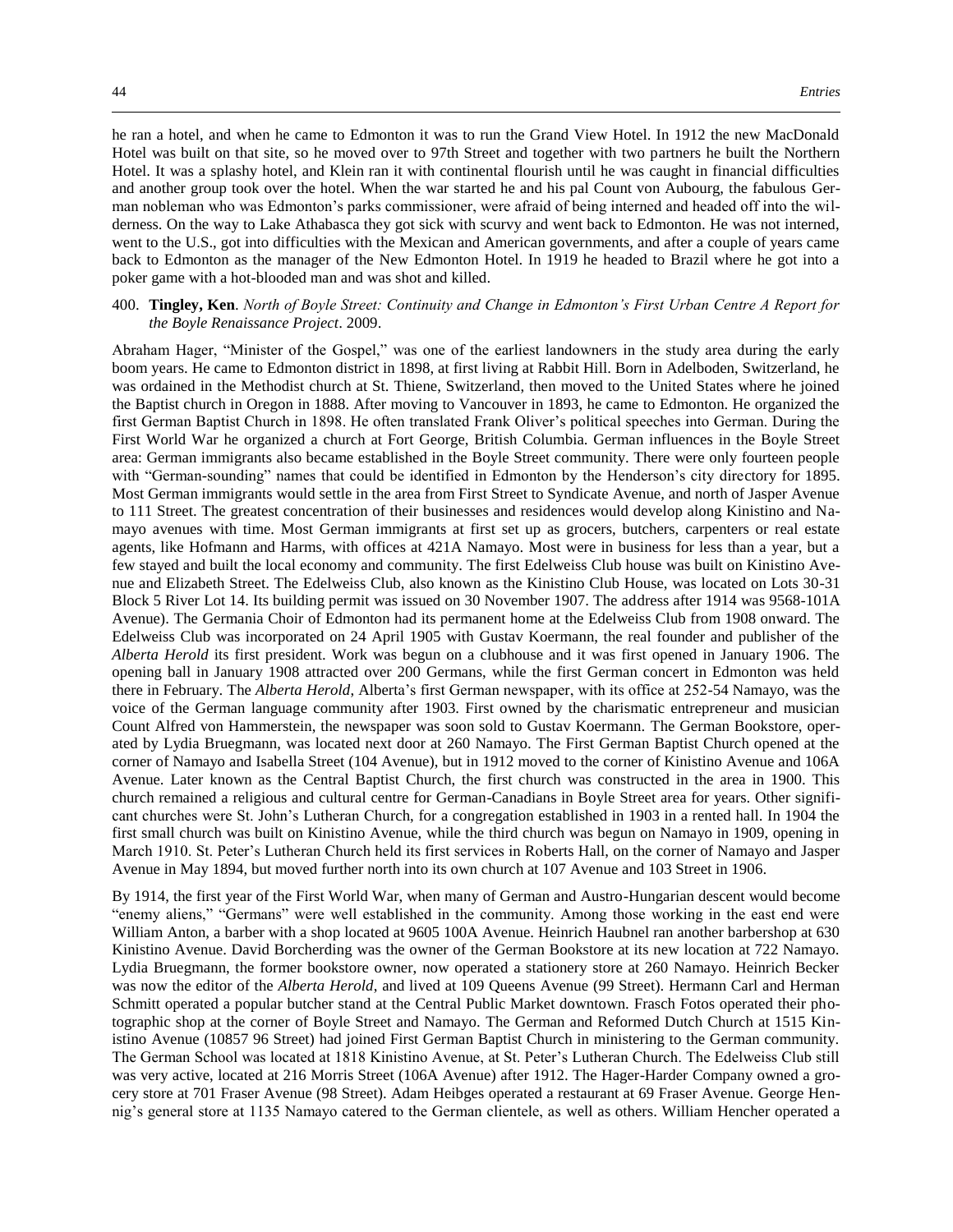he ran a hotel, and when he came to Edmonton it was to run the Grand View Hotel. In 1912 the new MacDonald Hotel was built on that site, so he moved over to 97th Street and together with two partners he built the Northern Hotel. It was a splashy hotel, and Klein ran it with continental flourish until he was caught in financial difficulties and another group took over the hotel. When the war started he and his pal Count von Aubourg, the fabulous German nobleman who was Edmonton's parks commissioner, were afraid of being interned and headed off into the wilderness. On the way to Lake Athabasca they got sick with scurvy and went back to Edmonton. He was not interned, went to the U.S., got into difficulties with the Mexican and American governments, and after a couple of years came back to Edmonton as the manager of the New Edmonton Hotel. In 1919 he headed to Brazil where he got into a poker game with a hot-blooded man and was shot and killed.

400. **Tingley, Ken**. *North of Boyle Street: Continuity and Change in Edmonton's First Urban Centre A Report for the Boyle Renaissance Project*. 2009.

Abraham Hager, "Minister of the Gospel," was one of the earliest landowners in the study area during the early boom years. He came to Edmonton district in 1898, at first living at Rabbit Hill. Born in Adelboden, Switzerland, he was ordained in the Methodist church at St. Thiene, Switzerland, then moved to the United States where he joined the Baptist church in Oregon in 1888. After moving to Vancouver in 1893, he came to Edmonton. He organized the first German Baptist Church in 1898. He often translated Frank Oliver's political speeches into German. During the First World War he organized a church at Fort George, British Columbia. German influences in the Boyle Street area: German immigrants also became established in the Boyle Street community. There were only fourteen people with "German-sounding" names that could be identified in Edmonton by the Henderson's city directory for 1895. Most German immigrants would settle in the area from First Street to Syndicate Avenue, and north of Jasper Avenue to 111 Street. The greatest concentration of their businesses and residences would develop along Kinistino and Namayo avenues with time. Most German immigrants at first set up as grocers, butchers, carpenters or real estate agents, like Hofmann and Harms, with offices at 421A Namayo. Most were in business for less than a year, but a few stayed and built the local economy and community. The first Edelweiss Club house was built on Kinistino Avenue and Elizabeth Street. The Edelweiss Club, also known as the Kinistino Club House, was located on Lots 30-31 Block 5 River Lot 14. Its building permit was issued on 30 November 1907. The address after 1914 was 9568-101A Avenue). The Germania Choir of Edmonton had its permanent home at the Edelweiss Club from 1908 onward. The Edelweiss Club was incorporated on 24 April 1905 with Gustav Koermann, the real founder and publisher of the *Alberta Herold* its first president. Work was begun on a clubhouse and it was first opened in January 1906. The opening ball in January 1908 attracted over 200 Germans, while the first German concert in Edmonton was held there in February. The *Alberta Herold*, Alberta's first German newspaper, with its office at 252-54 Namayo, was the voice of the German language community after 1903. First owned by the charismatic entrepreneur and musician Count Alfred von Hammerstein, the newspaper was soon sold to Gustav Koermann. The German Bookstore, operated by Lydia Bruegmann, was located next door at 260 Namayo. The First German Baptist Church opened at the corner of Namayo and Isabella Street (104 Avenue), but in 1912 moved to the corner of Kinistino Avenue and 106A Avenue. Later known as the Central Baptist Church, the first church was constructed in the area in 1900. This church remained a religious and cultural centre for German-Canadians in Boyle Street area for years. Other significant churches were St. John's Lutheran Church, for a congregation established in 1903 in a rented hall. In 1904 the first small church was built on Kinistino Avenue, while the third church was begun on Namayo in 1909, opening in March 1910. St. Peter's Lutheran Church held its first services in Roberts Hall, on the corner of Namayo and Jasper Avenue in May 1894, but moved further north into its own church at 107 Avenue and 103 Street in 1906.

By 1914, the first year of the First World War, when many of German and Austro-Hungarian descent would become "enemy aliens," "Germans" were well established in the community. Among those working in the east end were William Anton, a barber with a shop located at 9605 100A Avenue. Heinrich Haubnel ran another barbershop at 630 Kinistino Avenue. David Borcherding was the owner of the German Bookstore at its new location at 722 Namayo. Lydia Bruegmann, the former bookstore owner, now operated a stationery store at 260 Namayo. Heinrich Becker was now the editor of the *Alberta Herold*, and lived at 109 Queens Avenue (99 Street). Hermann Carl and Herman Schmitt operated a popular butcher stand at the Central Public Market downtown. Frasch Fotos operated their photographic shop at the corner of Boyle Street and Namayo. The German and Reformed Dutch Church at 1515 Kinistino Avenue (10857 96 Street) had joined First German Baptist Church in ministering to the German community. The German School was located at 1818 Kinistino Avenue, at St. Peter's Lutheran Church. The Edelweiss Club still was very active, located at 216 Morris Street (106A Avenue) after 1912. The Hager-Harder Company owned a grocery store at 701 Fraser Avenue (98 Street). Adam Heibges operated a restaurant at 69 Fraser Avenue. George Hennig's general store at 1135 Namayo catered to the German clientele, as well as others. William Hencher operated a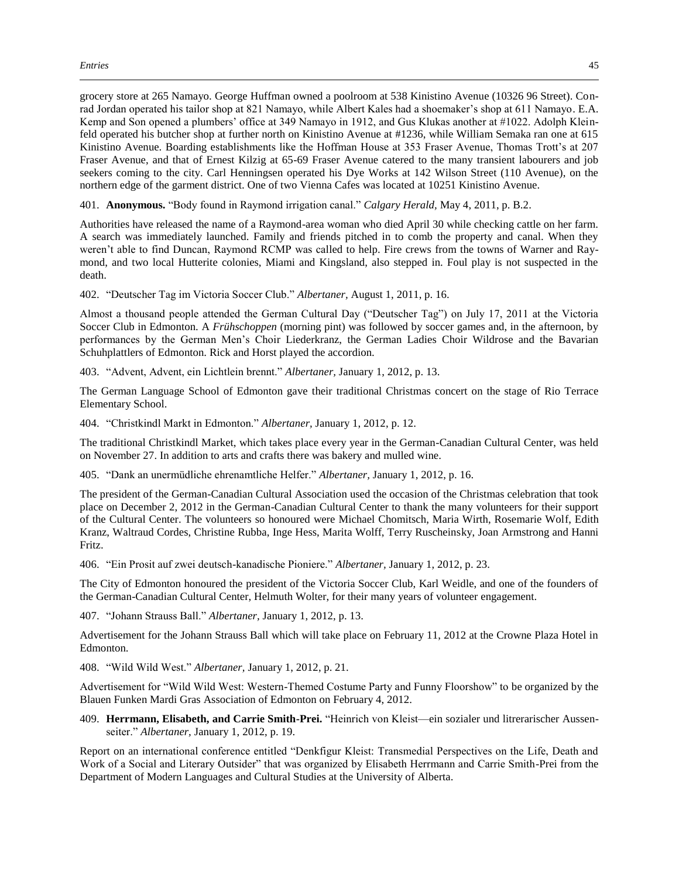grocery store at 265 Namayo. George Huffman owned a poolroom at 538 Kinistino Avenue (10326 96 Street). Conrad Jordan operated his tailor shop at 821 Namayo, while Albert Kales had a shoemaker's shop at 611 Namayo. E.A. Kemp and Son opened a plumbers' office at 349 Namayo in 1912, and Gus Klukas another at #1022. Adolph Kleinfeld operated his butcher shop at further north on Kinistino Avenue at #1236, while William Semaka ran one at 615 Kinistino Avenue. Boarding establishments like the Hoffman House at 353 Fraser Avenue, Thomas Trott's at 207 Fraser Avenue, and that of Ernest Kilzig at 65-69 Fraser Avenue catered to the many transient labourers and job seekers coming to the city. Carl Henningsen operated his Dye Works at 142 Wilson Street (110 Avenue), on the northern edge of the garment district. One of two Vienna Cafes was located at 10251 Kinistino Avenue.

401. **Anonymous.** "Body found in Raymond irrigation canal." *Calgary Herald*, May 4, 2011, p. B.2.

Authorities have released the name of a Raymond-area woman who died April 30 while checking cattle on her farm. A search was immediately launched. Family and friends pitched in to comb the property and canal. When they weren't able to find Duncan, Raymond RCMP was called to help. Fire crews from the towns of Warner and Raymond, and two local Hutterite colonies, Miami and Kingsland, also stepped in. Foul play is not suspected in the death.

402. "Deutscher Tag im Victoria Soccer Club." *Albertaner*, August 1, 2011, p. 16.

Almost a thousand people attended the German Cultural Day ("Deutscher Tag") on July 17, 2011 at the Victoria Soccer Club in Edmonton. A *Frühschoppen* (morning pint) was followed by soccer games and, in the afternoon, by performances by the German Men's Choir Liederkranz, the German Ladies Choir Wildrose and the Bavarian Schuhplattlers of Edmonton. Rick and Horst played the accordion.

403. "Advent, Advent, ein Lichtlein brennt." *Albertaner*, January 1, 2012, p. 13.

The German Language School of Edmonton gave their traditional Christmas concert on the stage of Rio Terrace Elementary School.

404. "Christkindl Markt in Edmonton." *Albertaner*, January 1, 2012, p. 12.

The traditional Christkindl Market, which takes place every year in the German-Canadian Cultural Center, was held on November 27. In addition to arts and crafts there was bakery and mulled wine.

405. "Dank an unermüdliche ehrenamtliche Helfer." *Albertaner*, January 1, 2012, p. 16.

The president of the German-Canadian Cultural Association used the occasion of the Christmas celebration that took place on December 2, 2012 in the German-Canadian Cultural Center to thank the many volunteers for their support of the Cultural Center. The volunteers so honoured were Michael Chomitsch, Maria Wirth, Rosemarie Wolf, Edith Kranz, Waltraud Cordes, Christine Rubba, Inge Hess, Marita Wolff, Terry Ruscheinsky, Joan Armstrong and Hanni Fritz.

406. "Ein Prosit auf zwei deutsch-kanadische Pioniere." *Albertaner*, January 1, 2012, p. 23.

The City of Edmonton honoured the president of the Victoria Soccer Club, Karl Weidle, and one of the founders of the German-Canadian Cultural Center, Helmuth Wolter, for their many years of volunteer engagement.

407. "Johann Strauss Ball." *Albertaner*, January 1, 2012, p. 13.

Advertisement for the Johann Strauss Ball which will take place on February 11, 2012 at the Crowne Plaza Hotel in Edmonton.

408. "Wild Wild West." *Albertaner*, January 1, 2012, p. 21.

Advertisement for "Wild Wild West: Western-Themed Costume Party and Funny Floorshow" to be organized by the Blauen Funken Mardi Gras Association of Edmonton on February 4, 2012.

409. **Herrmann, Elisabeth, and Carrie Smith-Prei.** "Heinrich von Kleist—ein sozialer und litrerarischer Aussenseiter." *Albertaner*, January 1, 2012, p. 19.

Report on an international conference entitled "Denkfigur Kleist: Transmedial Perspectives on the Life, Death and Work of a Social and Literary Outsider" that was organized by Elisabeth Herrmann and Carrie Smith-Prei from the Department of Modern Languages and Cultural Studies at the University of Alberta.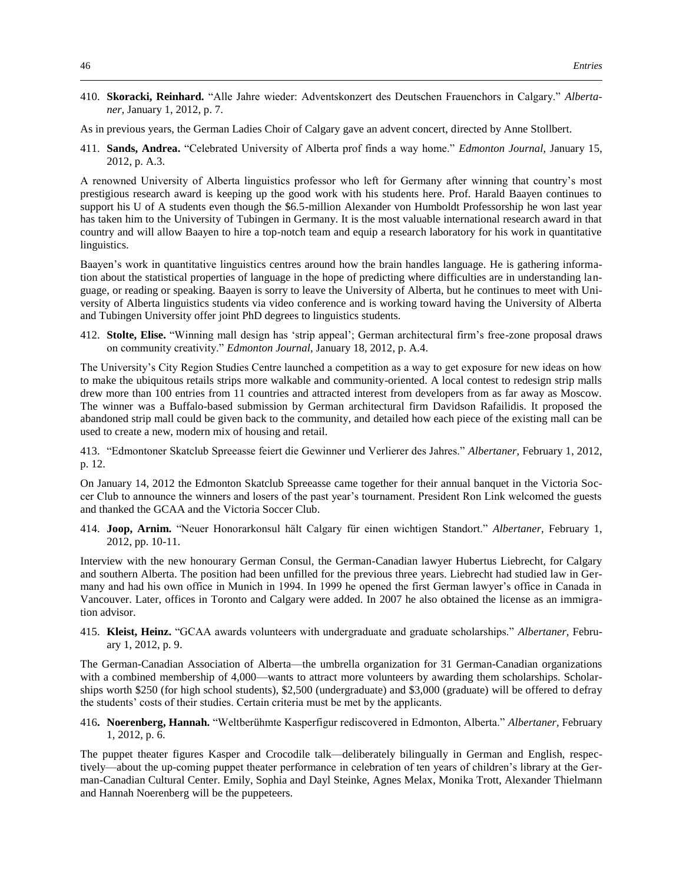410. **Skoracki, Reinhard.** "Alle Jahre wieder: Adventskonzert des Deutschen Frauenchors in Calgary." *Albertaner,* January 1, 2012, p. 7.

As in previous years, the German Ladies Choir of Calgary gave an advent concert, directed by Anne Stollbert.

411. **Sands, Andrea.** "Celebrated University of Alberta prof finds a way home." *Edmonton Journal,* January 15, 2012, p. A.3.

A renowned University of Alberta linguistics professor who left for Germany after winning that country's most prestigious research award is keeping up the good work with his students here. Prof. Harald Baayen continues to support his U of A students even though the $6.5-million Alexander von Humboldt Professorship he won last year has taken him to the University of Tubingen in Germany. It is the most valuable international research award in that country and will allow Baayen to hire a top-notch team and equip a research laboratory for his work in quantitative linguistics.

Baayen's work in quantitative linguistics centres around how the brain handles language. He is gathering information about the statistical properties of language in the hope of predicting where difficulties are in understanding language, or reading or speaking. Baayen is sorry to leave the University of Alberta, but he continues to meet with University of Alberta linguistics students via video conference and is working toward having the University of Alberta and Tubingen University offer joint PhD degrees to linguistics students.

412. **Stolte, Elise.** "Winning mall design has 'strip appeal'; German architectural firm's free-zone proposal draws on community creativity." *Edmonton Journal,* January 18, 2012, p. A.4.

The University's City Region Studies Centre launched a competition as a way to get exposure for new ideas on how to make the ubiquitous retails strips more walkable and community-oriented. A local contest to redesign strip malls drew more than 100 entries from 11 countries and attracted interest from developers from as far away as Moscow. The winner was a Buffalo-based submission by German architectural firm Davidson Rafailidis. It proposed the abandoned strip mall could be given back to the community, and detailed how each piece of the existing mall can be used to create a new, modern mix of housing and retail.

413. "Edmontoner Skatclub Spreeasse feiert die Gewinner und Verlierer des Jahres." *Albertaner,* February 1, 2012, p. 12.

On January 14, 2012 the Edmonton Skatclub Spreeasse came together for their annual banquet in the Victoria Soccer Club to announce the winners and losers of the past year's tournament. President Ron Link welcomed the guests and thanked the GCAA and the Victoria Soccer Club.

414. **Joop, Arnim.** "Neuer Honorarkonsul hält Calgary für einen wichtigen Standort." *Albertaner,* February 1, 2012, pp. 10-11.

Interview with the new honourary German Consul, the German-Canadian lawyer Hubertus Liebrecht, for Calgary and southern Alberta. The position had been unfilled for the previous three years. Liebrecht had studied law in Germany and had his own office in Munich in 1994. In 1999 he opened the first German lawyer's office in Canada in Vancouver. Later, offices in Toronto and Calgary were added. In 2007 he also obtained the license as an immigration advisor.

415. **Kleist, Heinz.** "GCAA awards volunteers with undergraduate and graduate scholarships." *Albertaner,* February 1, 2012, p. 9.

The German-Canadian Association of Alberta—the umbrella organization for 31 German-Canadian organizations with a combined membership of 4,000—wants to attract more volunteers by awarding them scholarships. Scholarships worth $250 (for high school students), $2,500 (undergraduate) and $3,000 (graduate) will be offered to defray the students' costs of their studies. Certain criteria must be met by the applicants.

416**.** **Noerenberg, Hannah.** "Weltberühmte Kasperfigur rediscovered in Edmonton, Alberta." *Albertaner,* February 1, 2012, p. 6.

The puppet theater figures Kasper and Crocodile talk—deliberately bilingually in German and English, respectively—about the up-coming puppet theater performance in celebration of ten years of children's library at the German-Canadian Cultural Center. Emily, Sophia and Dayl Steinke, Agnes Melax, Monika Trott, Alexander Thielmann and Hannah Noerenberg will be the puppeteers.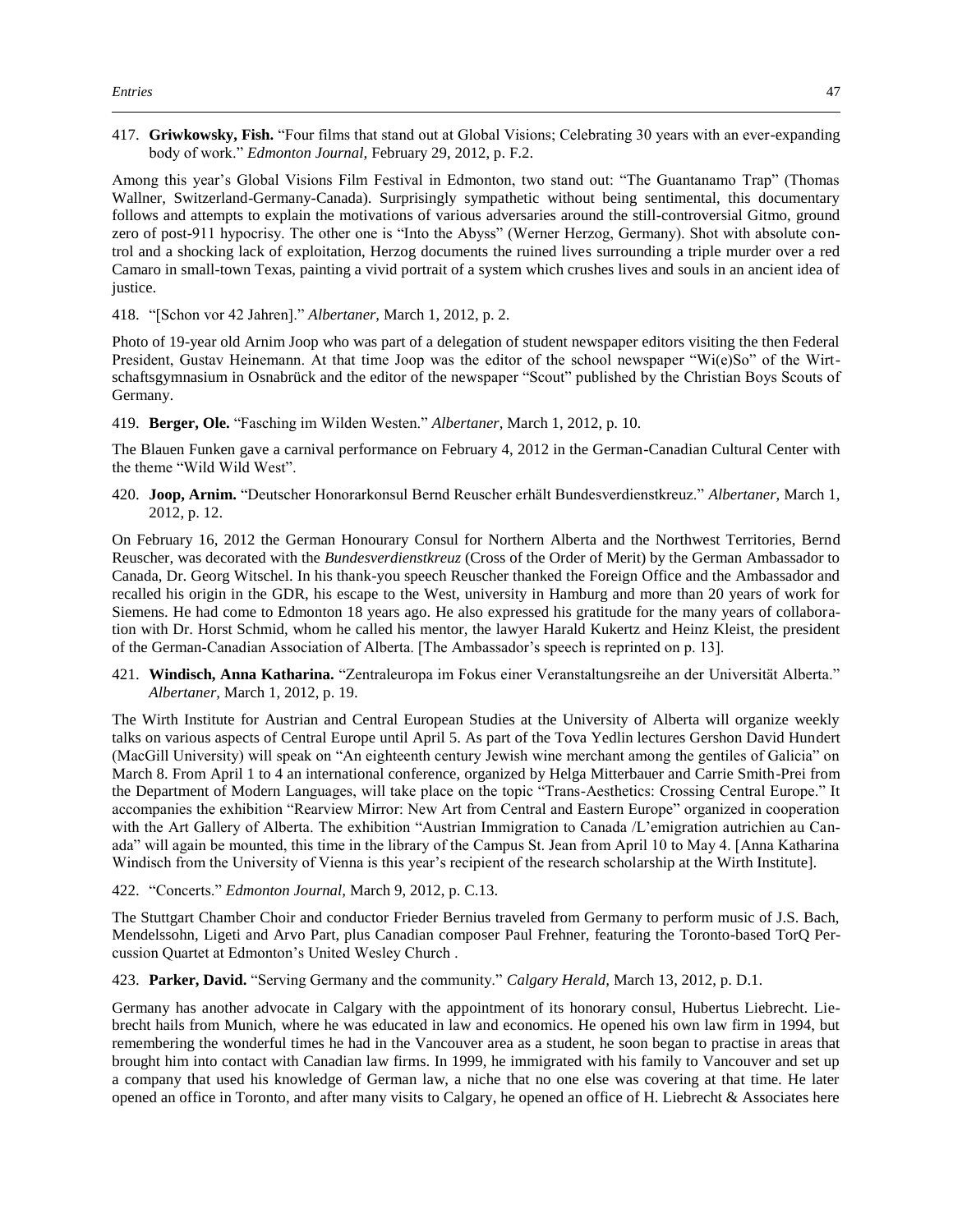417. **Griwkowsky, Fish.** "Four films that stand out at Global Visions; Celebrating 30 years with an ever-expanding body of work." *Edmonton Journal,* February 29, 2012, p. F.2.

Among this year's Global Visions Film Festival in Edmonton, two stand out: "The Guantanamo Trap" (Thomas Wallner, Switzerland-Germany-Canada). Surprisingly sympathetic without being sentimental, this documentary follows and attempts to explain the motivations of various adversaries around the still-controversial Gitmo, ground zero of post-911 hypocrisy. The other one is "Into the Abyss" (Werner Herzog, Germany). Shot with absolute control and a shocking lack of exploitation, Herzog documents the ruined lives surrounding a triple murder over a red Camaro in small-town Texas, painting a vivid portrait of a system which crushes lives and souls in an ancient idea of justice.

418. "[Schon vor 42 Jahren]." *Albertaner,* March 1, 2012, p. 2.

Photo of 19-year old Arnim Joop who was part of a delegation of student newspaper editors visiting the then Federal President, Gustav Heinemann. At that time Joop was the editor of the school newspaper "Wi(e)So" of the Wirtschaftsgymnasium in Osnabrück and the editor of the newspaper "Scout" published by the Christian Boys Scouts of Germany.

419. **Berger, Ole.** "Fasching im Wilden Westen." *Albertaner,* March 1, 2012, p. 10.

The Blauen Funken gave a carnival performance on February 4, 2012 in the German-Canadian Cultural Center with the theme "Wild Wild West".

420. **Joop, Arnim.** "Deutscher Honorarkonsul Bernd Reuscher erhält Bundesverdienstkreuz." *Albertaner,* March 1, 2012, p. 12.

On February 16, 2012 the German Honourary Consul for Northern Alberta and the Northwest Territories, Bernd Reuscher, was decorated with the *Bundesverdienstkreuz* (Cross of the Order of Merit) by the German Ambassador to Canada, Dr. Georg Witschel. In his thank-you speech Reuscher thanked the Foreign Office and the Ambassador and recalled his origin in the GDR, his escape to the West, university in Hamburg and more than 20 years of work for Siemens. He had come to Edmonton 18 years ago. He also expressed his gratitude for the many years of collaboration with Dr. Horst Schmid, whom he called his mentor, the lawyer Harald Kukertz and Heinz Kleist, the president of the German-Canadian Association of Alberta. [The Ambassador's speech is reprinted on p. 13].

421. **Windisch, Anna Katharina.** "Zentraleuropa im Fokus einer Veranstaltungsreihe an der Universität Alberta." *Albertaner,* March 1, 2012, p. 19.

The Wirth Institute for Austrian and Central European Studies at the University of Alberta will organize weekly talks on various aspects of Central Europe until April 5. As part of the Tova Yedlin lectures Gershon David Hundert (MacGill University) will speak on "An eighteenth century Jewish wine merchant among the gentiles of Galicia" on March 8. From April 1 to 4 an international conference, organized by Helga Mitterbauer and Carrie Smith-Prei from the Department of Modern Languages, will take place on the topic "Trans-Aesthetics: Crossing Central Europe." It accompanies the exhibition "Rearview Mirror: New Art from Central and Eastern Europe" organized in cooperation with the Art Gallery of Alberta. The exhibition "Austrian Immigration to Canada /L'emigration autrichien au Canada" will again be mounted, this time in the library of the Campus St. Jean from April 10 to May 4. [Anna Katharina Windisch from the University of Vienna is this year's recipient of the research scholarship at the Wirth Institute].

422. "Concerts." *Edmonton Journal,* March 9, 2012, p. C.13.

The Stuttgart Chamber Choir and conductor Frieder Bernius traveled from Germany to perform music of J.S. Bach, Mendelssohn, Ligeti and Arvo Part, plus Canadian composer Paul Frehner, featuring the Toronto-based TorQ Percussion Quartet at Edmonton's United Wesley Church .

423. **Parker, David.** "Serving Germany and the community." *Calgary Herald,* March 13, 2012, p. D.1.

Germany has another advocate in Calgary with the appointment of its honorary consul, Hubertus Liebrecht. Liebrecht hails from Munich, where he was educated in law and economics. He opened his own law firm in 1994, but remembering the wonderful times he had in the Vancouver area as a student, he soon began to practise in areas that brought him into contact with Canadian law firms. In 1999, he immigrated with his family to Vancouver and set up a company that used his knowledge of German law, a niche that no one else was covering at that time. He later opened an office in Toronto, and after many visits to Calgary, he opened an office of H. Liebrecht & Associates here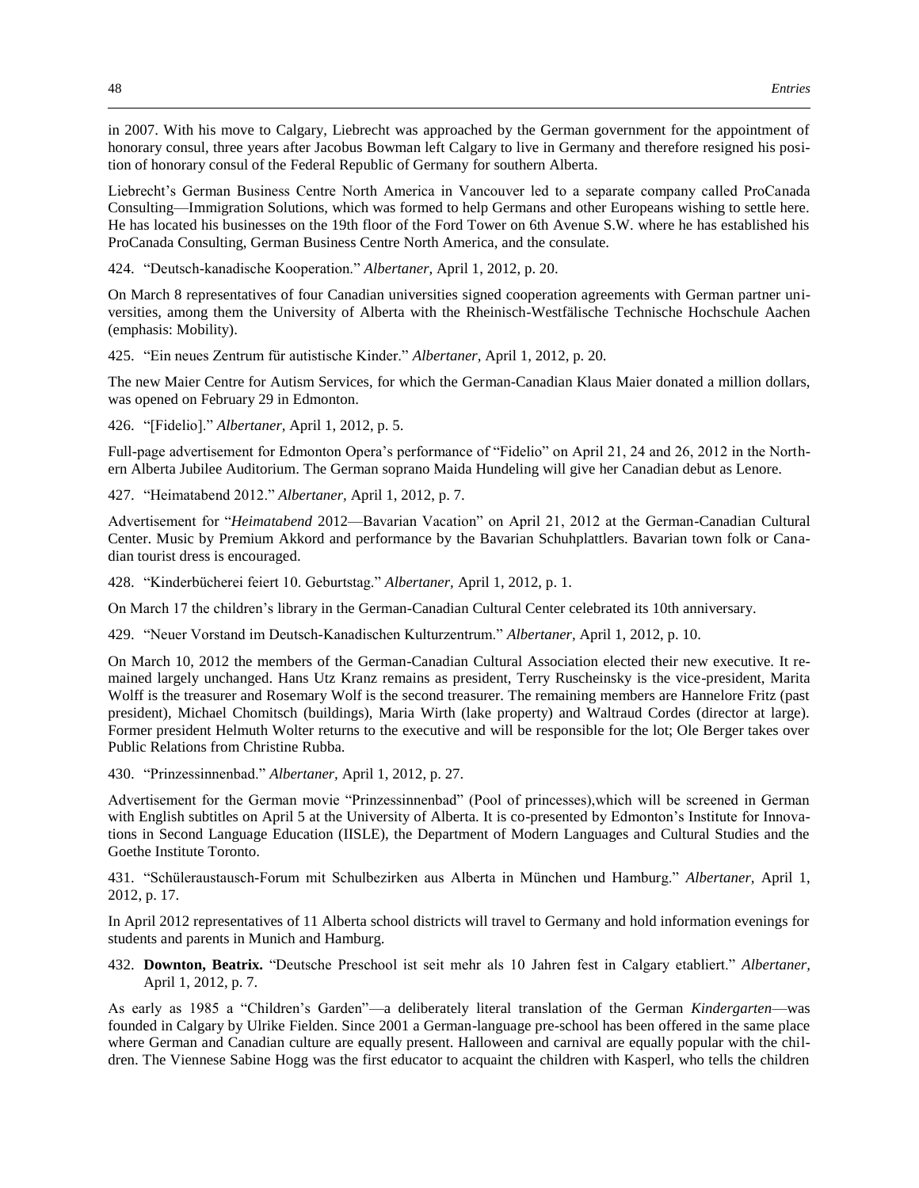in 2007. With his move to Calgary, Liebrecht was approached by the German government for the appointment of honorary consul, three years after Jacobus Bowman left Calgary to live in Germany and therefore resigned his position of honorary consul of the Federal Republic of Germany for southern Alberta.

Liebrecht's German Business Centre North America in Vancouver led to a separate company called ProCanada Consulting—Immigration Solutions, which was formed to help Germans and other Europeans wishing to settle here. He has located his businesses on the 19th floor of the Ford Tower on 6th Avenue S.W. where he has established his ProCanada Consulting, German Business Centre North America, and the consulate.

424. "Deutsch-kanadische Kooperation." *Albertaner,* April 1, 2012, p. 20.

On March 8 representatives of four Canadian universities signed cooperation agreements with German partner universities, among them the University of Alberta with the Rheinisch-Westfälische Technische Hochschule Aachen (emphasis: Mobility).

425. "Ein neues Zentrum für autistische Kinder." *Albertaner,* April 1, 2012, p. 20.

The new Maier Centre for Autism Services, for which the German-Canadian Klaus Maier donated a million dollars, was opened on February 29 in Edmonton.

426. "[Fidelio]." *Albertaner,* April 1, 2012, p. 5.

Full-page advertisement for Edmonton Opera's performance of "Fidelio" on April 21, 24 and 26, 2012 in the Northern Alberta Jubilee Auditorium. The German soprano Maida Hundeling will give her Canadian debut as Lenore.

427. "Heimatabend 2012." *Albertaner,* April 1, 2012, p. 7.

Advertisement for "*Heimatabend* 2012—Bavarian Vacation" on April 21, 2012 at the German-Canadian Cultural Center. Music by Premium Akkord and performance by the Bavarian Schuhplattlers. Bavarian town folk or Canadian tourist dress is encouraged.

428. "Kinderbücherei feiert 10. Geburtstag." *Albertaner,* April 1, 2012, p. 1.

On March 17 the children's library in the German-Canadian Cultural Center celebrated its 10th anniversary.

429. "Neuer Vorstand im Deutsch-Kanadischen Kulturzentrum." *Albertaner,* April 1, 2012, p. 10.

On March 10, 2012 the members of the German-Canadian Cultural Association elected their new executive. It remained largely unchanged. Hans Utz Kranz remains as president, Terry Ruscheinsky is the vice-president, Marita Wolff is the treasurer and Rosemary Wolf is the second treasurer. The remaining members are Hannelore Fritz (past president), Michael Chomitsch (buildings), Maria Wirth (lake property) and Waltraud Cordes (director at large). Former president Helmuth Wolter returns to the executive and will be responsible for the lot; Ole Berger takes over Public Relations from Christine Rubba.

430. "Prinzessinnenbad." *Albertaner,* April 1, 2012, p. 27.

Advertisement for the German movie "Prinzessinnenbad" (Pool of princesses),which will be screened in German with English subtitles on April 5 at the University of Alberta. It is co-presented by Edmonton's Institute for Innovations in Second Language Education (IISLE), the Department of Modern Languages and Cultural Studies and the Goethe Institute Toronto.

431. "Schüleraustausch-Forum mit Schulbezirken aus Alberta in München und Hamburg." *Albertaner,* April 1, 2012, p. 17.

In April 2012 representatives of 11 Alberta school districts will travel to Germany and hold information evenings for students and parents in Munich and Hamburg.

432. **Downton, Beatrix.** "Deutsche Preschool ist seit mehr als 10 Jahren fest in Calgary etabliert." *Albertaner,* April 1, 2012, p. 7.

As early as 1985 a "Children's Garden"—a deliberately literal translation of the German *Kindergarten*—was founded in Calgary by Ulrike Fielden. Since 2001 a German-language pre-school has been offered in the same place where German and Canadian culture are equally present. Halloween and carnival are equally popular with the children. The Viennese Sabine Hogg was the first educator to acquaint the children with Kasperl, who tells the children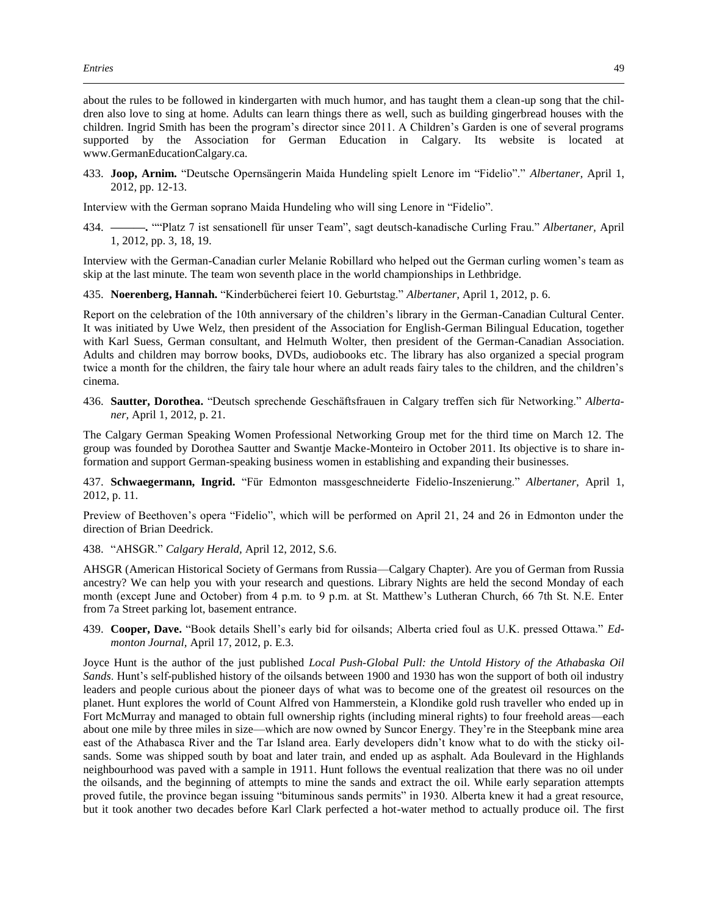about the rules to be followed in kindergarten with much humor, and has taught them a clean-up song that the children also love to sing at home. Adults can learn things there as well, such as building gingerbread houses with the children. Ingrid Smith has been the program's director since 2011. A Children's Garden is one of several programs supported by the Association for German Education in Calgary. Its website is located at www.GermanEducationCalgary.ca.

433. **Joop, Arnim.** "Deutsche Opernsängerin Maida Hundeling spielt Lenore im "Fidelio"." *Albertaner,* April 1, 2012, pp. 12-13.

Interview with the German soprano Maida Hundeling who will sing Lenore in "Fidelio".

434. **———.** ""Platz 7 ist sensationell für unser Team", sagt deutsch-kanadische Curling Frau." *Albertaner,* April 1, 2012, pp. 3, 18, 19.

Interview with the German-Canadian curler Melanie Robillard who helped out the German curling women's team as skip at the last minute. The team won seventh place in the world championships in Lethbridge.

435. **Noerenberg, Hannah.** "Kinderbücherei feiert 10. Geburtstag." *Albertaner,* April 1, 2012, p. 6.

Report on the celebration of the 10th anniversary of the children's library in the German-Canadian Cultural Center. It was initiated by Uwe Welz, then president of the Association for English-German Bilingual Education, together with Karl Suess, German consultant, and Helmuth Wolter, then president of the German-Canadian Association. Adults and children may borrow books, DVDs, audiobooks etc. The library has also organized a special program twice a month for the children, the fairy tale hour where an adult reads fairy tales to the children, and the children's cinema.

436. **Sautter, Dorothea.** "Deutsch sprechende Geschäftsfrauen in Calgary treffen sich für Networking." *Albertaner,* April 1, 2012, p. 21.

The Calgary German Speaking Women Professional Networking Group met for the third time on March 12. The group was founded by Dorothea Sautter and Swantje Macke-Monteiro in October 2011. Its objective is to share information and support German-speaking business women in establishing and expanding their businesses.

437. **Schwaegermann, Ingrid.** "Für Edmonton massgeschneiderte Fidelio-Inszenierung." *Albertaner,* April 1, 2012, p. 11.

Preview of Beethoven's opera "Fidelio", which will be performed on April 21, 24 and 26 in Edmonton under the direction of Brian Deedrick.

438. "AHSGR." *Calgary Herald,* April 12, 2012, S.6.

AHSGR (American Historical Society of Germans from Russia—Calgary Chapter). Are you of German from Russia ancestry? We can help you with your research and questions. Library Nights are held the second Monday of each month (except June and October) from 4 p.m. to 9 p.m. at St. Matthew's Lutheran Church, 66 7th St. N.E. Enter from 7a Street parking lot, basement entrance.

439. **Cooper, Dave.** "Book details Shell's early bid for oilsands; Alberta cried foul as U.K. pressed Ottawa." *Edmonton Journal,* April 17, 2012, p. E.3.

Joyce Hunt is the author of the just published *Local Push-Global Pull: the Untold History of the Athabaska Oil Sands*. Hunt's self-published history of the oilsands between 1900 and 1930 has won the support of both oil industry leaders and people curious about the pioneer days of what was to become one of the greatest oil resources on the planet. Hunt explores the world of Count Alfred von Hammerstein, a Klondike gold rush traveller who ended up in Fort McMurray and managed to obtain full ownership rights (including mineral rights) to four freehold areas—each about one mile by three miles in size—which are now owned by Suncor Energy. They're in the Steepbank mine area east of the Athabasca River and the Tar Island area. Early developers didn't know what to do with the sticky oilsands. Some was shipped south by boat and later train, and ended up as asphalt. Ada Boulevard in the Highlands neighbourhood was paved with a sample in 1911. Hunt follows the eventual realization that there was no oil under the oilsands, and the beginning of attempts to mine the sands and extract the oil. While early separation attempts proved futile, the province began issuing "bituminous sands permits" in 1930. Alberta knew it had a great resource, but it took another two decades before Karl Clark perfected a hot-water method to actually produce oil. The first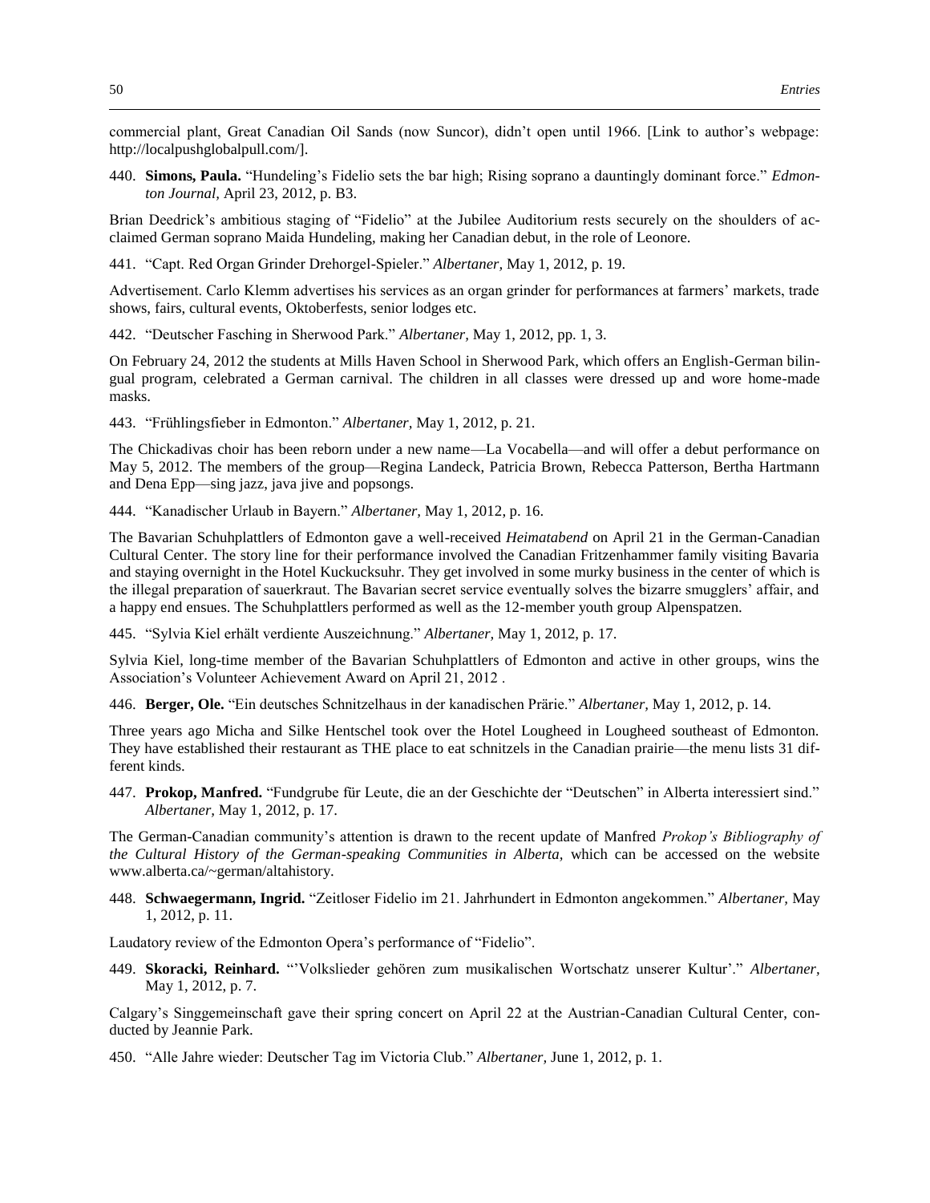commercial plant, Great Canadian Oil Sands (now Suncor), didn't open until 1966. [Link to author's webpage: http://localpushglobalpull.com/].

440. **Simons, Paula.** "Hundeling's Fidelio sets the bar high; Rising soprano a dauntingly dominant force." *Edmonton Journal,* April 23, 2012, p. B3.

Brian Deedrick's ambitious staging of "Fidelio" at the Jubilee Auditorium rests securely on the shoulders of acclaimed German soprano Maida Hundeling, making her Canadian debut, in the role of Leonore.

441. "Capt. Red Organ Grinder Drehorgel-Spieler." *Albertaner,* May 1, 2012, p. 19.

Advertisement. Carlo Klemm advertises his services as an organ grinder for performances at farmers' markets, trade shows, fairs, cultural events, Oktoberfests, senior lodges etc.

442. "Deutscher Fasching in Sherwood Park." *Albertaner,* May 1, 2012, pp. 1, 3.

On February 24, 2012 the students at Mills Haven School in Sherwood Park, which offers an English-German bilingual program, celebrated a German carnival. The children in all classes were dressed up and wore home-made masks.

443. "Frühlingsfieber in Edmonton." *Albertaner,* May 1, 2012, p. 21.

The Chickadivas choir has been reborn under a new name—La Vocabella—and will offer a debut performance on May 5, 2012. The members of the group—Regina Landeck, Patricia Brown, Rebecca Patterson, Bertha Hartmann and Dena Epp—sing jazz, java jive and popsongs.

444. "Kanadischer Urlaub in Bayern." *Albertaner,* May 1, 2012, p. 16.

The Bavarian Schuhplattlers of Edmonton gave a well-received *Heimatabend* on April 21 in the German-Canadian Cultural Center. The story line for their performance involved the Canadian Fritzenhammer family visiting Bavaria and staying overnight in the Hotel Kuckucksuhr. They get involved in some murky business in the center of which is the illegal preparation of sauerkraut. The Bavarian secret service eventually solves the bizarre smugglers' affair, and a happy end ensues. The Schuhplattlers performed as well as the 12-member youth group Alpenspatzen.

445. "Sylvia Kiel erhält verdiente Auszeichnung." *Albertaner,* May 1, 2012, p. 17.

Sylvia Kiel, long-time member of the Bavarian Schuhplattlers of Edmonton and active in other groups, wins the Association's Volunteer Achievement Award on April 21, 2012 .

446. **Berger, Ole.** "Ein deutsches Schnitzelhaus in der kanadischen Prärie." *Albertaner,* May 1, 2012, p. 14.

Three years ago Micha and Silke Hentschel took over the Hotel Lougheed in Lougheed southeast of Edmonton. They have established their restaurant as THE place to eat schnitzels in the Canadian prairie—the menu lists 31 different kinds.

447. **Prokop, Manfred.** "Fundgrube für Leute, die an der Geschichte der "Deutschen" in Alberta interessiert sind." *Albertaner,* May 1, 2012, p. 17.

The German-Canadian community's attention is drawn to the recent update of Manfred *Prokop's Bibliography of the Cultural History of the German-speaking Communities in Alberta,* which can be accessed on the website www.alberta.ca/~german/altahistory.

448. **Schwaegermann, Ingrid.** "Zeitloser Fidelio im 21. Jahrhundert in Edmonton angekommen." *Albertaner,* May 1, 2012, p. 11.

Laudatory review of the Edmonton Opera's performance of "Fidelio".

449. **Skoracki, Reinhard.** "'Volkslieder gehören zum musikalischen Wortschatz unserer Kultur'." *Albertaner,* May 1, 2012, p. 7.

Calgary's Singgemeinschaft gave their spring concert on April 22 at the Austrian-Canadian Cultural Center, conducted by Jeannie Park.

450. "Alle Jahre wieder: Deutscher Tag im Victoria Club." *Albertaner,* June 1, 2012, p. 1.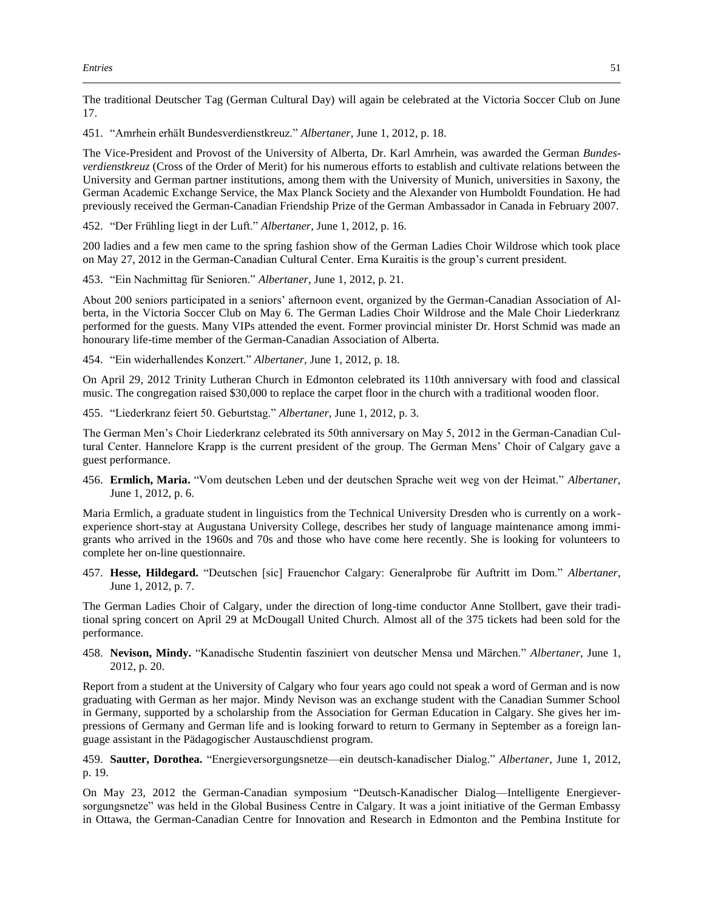The traditional Deutscher Tag (German Cultural Day) will again be celebrated at the Victoria Soccer Club on June 17.

451. "Amrhein erhält Bundesverdienstkreuz." *Albertaner,* June 1, 2012, p. 18.

The Vice-President and Provost of the University of Alberta, Dr. Karl Amrhein, was awarded the German *Bundesverdienstkreuz* (Cross of the Order of Merit) for his numerous efforts to establish and cultivate relations between the University and German partner institutions, among them with the University of Munich, universities in Saxony, the German Academic Exchange Service, the Max Planck Society and the Alexander von Humboldt Foundation. He had previously received the German-Canadian Friendship Prize of the German Ambassador in Canada in February 2007.

452. "Der Frühling liegt in der Luft." *Albertaner,* June 1, 2012, p. 16.

200 ladies and a few men came to the spring fashion show of the German Ladies Choir Wildrose which took place on May 27, 2012 in the German-Canadian Cultural Center. Erna Kuraitis is the group's current president.

453. "Ein Nachmittag für Senioren." *Albertaner,* June 1, 2012, p. 21.

About 200 seniors participated in a seniors' afternoon event, organized by the German-Canadian Association of Alberta, in the Victoria Soccer Club on May 6. The German Ladies Choir Wildrose and the Male Choir Liederkranz performed for the guests. Many VIPs attended the event. Former provincial minister Dr. Horst Schmid was made an honourary life-time member of the German-Canadian Association of Alberta.

454. "Ein widerhallendes Konzert." *Albertaner,* June 1, 2012, p. 18.

On April 29, 2012 Trinity Lutheran Church in Edmonton celebrated its 110th anniversary with food and classical music. The congregation raised $30,000 to replace the carpet floor in the church with a traditional wooden floor.

455. "Liederkranz feiert 50. Geburtstag." *Albertaner,* June 1, 2012, p. 3.

The German Men's Choir Liederkranz celebrated its 50th anniversary on May 5, 2012 in the German-Canadian Cultural Center. Hannelore Krapp is the current president of the group. The German Mens' Choir of Calgary gave a guest performance.

456. **Ermlich, Maria.** "Vom deutschen Leben und der deutschen Sprache weit weg von der Heimat." *Albertaner,* June 1, 2012, p. 6.

Maria Ermlich, a graduate student in linguistics from the Technical University Dresden who is currently on a work-experience short-stay at Augustana University College, describes her study of language maintenance among immigrants who arrived in the 1960s and 70s and those who have come here recently. She is looking for volunteers to complete her on-line questionnaire.

457. **Hesse, Hildegard.** "Deutschen [sic] Frauenchor Calgary: Generalprobe für Auftritt im Dom." *Albertaner,* June 1, 2012, p. 7.

The German Ladies Choir of Calgary, under the direction of long-time conductor Anne Stollbert, gave their traditional spring concert on April 29 at McDougall United Church. Almost all of the 375 tickets had been sold for the performance.

458. **Nevison, Mindy.** "Kanadische Studentin fasziniert von deutscher Mensa und Märchen." *Albertaner,* June 1, 2012, p. 20.

Report from a student at the University of Calgary who four years ago could not speak a word of German and is now graduating with German as her major. Mindy Nevison was an exchange student with the Canadian Summer School in Germany, supported by a scholarship from the Association for German Education in Calgary. She gives her impressions of Germany and German life and is looking forward to return to Germany in September as a foreign language assistant in the Pädagogischer Austauschdienst program.

459. **Sautter, Dorothea.** "Energieversorgungsnetze—ein deutsch-kanadischer Dialog." *Albertaner,* June 1, 2012, p. 19.

On May 23, 2012 the German-Canadian symposium "Deutsch-Kanadischer Dialog—Intelligente Energieversorgungsnetze" was held in the Global Business Centre in Calgary. It was a joint initiative of the German Embassy in Ottawa, the German-Canadian Centre for Innovation and Research in Edmonton and the Pembina Institute for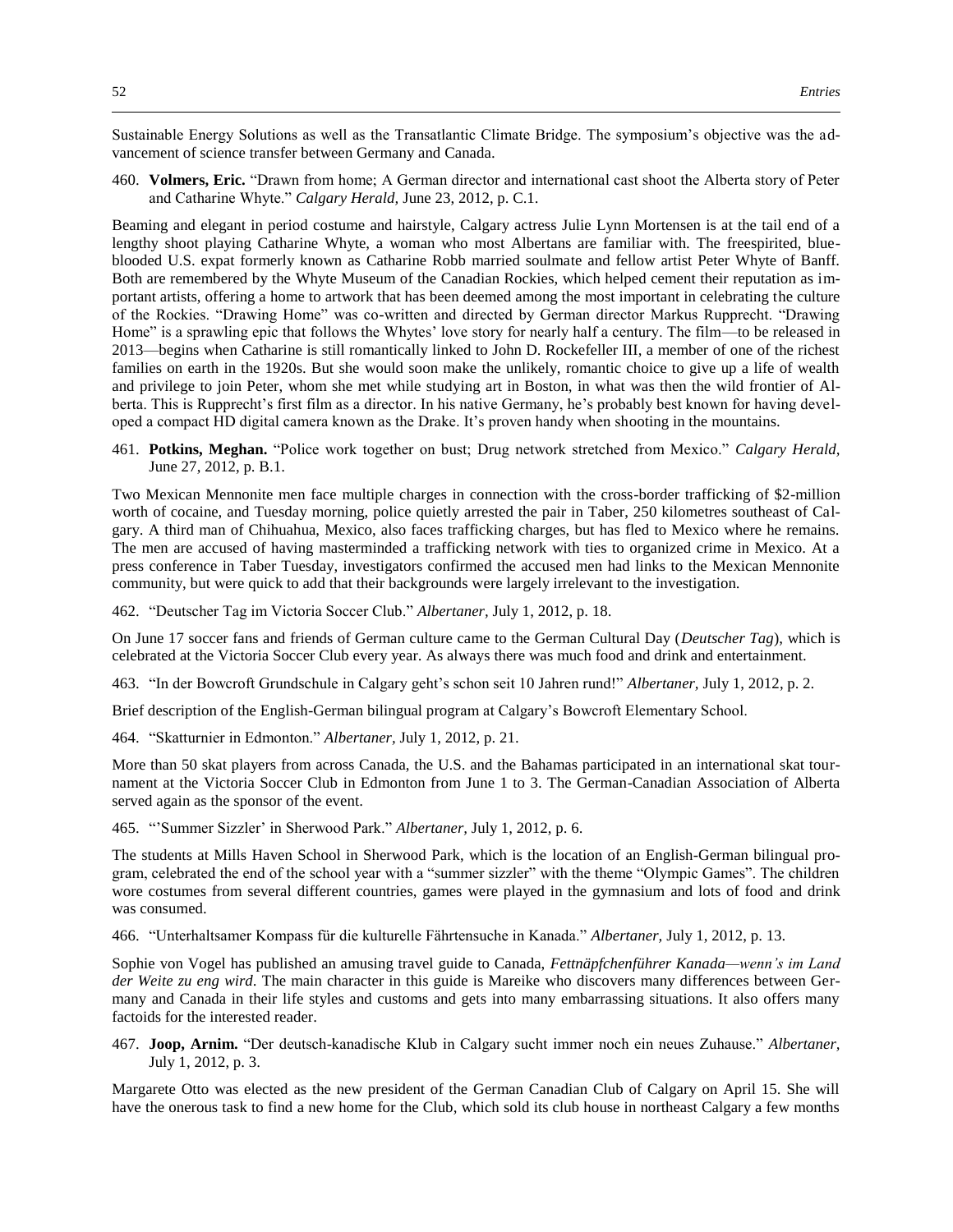Sustainable Energy Solutions as well as the Transatlantic Climate Bridge. The symposium's objective was the advancement of science transfer between Germany and Canada.

460. **Volmers, Eric.** "Drawn from home; A German director and international cast shoot the Alberta story of Peter and Catharine Whyte." *Calgary Herald,* June 23, 2012, p. C.1.

Beaming and elegant in period costume and hairstyle, Calgary actress Julie Lynn Mortensen is at the tail end of a lengthy shoot playing Catharine Whyte, a woman who most Albertans are familiar with. The freespirited, blue-blooded U.S. expat formerly known as Catharine Robb married soulmate and fellow artist Peter Whyte of Banff. Both are remembered by the Whyte Museum of the Canadian Rockies, which helped cement their reputation as important artists, offering a home to artwork that has been deemed among the most important in celebrating the culture of the Rockies. "Drawing Home" was co-written and directed by German director Markus Rupprecht. "Drawing Home" is a sprawling epic that follows the Whytes' love story for nearly half a century. The film—to be released in 2013—begins when Catharine is still romantically linked to John D. Rockefeller III, a member of one of the richest families on earth in the 1920s. But she would soon make the unlikely, romantic choice to give up a life of wealth and privilege to join Peter, whom she met while studying art in Boston, in what was then the wild frontier of Alberta. This is Rupprecht's first film as a director. In his native Germany, he's probably best known for having developed a compact HD digital camera known as the Drake. It's proven handy when shooting in the mountains.

461. **Potkins, Meghan.** "Police work together on bust; Drug network stretched from Mexico." *Calgary Herald,* June 27, 2012, p. B.1.

Two Mexican Mennonite men face multiple charges in connection with the cross-border trafficking of $2-million worth of cocaine, and Tuesday morning, police quietly arrested the pair in Taber, 250 kilometres southeast of Calgary. A third man of Chihuahua, Mexico, also faces trafficking charges, but has fled to Mexico where he remains. The men are accused of having masterminded a trafficking network with ties to organized crime in Mexico. At a press conference in Taber Tuesday, investigators confirmed the accused men had links to the Mexican Mennonite community, but were quick to add that their backgrounds were largely irrelevant to the investigation.

462. "Deutscher Tag im Victoria Soccer Club." *Albertaner,* July 1, 2012, p. 18.

On June 17 soccer fans and friends of German culture came to the German Cultural Day (*Deutscher Tag*), which is celebrated at the Victoria Soccer Club every year. As always there was much food and drink and entertainment.

463. "In der Bowcroft Grundschule in Calgary geht's schon seit 10 Jahren rund!" *Albertaner,* July 1, 2012, p. 2.

Brief description of the English-German bilingual program at Calgary's Bowcroft Elementary School.

464. "Skatturnier in Edmonton." *Albertaner,* July 1, 2012, p. 21.

More than 50 skat players from across Canada, the U.S. and the Bahamas participated in an international skat tournament at the Victoria Soccer Club in Edmonton from June 1 to 3. The German-Canadian Association of Alberta served again as the sponsor of the event.

465. "'Summer Sizzler' in Sherwood Park." *Albertaner,* July 1, 2012, p. 6.

The students at Mills Haven School in Sherwood Park, which is the location of an English-German bilingual program, celebrated the end of the school year with a "summer sizzler" with the theme "Olympic Games". The children wore costumes from several different countries, games were played in the gymnasium and lots of food and drink was consumed.

466. "Unterhaltsamer Kompass für die kulturelle Fährtensuche in Kanada." *Albertaner,* July 1, 2012, p. 13.

Sophie von Vogel has published an amusing travel guide to Canada, *Fettnäpfchenführer Kanada—wenn's im Land der Weite zu eng wird*. The main character in this guide is Mareike who discovers many differences between Germany and Canada in their life styles and customs and gets into many embarrassing situations. It also offers many factoids for the interested reader.

467. **Joop, Arnim.** "Der deutsch-kanadische Klub in Calgary sucht immer noch ein neues Zuhause." *Albertaner,* July 1, 2012, p. 3.

Margarete Otto was elected as the new president of the German Canadian Club of Calgary on April 15. She will have the onerous task to find a new home for the Club, which sold its club house in northeast Calgary a few months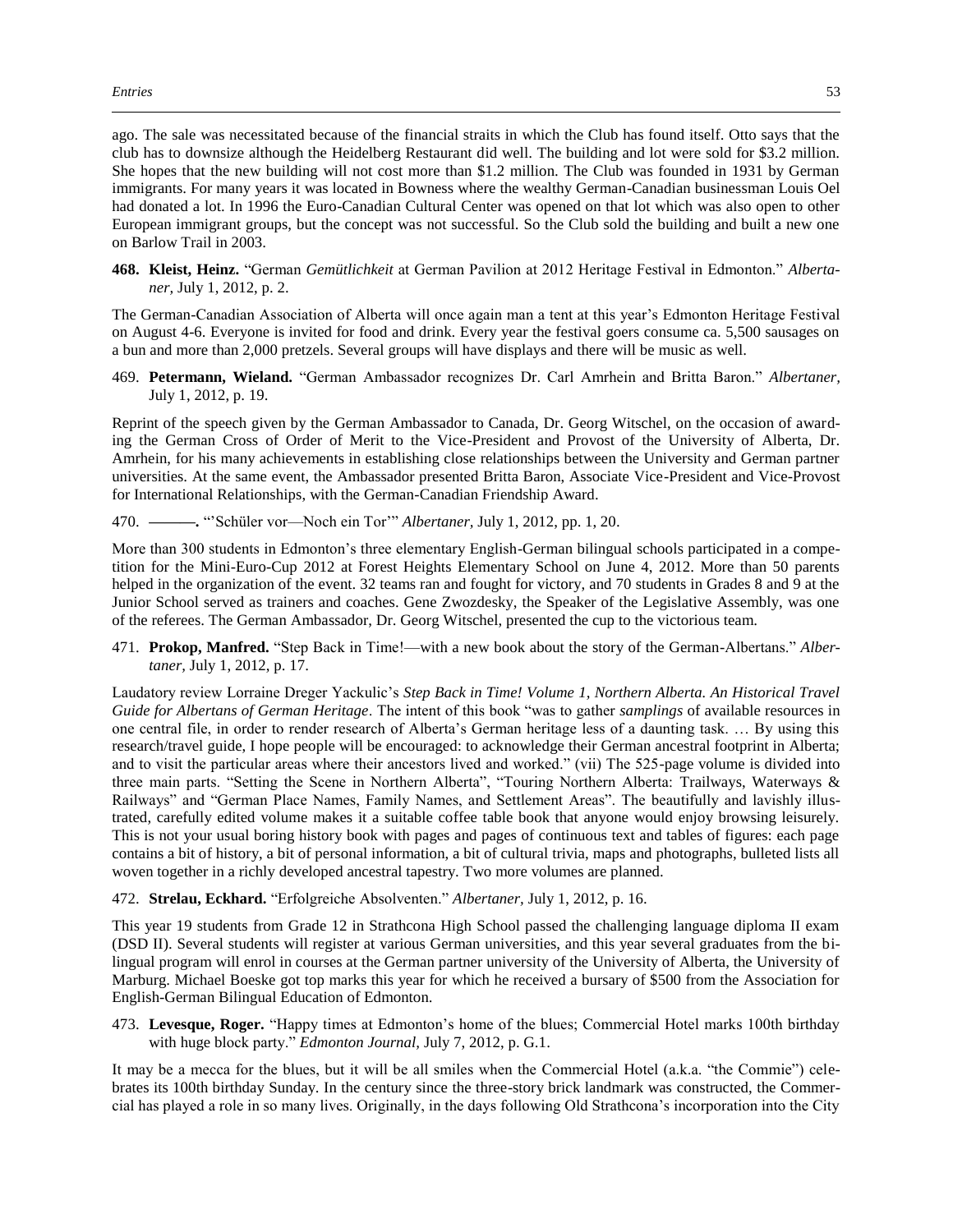ago. The sale was necessitated because of the financial straits in which the Club has found itself. Otto says that the club has to downsize although the Heidelberg Restaurant did well. The building and lot were sold for $3.2 million. She hopes that the new building will not cost more than $1.2 million. The Club was founded in 1931 by German immigrants. For many years it was located in Bowness where the wealthy German-Canadian businessman Louis Oel had donated a lot. In 1996 the Euro-Canadian Cultural Center was opened on that lot which was also open to other European immigrant groups, but the concept was not successful. So the Club sold the building and built a new one on Barlow Trail in 2003.

**468. Kleist, Heinz.** "German *Gemütlichkeit* at German Pavilion at 2012 Heritage Festival in Edmonton." *Albertaner,* July 1, 2012, p. 2.

The German-Canadian Association of Alberta will once again man a tent at this year's Edmonton Heritage Festival on August 4-6. Everyone is invited for food and drink. Every year the festival goers consume ca. 5,500 sausages on a bun and more than 2,000 pretzels. Several groups will have displays and there will be music as well.

469. **Petermann, Wieland.** "German Ambassador recognizes Dr. Carl Amrhein and Britta Baron." *Albertaner,* July 1, 2012, p. 19.

Reprint of the speech given by the German Ambassador to Canada, Dr. Georg Witschel, on the occasion of awarding the German Cross of Order of Merit to the Vice-President and Provost of the University of Alberta, Dr. Amrhein, for his many achievements in establishing close relationships between the University and German partner universities. At the same event, the Ambassador presented Britta Baron, Associate Vice-President and Vice-Provost for International Relationships, with the German-Canadian Friendship Award.

470. **———.** "'Schüler vor—Noch ein Tor'" *Albertaner,* July 1, 2012, pp. 1, 20.

More than 300 students in Edmonton's three elementary English-German bilingual schools participated in a competition for the Mini-Euro-Cup 2012 at Forest Heights Elementary School on June 4, 2012. More than 50 parents helped in the organization of the event. 32 teams ran and fought for victory, and 70 students in Grades 8 and 9 at the Junior School served as trainers and coaches. Gene Zwozdesky, the Speaker of the Legislative Assembly, was one of the referees. The German Ambassador, Dr. Georg Witschel, presented the cup to the victorious team.

471. **Prokop, Manfred.** "Step Back in Time!—with a new book about the story of the German-Albertans." *Albertaner,* July 1, 2012, p. 17.

Laudatory review Lorraine Dreger Yackulic's *Step Back in Time! Volume 1, Northern Alberta. An Historical Travel Guide for Albertans of German Heritage*. The intent of this book "was to gather *samplings* of available resources in one central file, in order to render research of Alberta's German heritage less of a daunting task. … By using this research/travel guide, I hope people will be encouraged: to acknowledge their German ancestral footprint in Alberta; and to visit the particular areas where their ancestors lived and worked." (vii) The 525-page volume is divided into three main parts. "Setting the Scene in Northern Alberta", "Touring Northern Alberta: Trailways, Waterways & Railways" and "German Place Names, Family Names, and Settlement Areas". The beautifully and lavishly illustrated, carefully edited volume makes it a suitable coffee table book that anyone would enjoy browsing leisurely. This is not your usual boring history book with pages and pages of continuous text and tables of figures: each page contains a bit of history, a bit of personal information, a bit of cultural trivia, maps and photographs, bulleted lists all woven together in a richly developed ancestral tapestry. Two more volumes are planned.

472. **Strelau, Eckhard.** "Erfolgreiche Absolventen." *Albertaner,* July 1, 2012, p. 16.

This year 19 students from Grade 12 in Strathcona High School passed the challenging language diploma II exam (DSD II). Several students will register at various German universities, and this year several graduates from the bilingual program will enrol in courses at the German partner university of the University of Alberta, the University of Marburg. Michael Boeske got top marks this year for which he received a bursary of $500 from the Association for English-German Bilingual Education of Edmonton.

473. **Levesque, Roger.** "Happy times at Edmonton's home of the blues; Commercial Hotel marks 100th birthday with huge block party." *Edmonton Journal,* July 7, 2012, p. G.1.

It may be a mecca for the blues, but it will be all smiles when the Commercial Hotel (a.k.a. "the Commie") celebrates its 100th birthday Sunday. In the century since the three-story brick landmark was constructed, the Commercial has played a role in so many lives. Originally, in the days following Old Strathcona's incorporation into the City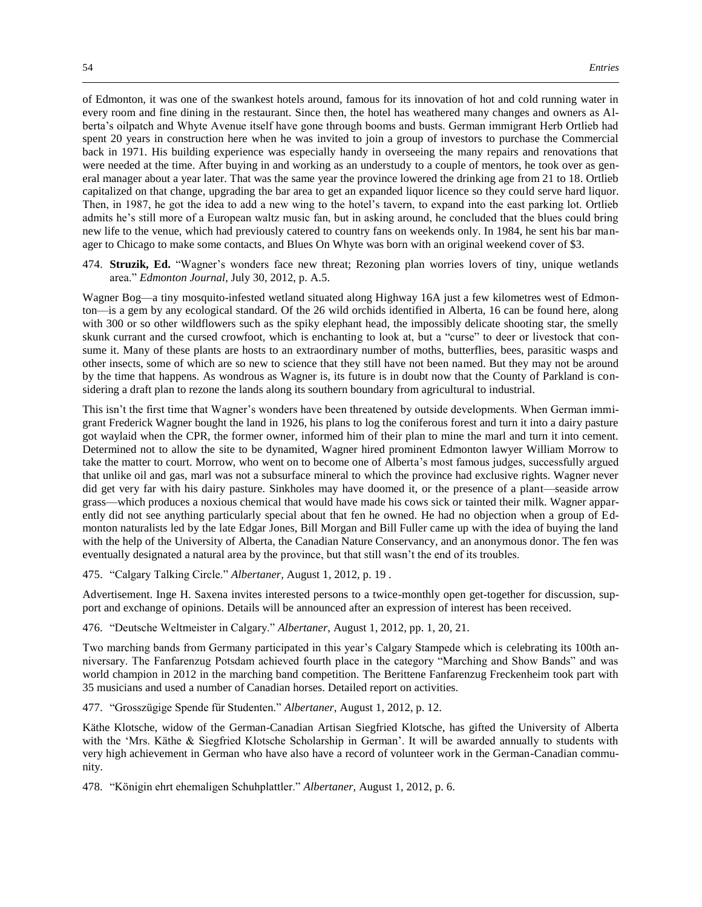of Edmonton, it was one of the swankest hotels around, famous for its innovation of hot and cold running water in every room and fine dining in the restaurant. Since then, the hotel has weathered many changes and owners as Alberta's oilpatch and Whyte Avenue itself have gone through booms and busts. German immigrant Herb Ortlieb had spent 20 years in construction here when he was invited to join a group of investors to purchase the Commercial back in 1971. His building experience was especially handy in overseeing the many repairs and renovations that were needed at the time. After buying in and working as an understudy to a couple of mentors, he took over as general manager about a year later. That was the same year the province lowered the drinking age from 21 to 18. Ortlieb capitalized on that change, upgrading the bar area to get an expanded liquor licence so they could serve hard liquor. Then, in 1987, he got the idea to add a new wing to the hotel's tavern, to expand into the east parking lot. Ortlieb admits he's still more of a European waltz music fan, but in asking around, he concluded that the blues could bring new life to the venue, which had previously catered to country fans on weekends only. In 1984, he sent his bar manager to Chicago to make some contacts, and Blues On Whyte was born with an original weekend cover of $3.

474. **Struzik, Ed.** "Wagner's wonders face new threat; Rezoning plan worries lovers of tiny, unique wetlands area." *Edmonton Journal,* July 30, 2012, p. A.5.

Wagner Bog—a tiny mosquito-infested wetland situated along Highway 16A just a few kilometres west of Edmonton—is a gem by any ecological standard. Of the 26 wild orchids identified in Alberta, 16 can be found here, along with 300 or so other wildflowers such as the spiky elephant head, the impossibly delicate shooting star, the smelly skunk currant and the cursed crowfoot, which is enchanting to look at, but a "curse" to deer or livestock that consume it. Many of these plants are hosts to an extraordinary number of moths, butterflies, bees, parasitic wasps and other insects, some of which are so new to science that they still have not been named. But they may not be around by the time that happens. As wondrous as Wagner is, its future is in doubt now that the County of Parkland is considering a draft plan to rezone the lands along its southern boundary from agricultural to industrial.

This isn't the first time that Wagner's wonders have been threatened by outside developments. When German immigrant Frederick Wagner bought the land in 1926, his plans to log the coniferous forest and turn it into a dairy pasture got waylaid when the CPR, the former owner, informed him of their plan to mine the marl and turn it into cement. Determined not to allow the site to be dynamited, Wagner hired prominent Edmonton lawyer William Morrow to take the matter to court. Morrow, who went on to become one of Alberta's most famous judges, successfully argued that unlike oil and gas, marl was not a subsurface mineral to which the province had exclusive rights. Wagner never did get very far with his dairy pasture. Sinkholes may have doomed it, or the presence of a plant—seaside arrow grass—which produces a noxious chemical that would have made his cows sick or tainted their milk. Wagner apparently did not see anything particularly special about that fen he owned. He had no objection when a group of Edmonton naturalists led by the late Edgar Jones, Bill Morgan and Bill Fuller came up with the idea of buying the land with the help of the University of Alberta, the Canadian Nature Conservancy, and an anonymous donor. The fen was eventually designated a natural area by the province, but that still wasn't the end of its troubles.

475. "Calgary Talking Circle." *Albertaner,* August 1, 2012, p. 19 .

Advertisement. Inge H. Saxena invites interested persons to a twice-monthly open get-together for discussion, support and exchange of opinions. Details will be announced after an expression of interest has been received.

476. "Deutsche Weltmeister in Calgary." *Albertaner,* August 1, 2012, pp. 1, 20, 21.

Two marching bands from Germany participated in this year's Calgary Stampede which is celebrating its 100th anniversary. The Fanfarenzug Potsdam achieved fourth place in the category "Marching and Show Bands" and was world champion in 2012 in the marching band competition. The Berittene Fanfarenzug Freckenheim took part with 35 musicians and used a number of Canadian horses. Detailed report on activities.

477. "Grosszügige Spende für Studenten." *Albertaner,* August 1, 2012, p. 12.

Käthe Klotsche, widow of the German-Canadian Artisan Siegfried Klotsche, has gifted the University of Alberta with the 'Mrs. Käthe & Siegfried Klotsche Scholarship in German'. It will be awarded annually to students with very high achievement in German who have also have a record of volunteer work in the German-Canadian community.

478. "Königin ehrt ehemaligen Schuhplattler." *Albertaner,* August 1, 2012, p. 6.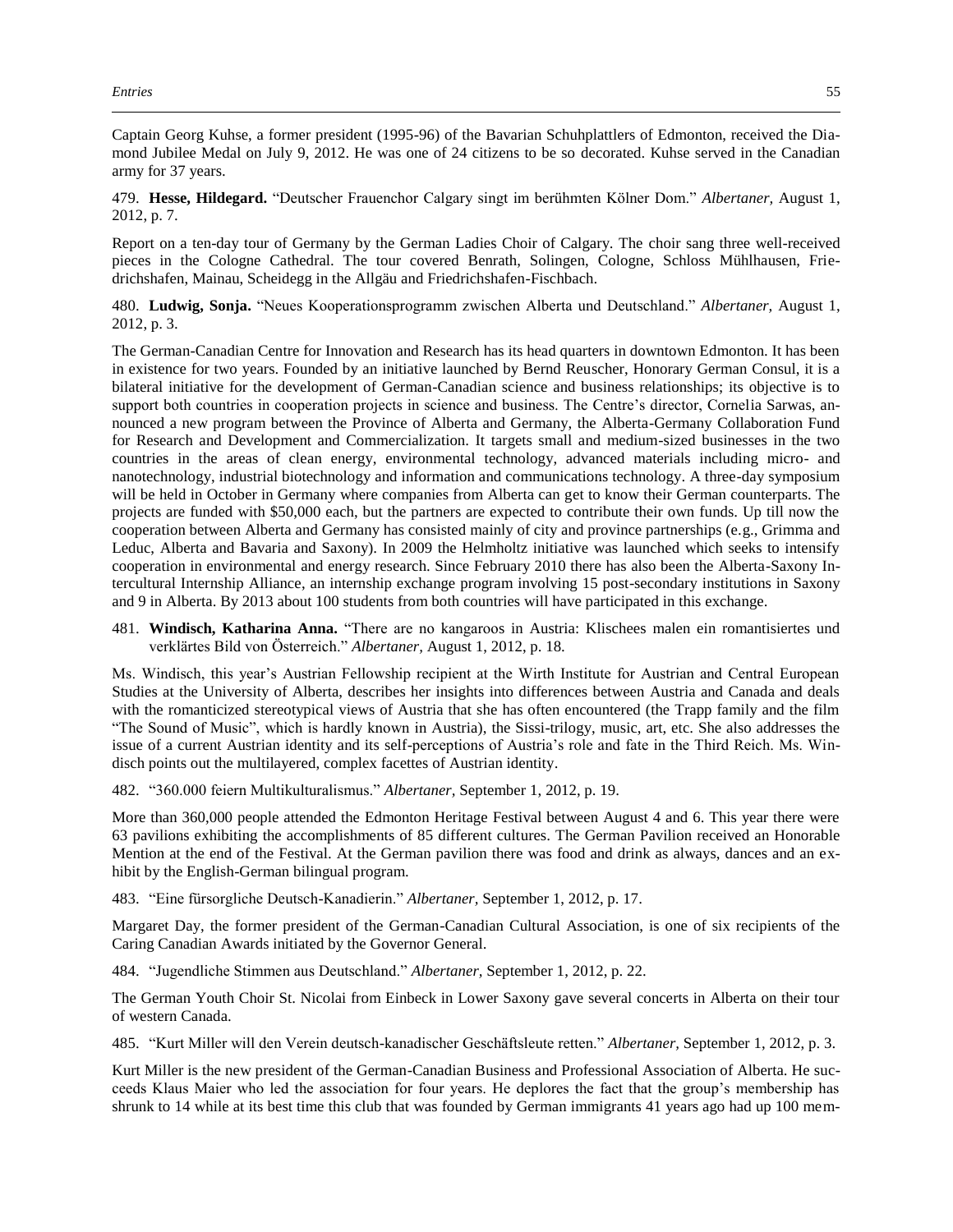Captain Georg Kuhse, a former president (1995-96) of the Bavarian Schuhplattlers of Edmonton, received the Diamond Jubilee Medal on July 9, 2012. He was one of 24 citizens to be so decorated. Kuhse served in the Canadian army for 37 years.

479. **Hesse, Hildegard.** "Deutscher Frauenchor Calgary singt im berühmten Kölner Dom." *Albertaner,* August 1, 2012, p. 7.

Report on a ten-day tour of Germany by the German Ladies Choir of Calgary. The choir sang three well-received pieces in the Cologne Cathedral. The tour covered Benrath, Solingen, Cologne, Schloss Mühlhausen, Friedrichshafen, Mainau, Scheidegg in the Allgäu and Friedrichshafen-Fischbach.

480. **Ludwig, Sonja.** "Neues Kooperationsprogramm zwischen Alberta und Deutschland." *Albertaner,* August 1, 2012, p. 3.

The German-Canadian Centre for Innovation and Research has its head quarters in downtown Edmonton. It has been in existence for two years. Founded by an initiative launched by Bernd Reuscher, Honorary German Consul, it is a bilateral initiative for the development of German-Canadian science and business relationships; its objective is to support both countries in cooperation projects in science and business. The Centre's director, Cornelia Sarwas, announced a new program between the Province of Alberta and Germany, the Alberta-Germany Collaboration Fund for Research and Development and Commercialization. It targets small and medium-sized businesses in the two countries in the areas of clean energy, environmental technology, advanced materials including micro- and nanotechnology, industrial biotechnology and information and communications technology. A three-day symposium will be held in October in Germany where companies from Alberta can get to know their German counterparts. The projects are funded with $50,000 each, but the partners are expected to contribute their own funds. Up till now the cooperation between Alberta and Germany has consisted mainly of city and province partnerships (e.g., Grimma and Leduc, Alberta and Bavaria and Saxony). In 2009 the Helmholtz initiative was launched which seeks to intensify cooperation in environmental and energy research. Since February 2010 there has also been the Alberta-Saxony Intercultural Internship Alliance, an internship exchange program involving 15 post-secondary institutions in Saxony and 9 in Alberta. By 2013 about 100 students from both countries will have participated in this exchange.

481. **Windisch, Katharina Anna.** "There are no kangaroos in Austria: Klischees malen ein romantisiertes und verklärtes Bild von Österreich." *Albertaner,* August 1, 2012, p. 18.

Ms. Windisch, this year's Austrian Fellowship recipient at the Wirth Institute for Austrian and Central European Studies at the University of Alberta, describes her insights into differences between Austria and Canada and deals with the romanticized stereotypical views of Austria that she has often encountered (the Trapp family and the film "The Sound of Music", which is hardly known in Austria), the Sissi-trilogy, music, art, etc. She also addresses the issue of a current Austrian identity and its self-perceptions of Austria's role and fate in the Third Reich. Ms. Windisch points out the multilayered, complex facettes of Austrian identity.

482. "360.000 feiern Multikulturalismus." *Albertaner,* September 1, 2012, p. 19.

More than 360,000 people attended the Edmonton Heritage Festival between August 4 and 6. This year there were 63 pavilions exhibiting the accomplishments of 85 different cultures. The German Pavilion received an Honorable Mention at the end of the Festival. At the German pavilion there was food and drink as always, dances and an exhibit by the English-German bilingual program.

483. "Eine fürsorgliche Deutsch-Kanadierin." *Albertaner,* September 1, 2012, p. 17.

Margaret Day, the former president of the German-Canadian Cultural Association, is one of six recipients of the Caring Canadian Awards initiated by the Governor General.

484. "Jugendliche Stimmen aus Deutschland." *Albertaner,* September 1, 2012, p. 22.

The German Youth Choir St. Nicolai from Einbeck in Lower Saxony gave several concerts in Alberta on their tour of western Canada.

485. "Kurt Miller will den Verein deutsch-kanadischer Geschäftsleute retten." *Albertaner,* September 1, 2012, p. 3.

Kurt Miller is the new president of the German-Canadian Business and Professional Association of Alberta. He succeeds Klaus Maier who led the association for four years. He deplores the fact that the group's membership has shrunk to 14 while at its best time this club that was founded by German immigrants 41 years ago had up 100 mem-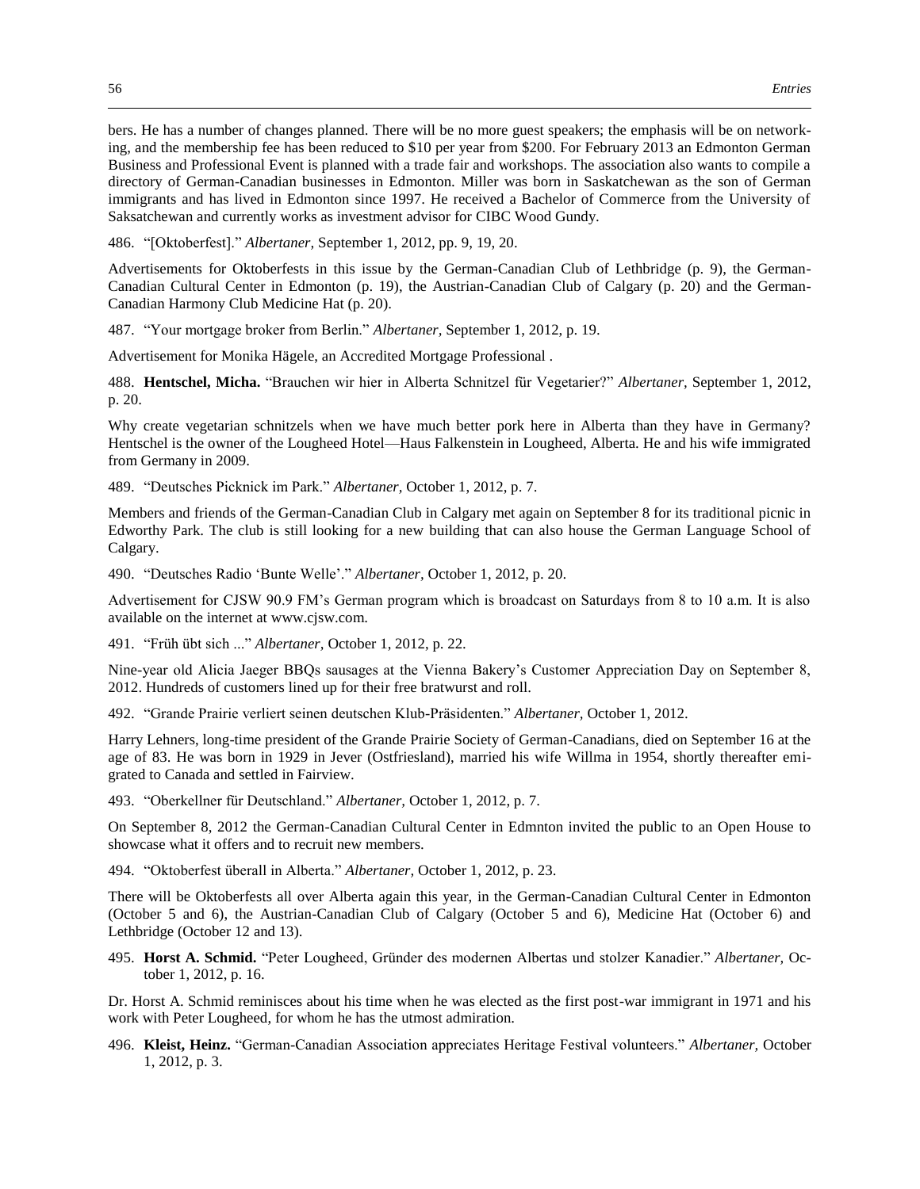bers. He has a number of changes planned. There will be no more guest speakers; the emphasis will be on networking, and the membership fee has been reduced to $10 per year from $200. For February 2013 an Edmonton German Business and Professional Event is planned with a trade fair and workshops. The association also wants to compile a directory of German-Canadian businesses in Edmonton. Miller was born in Saskatchewan as the son of German immigrants and has lived in Edmonton since 1997. He received a Bachelor of Commerce from the University of Saksatchewan and currently works as investment advisor for CIBC Wood Gundy.

486. "[Oktoberfest]." *Albertaner,* September 1, 2012, pp. 9, 19, 20.

Advertisements for Oktoberfests in this issue by the German-Canadian Club of Lethbridge (p. 9), the German-Canadian Cultural Center in Edmonton (p. 19), the Austrian-Canadian Club of Calgary (p. 20) and the German-Canadian Harmony Club Medicine Hat (p. 20).

487. "Your mortgage broker from Berlin." *Albertaner,* September 1, 2012, p. 19.

Advertisement for Monika Hägele, an Accredited Mortgage Professional .

488. **Hentschel, Micha.** "Brauchen wir hier in Alberta Schnitzel für Vegetarier?" *Albertaner,* September 1, 2012, p. 20.

Why create vegetarian schnitzels when we have much better pork here in Alberta than they have in Germany? Hentschel is the owner of the Lougheed Hotel—Haus Falkenstein in Lougheed, Alberta. He and his wife immigrated from Germany in 2009.

489. "Deutsches Picknick im Park." *Albertaner,* October 1, 2012, p. 7.

Members and friends of the German-Canadian Club in Calgary met again on September 8 for its traditional picnic in Edworthy Park. The club is still looking for a new building that can also house the German Language School of Calgary.

490. "Deutsches Radio 'Bunte Welle'." *Albertaner,* October 1, 2012, p. 20.

Advertisement for CJSW 90.9 FM's German program which is broadcast on Saturdays from 8 to 10 a.m. It is also available on the internet at www.cjsw.com.

491. "Früh übt sich ..." *Albertaner,* October 1, 2012, p. 22.

Nine-year old Alicia Jaeger BBQs sausages at the Vienna Bakery's Customer Appreciation Day on September 8, 2012. Hundreds of customers lined up for their free bratwurst and roll.

492. "Grande Prairie verliert seinen deutschen Klub-Präsidenten." *Albertaner,* October 1, 2012.

Harry Lehners, long-time president of the Grande Prairie Society of German-Canadians, died on September 16 at the age of 83. He was born in 1929 in Jever (Ostfriesland), married his wife Willma in 1954, shortly thereafter emigrated to Canada and settled in Fairview.

493. "Oberkellner für Deutschland." *Albertaner,* October 1, 2012, p. 7.

On September 8, 2012 the German-Canadian Cultural Center in Edmnton invited the public to an Open House to showcase what it offers and to recruit new members.

494. "Oktoberfest überall in Alberta." *Albertaner,* October 1, 2012, p. 23.

There will be Oktoberfests all over Alberta again this year, in the German-Canadian Cultural Center in Edmonton (October 5 and 6), the Austrian-Canadian Club of Calgary (October 5 and 6), Medicine Hat (October 6) and Lethbridge (October 12 and 13).

495. **Horst A. Schmid.** "Peter Lougheed, Gründer des modernen Albertas und stolzer Kanadier." *Albertaner,* October 1, 2012, p. 16.

Dr. Horst A. Schmid reminisces about his time when he was elected as the first post-war immigrant in 1971 and his work with Peter Lougheed, for whom he has the utmost admiration.

496. **Kleist, Heinz.** "German-Canadian Association appreciates Heritage Festival volunteers." *Albertaner,* October 1, 2012, p. 3.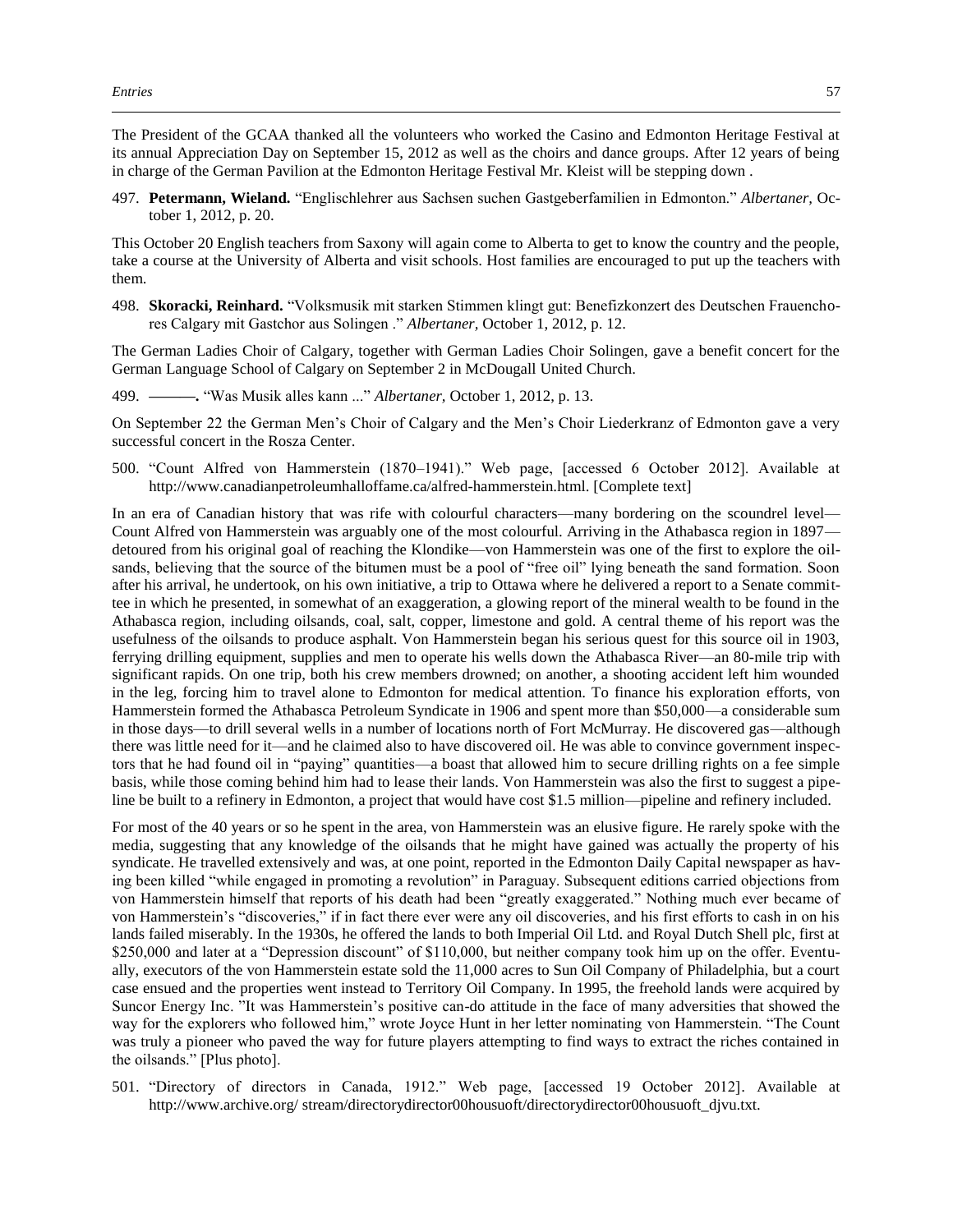The President of the GCAA thanked all the volunteers who worked the Casino and Edmonton Heritage Festival at its annual Appreciation Day on September 15, 2012 as well as the choirs and dance groups. After 12 years of being in charge of the German Pavilion at the Edmonton Heritage Festival Mr. Kleist will be stepping down .

497. **Petermann, Wieland.** "Englischlehrer aus Sachsen suchen Gastgeberfamilien in Edmonton." *Albertaner,* October 1, 2012, p. 20.

This October 20 English teachers from Saxony will again come to Alberta to get to know the country and the people, take a course at the University of Alberta and visit schools. Host families are encouraged to put up the teachers with them.

498. **Skoracki, Reinhard.** "Volksmusik mit starken Stimmen klingt gut: Benefizkonzert des Deutschen Frauenchores Calgary mit Gastchor aus Solingen ." *Albertaner,* October 1, 2012, p. 12.

The German Ladies Choir of Calgary, together with German Ladies Choir Solingen, gave a benefit concert for the German Language School of Calgary on September 2 in McDougall United Church.

499. **———.** "Was Musik alles kann ..." *Albertaner,* October 1, 2012, p. 13.

On September 22 the German Men's Choir of Calgary and the Men's Choir Liederkranz of Edmonton gave a very successful concert in the Rosza Center.

500. "Count Alfred von Hammerstein (1870–1941)." Web page, [accessed 6 October 2012]. Available at http://www.canadianpetroleumhalloffame.ca/alfred-hammerstein.html. [Complete text]

In an era of Canadian history that was rife with colourful characters—many bordering on the scoundrel level—Count Alfred von Hammerstein was arguably one of the most colourful. Arriving in the Athabasca region in 1897—detoured from his original goal of reaching the Klondike—von Hammerstein was one of the first to explore the oilsands, believing that the source of the bitumen must be a pool of "free oil" lying beneath the sand formation. Soon after his arrival, he undertook, on his own initiative, a trip to Ottawa where he delivered a report to a Senate committee in which he presented, in somewhat of an exaggeration, a glowing report of the mineral wealth to be found in the Athabasca region, including oilsands, coal, salt, copper, limestone and gold. A central theme of his report was the usefulness of the oilsands to produce asphalt. Von Hammerstein began his serious quest for this source oil in 1903, ferrying drilling equipment, supplies and men to operate his wells down the Athabasca River—an 80-mile trip with significant rapids. On one trip, both his crew members drowned; on another, a shooting accident left him wounded in the leg, forcing him to travel alone to Edmonton for medical attention. To finance his exploration efforts, von Hammerstein formed the Athabasca Petroleum Syndicate in 1906 and spent more than $50,000—a considerable sum in those days—to drill several wells in a number of locations north of Fort McMurray. He discovered gas—although there was little need for it—and he claimed also to have discovered oil. He was able to convince government inspectors that he had found oil in "paying" quantities—a boast that allowed him to secure drilling rights on a fee simple basis, while those coming behind him had to lease their lands. Von Hammerstein was also the first to suggest a pipeline be built to a refinery in Edmonton, a project that would have cost $1.5 million—pipeline and refinery included.

For most of the 40 years or so he spent in the area, von Hammerstein was an elusive figure. He rarely spoke with the media, suggesting that any knowledge of the oilsands that he might have gained was actually the property of his syndicate. He travelled extensively and was, at one point, reported in the Edmonton Daily Capital newspaper as having been killed "while engaged in promoting a revolution" in Paraguay. Subsequent editions carried objections from von Hammerstein himself that reports of his death had been "greatly exaggerated." Nothing much ever became of von Hammerstein's "discoveries," if in fact there ever were any oil discoveries, and his first efforts to cash in on his lands failed miserably. In the 1930s, he offered the lands to both Imperial Oil Ltd. and Royal Dutch Shell plc, first at $250,000 and later at a "Depression discount" of $110,000, but neither company took him up on the offer. Eventually, executors of the von Hammerstein estate sold the 11,000 acres to Sun Oil Company of Philadelphia, but a court case ensued and the properties went instead to Territory Oil Company. In 1995, the freehold lands were acquired by Suncor Energy Inc. "It was Hammerstein's positive can-do attitude in the face of many adversities that showed the way for the explorers who followed him," wrote Joyce Hunt in her letter nominating von Hammerstein. "The Count was truly a pioneer who paved the way for future players attempting to find ways to extract the riches contained in the oilsands." [Plus photo].

501. "Directory of directors in Canada, 1912." Web page, [accessed 19 October 2012]. Available at http://www.archive.org/ stream/directorydirector00housuoft/directorydirector00housuoft_djvu.txt.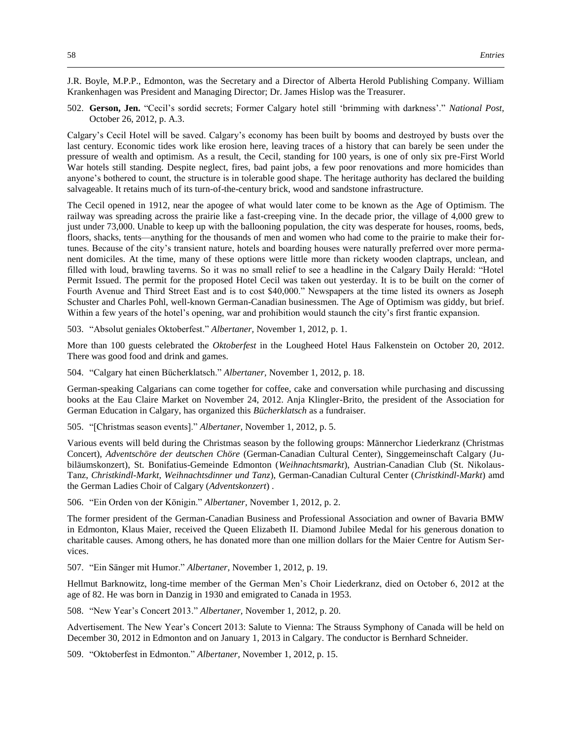J.R. Boyle, M.P.P., Edmonton, was the Secretary and a Director of Alberta Herold Publishing Company. William Krankenhagen was President and Managing Director; Dr. James Hislop was the Treasurer.

502. **Gerson, Jen.** "Cecil's sordid secrets; Former Calgary hotel still 'brimming with darkness'." *National Post,* October 26, 2012, p. A.3.

Calgary's Cecil Hotel will be saved. Calgary's economy has been built by booms and destroyed by busts over the last century. Economic tides work like erosion here, leaving traces of a history that can barely be seen under the pressure of wealth and optimism. As a result, the Cecil, standing for 100 years, is one of only six pre-First World War hotels still standing. Despite neglect, fires, bad paint jobs, a few poor renovations and more homicides than anyone's bothered to count, the structure is in tolerable good shape. The heritage authority has declared the building salvageable. It retains much of its turn-of-the-century brick, wood and sandstone infrastructure.

The Cecil opened in 1912, near the apogee of what would later come to be known as the Age of Optimism. The railway was spreading across the prairie like a fast-creeping vine. In the decade prior, the village of 4,000 grew to just under 73,000. Unable to keep up with the ballooning population, the city was desperate for houses, rooms, beds, floors, shacks, tents—anything for the thousands of men and women who had come to the prairie to make their fortunes. Because of the city's transient nature, hotels and boarding houses were naturally preferred over more permanent domiciles. At the time, many of these options were little more than rickety wooden claptraps, unclean, and filled with loud, brawling taverns. So it was no small relief to see a headline in the Calgary Daily Herald: "Hotel Permit Issued. The permit for the proposed Hotel Cecil was taken out yesterday. It is to be built on the corner of Fourth Avenue and Third Street East and is to cost $40,000." Newspapers at the time listed its owners as Joseph Schuster and Charles Pohl, well-known German-Canadian businessmen. The Age of Optimism was giddy, but brief. Within a few years of the hotel's opening, war and prohibition would staunch the city's first frantic expansion.

503. "Absolut geniales Oktoberfest." *Albertaner,* November 1, 2012, p. 1.

More than 100 guests celebrated the *Oktoberfest* in the Lougheed Hotel Haus Falkenstein on October 20, 2012. There was good food and drink and games.

504. "Calgary hat einen Bücherklatsch." *Albertaner,* November 1, 2012, p. 18.

German-speaking Calgarians can come together for coffee, cake and conversation while purchasing and discussing books at the Eau Claire Market on November 24, 2012. Anja Klingler-Brito, the president of the Association for German Education in Calgary, has organized this *Bücherklatsch* as a fundraiser.

505. "[Christmas season events]." *Albertaner,* November 1, 2012, p. 5.

Various events will beld during the Christmas season by the following groups: Männerchor Liederkranz (Christmas Concert), *Adventschöre der deutschen Chöre* (German-Canadian Cultural Center), Singgemeinschaft Calgary (Jubiläumskonzert), St. Bonifatius-Gemeinde Edmonton (*Weihnachtsmarkt*), Austrian-Canadian Club (St. Nikolaus-Tanz, *Christkindl-Markt, Weihnachtsdinner und Tanz*), German-Canadian Cultural Center (*Christkindl-Markt*) amd the German Ladies Choir of Calgary (*Adventskonzert*) .

506. "Ein Orden von der Königin." *Albertaner,* November 1, 2012, p. 2.

The former president of the German-Canadian Business and Professional Association and owner of Bavaria BMW in Edmonton, Klaus Maier, received the Queen Elizabeth II. Diamond Jubilee Medal for his generous donation to charitable causes. Among others, he has donated more than one million dollars for the Maier Centre for Autism Services.

507. "Ein Sänger mit Humor." *Albertaner,* November 1, 2012, p. 19.

Hellmut Barknowitz, long-time member of the German Men's Choir Liederkranz, died on October 6, 2012 at the age of 82. He was born in Danzig in 1930 and emigrated to Canada in 1953.

508. "New Year's Concert 2013." *Albertaner,* November 1, 2012, p. 20.

Advertisement. The New Year's Concert 2013: Salute to Vienna: The Strauss Symphony of Canada will be held on December 30, 2012 in Edmonton and on January 1, 2013 in Calgary. The conductor is Bernhard Schneider.

509. "Oktoberfest in Edmonton." *Albertaner,* November 1, 2012, p. 15.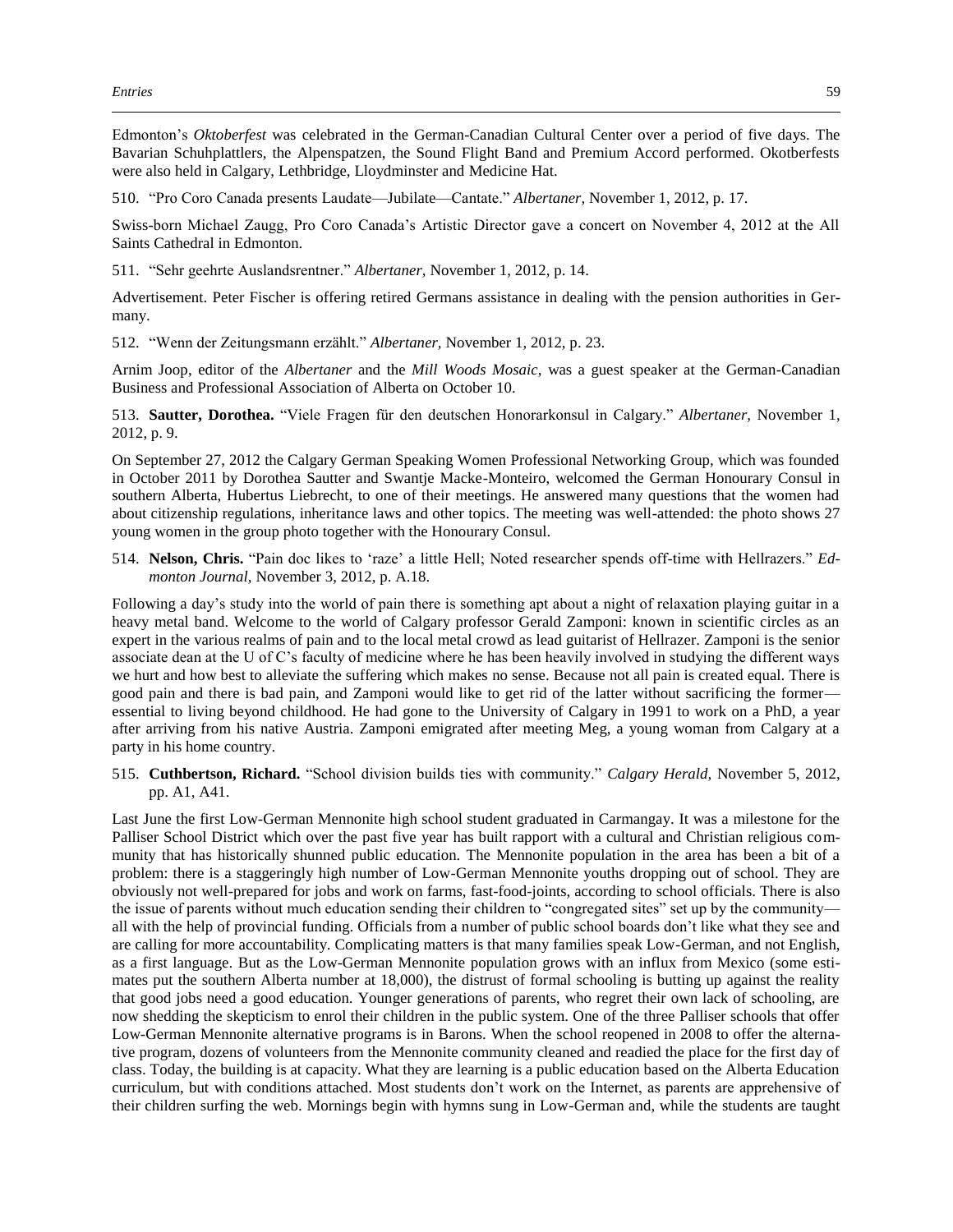Edmonton's *Oktoberfest* was celebrated in the German-Canadian Cultural Center over a period of five days. The Bavarian Schuhplattlers, the Alpenspatzen, the Sound Flight Band and Premium Accord performed. Okotberfests were also held in Calgary, Lethbridge, Lloydminster and Medicine Hat.

510. "Pro Coro Canada presents Laudate—Jubilate—Cantate." *Albertaner,* November 1, 2012, p. 17.

Swiss-born Michael Zaugg, Pro Coro Canada's Artistic Director gave a concert on November 4, 2012 at the All Saints Cathedral in Edmonton.

511. "Sehr geehrte Auslandsrentner." *Albertaner,* November 1, 2012, p. 14.

Advertisement. Peter Fischer is offering retired Germans assistance in dealing with the pension authorities in Germany.

512. "Wenn der Zeitungsmann erzählt." *Albertaner,* November 1, 2012, p. 23.

Arnim Joop, editor of the *Albertaner* and the *Mill Woods Mosaic*, was a guest speaker at the German-Canadian Business and Professional Association of Alberta on October 10.

513. **Sautter, Dorothea.** "Viele Fragen für den deutschen Honorarkonsul in Calgary." *Albertaner,* November 1, 2012, p. 9.

On September 27, 2012 the Calgary German Speaking Women Professional Networking Group, which was founded in October 2011 by Dorothea Sautter and Swantje Macke-Monteiro, welcomed the German Honourary Consul in southern Alberta, Hubertus Liebrecht, to one of their meetings. He answered many questions that the women had about citizenship regulations, inheritance laws and other topics. The meeting was well-attended: the photo shows 27 young women in the group photo together with the Honourary Consul.

514. **Nelson, Chris.** "Pain doc likes to 'raze' a little Hell; Noted researcher spends off-time with Hellrazers." *Edmonton Journal,* November 3, 2012, p. A.18.

Following a day's study into the world of pain there is something apt about a night of relaxation playing guitar in a heavy metal band. Welcome to the world of Calgary professor Gerald Zamponi: known in scientific circles as an expert in the various realms of pain and to the local metal crowd as lead guitarist of Hellrazer. Zamponi is the senior associate dean at the U of C's faculty of medicine where he has been heavily involved in studying the different ways we hurt and how best to alleviate the suffering which makes no sense. Because not all pain is created equal. There is good pain and there is bad pain, and Zamponi would like to get rid of the latter without sacrificing the former—essential to living beyond childhood. He had gone to the University of Calgary in 1991 to work on a PhD, a year after arriving from his native Austria. Zamponi emigrated after meeting Meg, a young woman from Calgary at a party in his home country.

515. **Cuthbertson, Richard.** "School division builds ties with community." *Calgary Herald,* November 5, 2012, pp. A1, A41.

Last June the first Low-German Mennonite high school student graduated in Carmangay. It was a milestone for the Palliser School District which over the past five year has built rapport with a cultural and Christian religious community that has historically shunned public education. The Mennonite population in the area has been a bit of a problem: there is a staggeringly high number of Low-German Mennonite youths dropping out of school. They are obviously not well-prepared for jobs and work on farms, fast-food-joints, according to school officials. There is also the issue of parents without much education sending their children to "congregated sites" set up by the community—all with the help of provincial funding. Officials from a number of public school boards don't like what they see and are calling for more accountability. Complicating matters is that many families speak Low-German, and not English, as a first language. But as the Low-German Mennonite population grows with an influx from Mexico (some estimates put the southern Alberta number at 18,000), the distrust of formal schooling is butting up against the reality that good jobs need a good education. Younger generations of parents, who regret their own lack of schooling, are now shedding the skepticism to enrol their children in the public system. One of the three Palliser schools that offer Low-German Mennonite alternative programs is in Barons. When the school reopened in 2008 to offer the alternative program, dozens of volunteers from the Mennonite community cleaned and readied the place for the first day of class. Today, the building is at capacity. What they are learning is a public education based on the Alberta Education curriculum, but with conditions attached. Most students don't work on the Internet, as parents are apprehensive of their children surfing the web. Mornings begin with hymns sung in Low-German and, while the students are taught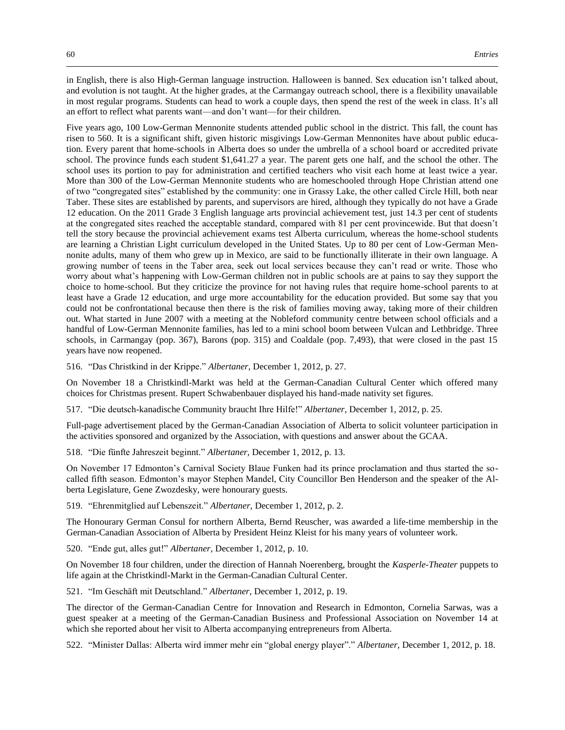in English, there is also High-German language instruction. Halloween is banned. Sex education isn't talked about, and evolution is not taught. At the higher grades, at the Carmangay outreach school, there is a flexibility unavailable in most regular programs. Students can head to work a couple days, then spend the rest of the week in class. It's all an effort to reflect what parents want—and don't want—for their children.

Five years ago, 100 Low-German Mennonite students attended public school in the district. This fall, the count has risen to 560. It is a significant shift, given historic misgivings Low-German Mennonites have about public education. Every parent that home-schools in Alberta does so under the umbrella of a school board or accredited private school. The province funds each student $1,641.27 a year. The parent gets one half, and the school the other. The school uses its portion to pay for administration and certified teachers who visit each home at least twice a year. More than 300 of the Low-German Mennonite students who are homeschooled through Hope Christian attend one of two "congregated sites" established by the community: one in Grassy Lake, the other called Circle Hill, both near Taber. These sites are established by parents, and supervisors are hired, although they typically do not have a Grade 12 education. On the 2011 Grade 3 English language arts provincial achievement test, just 14.3 per cent of students at the congregated sites reached the acceptable standard, compared with 81 per cent provincewide. But that doesn't tell the story because the provincial achievement exams test Alberta curriculum, whereas the home-school students are learning a Christian Light curriculum developed in the United States. Up to 80 per cent of Low-German Mennonite adults, many of them who grew up in Mexico, are said to be functionally illiterate in their own language. A growing number of teens in the Taber area, seek out local services because they can't read or write. Those who worry about what's happening with Low-German children not in public schools are at pains to say they support the choice to home-school. But they criticize the province for not having rules that require home-school parents to at least have a Grade 12 education, and urge more accountability for the education provided. But some say that you could not be confrontational because then there is the risk of families moving away, taking more of their children out. What started in June 2007 with a meeting at the Nobleford community centre between school officials and a handful of Low-German Mennonite families, has led to a mini school boom between Vulcan and Lethbridge. Three schools, in Carmangay (pop. 367), Barons (pop. 315) and Coaldale (pop. 7,493), that were closed in the past 15 years have now reopened.

516. "Das Christkind in der Krippe." *Albertaner,* December 1, 2012, p. 27.

On November 18 a Christkindl-Markt was held at the German-Canadian Cultural Center which offered many choices for Christmas present. Rupert Schwabenbauer displayed his hand-made nativity set figures.

517. "Die deutsch-kanadische Community braucht Ihre Hilfe!" *Albertaner,* December 1, 2012, p. 25.

Full-page advertisement placed by the German-Canadian Association of Alberta to solicit volunteer participation in the activities sponsored and organized by the Association, with questions and answer about the GCAA.

518. "Die fünfte Jahreszeit beginnt." *Albertaner,* December 1, 2012, p. 13.

On November 17 Edmonton's Carnival Society Blaue Funken had its prince proclamation and thus started the so-called fifth season. Edmonton's mayor Stephen Mandel, City Councillor Ben Henderson and the speaker of the Alberta Legislature, Gene Zwozdesky, were honourary guests.

519. "Ehrenmitglied auf Lebenszeit." *Albertaner,* December 1, 2012, p. 2.

The Honourary German Consul for northern Alberta, Bernd Reuscher, was awarded a life-time membership in the German-Canadian Association of Alberta by President Heinz Kleist for his many years of volunteer work.

520. "Ende gut, alles gut!" *Albertaner,* December 1, 2012, p. 10.

On November 18 four children, under the direction of Hannah Noerenberg, brought the *Kasperle-Theater* puppets to life again at the Christkindl-Markt in the German-Canadian Cultural Center.

521. "Im Geschäft mit Deutschland." *Albertaner,* December 1, 2012, p. 19.

The director of the German-Canadian Centre for Innovation and Research in Edmonton, Cornelia Sarwas, was a guest speaker at a meeting of the German-Canadian Business and Professional Association on November 14 at which she reported about her visit to Alberta accompanying entrepreneurs from Alberta.

522. "Minister Dallas: Alberta wird immer mehr ein "global energy player"." *Albertaner,* December 1, 2012, p. 18.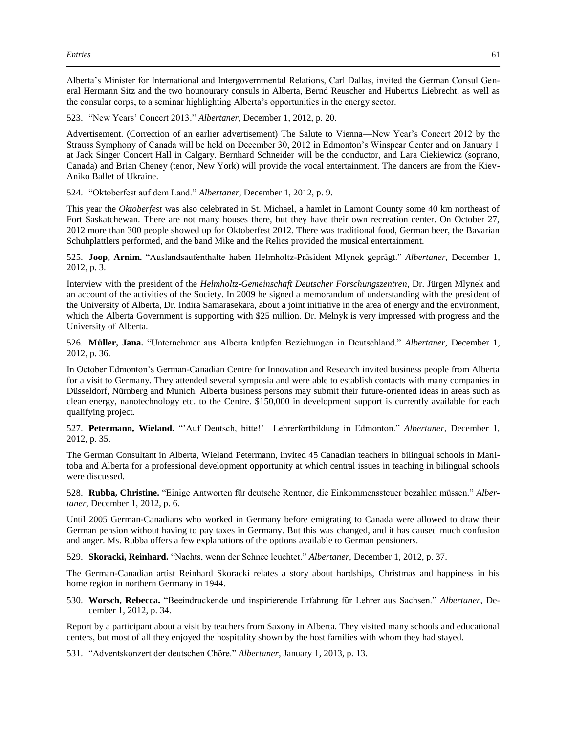Alberta's Minister for International and Intergovernmental Relations, Carl Dallas, invited the German Consul General Hermann Sitz and the two hounourary consuls in Alberta, Bernd Reuscher and Hubertus Liebrecht, as well as the consular corps, to a seminar highlighting Alberta's opportunities in the energy sector.

523. "New Years' Concert 2013." *Albertaner,* December 1, 2012, p. 20.

Advertisement. (Correction of an earlier advertisement) The Salute to Vienna—New Year's Concert 2012 by the Strauss Symphony of Canada will be held on December 30, 2012 in Edmonton's Winspear Center and on January 1 at Jack Singer Concert Hall in Calgary. Bernhard Schneider will be the conductor, and Lara Ciekiewicz (soprano, Canada) and Brian Cheney (tenor, New York) will provide the vocal entertainment. The dancers are from the Kiev-Aniko Ballet of Ukraine.

524. "Oktoberfest auf dem Land." *Albertaner,* December 1, 2012, p. 9.

This year the *Oktoberfest* was also celebrated in St. Michael, a hamlet in Lamont County some 40 km northeast of Fort Saskatchewan. There are not many houses there, but they have their own recreation center. On October 27, 2012 more than 300 people showed up for Oktoberfest 2012. There was traditional food, German beer, the Bavarian Schuhplattlers performed, and the band Mike and the Relics provided the musical entertainment.

525. **Joop, Arnim.** "Auslandsaufenthalte haben Helmholtz-Präsident Mlynek geprägt." *Albertaner,* December 1, 2012, p. 3.

Interview with the president of the *Helmholtz-Gemeinschaft Deutscher Forschungszentren*, Dr. Jürgen Mlynek and an account of the activities of the Society. In 2009 he signed a memorandum of understanding with the president of the University of Alberta, Dr. Indira Samarasekara, about a joint initiative in the area of energy and the environment, which the Alberta Government is supporting with $25 million. Dr. Melnyk is very impressed with progress and the University of Alberta.

526. **Müller, Jana.** "Unternehmer aus Alberta knüpfen Beziehungen in Deutschland." *Albertaner,* December 1, 2012, p. 36.

In October Edmonton's German-Canadian Centre for Innovation and Research invited business people from Alberta for a visit to Germany. They attended several symposia and were able to establish contacts with many companies in Düsseldorf, Nürnberg and Munich. Alberta business persons may submit their future-oriented ideas in areas such as clean energy, nanotechnology etc. to the Centre. $150,000 in development support is currently available for each qualifying project.

527. **Petermann, Wieland.** "'Auf Deutsch, bitte!'—Lehrerfortbildung in Edmonton." *Albertaner,* December 1, 2012, p. 35.

The German Consultant in Alberta, Wieland Petermann, invited 45 Canadian teachers in bilingual schools in Manitoba and Alberta for a professional development opportunity at which central issues in teaching in bilingual schools were discussed.

528. **Rubba, Christine.** "Einige Antworten für deutsche Rentner, die Einkommenssteuer bezahlen müssen." *Albertaner,* December 1, 2012, p. 6.

Until 2005 German-Canadians who worked in Germany before emigrating to Canada were allowed to draw their German pension without having to pay taxes in Germany. But this was changed, and it has caused much confusion and anger. Ms. Rubba offers a few explanations of the options available to German pensioners.

529. **Skoracki, Reinhard.** "Nachts, wenn der Schnee leuchtet." *Albertaner,* December 1, 2012, p. 37.

The German-Canadian artist Reinhard Skoracki relates a story about hardships, Christmas and happiness in his home region in northern Germany in 1944.

530. **Worsch, Rebecca.** "Beeindruckende und inspirierende Erfahrung für Lehrer aus Sachsen." *Albertaner*, December 1, 2012, p. 34.

Report by a participant about a visit by teachers from Saxony in Alberta. They visited many schools and educational centers, but most of all they enjoyed the hospitality shown by the host families with whom they had stayed.

531. "Adventskonzert der deutschen Chöre." *Albertaner*, January 1, 2013, p. 13.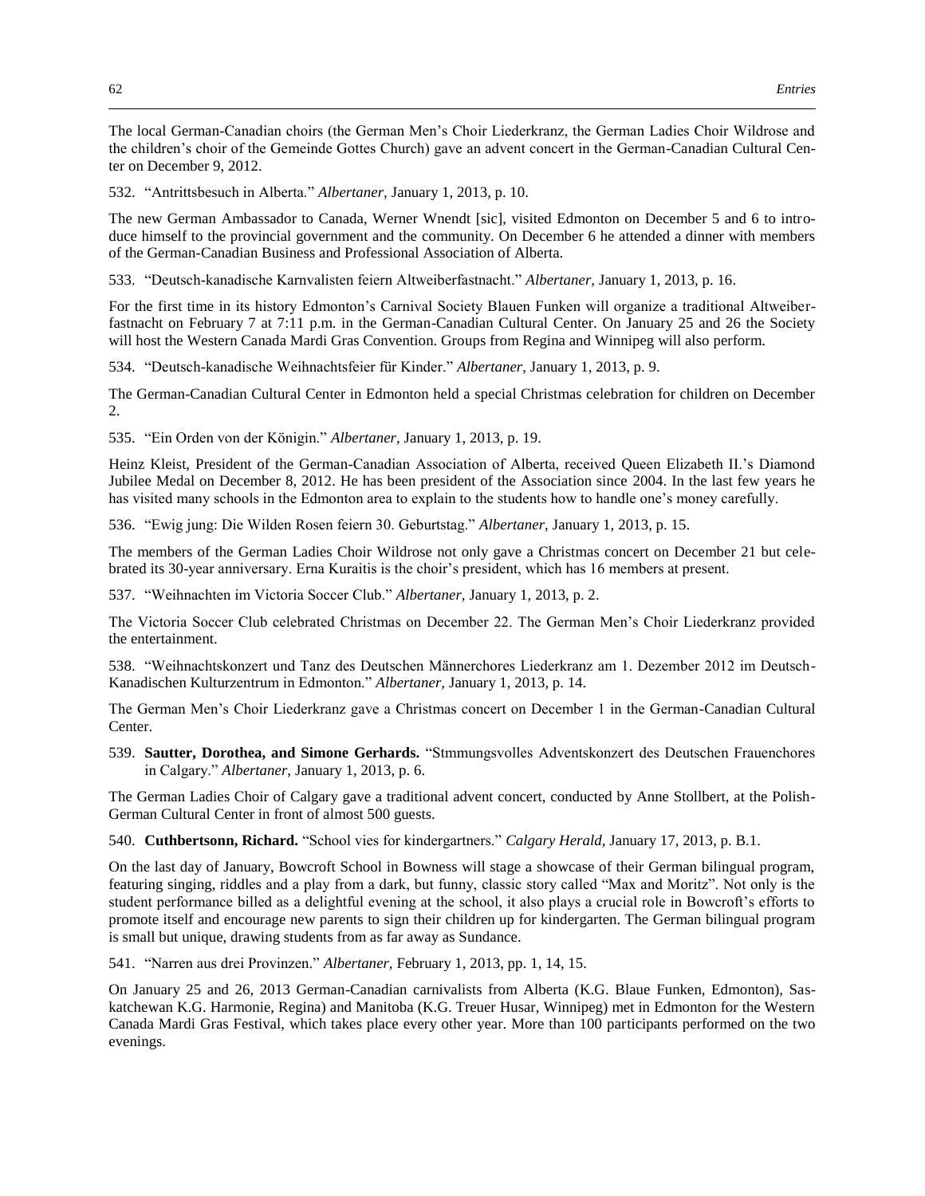The local German-Canadian choirs (the German Men's Choir Liederkranz, the German Ladies Choir Wildrose and the children's choir of the Gemeinde Gottes Church) gave an advent concert in the German-Canadian Cultural Center on December 9, 2012.

532. "Antrittsbesuch in Alberta." *Albertaner,* January 1, 2013, p. 10.

The new German Ambassador to Canada, Werner Wnendt [sic], visited Edmonton on December 5 and 6 to introduce himself to the provincial government and the community. On December 6 he attended a dinner with members of the German-Canadian Business and Professional Association of Alberta.

533. "Deutsch-kanadische Karnvalisten feiern Altweiberfastnacht." *Albertaner,* January 1, 2013, p. 16.

For the first time in its history Edmonton's Carnival Society Blauen Funken will organize a traditional Altweiberfastnacht on February 7 at 7:11 p.m. in the German-Canadian Cultural Center. On January 25 and 26 the Society will host the Western Canada Mardi Gras Convention. Groups from Regina and Winnipeg will also perform.

534. "Deutsch-kanadische Weihnachtsfeier für Kinder." *Albertaner,* January 1, 2013, p. 9.

The German-Canadian Cultural Center in Edmonton held a special Christmas celebration for children on December 2.

535. "Ein Orden von der Königin." *Albertaner,* January 1, 2013, p. 19.

Heinz Kleist, President of the German-Canadian Association of Alberta, received Queen Elizabeth II.'s Diamond Jubilee Medal on December 8, 2012. He has been president of the Association since 2004. In the last few years he has visited many schools in the Edmonton area to explain to the students how to handle one's money carefully.

536. "Ewig jung: Die Wilden Rosen feiern 30. Geburtstag." *Albertaner,* January 1, 2013, p. 15.

The members of the German Ladies Choir Wildrose not only gave a Christmas concert on December 21 but celebrated its 30-year anniversary. Erna Kuraitis is the choir's president, which has 16 members at present.

537. "Weihnachten im Victoria Soccer Club." *Albertaner,* January 1, 2013, p. 2.

The Victoria Soccer Club celebrated Christmas on December 22. The German Men's Choir Liederkranz provided the entertainment.

538. "Weihnachtskonzert und Tanz des Deutschen Männerchores Liederkranz am 1. Dezember 2012 im Deutsch-Kanadischen Kulturzentrum in Edmonton." *Albertaner,* January 1, 2013, p. 14.

The German Men's Choir Liederkranz gave a Christmas concert on December 1 in the German-Canadian Cultural Center.

539. **Sautter, Dorothea, and Simone Gerhards.** "Stmmungsvolles Adventskonzert des Deutschen Frauenchores in Calgary." *Albertaner,* January 1, 2013, p. 6.

The German Ladies Choir of Calgary gave a traditional advent concert, conducted by Anne Stollbert, at the Polish-German Cultural Center in front of almost 500 guests.

540. **Cuthbertsonn, Richard.** "School vies for kindergartners." *Calgary Herald,* January 17, 2013, p. B.1.

On the last day of January, Bowcroft School in Bowness will stage a showcase of their German bilingual program, featuring singing, riddles and a play from a dark, but funny, classic story called "Max and Moritz". Not only is the student performance billed as a delightful evening at the school, it also plays a crucial role in Bowcroft's efforts to promote itself and encourage new parents to sign their children up for kindergarten. The German bilingual program is small but unique, drawing students from as far away as Sundance.

541. "Narren aus drei Provinzen." *Albertaner,* February 1, 2013, pp. 1, 14, 15.

On January 25 and 26, 2013 German-Canadian carnivalists from Alberta (K.G. Blaue Funken, Edmonton), Saskatchewan K.G. Harmonie, Regina) and Manitoba (K.G. Treuer Husar, Winnipeg) met in Edmonton for the Western Canada Mardi Gras Festival, which takes place every other year. More than 100 participants performed on the two evenings.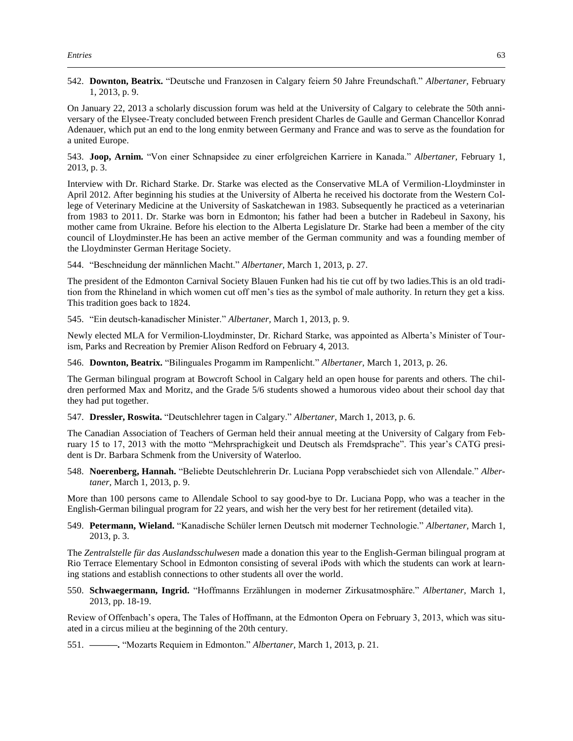542. **Downton, Beatrix.** "Deutsche und Franzosen in Calgary feiern 50 Jahre Freundschaft." *Albertaner,* February 1, 2013, p. 9.

On January 22, 2013 a scholarly discussion forum was held at the University of Calgary to celebrate the 50th anniversary of the Elysee-Treaty concluded between French president Charles de Gaulle and German Chancellor Konrad Adenauer, which put an end to the long enmity between Germany and France and was to serve as the foundation for a united Europe.

543. **Joop, Arnim.** "Von einer Schnapsidee zu einer erfolgreichen Karriere in Kanada." *Albertaner,* February 1, 2013, p. 3.

Interview with Dr. Richard Starke. Dr. Starke was elected as the Conservative MLA of Vermilion-Lloydminster in April 2012. After beginning his studies at the University of Alberta he received his doctorate from the Western College of Veterinary Medicine at the University of Saskatchewan in 1983. Subsequently he practiced as a veterinarian from 1983 to 2011. Dr. Starke was born in Edmonton; his father had been a butcher in Radebeul in Saxony, his mother came from Ukraine. Before his election to the Alberta Legislature Dr. Starke had been a member of the city council of Lloydminster.He has been an active member of the German community and was a founding member of the Lloydminster German Heritage Society.

544. "Beschneidung der männlichen Macht." *Albertaner,* March 1, 2013, p. 27.

The president of the Edmonton Carnival Society Blauen Funken had his tie cut off by two ladies.This is an old tradition from the Rhineland in which women cut off men's ties as the symbol of male authority. In return they get a kiss. This tradition goes back to 1824.

545. "Ein deutsch-kanadischer Minister." *Albertaner,* March 1, 2013, p. 9.

Newly elected MLA for Vermilion-Lloydminster, Dr. Richard Starke, was appointed as Alberta's Minister of Tourism, Parks and Recreation by Premier Alison Redford on February 4, 2013.

546. **Downton, Beatrix.** "Bilinguales Progamm im Rampenlicht." *Albertaner,* March 1, 2013, p. 26.

The German bilingual program at Bowcroft School in Calgary held an open house for parents and others. The children performed Max and Moritz, and the Grade 5/6 students showed a humorous video about their school day that they had put together.

547. **Dressler, Roswita.** "Deutschlehrer tagen in Calgary." *Albertaner,* March 1, 2013, p. 6.

The Canadian Association of Teachers of German held their annual meeting at the University of Calgary from February 15 to 17, 2013 with the motto "Mehrsprachigkeit und Deutsch als Fremdsprache". This year's CATG president is Dr. Barbara Schmenk from the University of Waterloo.

548. **Noerenberg, Hannah.** "Beliebte Deutschlehrerin Dr. Luciana Popp verabschiedet sich von Allendale." *Albertaner,* March 1, 2013, p. 9.

More than 100 persons came to Allendale School to say good-bye to Dr. Luciana Popp, who was a teacher in the English-German bilingual program for 22 years, and wish her the very best for her retirement (detailed vita).

549. **Petermann, Wieland.** "Kanadische Schüler lernen Deutsch mit moderner Technologie." *Albertaner,* March 1, 2013, p. 3.

The *Zentralstelle für das Auslandsschulwesen* made a donation this year to the English-German bilingual program at Rio Terrace Elementary School in Edmonton consisting of several iPods with which the students can work at learning stations and establish connections to other students all over the world.

550. **Schwaegermann, Ingrid.** "Hoffmanns Erzählungen in moderner Zirkusatmosphäre." *Albertaner,* March 1, 2013, pp. 18-19.

Review of Offenbach's opera, The Tales of Hoffmann, at the Edmonton Opera on February 3, 2013, which was situated in a circus milieu at the beginning of the 20th century.

551. **———.** "Mozarts Requiem in Edmonton." *Albertaner,* March 1, 2013, p. 21.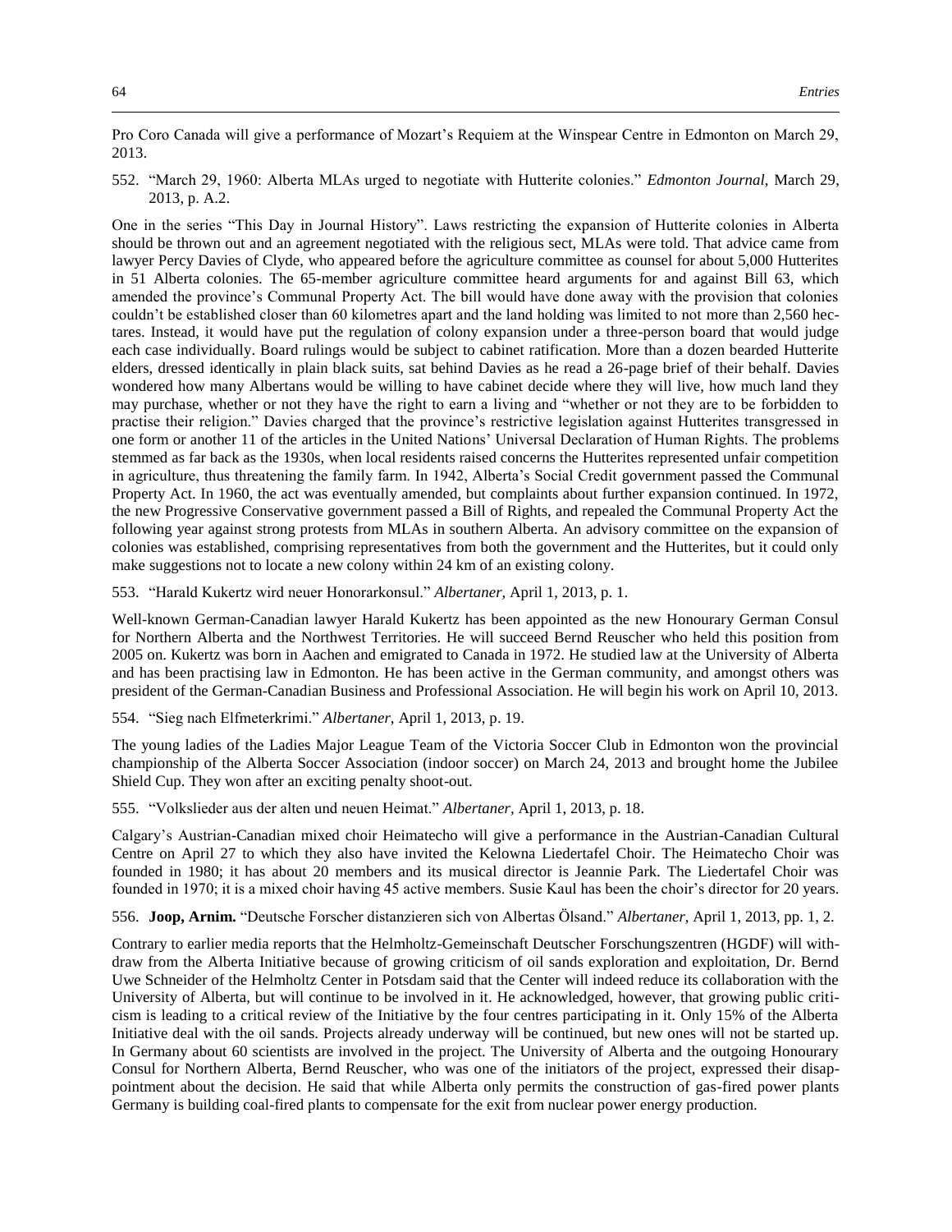Pro Coro Canada will give a performance of Mozart's Requiem at the Winspear Centre in Edmonton on March 29, 2013.

552. "March 29, 1960: Alberta MLAs urged to negotiate with Hutterite colonies." *Edmonton Journal*, March 29, 2013, p. A.2.

One in the series "This Day in Journal History". Laws restricting the expansion of Hutterite colonies in Alberta should be thrown out and an agreement negotiated with the religious sect, MLAs were told. That advice came from lawyer Percy Davies of Clyde, who appeared before the agriculture committee as counsel for about 5,000 Hutterites in 51 Alberta colonies. The 65-member agriculture committee heard arguments for and against Bill 63, which amended the province's Communal Property Act. The bill would have done away with the provision that colonies couldn't be established closer than 60 kilometres apart and the land holding was limited to not more than 2,560 hectares. Instead, it would have put the regulation of colony expansion under a three-person board that would judge each case individually. Board rulings would be subject to cabinet ratification. More than a dozen bearded Hutterite elders, dressed identically in plain black suits, sat behind Davies as he read a 26-page brief of their behalf. Davies wondered how many Albertans would be willing to have cabinet decide where they will live, how much land they may purchase, whether or not they have the right to earn a living and "whether or not they are to be forbidden to practise their religion." Davies charged that the province's restrictive legislation against Hutterites transgressed in one form or another 11 of the articles in the United Nations' Universal Declaration of Human Rights. The problems stemmed as far back as the 1930s, when local residents raised concerns the Hutterites represented unfair competition in agriculture, thus threatening the family farm. In 1942, Alberta's Social Credit government passed the Communal Property Act. In 1960, the act was eventually amended, but complaints about further expansion continued. In 1972, the new Progressive Conservative government passed a Bill of Rights, and repealed the Communal Property Act the following year against strong protests from MLAs in southern Alberta. An advisory committee on the expansion of colonies was established, comprising representatives from both the government and the Hutterites, but it could only make suggestions not to locate a new colony within 24 km of an existing colony.

553. "Harald Kukertz wird neuer Honorarkonsul." *Albertaner*, April 1, 2013, p. 1.

Well-known German-Canadian lawyer Harald Kukertz has been appointed as the new Honourary German Consul for Northern Alberta and the Northwest Territories. He will succeed Bernd Reuscher who held this position from 2005 on. Kukertz was born in Aachen and emigrated to Canada in 1972. He studied law at the University of Alberta and has been practising law in Edmonton. He has been active in the German community, and amongst others was president of the German-Canadian Business and Professional Association. He will begin his work on April 10, 2013.

554. "Sieg nach Elfmeterkrimi." *Albertaner*, April 1, 2013, p. 19.

The young ladies of the Ladies Major League Team of the Victoria Soccer Club in Edmonton won the provincial championship of the Alberta Soccer Association (indoor soccer) on March 24, 2013 and brought home the Jubilee Shield Cup. They won after an exciting penalty shoot-out.

555. "Volkslieder aus der alten und neuen Heimat." *Albertaner*, April 1, 2013, p. 18.

Calgary's Austrian-Canadian mixed choir Heimatecho will give a performance in the Austrian-Canadian Cultural Centre on April 27 to which they also have invited the Kelowna Liedertafel Choir. The Heimatecho Choir was founded in 1980; it has about 20 members and its musical director is Jeannie Park. The Liedertafel Choir was founded in 1970; it is a mixed choir having 45 active members. Susie Kaul has been the choir's director for 20 years.

556. **Joop, Arnim.** "Deutsche Forscher distanzieren sich von Albertas Ölsand." *Albertaner*, April 1, 2013, pp. 1, 2.

Contrary to earlier media reports that the Helmholtz-Gemeinschaft Deutscher Forschungszentren (HGDF) will withdraw from the Alberta Initiative because of growing criticism of oil sands exploration and exploitation, Dr. Bernd Uwe Schneider of the Helmholtz Center in Potsdam said that the Center will indeed reduce its collaboration with the University of Alberta, but will continue to be involved in it. He acknowledged, however, that growing public criticism is leading to a critical review of the Initiative by the four centres participating in it. Only 15% of the Alberta Initiative deal with the oil sands. Projects already underway will be continued, but new ones will not be started up. In Germany about 60 scientists are involved in the project. The University of Alberta and the outgoing Honourary Consul for Northern Alberta, Bernd Reuscher, who was one of the initiators of the project, expressed their disappointment about the decision. He said that while Alberta only permits the construction of gas-fired power plants Germany is building coal-fired plants to compensate for the exit from nuclear power energy production.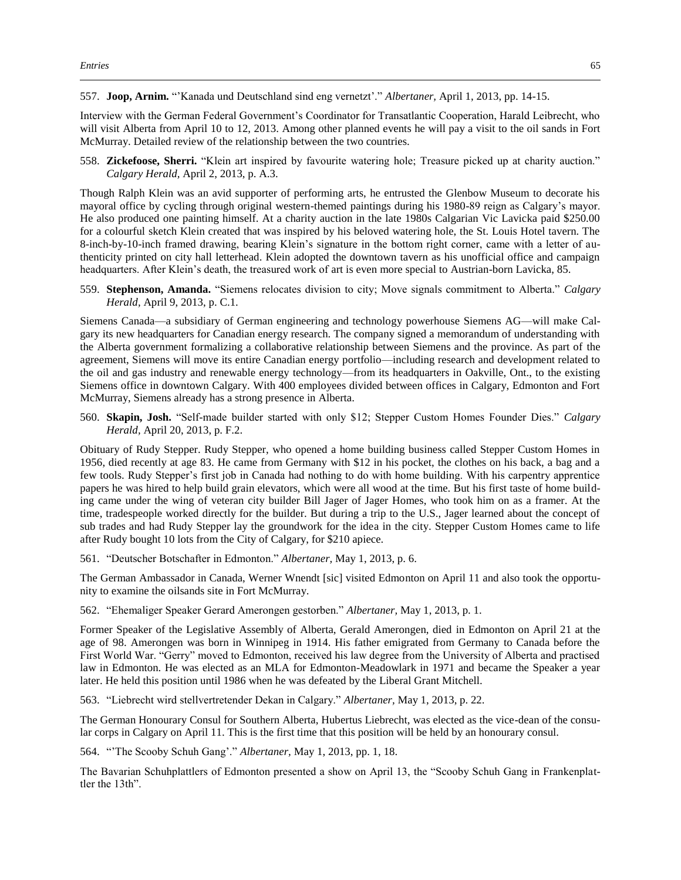557. **Joop, Arnim.** "'Kanada und Deutschland sind eng vernetzt'." *Albertaner,* April 1, 2013, pp. 14-15.

Interview with the German Federal Government's Coordinator for Transatlantic Cooperation, Harald Leibrecht, who will visit Alberta from April 10 to 12, 2013. Among other planned events he will pay a visit to the oil sands in Fort McMurray. Detailed review of the relationship between the two countries.

558. **Zickefoose, Sherri.** "Klein art inspired by favourite watering hole; Treasure picked up at charity auction." *Calgary Herald,* April 2, 2013, p. A.3.

Though Ralph Klein was an avid supporter of performing arts, he entrusted the Glenbow Museum to decorate his mayoral office by cycling through original western-themed paintings during his 1980-89 reign as Calgary's mayor. He also produced one painting himself. At a charity auction in the late 1980s Calgarian Vic Lavicka paid $250.00 for a colourful sketch Klein created that was inspired by his beloved watering hole, the St. Louis Hotel tavern. The 8-inch-by-10-inch framed drawing, bearing Klein's signature in the bottom right corner, came with a letter of authenticity printed on city hall letterhead. Klein adopted the downtown tavern as his unofficial office and campaign headquarters. After Klein's death, the treasured work of art is even more special to Austrian-born Lavicka, 85.

559. **Stephenson, Amanda.** "Siemens relocates division to city; Move signals commitment to Alberta." *Calgary Herald,* April 9, 2013, p. C.1.

Siemens Canada—a subsidiary of German engineering and technology powerhouse Siemens AG—will make Calgary its new headquarters for Canadian energy research. The company signed a memorandum of understanding with the Alberta government formalizing a collaborative relationship between Siemens and the province. As part of the agreement, Siemens will move its entire Canadian energy portfolio—including research and development related to the oil and gas industry and renewable energy technology—from its headquarters in Oakville, Ont., to the existing Siemens office in downtown Calgary. With 400 employees divided between offices in Calgary, Edmonton and Fort McMurray, Siemens already has a strong presence in Alberta.

560. **Skapin, Josh.** "Self-made builder started with only $12; Stepper Custom Homes Founder Dies." *Calgary Herald,* April 20, 2013, p. F.2.

Obituary of Rudy Stepper. Rudy Stepper, who opened a home building business called Stepper Custom Homes in 1956, died recently at age 83. He came from Germany with $12 in his pocket, the clothes on his back, a bag and a few tools. Rudy Stepper's first job in Canada had nothing to do with home building. With his carpentry apprentice papers he was hired to help build grain elevators, which were all wood at the time. But his first taste of home building came under the wing of veteran city builder Bill Jager of Jager Homes, who took him on as a framer. At the time, tradespeople worked directly for the builder. But during a trip to the U.S., Jager learned about the concept of sub trades and had Rudy Stepper lay the groundwork for the idea in the city. Stepper Custom Homes came to life after Rudy bought 10 lots from the City of Calgary, for $210 apiece.

561. "Deutscher Botschafter in Edmonton." *Albertaner,* May 1, 2013, p. 6.

The German Ambassador in Canada, Werner Wnendt [sic] visited Edmonton on April 11 and also took the opportunity to examine the oilsands site in Fort McMurray.

562. "Ehemaliger Speaker Gerard Amerongen gestorben." *Albertaner,* May 1, 2013, p. 1.

Former Speaker of the Legislative Assembly of Alberta, Gerald Amerongen, died in Edmonton on April 21 at the age of 98. Amerongen was born in Winnipeg in 1914. His father emigrated from Germany to Canada before the First World War. "Gerry" moved to Edmonton, received his law degree from the University of Alberta and practised law in Edmonton. He was elected as an MLA for Edmonton-Meadowlark in 1971 and became the Speaker a year later. He held this position until 1986 when he was defeated by the Liberal Grant Mitchell.

563. "Liebrecht wird stellvertretender Dekan in Calgary." *Albertaner,* May 1, 2013, p. 22.

The German Honourary Consul for Southern Alberta, Hubertus Liebrecht, was elected as the vice-dean of the consular corps in Calgary on April 11. This is the first time that this position will be held by an honourary consul.

564. "'The Scooby Schuh Gang'." *Albertaner,* May 1, 2013, pp. 1, 18.

The Bavarian Schuhplattlers of Edmonton presented a show on April 13, the "Scooby Schuh Gang in Frankenplattler the 13th".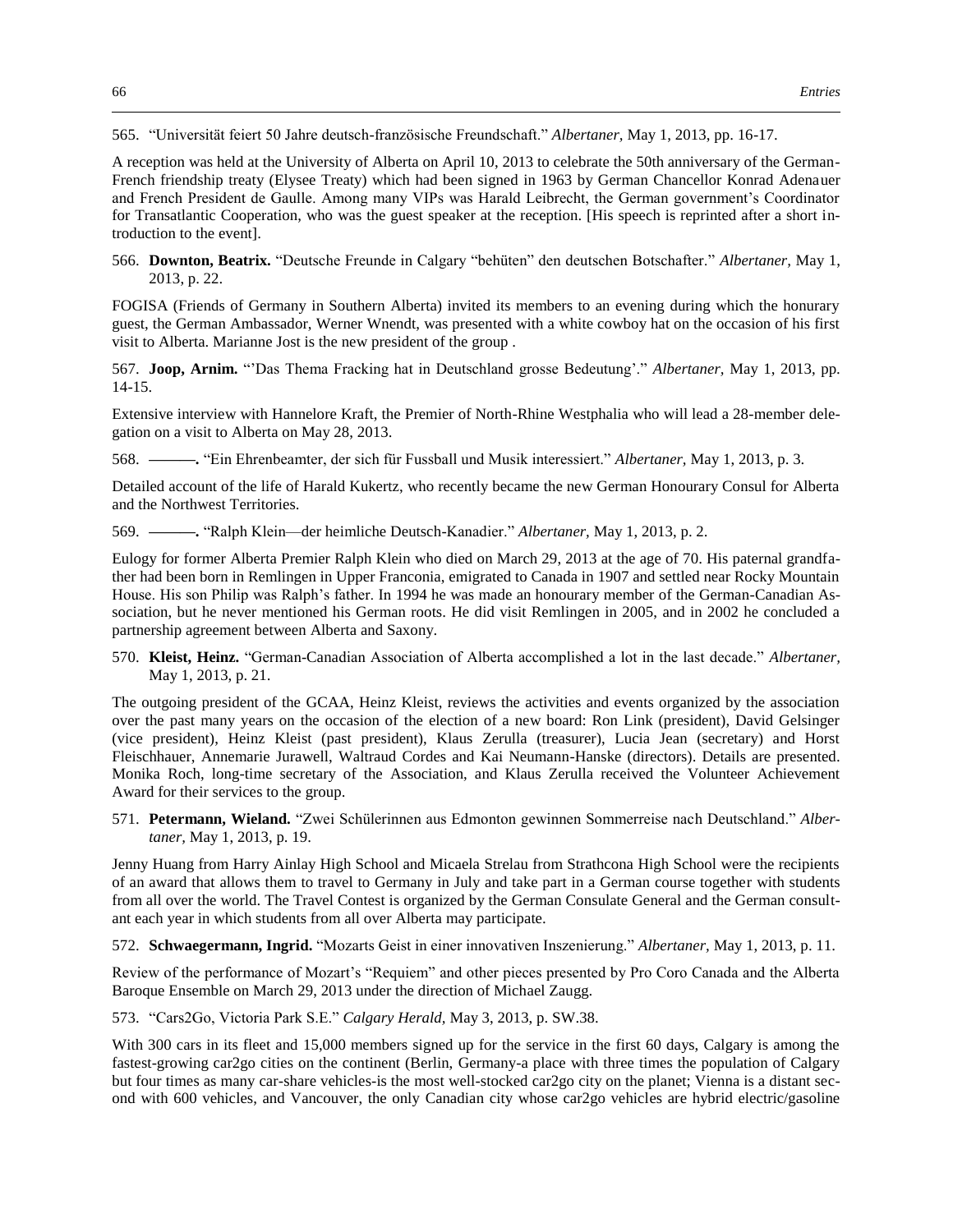565. "Universität feiert 50 Jahre deutsch-französische Freundschaft." *Albertaner,* May 1, 2013, pp. 16-17.

A reception was held at the University of Alberta on April 10, 2013 to celebrate the 50th anniversary of the German-French friendship treaty (Elysee Treaty) which had been signed in 1963 by German Chancellor Konrad Adenauer and French President de Gaulle. Among many VIPs was Harald Leibrecht, the German government's Coordinator for Transatlantic Cooperation, who was the guest speaker at the reception. [His speech is reprinted after a short introduction to the event].

566. **Downton, Beatrix.** "Deutsche Freunde in Calgary "behüten" den deutschen Botschafter." *Albertaner,* May 1, 2013, p. 22.

FOGISA (Friends of Germany in Southern Alberta) invited its members to an evening during which the honurary guest, the German Ambassador, Werner Wnendt, was presented with a white cowboy hat on the occasion of his first visit to Alberta. Marianne Jost is the new president of the group .

567. **Joop, Arnim.** "'Das Thema Fracking hat in Deutschland grosse Bedeutung'." *Albertaner,* May 1, 2013, pp. 14-15.

Extensive interview with Hannelore Kraft, the Premier of North-Rhine Westphalia who will lead a 28-member delegation on a visit to Alberta on May 28, 2013.

568. **———.** "Ein Ehrenbeamter, der sich für Fussball und Musik interessiert." *Albertaner,* May 1, 2013, p. 3.

Detailed account of the life of Harald Kukertz, who recently became the new German Honourary Consul for Alberta and the Northwest Territories.

569. **———.** "Ralph Klein—der heimliche Deutsch-Kanadier." *Albertaner,* May 1, 2013, p. 2.

Eulogy for former Alberta Premier Ralph Klein who died on March 29, 2013 at the age of 70. His paternal grandfather had been born in Remlingen in Upper Franconia, emigrated to Canada in 1907 and settled near Rocky Mountain House. His son Philip was Ralph's father. In 1994 he was made an honourary member of the German-Canadian Association, but he never mentioned his German roots. He did visit Remlingen in 2005, and in 2002 he concluded a partnership agreement between Alberta and Saxony.

570. **Kleist, Heinz.** "German-Canadian Association of Alberta accomplished a lot in the last decade." *Albertaner,* May 1, 2013, p. 21.

The outgoing president of the GCAA, Heinz Kleist, reviews the activities and events organized by the association over the past many years on the occasion of the election of a new board: Ron Link (president), David Gelsinger (vice president), Heinz Kleist (past president), Klaus Zerulla (treasurer), Lucia Jean (secretary) and Horst Fleischhauer, Annemarie Jurawell, Waltraud Cordes and Kai Neumann-Hanske (directors). Details are presented. Monika Roch, long-time secretary of the Association, and Klaus Zerulla received the Volunteer Achievement Award for their services to the group.

571. **Petermann, Wieland.** "Zwei Schülerinnen aus Edmonton gewinnen Sommerreise nach Deutschland." *Albertaner,* May 1, 2013, p. 19.

Jenny Huang from Harry Ainlay High School and Micaela Strelau from Strathcona High School were the recipients of an award that allows them to travel to Germany in July and take part in a German course together with students from all over the world. The Travel Contest is organized by the German Consulate General and the German consultant each year in which students from all over Alberta may participate.

572. **Schwaegermann, Ingrid.** "Mozarts Geist in einer innovativen Inszenierung." *Albertaner,* May 1, 2013, p. 11.

Review of the performance of Mozart's "Requiem" and other pieces presented by Pro Coro Canada and the Alberta Baroque Ensemble on March 29, 2013 under the direction of Michael Zaugg.

573. "Cars2Go, Victoria Park S.E." *Calgary Herald,* May 3, 2013, p. SW.38.

With 300 cars in its fleet and 15,000 members signed up for the service in the first 60 days, Calgary is among the fastest-growing car2go cities on the continent (Berlin, Germany-a place with three times the population of Calgary but four times as many car-share vehicles-is the most well-stocked car2go city on the planet; Vienna is a distant second with 600 vehicles, and Vancouver, the only Canadian city whose car2go vehicles are hybrid electric/gasoline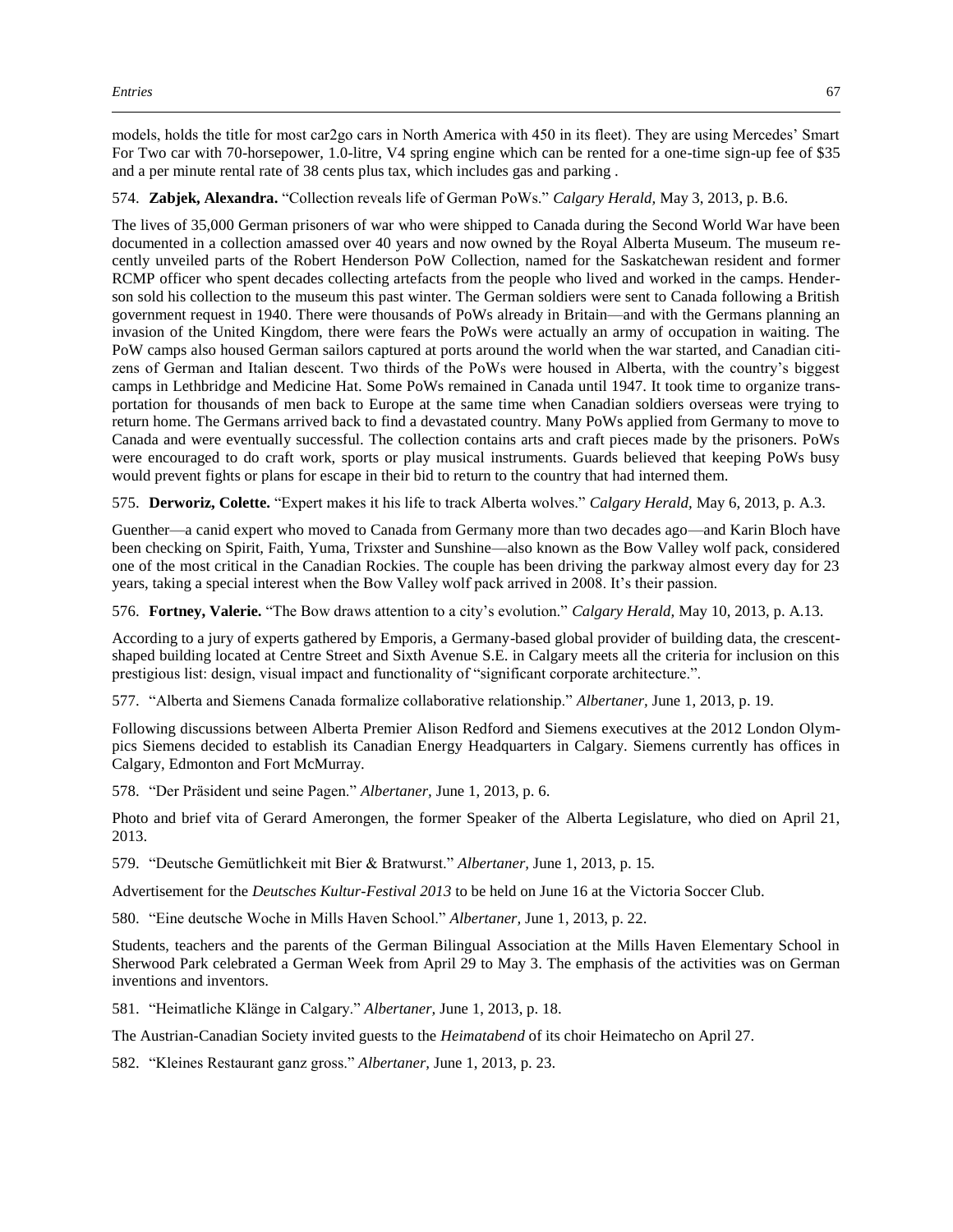models, holds the title for most car2go cars in North America with 450 in its fleet). They are using Mercedes' Smart For Two car with 70-horsepower, 1.0-litre, V4 spring engine which can be rented for a one-time sign-up fee of $35 and a per minute rental rate of 38 cents plus tax, which includes gas and parking .

574. **Zabjek, Alexandra.** "Collection reveals life of German PoWs." *Calgary Herald,* May 3, 2013, p. B.6.

The lives of 35,000 German prisoners of war who were shipped to Canada during the Second World War have been documented in a collection amassed over 40 years and now owned by the Royal Alberta Museum. The museum recently unveiled parts of the Robert Henderson PoW Collection, named for the Saskatchewan resident and former RCMP officer who spent decades collecting artefacts from the people who lived and worked in the camps. Henderson sold his collection to the museum this past winter. The German soldiers were sent to Canada following a British government request in 1940. There were thousands of PoWs already in Britain—and with the Germans planning an invasion of the United Kingdom, there were fears the PoWs were actually an army of occupation in waiting. The PoW camps also housed German sailors captured at ports around the world when the war started, and Canadian citizens of German and Italian descent. Two thirds of the PoWs were housed in Alberta, with the country's biggest camps in Lethbridge and Medicine Hat. Some PoWs remained in Canada until 1947. It took time to organize transportation for thousands of men back to Europe at the same time when Canadian soldiers overseas were trying to return home. The Germans arrived back to find a devastated country. Many PoWs applied from Germany to move to Canada and were eventually successful. The collection contains arts and craft pieces made by the prisoners. PoWs were encouraged to do craft work, sports or play musical instruments. Guards believed that keeping PoWs busy would prevent fights or plans for escape in their bid to return to the country that had interned them.

575. **Derworiz, Colette.** "Expert makes it his life to track Alberta wolves." *Calgary Herald,* May 6, 2013, p. A.3.

Guenther—a canid expert who moved to Canada from Germany more than two decades ago—and Karin Bloch have been checking on Spirit, Faith, Yuma, Trixster and Sunshine—also known as the Bow Valley wolf pack, considered one of the most critical in the Canadian Rockies. The couple has been driving the parkway almost every day for 23 years, taking a special interest when the Bow Valley wolf pack arrived in 2008. It's their passion.

576. **Fortney, Valerie.** "The Bow draws attention to a city's evolution." *Calgary Herald,* May 10, 2013, p. A.13.

According to a jury of experts gathered by Emporis, a Germany-based global provider of building data, the crescent-shaped building located at Centre Street and Sixth Avenue S.E. in Calgary meets all the criteria for inclusion on this prestigious list: design, visual impact and functionality of "significant corporate architecture.".

577. "Alberta and Siemens Canada formalize collaborative relationship." *Albertaner,* June 1, 2013, p. 19.

Following discussions between Alberta Premier Alison Redford and Siemens executives at the 2012 London Olympics Siemens decided to establish its Canadian Energy Headquarters in Calgary. Siemens currently has offices in Calgary, Edmonton and Fort McMurray.

578. "Der Präsident und seine Pagen." *Albertaner,* June 1, 2013, p. 6.

Photo and brief vita of Gerard Amerongen, the former Speaker of the Alberta Legislature, who died on April 21, 2013.

579. "Deutsche Gemütlichkeit mit Bier & Bratwurst." *Albertaner,* June 1, 2013, p. 15.

Advertisement for the *Deutsches Kultur-Festival 2013* to be held on June 16 at the Victoria Soccer Club.

580. "Eine deutsche Woche in Mills Haven School." *Albertaner,* June 1, 2013, p. 22.

Students, teachers and the parents of the German Bilingual Association at the Mills Haven Elementary School in Sherwood Park celebrated a German Week from April 29 to May 3. The emphasis of the activities was on German inventions and inventors.

581. "Heimatliche Klänge in Calgary." *Albertaner,* June 1, 2013, p. 18.

The Austrian-Canadian Society invited guests to the *Heimatabend* of its choir Heimatecho on April 27.

582. "Kleines Restaurant ganz gross." *Albertaner,* June 1, 2013, p. 23.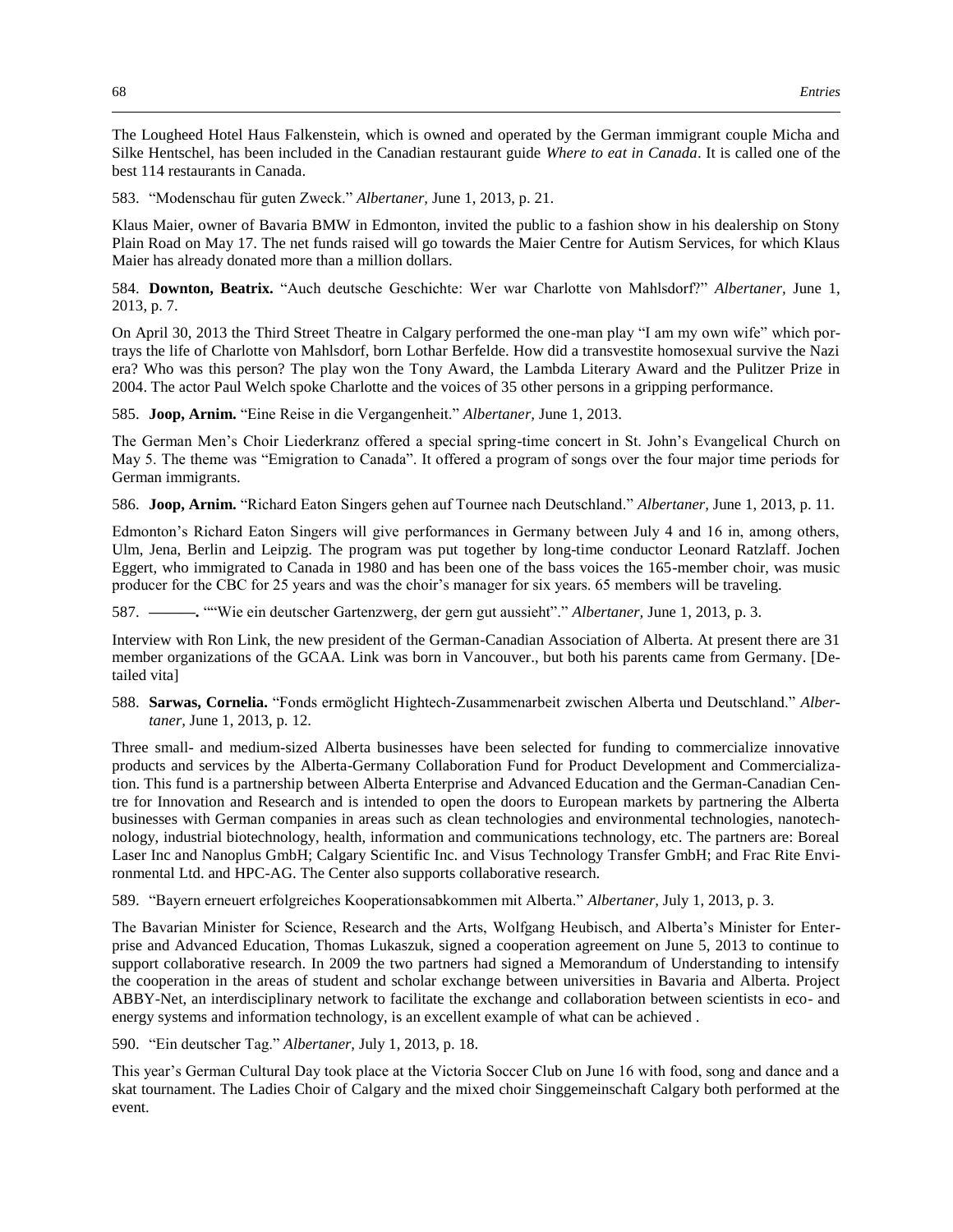The Lougheed Hotel Haus Falkenstein, which is owned and operated by the German immigrant couple Micha and Silke Hentschel, has been included in the Canadian restaurant guide *Where to eat in Canada*. It is called one of the best 114 restaurants in Canada.

583. "Modenschau für guten Zweck." *Albertaner,* June 1, 2013, p. 21.

Klaus Maier, owner of Bavaria BMW in Edmonton, invited the public to a fashion show in his dealership on Stony Plain Road on May 17. The net funds raised will go towards the Maier Centre for Autism Services, for which Klaus Maier has already donated more than a million dollars.

584. **Downton, Beatrix.** "Auch deutsche Geschichte: Wer war Charlotte von Mahlsdorf?" *Albertaner,* June 1, 2013, p. 7.

On April 30, 2013 the Third Street Theatre in Calgary performed the one-man play "I am my own wife" which portrays the life of Charlotte von Mahlsdorf, born Lothar Berfelde. How did a transvestite homosexual survive the Nazi era? Who was this person? The play won the Tony Award, the Lambda Literary Award and the Pulitzer Prize in 2004. The actor Paul Welch spoke Charlotte and the voices of 35 other persons in a gripping performance.

585. **Joop, Arnim.** "Eine Reise in die Vergangenheit." *Albertaner,* June 1, 2013.

The German Men's Choir Liederkranz offered a special spring-time concert in St. John's Evangelical Church on May 5. The theme was "Emigration to Canada". It offered a program of songs over the four major time periods for German immigrants.

586. **Joop, Arnim.** "Richard Eaton Singers gehen auf Tournee nach Deutschland." *Albertaner,* June 1, 2013, p. 11.

Edmonton's Richard Eaton Singers will give performances in Germany between July 4 and 16 in, among others, Ulm, Jena, Berlin and Leipzig. The program was put together by long-time conductor Leonard Ratzlaff. Jochen Eggert, who immigrated to Canada in 1980 and has been one of the bass voices the 165-member choir, was music producer for the CBC for 25 years and was the choir's manager for six years. 65 members will be traveling.

587. **———.** ""Wie ein deutscher Gartenzwerg, der gern gut aussieht"." *Albertaner,* June 1, 2013, p. 3.

Interview with Ron Link, the new president of the German-Canadian Association of Alberta. At present there are 31 member organizations of the GCAA. Link was born in Vancouver., but both his parents came from Germany. [Detailed vita]

588. **Sarwas, Cornelia.** "Fonds ermöglicht Hightech-Zusammenarbeit zwischen Alberta und Deutschland." *Albertaner,* June 1, 2013, p. 12.

Three small- and medium-sized Alberta businesses have been selected for funding to commercialize innovative products and services by the Alberta-Germany Collaboration Fund for Product Development and Commercialization. This fund is a partnership between Alberta Enterprise and Advanced Education and the German-Canadian Centre for Innovation and Research and is intended to open the doors to European markets by partnering the Alberta businesses with German companies in areas such as clean technologies and environmental technologies, nanotechnology, industrial biotechnology, health, information and communications technology, etc. The partners are: Boreal Laser Inc and Nanoplus GmbH; Calgary Scientific Inc. and Visus Technology Transfer GmbH; and Frac Rite Environmental Ltd. and HPC-AG. The Center also supports collaborative research.

589. "Bayern erneuert erfolgreiches Kooperationsabkommen mit Alberta." *Albertaner,* July 1, 2013, p. 3.

The Bavarian Minister for Science, Research and the Arts, Wolfgang Heubisch, and Alberta's Minister for Enterprise and Advanced Education, Thomas Lukaszuk, signed a cooperation agreement on June 5, 2013 to continue to support collaborative research. In 2009 the two partners had signed a Memorandum of Understanding to intensify the cooperation in the areas of student and scholar exchange between universities in Bavaria and Alberta. Project ABBY-Net, an interdisciplinary network to facilitate the exchange and collaboration between scientists in eco- and energy systems and information technology, is an excellent example of what can be achieved .

590. "Ein deutscher Tag." *Albertaner,* July 1, 2013, p. 18.

This year's German Cultural Day took place at the Victoria Soccer Club on June 16 with food, song and dance and a skat tournament. The Ladies Choir of Calgary and the mixed choir Singgemeinschaft Calgary both performed at the event.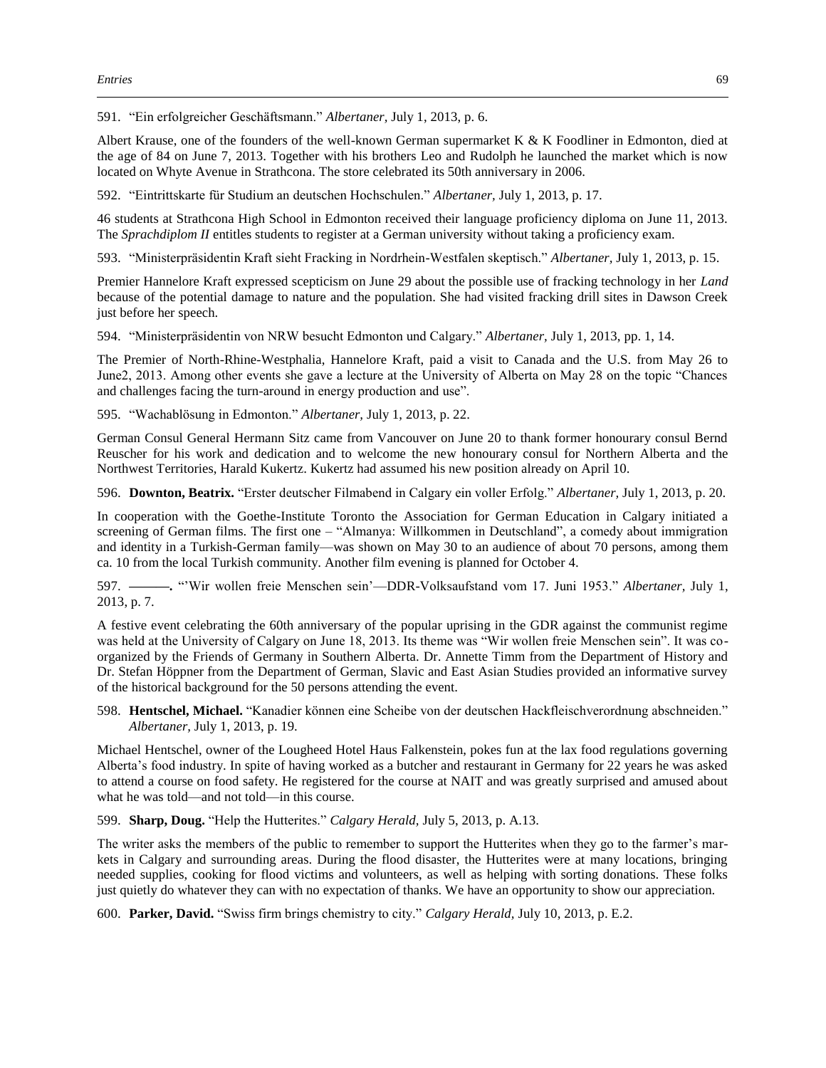591. “Ein erfolgreicher Geschäftsmann.” *Albertaner,* July 1, 2013, p. 6.

Albert Krause, one of the founders of the well-known German supermarket K & K Foodliner in Edmonton, died at the age of 84 on June 7, 2013. Together with his brothers Leo and Rudolph he launched the market which is now located on Whyte Avenue in Strathcona. The store celebrated its 50th anniversary in 2006.

592. “Eintrittskarte für Studium an deutschen Hochschulen.” *Albertaner,* July 1, 2013, p. 17.

46 students at Strathcona High School in Edmonton received their language proficiency diploma on June 11, 2013. The *Sprachdiplom II* entitles students to register at a German university without taking a proficiency exam.

593. “Ministerpräsidentin Kraft sieht Fracking in Nordrhein-Westfalen skeptisch.” *Albertaner,* July 1, 2013, p. 15.

Premier Hannelore Kraft expressed scepticism on June 29 about the possible use of fracking technology in her *Land* because of the potential damage to nature and the population. She had visited fracking drill sites in Dawson Creek just before her speech.

594. “Ministerpräsidentin von NRW besucht Edmonton und Calgary.” *Albertaner,* July 1, 2013, pp. 1, 14.

The Premier of North-Rhine-Westphalia, Hannelore Kraft, paid a visit to Canada and the U.S. from May 26 to June2, 2013. Among other events she gave a lecture at the University of Alberta on May 28 on the topic “Chances and challenges facing the turn-around in energy production and use”.

595. “Wachablösung in Edmonton.” *Albertaner,* July 1, 2013, p. 22.

German Consul General Hermann Sitz came from Vancouver on June 20 to thank former honourary consul Bernd Reuscher for his work and dedication and to welcome the new honourary consul for Northern Alberta and the Northwest Territories, Harald Kukertz. Kukertz had assumed his new position already on April 10.

596. **Downton, Beatrix.** “Erster deutscher Filmabend in Calgary ein voller Erfolg.” *Albertaner,* July 1, 2013, p. 20.

In cooperation with the Goethe-Institute Toronto the Association for German Education in Calgary initiated a screening of German films. The first one – “Almanya: Willkommen in Deutschland”, a comedy about immigration and identity in a Turkish-German family—was shown on May 30 to an audience of about 70 persons, among them ca. 10 from the local Turkish community. Another film evening is planned for October 4.

597. **———.** “’Wir wollen freie Menschen sein’—DDR-Volksaufstand vom 17. Juni 1953.” *Albertaner,* July 1, 2013, p. 7.

A festive event celebrating the 60th anniversary of the popular uprising in the GDR against the communist regime was held at the University of Calgary on June 18, 2013. Its theme was “Wir wollen freie Menschen sein”. It was co-organized by the Friends of Germany in Southern Alberta. Dr. Annette Timm from the Department of History and Dr. Stefan Höppner from the Department of German, Slavic and East Asian Studies provided an informative survey of the historical background for the 50 persons attending the event.

598. **Hentschel, Michael.** “Kanadier können eine Scheibe von der deutschen Hackfleischverordnung abschneiden.” *Albertaner,* July 1, 2013, p. 19.

Michael Hentschel, owner of the Lougheed Hotel Haus Falkenstein, pokes fun at the lax food regulations governing Alberta’s food industry. In spite of having worked as a butcher and restaurant in Germany for 22 years he was asked to attend a course on food safety. He registered for the course at NAIT and was greatly surprised and amused about what he was told—and not told—in this course.

599. **Sharp, Doug.** “Help the Hutterites.” *Calgary Herald,* July 5, 2013, p. A.13.

The writer asks the members of the public to remember to support the Hutterites when they go to the farmer’s markets in Calgary and surrounding areas. During the flood disaster, the Hutterites were at many locations, bringing needed supplies, cooking for flood victims and volunteers, as well as helping with sorting donations. These folks just quietly do whatever they can with no expectation of thanks. We have an opportunity to show our appreciation.

600. **Parker, David.** “Swiss firm brings chemistry to city.” *Calgary Herald,* July 10, 2013, p. E.2.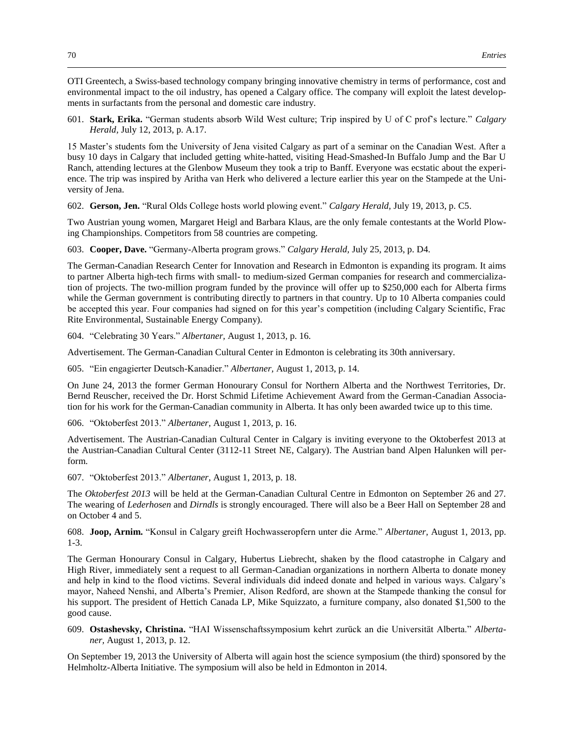OTI Greentech, a Swiss-based technology company bringing innovative chemistry in terms of performance, cost and environmental impact to the oil industry, has opened a Calgary office. The company will exploit the latest developments in surfactants from the personal and domestic care industry.

601. **Stark, Erika.** "German students absorb Wild West culture; Trip inspired by U of C prof's lecture." *Calgary Herald,* July 12, 2013, p. A.17.

15 Master's students fom the University of Jena visited Calgary as part of a seminar on the Canadian West. After a busy 10 days in Calgary that included getting white-hatted, visiting Head-Smashed-In Buffalo Jump and the Bar U Ranch, attending lectures at the Glenbow Museum they took a trip to Banff. Everyone was ecstatic about the experience. The trip was inspired by Aritha van Herk who delivered a lecture earlier this year on the Stampede at the University of Jena.

602. **Gerson, Jen.** "Rural Olds College hosts world plowing event." *Calgary Herald,* July 19, 2013, p. C5.

Two Austrian young women, Margaret Heigl and Barbara Klaus, are the only female contestants at the World Plowing Championships. Competitors from 58 countries are competing.

603. **Cooper, Dave.** "Germany-Alberta program grows." *Calgary Herald,* July 25, 2013, p. D4.

The German-Canadian Research Center for Innovation and Research in Edmonton is expanding its program. It aims to partner Alberta high-tech firms with small- to medium-sized German companies for research and commercialization of projects. The two-million program funded by the province will offer up to $250,000 each for Alberta firms while the German government is contributing directly to partners in that country. Up to 10 Alberta companies could be accepted this year. Four companies had signed on for this year's competition (including Calgary Scientific, Frac Rite Environmental, Sustainable Energy Company).

604. "Celebrating 30 Years." *Albertaner,* August 1, 2013, p. 16.

Advertisement. The German-Canadian Cultural Center in Edmonton is celebrating its 30th anniversary.

605. "Ein engagierter Deutsch-Kanadier." *Albertaner,* August 1, 2013, p. 14.

On June 24, 2013 the former German Honourary Consul for Northern Alberta and the Northwest Territories, Dr. Bernd Reuscher, received the Dr. Horst Schmid Lifetime Achievement Award from the German-Canadian Association for his work for the German-Canadian community in Alberta. It has only been awarded twice up to this time.

606. "Oktoberfest 2013." *Albertaner,* August 1, 2013, p. 16.

Advertisement. The Austrian-Canadian Cultural Center in Calgary is inviting everyone to the Oktoberfest 2013 at the Austrian-Canadian Cultural Center (3112-11 Street NE, Calgary). The Austrian band Alpen Halunken will perform.

607. "Oktoberfest 2013." *Albertaner,* August 1, 2013, p. 18.

The *Oktoberfest 2013* will be held at the German-Canadian Cultural Centre in Edmonton on September 26 and 27. The wearing of *Lederhosen* and *Dirndls* is strongly encouraged. There will also be a Beer Hall on September 28 and on October 4 and 5.

608. **Joop, Arnim.** "Konsul in Calgary greift Hochwasseropfern unter die Arme." *Albertaner,* August 1, 2013, pp. 1-3.

The German Honourary Consul in Calgary, Hubertus Liebrecht, shaken by the flood catastrophe in Calgary and High River, immediately sent a request to all German-Canadian organizations in northern Alberta to donate money and help in kind to the flood victims. Several individuals did indeed donate and helped in various ways. Calgary's mayor, Naheed Nenshi, and Alberta's Premier, Alison Redford, are shown at the Stampede thanking the consul for his support. The president of Hettich Canada LP, Mike Squizzato, a furniture company, also donated $1,500 to the good cause.

609. **Ostashevsky, Christina.** "HAI Wissenschaftssymposium kehrt zurück an die Universität Alberta." *Albertaner,* August 1, 2013, p. 12.

On September 19, 2013 the University of Alberta will again host the science symposium (the third) sponsored by the Helmholtz-Alberta Initiative. The symposium will also be held in Edmonton in 2014.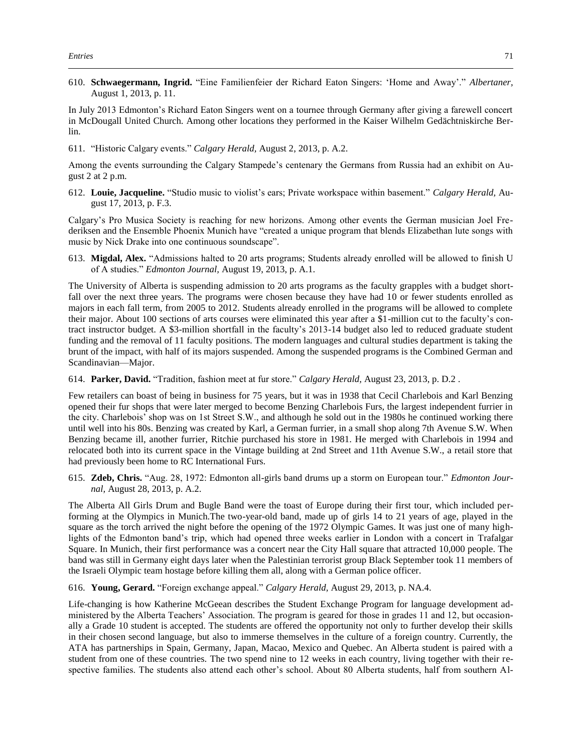610. **Schwaegermann, Ingrid.** "Eine Familienfeier der Richard Eaton Singers: 'Home and Away'." *Albertaner,* August 1, 2013, p. 11.

In July 2013 Edmonton's Richard Eaton Singers went on a tournee through Germany after giving a farewell concert in McDougall United Church. Among other locations they performed in the Kaiser Wilhelm Gedächtniskirche Berlin.

611. "Historic Calgary events." *Calgary Herald,* August 2, 2013, p. A.2.

Among the events surrounding the Calgary Stampede's centenary the Germans from Russia had an exhibit on August 2 at 2 p.m.

612. **Louie, Jacqueline.** "Studio music to violist's ears; Private workspace within basement." *Calgary Herald,* August 17, 2013, p. F.3.

Calgary's Pro Musica Society is reaching for new horizons. Among other events the German musician Joel Frederiksen and the Ensemble Phoenix Munich have "created a unique program that blends Elizabethan lute songs with music by Nick Drake into one continuous soundscape".

613. **Migdal, Alex.** "Admissions halted to 20 arts programs; Students already enrolled will be allowed to finish U of A studies." *Edmonton Journal,* August 19, 2013, p. A.1.

The University of Alberta is suspending admission to 20 arts programs as the faculty grapples with a budget shortfall over the next three years. The programs were chosen because they have had 10 or fewer students enrolled as majors in each fall term, from 2005 to 2012. Students already enrolled in the programs will be allowed to complete their major. About 100 sections of arts courses were eliminated this year after a $1-million cut to the faculty's contract instructor budget. A $3-million shortfall in the faculty's 2013-14 budget also led to reduced graduate student funding and the removal of 11 faculty positions. The modern languages and cultural studies department is taking the brunt of the impact, with half of its majors suspended. Among the suspended programs is the Combined German and Scandinavian—Major.

614. **Parker, David.** "Tradition, fashion meet at fur store." *Calgary Herald,* August 23, 2013, p. D.2 .

Few retailers can boast of being in business for 75 years, but it was in 1938 that Cecil Charlebois and Karl Benzing opened their fur shops that were later merged to become Benzing Charlebois Furs, the largest independent furrier in the city. Charlebois' shop was on 1st Street S.W., and although he sold out in the 1980s he continued working there until well into his 80s. Benzing was created by Karl, a German furrier, in a small shop along 7th Avenue S.W. When Benzing became ill, another furrier, Ritchie purchased his store in 1981. He merged with Charlebois in 1994 and relocated both into its current space in the Vintage building at 2nd Street and 11th Avenue S.W., a retail store that had previously been home to RC International Furs.

615. **Zdeb, Chris.** "Aug. 28, 1972: Edmonton all-girls band drums up a storm on European tour." *Edmonton Journal,* August 28, 2013, p. A.2.

The Alberta All Girls Drum and Bugle Band were the toast of Europe during their first tour, which included performing at the Olympics in Munich.The two-year-old band, made up of girls 14 to 21 years of age, played in the square as the torch arrived the night before the opening of the 1972 Olympic Games. It was just one of many highlights of the Edmonton band's trip, which had opened three weeks earlier in London with a concert in Trafalgar Square. In Munich, their first performance was a concert near the City Hall square that attracted 10,000 people. The band was still in Germany eight days later when the Palestinian terrorist group Black September took 11 members of the Israeli Olympic team hostage before killing them all, along with a German police officer.

616. **Young, Gerard.** "Foreign exchange appeal." *Calgary Herald,* August 29, 2013, p. NA.4.

Life-changing is how Katherine McGeean describes the Student Exchange Program for language development administered by the Alberta Teachers' Association. The program is geared for those in grades 11 and 12, but occasionally a Grade 10 student is accepted. The students are offered the opportunity not only to further develop their skills in their chosen second language, but also to immerse themselves in the culture of a foreign country. Currently, the ATA has partnerships in Spain, Germany, Japan, Macao, Mexico and Quebec. An Alberta student is paired with a student from one of these countries. The two spend nine to 12 weeks in each country, living together with their respective families. The students also attend each other's school. About 80 Alberta students, half from southern Al-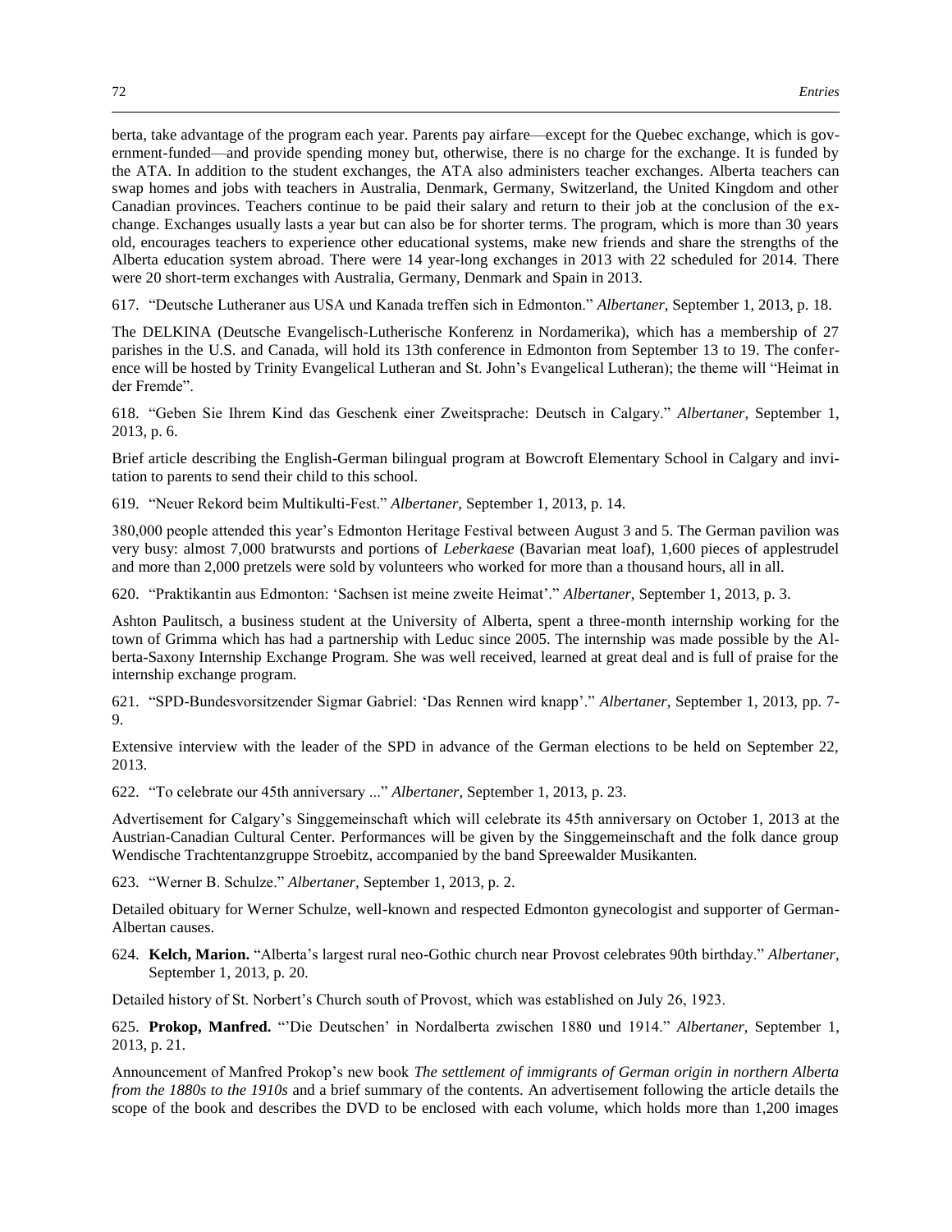berta, take advantage of the program each year. Parents pay airfare—except for the Quebec exchange, which is government-funded—and provide spending money but, otherwise, there is no charge for the exchange. It is funded by the ATA. In addition to the student exchanges, the ATA also administers teacher exchanges. Alberta teachers can swap homes and jobs with teachers in Australia, Denmark, Germany, Switzerland, the United Kingdom and other Canadian provinces. Teachers continue to be paid their salary and return to their job at the conclusion of the exchange. Exchanges usually lasts a year but can also be for shorter terms. The program, which is more than 30 years old, encourages teachers to experience other educational systems, make new friends and share the strengths of the Alberta education system abroad. There were 14 year-long exchanges in 2013 with 22 scheduled for 2014. There were 20 short-term exchanges with Australia, Germany, Denmark and Spain in 2013.

617. "Deutsche Lutheraner aus USA und Kanada treffen sich in Edmonton." *Albertaner,* September 1, 2013, p. 18.

The DELKINA (Deutsche Evangelisch-Lutherische Konferenz in Nordamerika), which has a membership of 27 parishes in the U.S. and Canada, will hold its 13th conference in Edmonton from September 13 to 19. The conference will be hosted by Trinity Evangelical Lutheran and St. John's Evangelical Lutheran); the theme will "Heimat in der Fremde".

618. "Geben Sie Ihrem Kind das Geschenk einer Zweitsprache: Deutsch in Calgary." *Albertaner,* September 1, 2013, p. 6.

Brief article describing the English-German bilingual program at Bowcroft Elementary School in Calgary and invitation to parents to send their child to this school.

619. "Neuer Rekord beim Multikulti-Fest." *Albertaner,* September 1, 2013, p. 14.

380,000 people attended this year's Edmonton Heritage Festival between August 3 and 5. The German pavilion was very busy: almost 7,000 bratwursts and portions of *Leberkaese* (Bavarian meat loaf), 1,600 pieces of applestrudel and more than 2,000 pretzels were sold by volunteers who worked for more than a thousand hours, all in all.

620. "Praktikantin aus Edmonton: 'Sachsen ist meine zweite Heimat'." *Albertaner,* September 1, 2013, p. 3.

Ashton Paulitsch, a business student at the University of Alberta, spent a three-month internship working for the town of Grimma which has had a partnership with Leduc since 2005. The internship was made possible by the Alberta-Saxony Internship Exchange Program. She was well received, learned at great deal and is full of praise for the internship exchange program.

621. "SPD-Bundesvorsitzender Sigmar Gabriel: 'Das Rennen wird knapp'." *Albertaner,* September 1, 2013, pp. 7-9.

Extensive interview with the leader of the SPD in advance of the German elections to be held on September 22, 2013.

622. "To celebrate our 45th anniversary ..." *Albertaner,* September 1, 2013, p. 23.

Advertisement for Calgary's Singgemeinschaft which will celebrate its 45th anniversary on October 1, 2013 at the Austrian-Canadian Cultural Center. Performances will be given by the Singgemeinschaft and the folk dance group Wendische Trachtentanzgruppe Stroebitz, accompanied by the band Spreewalder Musikanten.

623. "Werner B. Schulze." *Albertaner,* September 1, 2013, p. 2.

Detailed obituary for Werner Schulze, well-known and respected Edmonton gynecologist and supporter of German-Albertan causes.

624. **Kelch, Marion.** "Alberta's largest rural neo-Gothic church near Provost celebrates 90th birthday." *Albertaner,* September 1, 2013, p. 20.

Detailed history of St. Norbert's Church south of Provost, which was established on July 26, 1923.

625. **Prokop, Manfred.** "'Die Deutschen' in Nordalberta zwischen 1880 und 1914." *Albertaner,* September 1, 2013, p. 21.

Announcement of Manfred Prokop's new book *The settlement of immigrants of German origin in northern Alberta from the 1880s to the 1910s* and a brief summary of the contents. An advertisement following the article details the scope of the book and describes the DVD to be enclosed with each volume, which holds more than 1,200 images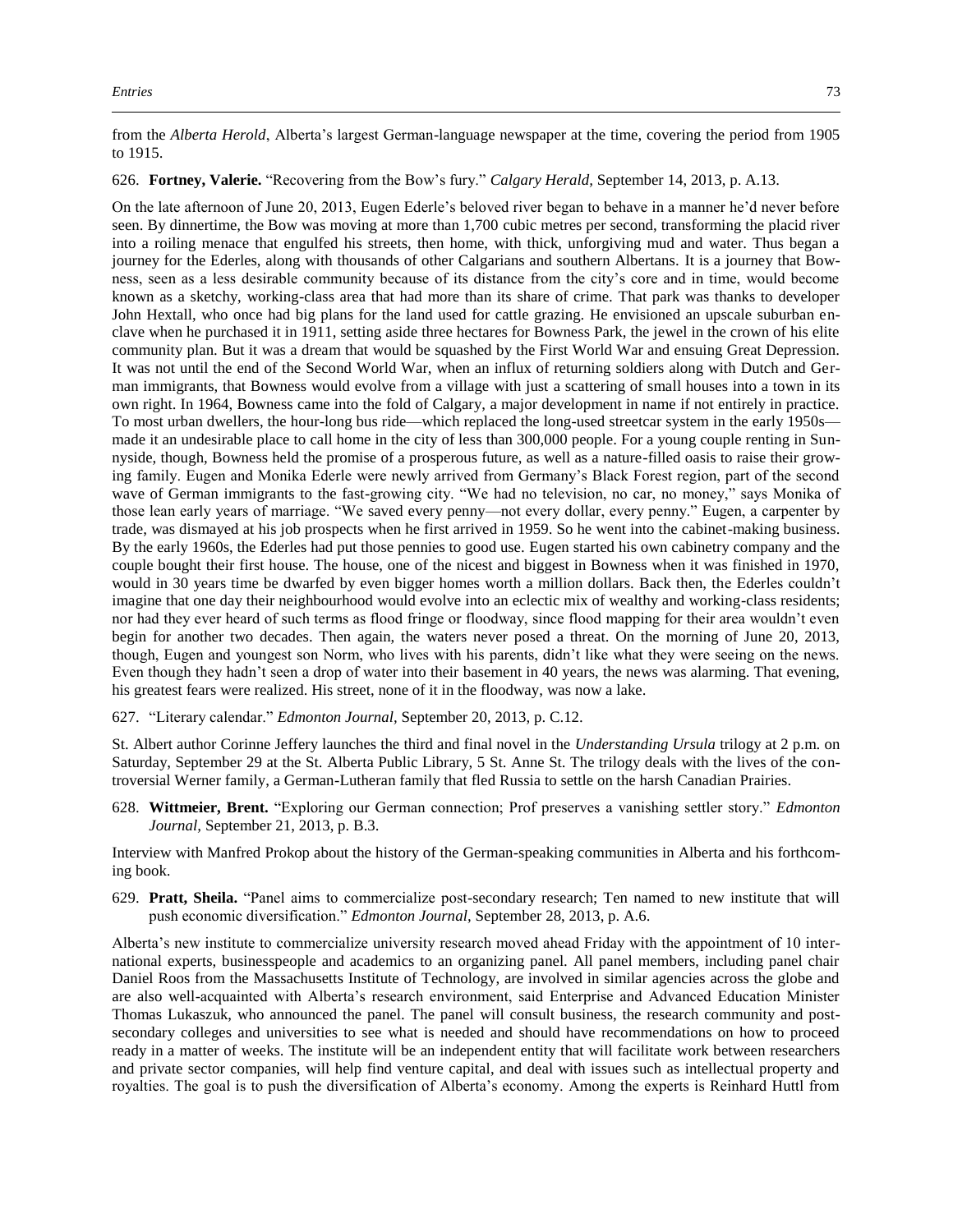from the *Alberta Herold*, Alberta's largest German-language newspaper at the time, covering the period from 1905 to 1915.

626. **Fortney, Valerie.** "Recovering from the Bow's fury." *Calgary Herald,* September 14, 2013, p. A.13.

On the late afternoon of June 20, 2013, Eugen Ederle's beloved river began to behave in a manner he'd never before seen. By dinnertime, the Bow was moving at more than 1,700 cubic metres per second, transforming the placid river into a roiling menace that engulfed his streets, then home, with thick, unforgiving mud and water. Thus began a journey for the Ederles, along with thousands of other Calgarians and southern Albertans. It is a journey that Bowness, seen as a less desirable community because of its distance from the city's core and in time, would become known as a sketchy, working-class area that had more than its share of crime. That park was thanks to developer John Hextall, who once had big plans for the land used for cattle grazing. He envisioned an upscale suburban enclave when he purchased it in 1911, setting aside three hectares for Bowness Park, the jewel in the crown of his elite community plan. But it was a dream that would be squashed by the First World War and ensuing Great Depression. It was not until the end of the Second World War, when an influx of returning soldiers along with Dutch and German immigrants, that Bowness would evolve from a village with just a scattering of small houses into a town in its own right. In 1964, Bowness came into the fold of Calgary, a major development in name if not entirely in practice. To most urban dwellers, the hour-long bus ride—which replaced the long-used streetcar system in the early 1950s—made it an undesirable place to call home in the city of less than 300,000 people. For a young couple renting in Sunnyside, though, Bowness held the promise of a prosperous future, as well as a nature-filled oasis to raise their growing family. Eugen and Monika Ederle were newly arrived from Germany's Black Forest region, part of the second wave of German immigrants to the fast-growing city. "We had no television, no car, no money," says Monika of those lean early years of marriage. "We saved every penny—not every dollar, every penny." Eugen, a carpenter by trade, was dismayed at his job prospects when he first arrived in 1959. So he went into the cabinet-making business. By the early 1960s, the Ederles had put those pennies to good use. Eugen started his own cabinetry company and the couple bought their first house. The house, one of the nicest and biggest in Bowness when it was finished in 1970, would in 30 years time be dwarfed by even bigger homes worth a million dollars. Back then, the Ederles couldn't imagine that one day their neighbourhood would evolve into an eclectic mix of wealthy and working-class residents; nor had they ever heard of such terms as flood fringe or floodway, since flood mapping for their area wouldn't even begin for another two decades. Then again, the waters never posed a threat. On the morning of June 20, 2013, though, Eugen and youngest son Norm, who lives with his parents, didn't like what they were seeing on the news. Even though they hadn't seen a drop of water into their basement in 40 years, the news was alarming. That evening, his greatest fears were realized. His street, none of it in the floodway, was now a lake.

627. "Literary calendar." *Edmonton Journal,* September 20, 2013, p. C.12.

St. Albert author Corinne Jeffery launches the third and final novel in the *Understanding Ursula* trilogy at 2 p.m. on Saturday, September 29 at the St. Alberta Public Library, 5 St. Anne St. The trilogy deals with the lives of the controversial Werner family, a German-Lutheran family that fled Russia to settle on the harsh Canadian Prairies.

628. **Wittmeier, Brent.** "Exploring our German connection; Prof preserves a vanishing settler story." *Edmonton Journal,* September 21, 2013, p. B.3.

Interview with Manfred Prokop about the history of the German-speaking communities in Alberta and his forthcoming book.

629. **Pratt, Sheila.** "Panel aims to commercialize post-secondary research; Ten named to new institute that will push economic diversification." *Edmonton Journal,* September 28, 2013, p. A.6.

Alberta's new institute to commercialize university research moved ahead Friday with the appointment of 10 international experts, businesspeople and academics to an organizing panel. All panel members, including panel chair Daniel Roos from the Massachusetts Institute of Technology, are involved in similar agencies across the globe and are also well-acquainted with Alberta's research environment, said Enterprise and Advanced Education Minister Thomas Lukaszuk, who announced the panel. The panel will consult business, the research community and post-secondary colleges and universities to see what is needed and should have recommendations on how to proceed ready in a matter of weeks. The institute will be an independent entity that will facilitate work between researchers and private sector companies, will help find venture capital, and deal with issues such as intellectual property and royalties. The goal is to push the diversification of Alberta's economy. Among the experts is Reinhard Huttl from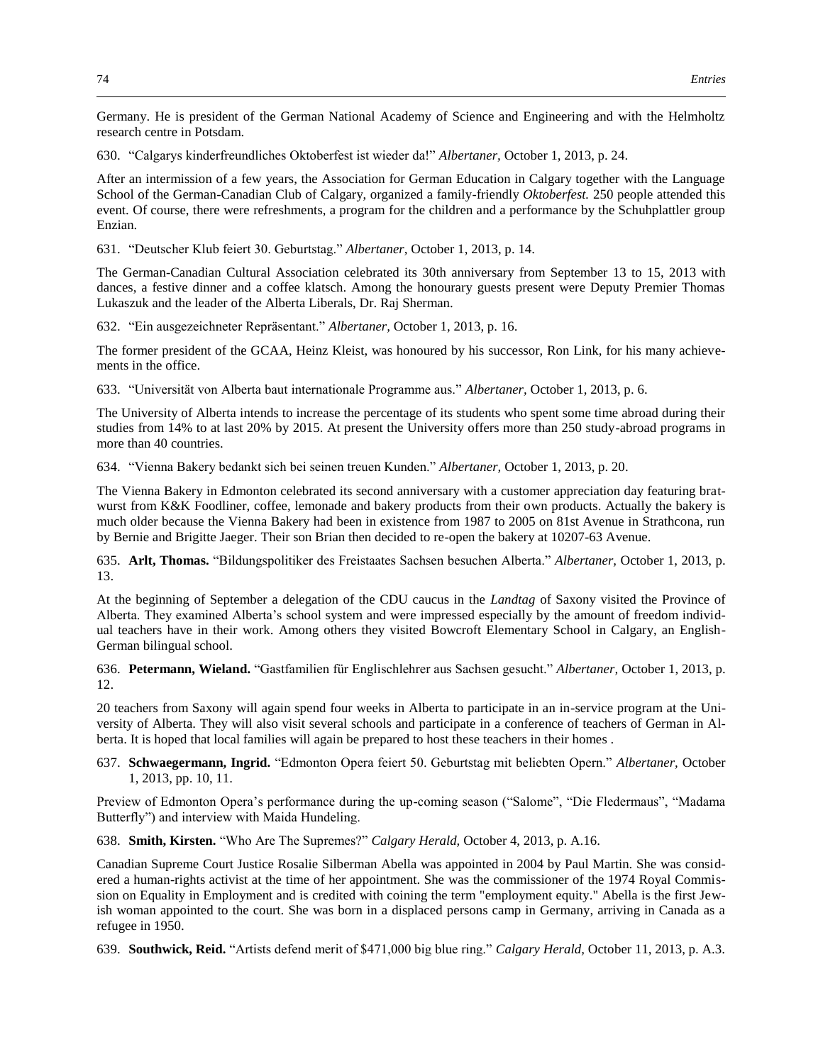Germany. He is president of the German National Academy of Science and Engineering and with the Helmholtz research centre in Potsdam.

630. "Calgarys kinderfreundliches Oktoberfest ist wieder da!" *Albertaner,* October 1, 2013, p. 24.

After an intermission of a few years, the Association for German Education in Calgary together with the Language School of the German-Canadian Club of Calgary, organized a family-friendly *Oktoberfest.* 250 people attended this event. Of course, there were refreshments, a program for the children and a performance by the Schuhplattler group Enzian.

631. "Deutscher Klub feiert 30. Geburtstag." *Albertaner,* October 1, 2013, p. 14.

The German-Canadian Cultural Association celebrated its 30th anniversary from September 13 to 15, 2013 with dances, a festive dinner and a coffee klatsch. Among the honourary guests present were Deputy Premier Thomas Lukaszuk and the leader of the Alberta Liberals, Dr. Raj Sherman.

632. "Ein ausgezeichneter Repräsentant." *Albertaner,* October 1, 2013, p. 16.

The former president of the GCAA, Heinz Kleist, was honoured by his successor, Ron Link, for his many achievements in the office.

633. "Universität von Alberta baut internationale Programme aus." *Albertaner,* October 1, 2013, p. 6.

The University of Alberta intends to increase the percentage of its students who spent some time abroad during their studies from 14% to at last 20% by 2015. At present the University offers more than 250 study-abroad programs in more than 40 countries.

634. "Vienna Bakery bedankt sich bei seinen treuen Kunden." *Albertaner,* October 1, 2013, p. 20.

The Vienna Bakery in Edmonton celebrated its second anniversary with a customer appreciation day featuring bratwurst from K&K Foodliner, coffee, lemonade and bakery products from their own products. Actually the bakery is much older because the Vienna Bakery had been in existence from 1987 to 2005 on 81st Avenue in Strathcona, run by Bernie and Brigitte Jaeger. Their son Brian then decided to re-open the bakery at 10207-63 Avenue.

635. **Arlt, Thomas.** "Bildungspolitiker des Freistaates Sachsen besuchen Alberta." *Albertaner,* October 1, 2013, p. 13.

At the beginning of September a delegation of the CDU caucus in the *Landtag* of Saxony visited the Province of Alberta. They examined Alberta's school system and were impressed especially by the amount of freedom individual teachers have in their work. Among others they visited Bowcroft Elementary School in Calgary, an English-German bilingual school.

636. **Petermann, Wieland.** "Gastfamilien für Englischlehrer aus Sachsen gesucht." *Albertaner,* October 1, 2013, p. 12.

20 teachers from Saxony will again spend four weeks in Alberta to participate in an in-service program at the University of Alberta. They will also visit several schools and participate in a conference of teachers of German in Alberta. It is hoped that local families will again be prepared to host these teachers in their homes .

637. **Schwaegermann, Ingrid.** "Edmonton Opera feiert 50. Geburtstag mit beliebten Opern." *Albertaner,* October 1, 2013, pp. 10, 11.

Preview of Edmonton Opera's performance during the up-coming season ("Salome", "Die Fledermaus", "Madama Butterfly") and interview with Maida Hundeling.

638. **Smith, Kirsten.** "Who Are The Supremes?" *Calgary Herald,* October 4, 2013, p. A.16.

Canadian Supreme Court Justice Rosalie Silberman Abella was appointed in 2004 by Paul Martin. She was considered a human-rights activist at the time of her appointment. She was the commissioner of the 1974 Royal Commission on Equality in Employment and is credited with coining the term "employment equity." Abella is the first Jewish woman appointed to the court. She was born in a displaced persons camp in Germany, arriving in Canada as a refugee in 1950.

639. **Southwick, Reid.** "Artists defend merit of $471,000 big blue ring." *Calgary Herald,* October 11, 2013, p. A.3.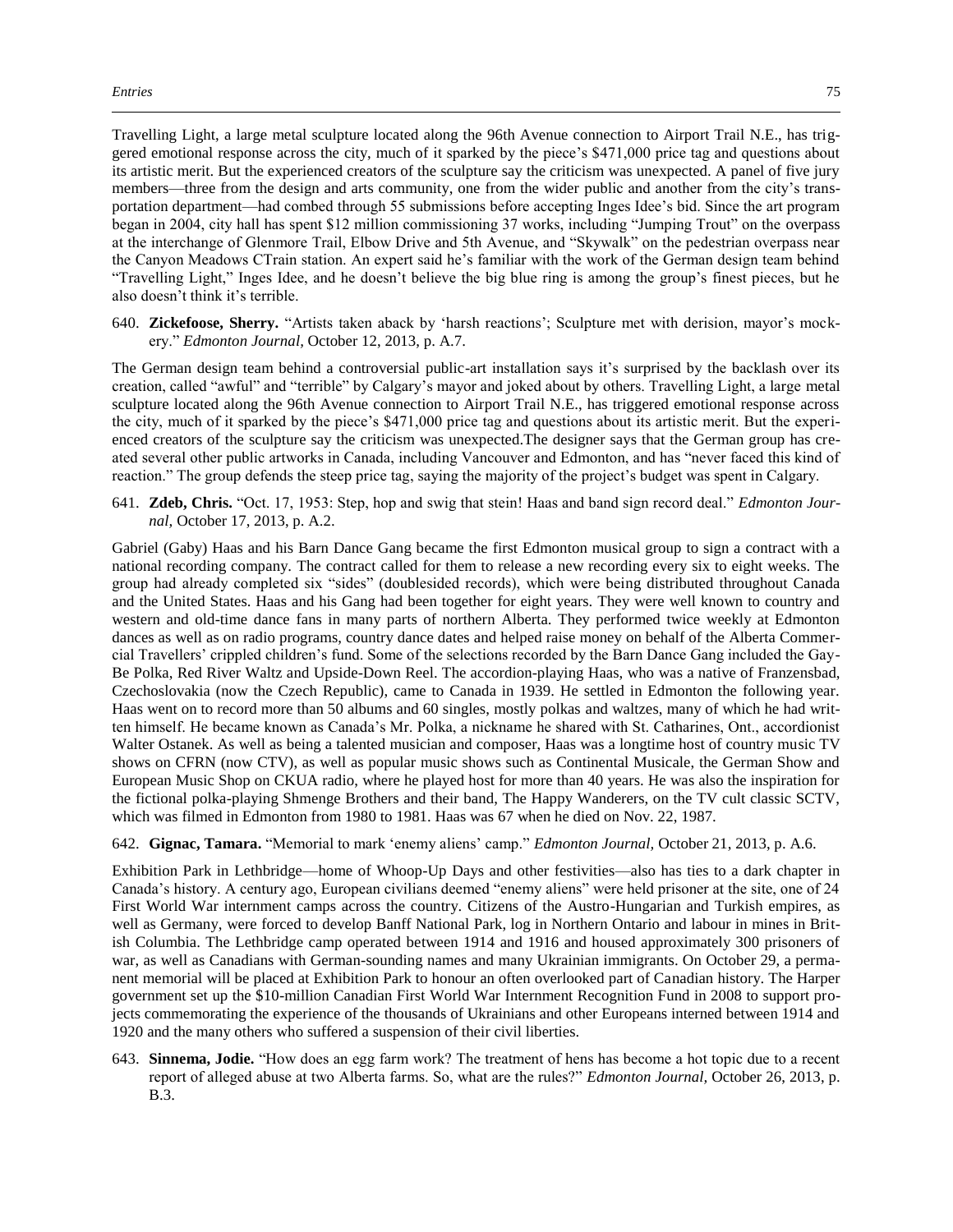Travelling Light, a large metal sculpture located along the 96th Avenue connection to Airport Trail N.E., has triggered emotional response across the city, much of it sparked by the piece's $471,000 price tag and questions about its artistic merit. But the experienced creators of the sculpture say the criticism was unexpected. A panel of five jury members—three from the design and arts community, one from the wider public and another from the city's transportation department—had combed through 55 submissions before accepting Inges Idee's bid. Since the art program began in 2004, city hall has spent $12 million commissioning 37 works, including "Jumping Trout" on the overpass at the interchange of Glenmore Trail, Elbow Drive and 5th Avenue, and "Skywalk" on the pedestrian overpass near the Canyon Meadows CTrain station. An expert said he's familiar with the work of the German design team behind "Travelling Light," Inges Idee, and he doesn't believe the big blue ring is among the group's finest pieces, but he also doesn't think it's terrible.

640. **Zickefoose, Sherry.** "Artists taken aback by 'harsh reactions'; Sculpture met with derision, mayor's mockery." *Edmonton Journal*, October 12, 2013, p. A.7.

The German design team behind a controversial public-art installation says it's surprised by the backlash over its creation, called "awful" and "terrible" by Calgary's mayor and joked about by others. Travelling Light, a large metal sculpture located along the 96th Avenue connection to Airport Trail N.E., has triggered emotional response across the city, much of it sparked by the piece's $471,000 price tag and questions about its artistic merit. But the experienced creators of the sculpture say the criticism was unexpected.The designer says that the German group has created several other public artworks in Canada, including Vancouver and Edmonton, and has "never faced this kind of reaction." The group defends the steep price tag, saying the majority of the project's budget was spent in Calgary.

641. **Zdeb, Chris.** "Oct. 17, 1953: Step, hop and swig that stein! Haas and band sign record deal." *Edmonton Journal,* October 17, 2013, p. A.2.

Gabriel (Gaby) Haas and his Barn Dance Gang became the first Edmonton musical group to sign a contract with a national recording company. The contract called for them to release a new recording every six to eight weeks. The group had already completed six "sides" (doublesided records), which were being distributed throughout Canada and the United States. Haas and his Gang had been together for eight years. They were well known to country and western and old-time dance fans in many parts of northern Alberta. They performed twice weekly at Edmonton dances as well as on radio programs, country dance dates and helped raise money on behalf of the Alberta Commercial Travellers' crippled children's fund. Some of the selections recorded by the Barn Dance Gang included the Gay-Be Polka, Red River Waltz and Upside-Down Reel. The accordion-playing Haas, who was a native of Franzensbad, Czechoslovakia (now the Czech Republic), came to Canada in 1939. He settled in Edmonton the following year. Haas went on to record more than 50 albums and 60 singles, mostly polkas and waltzes, many of which he had written himself. He became known as Canada's Mr. Polka, a nickname he shared with St. Catharines, Ont., accordionist Walter Ostanek. As well as being a talented musician and composer, Haas was a longtime host of country music TV shows on CFRN (now CTV), as well as popular music shows such as Continental Musicale, the German Show and European Music Shop on CKUA radio, where he played host for more than 40 years. He was also the inspiration for the fictional polka-playing Shmenge Brothers and their band, The Happy Wanderers, on the TV cult classic SCTV, which was filmed in Edmonton from 1980 to 1981. Haas was 67 when he died on Nov. 22, 1987.

642. **Gignac, Tamara.** "Memorial to mark 'enemy aliens' camp." *Edmonton Journal,* October 21, 2013, p. A.6.

Exhibition Park in Lethbridge—home of Whoop-Up Days and other festivities—also has ties to a dark chapter in Canada's history. A century ago, European civilians deemed "enemy aliens" were held prisoner at the site, one of 24 First World War internment camps across the country. Citizens of the Austro-Hungarian and Turkish empires, as well as Germany, were forced to develop Banff National Park, log in Northern Ontario and labour in mines in British Columbia. The Lethbridge camp operated between 1914 and 1916 and housed approximately 300 prisoners of war, as well as Canadians with German-sounding names and many Ukrainian immigrants. On October 29, a permanent memorial will be placed at Exhibition Park to honour an often overlooked part of Canadian history. The Harper government set up the $10-million Canadian First World War Internment Recognition Fund in 2008 to support projects commemorating the experience of the thousands of Ukrainians and other Europeans interned between 1914 and 1920 and the many others who suffered a suspension of their civil liberties.

643. **Sinnema, Jodie.** "How does an egg farm work? The treatment of hens has become a hot topic due to a recent report of alleged abuse at two Alberta farms. So, what are the rules?" *Edmonton Journal,* October 26, 2013, p. B.3.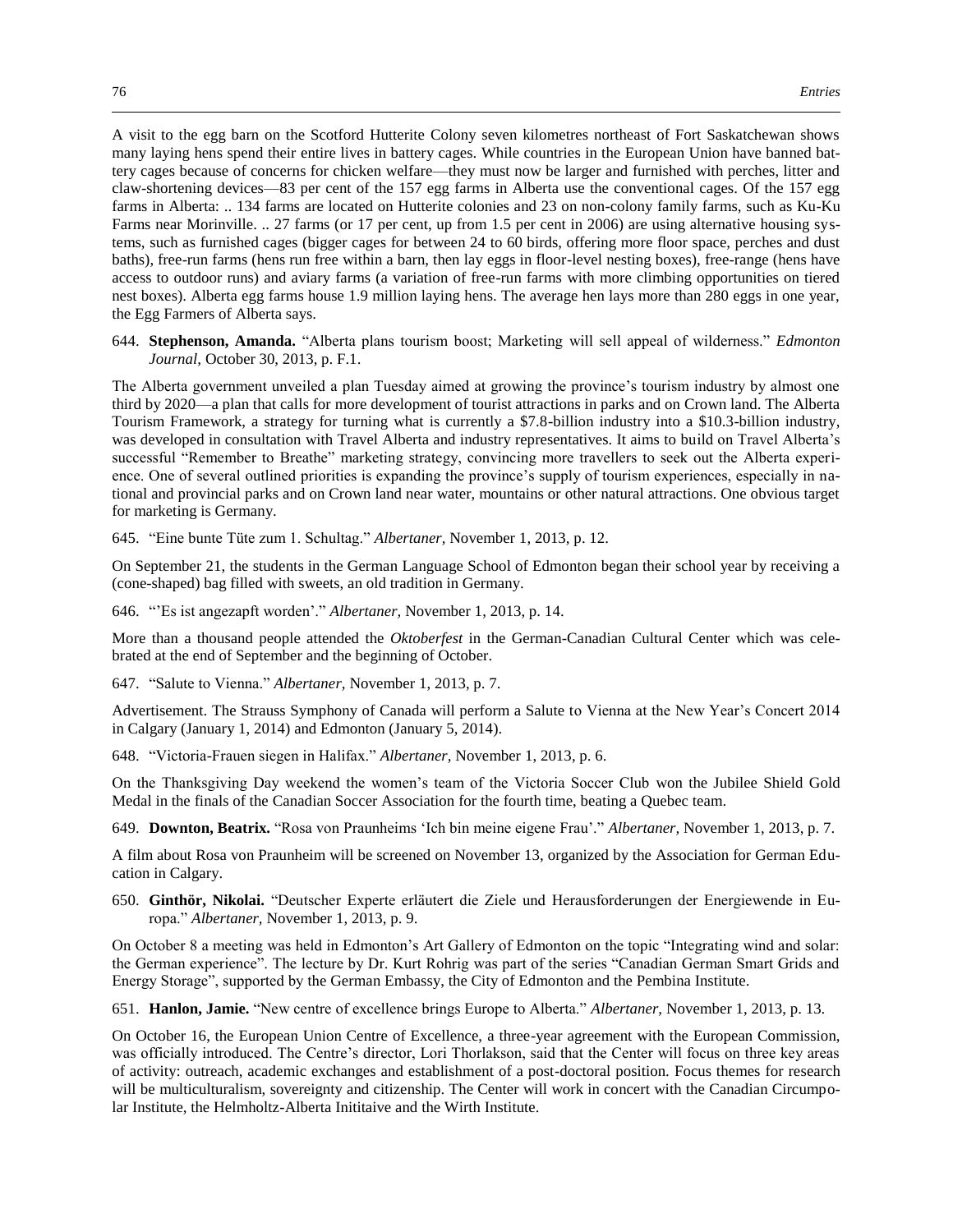A visit to the egg barn on the Scotford Hutterite Colony seven kilometres northeast of Fort Saskatchewan shows many laying hens spend their entire lives in battery cages. While countries in the European Union have banned battery cages because of concerns for chicken welfare—they must now be larger and furnished with perches, litter and claw-shortening devices—83 per cent of the 157 egg farms in Alberta use the conventional cages. Of the 157 egg farms in Alberta: .. 134 farms are located on Hutterite colonies and 23 on non-colony family farms, such as Ku-Ku Farms near Morinville. .. 27 farms (or 17 per cent, up from 1.5 per cent in 2006) are using alternative housing systems, such as furnished cages (bigger cages for between 24 to 60 birds, offering more floor space, perches and dust baths), free-run farms (hens run free within a barn, then lay eggs in floor-level nesting boxes), free-range (hens have access to outdoor runs) and aviary farms (a variation of free-run farms with more climbing opportunities on tiered nest boxes). Alberta egg farms house 1.9 million laying hens. The average hen lays more than 280 eggs in one year, the Egg Farmers of Alberta says.

644. **Stephenson, Amanda.** "Alberta plans tourism boost; Marketing will sell appeal of wilderness." *Edmonton Journal,* October 30, 2013, p. F.1.

The Alberta government unveiled a plan Tuesday aimed at growing the province's tourism industry by almost one third by 2020—a plan that calls for more development of tourist attractions in parks and on Crown land. The Alberta Tourism Framework, a strategy for turning what is currently a $7.8-billion industry into a $10.3-billion industry, was developed in consultation with Travel Alberta and industry representatives. It aims to build on Travel Alberta's successful "Remember to Breathe" marketing strategy, convincing more travellers to seek out the Alberta experience. One of several outlined priorities is expanding the province's supply of tourism experiences, especially in national and provincial parks and on Crown land near water, mountains or other natural attractions. One obvious target for marketing is Germany.

645. "Eine bunte Tüte zum 1. Schultag." *Albertaner,* November 1, 2013, p. 12.

On September 21, the students in the German Language School of Edmonton began their school year by receiving a (cone-shaped) bag filled with sweets, an old tradition in Germany.

646. "'Es ist angezapft worden'." *Albertaner,* November 1, 2013, p. 14.

More than a thousand people attended the *Oktoberfest* in the German-Canadian Cultural Center which was celebrated at the end of September and the beginning of October.

647. "Salute to Vienna." *Albertaner,* November 1, 2013, p. 7.

Advertisement. The Strauss Symphony of Canada will perform a Salute to Vienna at the New Year's Concert 2014 in Calgary (January 1, 2014) and Edmonton (January 5, 2014).

648. "Victoria-Frauen siegen in Halifax." *Albertaner,* November 1, 2013, p. 6.

On the Thanksgiving Day weekend the women's team of the Victoria Soccer Club won the Jubilee Shield Gold Medal in the finals of the Canadian Soccer Association for the fourth time, beating a Quebec team.

649. **Downton, Beatrix.** "Rosa von Praunheims 'Ich bin meine eigene Frau'." *Albertaner,* November 1, 2013, p. 7.

A film about Rosa von Praunheim will be screened on November 13, organized by the Association for German Education in Calgary.

650. **Ginthör, Nikolai.** "Deutscher Experte erläutert die Ziele und Herausforderungen der Energiewende in Europa." *Albertaner,* November 1, 2013, p. 9.

On October 8 a meeting was held in Edmonton's Art Gallery of Edmonton on the topic "Integrating wind and solar: the German experience". The lecture by Dr. Kurt Rohrig was part of the series "Canadian German Smart Grids and Energy Storage", supported by the German Embassy, the City of Edmonton and the Pembina Institute.

651. **Hanlon, Jamie.** "New centre of excellence brings Europe to Alberta." *Albertaner,* November 1, 2013, p. 13.

On October 16, the European Union Centre of Excellence, a three-year agreement with the European Commission, was officially introduced. The Centre's director, Lori Thorlakson, said that the Center will focus on three key areas of activity: outreach, academic exchanges and establishment of a post-doctoral position. Focus themes for research will be multiculturalism, sovereignty and citizenship. The Center will work in concert with the Canadian Circumpolar Institute, the Helmholtz-Alberta Inititaive and the Wirth Institute.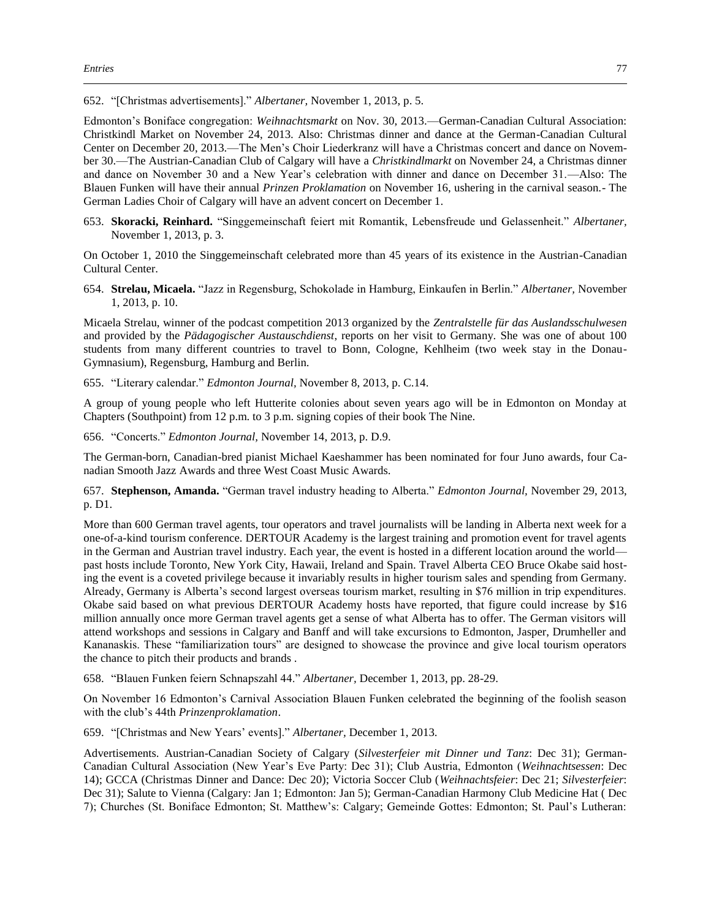652. “[Christmas advertisements].” *Albertaner,* November 1, 2013, p. 5.

Edmonton’s Boniface congregation: *Weihnachtsmarkt* on Nov. 30, 2013.—German-Canadian Cultural Association: Christkindl Market on November 24, 2013. Also: Christmas dinner and dance at the German-Canadian Cultural Center on December 20, 2013.—The Men’s Choir Liederkranz will have a Christmas concert and dance on November 30.—The Austrian-Canadian Club of Calgary will have a *Christkindlmarkt* on November 24, a Christmas dinner and dance on November 30 and a New Year’s celebration with dinner and dance on December 31.—Also: The Blauen Funken will have their annual *Prinzen Proklamation* on November 16, ushering in the carnival season.- The German Ladies Choir of Calgary will have an advent concert on December 1.

653. **Skoracki, Reinhard.** “Singgemeinschaft feiert mit Romantik, Lebensfreude und Gelassenheit.” *Albertaner,* November 1, 2013, p. 3.

On October 1, 2010 the Singgemeinschaft celebrated more than 45 years of its existence in the Austrian-Canadian Cultural Center.

654. **Strelau, Micaela.** “Jazz in Regensburg, Schokolade in Hamburg, Einkaufen in Berlin.” *Albertaner,* November 1, 2013, p. 10.

Micaela Strelau, winner of the podcast competition 2013 organized by the *Zentralstelle für das Auslandsschulwesen* and provided by the *Pädagogischer Austauschdienst*, reports on her visit to Germany. She was one of about 100 students from many different countries to travel to Bonn, Cologne, Kehlheim (two week stay in the Donau-Gymnasium), Regensburg, Hamburg and Berlin.

655. “Literary calendar.” *Edmonton Journal,* November 8, 2013, p. C.14.

A group of young people who left Hutterite colonies about seven years ago will be in Edmonton on Monday at Chapters (Southpoint) from 12 p.m. to 3 p.m. signing copies of their book The Nine.

656. “Concerts.” *Edmonton Journal,* November 14, 2013, p. D.9.

The German-born, Canadian-bred pianist Michael Kaeshammer has been nominated for four Juno awards, four Canadian Smooth Jazz Awards and three West Coast Music Awards.

657. **Stephenson, Amanda.** “German travel industry heading to Alberta.” *Edmonton Journal,* November 29, 2013, p. D1.

More than 600 German travel agents, tour operators and travel journalists will be landing in Alberta next week for a one-of-a-kind tourism conference. DERTOUR Academy is the largest training and promotion event for travel agents in the German and Austrian travel industry. Each year, the event is hosted in a different location around the world—past hosts include Toronto, New York City, Hawaii, Ireland and Spain. Travel Alberta CEO Bruce Okabe said hosting the event is a coveted privilege because it invariably results in higher tourism sales and spending from Germany. Already, Germany is Alberta’s second largest overseas tourism market, resulting in $76 million in trip expenditures. Okabe said based on what previous DERTOUR Academy hosts have reported, that figure could increase by $16 million annually once more German travel agents get a sense of what Alberta has to offer. The German visitors will attend workshops and sessions in Calgary and Banff and will take excursions to Edmonton, Jasper, Drumheller and Kananaskis. These “familiarization tours” are designed to showcase the province and give local tourism operators the chance to pitch their products and brands .

658. “Blauen Funken feiern Schnapszahl 44.” *Albertaner,* December 1, 2013, pp. 28-29.

On November 16 Edmonton’s Carnival Association Blauen Funken celebrated the beginning of the foolish season with the club’s 44th *Prinzenproklamation*.

659. “[Christmas and New Years’ events].” *Albertaner,* December 1, 2013.

Advertisements. Austrian-Canadian Society of Calgary (*Silvesterfeier mit Dinner und Tanz*: Dec 31); German-Canadian Cultural Association (New Year’s Eve Party: Dec 31); Club Austria, Edmonton (*Weihnachtsessen*: Dec 14); GCCA (Christmas Dinner and Dance: Dec 20); Victoria Soccer Club (*Weihnachtsfeier*: Dec 21; *Silvesterfeier*: Dec 31); Salute to Vienna (Calgary: Jan 1; Edmonton: Jan 5); German-Canadian Harmony Club Medicine Hat ( Dec 7); Churches (St. Boniface Edmonton; St. Matthew’s: Calgary; Gemeinde Gottes: Edmonton; St. Paul’s Lutheran: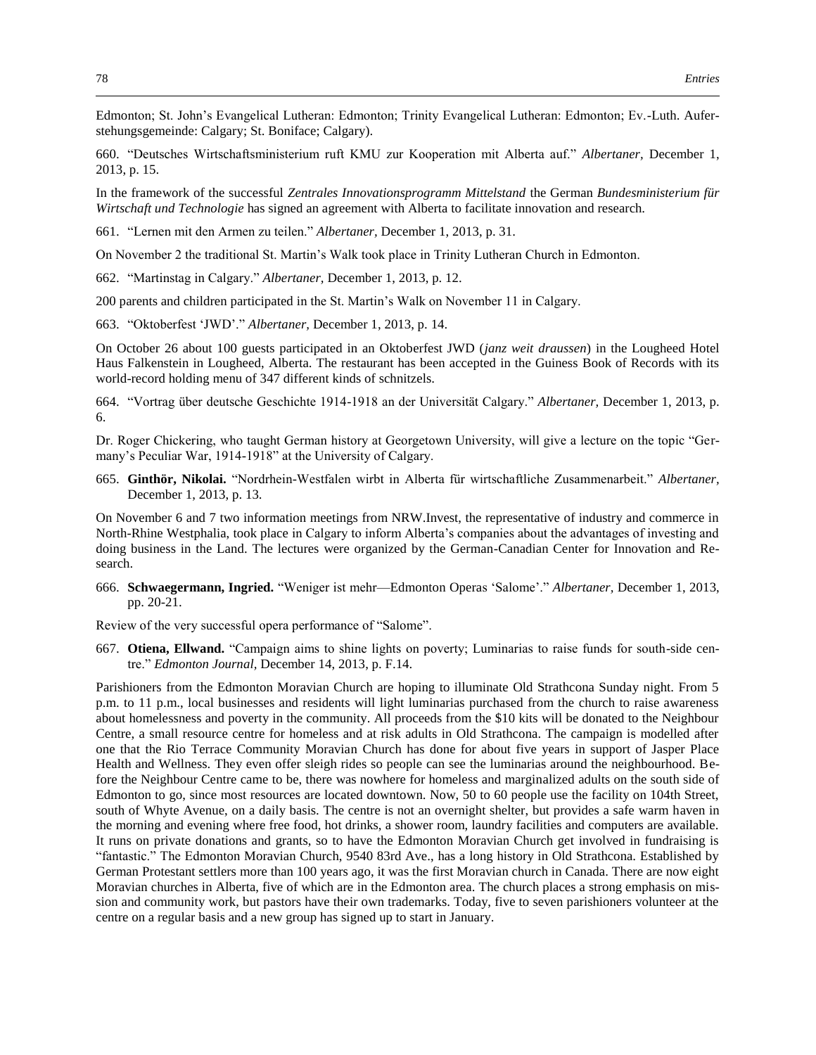Edmonton; St. John's Evangelical Lutheran: Edmonton; Trinity Evangelical Lutheran: Edmonton; Ev.-Luth. Auferstehungsgemeinde: Calgary; St. Boniface; Calgary).

660. "Deutsches Wirtschaftsministerium ruft KMU zur Kooperation mit Alberta auf." *Albertaner,* December 1, 2013, p. 15.

In the framework of the successful *Zentrales Innovationsprogramm Mittelstand* the German *Bundesministerium für Wirtschaft und Technologie* has signed an agreement with Alberta to facilitate innovation and research.

661. "Lernen mit den Armen zu teilen." *Albertaner,* December 1, 2013, p. 31.

On November 2 the traditional St. Martin's Walk took place in Trinity Lutheran Church in Edmonton.

662. "Martinstag in Calgary." *Albertaner,* December 1, 2013, p. 12.

200 parents and children participated in the St. Martin's Walk on November 11 in Calgary.

663. "Oktoberfest 'JWD'." *Albertaner,* December 1, 2013, p. 14.

On October 26 about 100 guests participated in an Oktoberfest JWD (*janz weit draussen*) in the Lougheed Hotel Haus Falkenstein in Lougheed, Alberta. The restaurant has been accepted in the Guiness Book of Records with its world-record holding menu of 347 different kinds of schnitzels.

664. "Vortrag über deutsche Geschichte 1914-1918 an der Universität Calgary." *Albertaner,* December 1, 2013, p. 6.

Dr. Roger Chickering, who taught German history at Georgetown University, will give a lecture on the topic "Germany's Peculiar War, 1914-1918" at the University of Calgary.

665. **Ginthör, Nikolai.** "Nordrhein-Westfalen wirbt in Alberta für wirtschaftliche Zusammenarbeit." *Albertaner*, December 1, 2013, p. 13.

On November 6 and 7 two information meetings from NRW.Invest, the representative of industry and commerce in North-Rhine Westphalia, took place in Calgary to inform Alberta's companies about the advantages of investing and doing business in the Land. The lectures were organized by the German-Canadian Center for Innovation and Research.

666. **Schwaegermann, Ingried.** "Weniger ist mehr—Edmonton Operas 'Salome'." *Albertaner,* December 1, 2013, pp. 20-21.

Review of the very successful opera performance of "Salome".

667. **Otiena, Ellwand.** "Campaign aims to shine lights on poverty; Luminarias to raise funds for south-side centre." *Edmonton Journal,* December 14, 2013, p. F.14.

Parishioners from the Edmonton Moravian Church are hoping to illuminate Old Strathcona Sunday night. From 5 p.m. to 11 p.m., local businesses and residents will light luminarias purchased from the church to raise awareness about homelessness and poverty in the community. All proceeds from the $10 kits will be donated to the Neighbour Centre, a small resource centre for homeless and at risk adults in Old Strathcona. The campaign is modelled after one that the Rio Terrace Community Moravian Church has done for about five years in support of Jasper Place Health and Wellness. They even offer sleigh rides so people can see the luminarias around the neighbourhood. Before the Neighbour Centre came to be, there was nowhere for homeless and marginalized adults on the south side of Edmonton to go, since most resources are located downtown. Now, 50 to 60 people use the facility on 104th Street, south of Whyte Avenue, on a daily basis. The centre is not an overnight shelter, but provides a safe warm haven in the morning and evening where free food, hot drinks, a shower room, laundry facilities and computers are available. It runs on private donations and grants, so to have the Edmonton Moravian Church get involved in fundraising is "fantastic." The Edmonton Moravian Church, 9540 83rd Ave., has a long history in Old Strathcona. Established by German Protestant settlers more than 100 years ago, it was the first Moravian church in Canada. There are now eight Moravian churches in Alberta, five of which are in the Edmonton area. The church places a strong emphasis on mission and community work, but pastors have their own trademarks. Today, five to seven parishioners volunteer at the centre on a regular basis and a new group has signed up to start in January.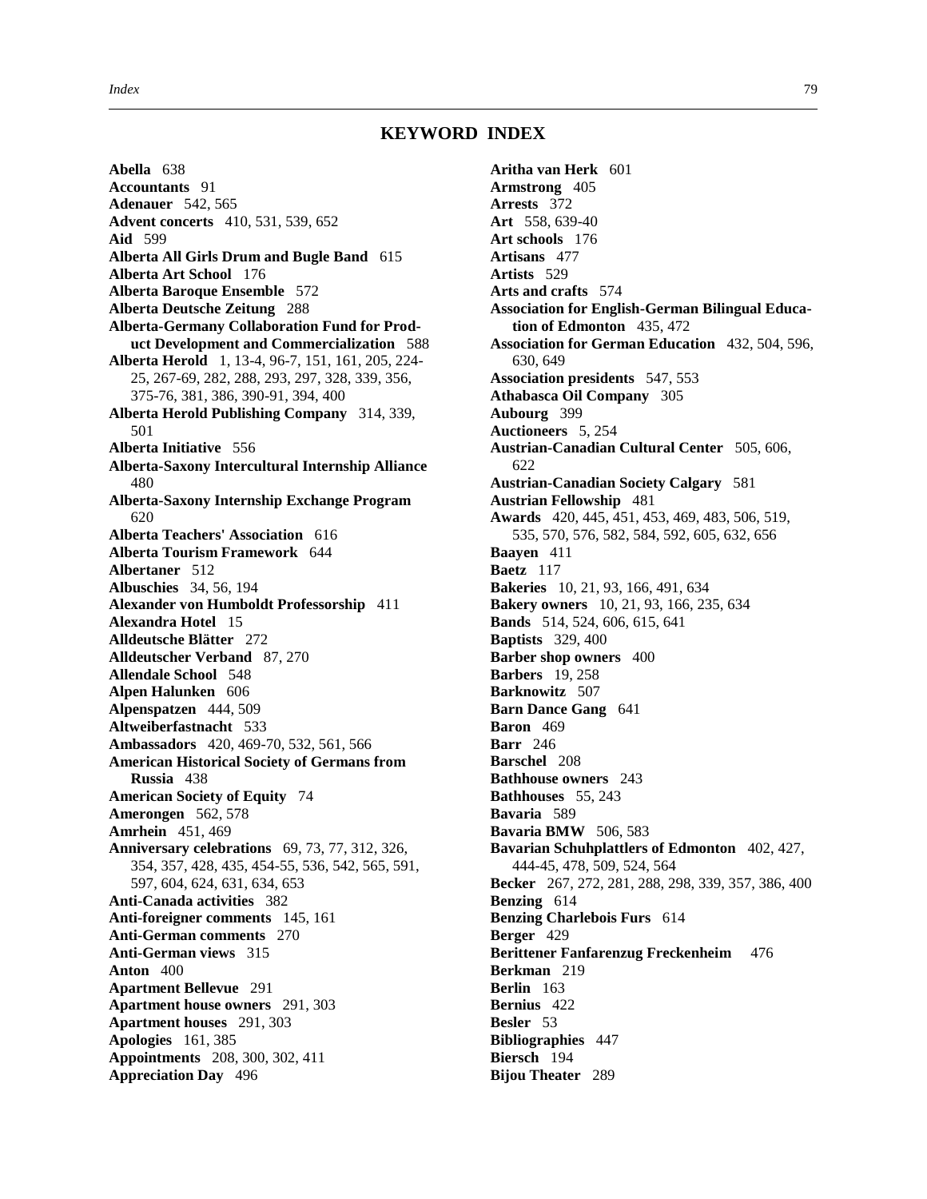## KEYWORD INDEX

**Abella** 638
**Accountants** 91
**Adenauer** 542, 565
**Advent concerts** 410, 531, 539, 652
**Aid** 599
**Alberta All Girls Drum and Bugle Band** 615
**Alberta Art School** 176
**Alberta Baroque Ensemble** 572
**Alberta Deutsche Zeitung** 288
**Alberta-Germany Collaboration Fund for Product Development and Commercialization** 588
**Alberta Herold** 1, 13-4, 96-7, 151, 161, 205, 224-25, 267-69, 282, 288, 293, 297, 328, 339, 356, 375-76, 381, 386, 390-91, 394, 400
**Alberta Herold Publishing Company** 314, 339, 501
**Alberta Initiative** 556
**Alberta-Saxony Intercultural Internship Alliance** 480
**Alberta-Saxony Internship Exchange Program** 620
**Alberta Teachers' Association** 616
**Alberta Tourism Framework** 644
**Albertaner** 512
**Albuschies** 34, 56, 194
**Alexander von Humboldt Professorship** 411
**Alexandra Hotel** 15
**Alldeutsche Blätter** 272
**Alldeutscher Verband** 87, 270
**Allendale School** 548
**Alpen Halunken** 606
**Alpenspatzen** 444, 509
**Altweiberfastnacht** 533
**Ambassadors** 420, 469-70, 532, 561, 566
**American Historical Society of Germans from Russia** 438
**American Society of Equity** 74
**Amerongen** 562, 578
**Amrhein** 451, 469
**Anniversary celebrations** 69, 73, 77, 312, 326, 354, 357, 428, 435, 454-55, 536, 542, 565, 591, 597, 604, 624, 631, 634, 653
**Anti-Canada activities** 382
**Anti-foreigner comments** 145, 161
**Anti-German comments** 270
**Anti-German views** 315
**Anton** 400
**Apartment Bellevue** 291
**Apartment house owners** 291, 303
**Apartment houses** 291, 303
**Apologies** 161, 385
**Appointments** 208, 300, 302, 411
**Appreciation Day** 496
**Aritha van Herk** 601
**Armstrong** 405
**Arrests** 372
**Art** 558, 639-40
**Art schools** 176
**Artisans** 477
**Artists** 529
**Arts and crafts** 574
**Association for English-German Bilingual Education of Edmonton** 435, 472
**Association for German Education** 432, 504, 596, 630, 649
**Association presidents** 547, 553
**Athabasca Oil Company** 305
**Aubourg** 399
**Auctioneers** 5, 254
**Austrian-Canadian Cultural Center** 505, 606, 622
**Austrian-Canadian Society Calgary** 581
**Austrian Fellowship** 481
**Awards** 420, 445, 451, 453, 469, 483, 506, 519, 535, 570, 576, 582, 584, 592, 605, 632, 656
**Baayen** 411
**Baetz** 117
**Bakeries** 10, 21, 93, 166, 491, 634
**Bakery owners** 10, 21, 93, 166, 235, 634
**Bands** 514, 524, 606, 615, 641
**Baptists** 329, 400
**Barber shop owners** 400
**Barbers** 19, 258
**Barknowitz** 507
**Barn Dance Gang** 641
**Baron** 469
**Barr** 246
**Barschel** 208
**Bathhouse owners** 243
**Bathhouses** 55, 243
**Bavaria** 589
**Bavaria BMW** 506, 583
**Bavarian Schuhplattlers of Edmonton** 402, 427, 444-45, 478, 509, 524, 564
**Becker** 267, 272, 281, 288, 298, 339, 357, 386, 400
**Benzing** 614
**Benzing Charlebois Furs** 614
**Berger** 429
**Berittener Fanfarenzug Freckenheim** 476
**Berkman** 219
**Berlin** 163
**Bernius** 422
**Besler** 53
**Bibliographies** 447
**Biersch** 194
**Bijou Theater** 289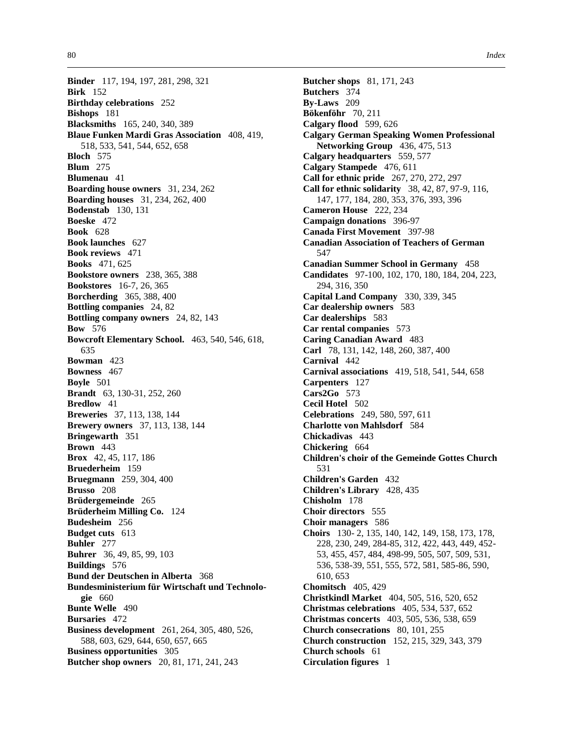**Binder** 117, 194, 197, 281, 298, 321
**Birk** 152
**Birthday celebrations** 252
**Bishops** 181
**Blacksmiths** 165, 240, 340, 389
**Blaue Funken Mardi Gras Association** 408, 419, 518, 533, 541, 544, 652, 658
**Bloch** 575
**Blum** 275
**Blumenau** 41
**Boarding house owners** 31, 234, 262
**Boarding houses** 31, 234, 262, 400
**Bodenstab** 130, 131
**Boeske** 472
**Book** 628
**Book launches** 627
**Book reviews** 471
**Books** 471, 625
**Bookstore owners** 238, 365, 388
**Bookstores** 16-7, 26, 365
**Borcherding** 365, 388, 400
**Bottling companies** 24, 82
**Bottling company owners** 24, 82, 143
**Bow** 576
**Bowcroft Elementary School.** 463, 540, 546, 618, 635
**Bowman** 423
**Bowness** 467
**Boyle** 501
**Brandt** 63, 130-31, 252, 260
**Bredlow** 41
**Breweries** 37, 113, 138, 144
**Brewery owners** 37, 113, 138, 144
**Bringewarth** 351
**Brown** 443
**Brox** 42, 45, 117, 186
**Bruederheim** 159
**Bruegmann** 259, 304, 400
**Brusso** 208
**Brüdergemeinde** 265
**Brüderheim Milling Co.** 124
**Budesheim** 256
**Budget cuts** 613
**Buhler** 277
**Buhrer** 36, 49, 85, 99, 103
**Buildings** 576
**Bund der Deutschen in Alberta** 368
**Bundesministerium für Wirtschaft und Technologie** 660
**Bunte Welle** 490
**Bursaries** 472
**Business development** 261, 264, 305, 480, 526, 588, 603, 629, 644, 650, 657, 665
**Business opportunities** 305
**Butcher shop owners** 20, 81, 171, 241, 243
**Butcher shops** 81, 171, 243
**Butchers** 374
**By-Laws** 209
**Bökenföhr** 70, 211
**Calgary flood** 599, 626
**Calgary German Speaking Women Professional Networking Group** 436, 475, 513
**Calgary headquarters** 559, 577
**Calgary Stampede** 476, 611
**Call for ethnic pride** 267, 270, 272, 297
**Call for ethnic solidarity** 38, 42, 87, 97-9, 116, 147, 177, 184, 280, 353, 376, 393, 396
**Cameron House** 222, 234
**Campaign donations** 396-97
**Canada First Movement** 397-98
**Canadian Association of Teachers of German** 547
**Canadian Summer School in Germany** 458
**Candidates** 97-100, 102, 170, 180, 184, 204, 223, 294, 316, 350
**Capital Land Company** 330, 339, 345
**Car dealership owners** 583
**Car dealerships** 583
**Car rental companies** 573
**Caring Canadian Award** 483
**Carl** 78, 131, 142, 148, 260, 387, 400
**Carnival** 442
**Carnival associations** 419, 518, 541, 544, 658
**Carpenters** 127
**Cars2Go** 573
**Cecil Hotel** 502
**Celebrations** 249, 580, 597, 611
**Charlotte von Mahlsdorf** 584
**Chickadivas** 443
**Chickering** 664
**Children's choir of the Gemeinde Gottes Church** 531
**Children's Garden** 432
**Children's Library** 428, 435
**Chisholm** 178
**Choir directors** 555
**Choir managers** 586
**Choirs** 130- 2, 135, 140, 142, 149, 158, 173, 178, 228, 230, 249, 284-85, 312, 422, 443, 449, 452-53, 455, 457, 484, 498-99, 505, 507, 509, 531, 536, 538-39, 551, 555, 572, 581, 585-86, 590, 610, 653
**Chomitsch** 405, 429
**Christkindl Market** 404, 505, 516, 520, 652
**Christmas celebrations** 405, 534, 537, 652
**Christmas concerts** 403, 505, 536, 538, 659
**Church consecrations** 80, 101, 255
**Church construction** 152, 215, 329, 343, 379
**Church schools** 61
**Circulation figures** 1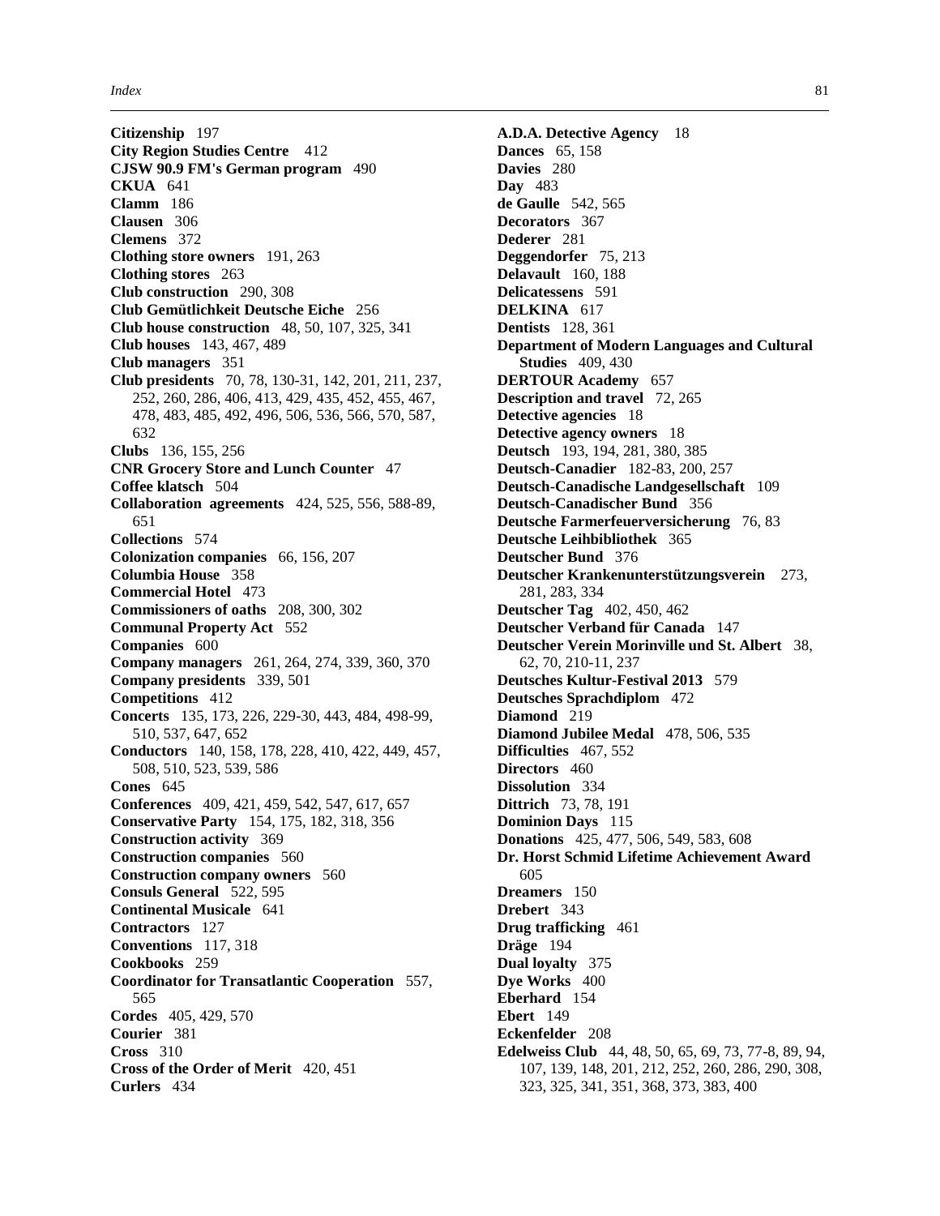**Citizenship** 197
**City Region Studies Centre** 412
**CJSW 90.9 FM's German program** 490
**CKUA** 641
**Clamm** 186
**Clausen** 306
**Clemens** 372
**Clothing store owners** 191, 263
**Clothing stores** 263
**Club construction** 290, 308
**Club Gemütlichkeit Deutsche Eiche** 256
**Club house construction** 48, 50, 107, 325, 341
**Club houses** 143, 467, 489
**Club managers** 351
**Club presidents** 70, 78, 130-31, 142, 201, 211, 237, 252, 260, 286, 406, 413, 429, 435, 452, 455, 467, 478, 483, 485, 492, 496, 506, 536, 566, 570, 587, 632
**Clubs** 136, 155, 256
**CNR Grocery Store and Lunch Counter** 47
**Coffee klatsch** 504
**Collaboration agreements** 424, 525, 556, 588-89, 651
**Collections** 574
**Colonization companies** 66, 156, 207
**Columbia House** 358
**Commercial Hotel** 473
**Commissioners of oaths** 208, 300, 302
**Communal Property Act** 552
**Companies** 600
**Company managers** 261, 264, 274, 339, 360, 370
**Company presidents** 339, 501
**Competitions** 412
**Concerts** 135, 173, 226, 229-30, 443, 484, 498-99, 510, 537, 647, 652
**Conductors** 140, 158, 178, 228, 410, 422, 449, 457, 508, 510, 523, 539, 586
**Cones** 645
**Conferences** 409, 421, 459, 542, 547, 617, 657
**Conservative Party** 154, 175, 182, 318, 356
**Construction activity** 369
**Construction companies** 560
**Construction company owners** 560
**Consuls General** 522, 595
**Continental Musicale** 641
**Contractors** 127
**Conventions** 117, 318
**Cookbooks** 259
**Coordinator for Transatlantic Cooperation** 557, 565
**Cordes** 405, 429, 570
**Courier** 381
**Cross** 310
**Cross of the Order of Merit** 420, 451
**Curlers** 434
**A.D.A. Detective Agency** 18
**Dances** 65, 158
**Davies** 280
**Day** 483
**de Gaulle** 542, 565
**Decorators** 367
**Dederer** 281
**Deggendorfer** 75, 213
**Delavault** 160, 188
**Delicatessens** 591
**DELKINA** 617
**Dentists** 128, 361
**Department of Modern Languages and Cultural Studies** 409, 430
**DERTOUR Academy** 657
**Description and travel** 72, 265
**Detective agencies** 18
**Detective agency owners** 18
**Deutsch** 193, 194, 281, 380, 385
**Deutsch-Canadier** 182-83, 200, 257
**Deutsch-Canadische Landgesellschaft** 109
**Deutsch-Canadischer Bund** 356
**Deutsche Farmerfeuerversicherung** 76, 83
**Deutsche Leihbibliothek** 365
**Deutscher Bund** 376
**Deutscher Krankenunterstützungsverein** 273, 281, 283, 334
**Deutscher Tag** 402, 450, 462
**Deutscher Verband für Canada** 147
**Deutscher Verein Morinville und St. Albert** 38, 62, 70, 210-11, 237
**Deutsches Kultur-Festival 2013** 579
**Deutsches Sprachdiplom** 472
**Diamond** 219
**Diamond Jubilee Medal** 478, 506, 535
**Difficulties** 467, 552
**Directors** 460
**Dissolution** 334
**Dittrich** 73, 78, 191
**Dominion Days** 115
**Donations** 425, 477, 506, 549, 583, 608
**Dr. Horst Schmid Lifetime Achievement Award** 605
**Dreamers** 150
**Drebert** 343
**Drug trafficking** 461
**Dräge** 194
**Dual loyalty** 375
**Dye Works** 400
**Eberhard** 154
**Ebert** 149
**Eckenfelder** 208
**Edelweiss Club** 44, 48, 50, 65, 69, 73, 77-8, 89, 94, 107, 139, 148, 201, 212, 252, 260, 286, 290, 308, 323, 325, 341, 351, 368, 373, 383, 400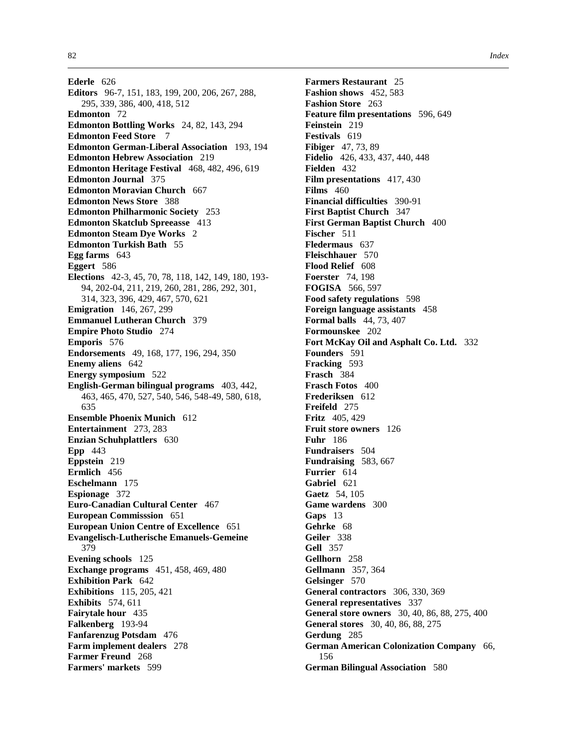**Ederle** 626  
**Editors** 96-7, 151, 183, 199, 200, 206, 267, 288, 295, 339, 386, 400, 418, 512  
**Edmonton** 72  
**Edmonton Bottling Works** 24, 82, 143, 294  
**Edmonton Feed Store** 7  
**Edmonton German-Liberal Association** 193, 194  
**Edmonton Hebrew Association** 219  
**Edmonton Heritage Festival** 468, 482, 496, 619  
**Edmonton Journal** 375  
**Edmonton Moravian Church** 667  
**Edmonton News Store** 388  
**Edmonton Philharmonic Society** 253  
**Edmonton Skatclub Spreeasse** 413  
**Edmonton Steam Dye Works** 2  
**Edmonton Turkish Bath** 55  
**Egg farms** 643  
**Eggert** 586  
**Elections** 42-3, 45, 70, 78, 118, 142, 149, 180, 193-94, 202-04, 211, 219, 260, 281, 286, 292, 301, 314, 323, 396, 429, 467, 570, 621  
**Emigration** 146, 267, 299  
**Emmanuel Lutheran Church** 379  
**Empire Photo Studio** 274  
**Emporis** 576  
**Endorsements** 49, 168, 177, 196, 294, 350  
**Enemy aliens** 642  
**Energy symposium** 522  
**English-German bilingual programs** 403, 442, 463, 465, 470, 527, 540, 546, 548-49, 580, 618, 635  
**Ensemble Phoenix Munich** 612  
**Entertainment** 273, 283  
**Enzian Schuhplattlers** 630  
**Epp** 443  
**Eppstein** 219  
**Ermlich** 456  
**Eschelmann** 175  
**Espionage** 372  
**Euro-Canadian Cultural Center** 467  
**European Commisssion** 651  
**European Union Centre of Excellence** 651  
**Evangelisch-Lutherische Emanuels-Gemeine** 379  
**Evening schools** 125  
**Exchange programs** 451, 458, 469, 480  
**Exhibition Park** 642  
**Exhibitions** 115, 205, 421  
**Exhibits** 574, 611  
**Fairytale hour** 435  
**Falkenberg** 193-94  
**Fanfarenzug Potsdam** 476  
**Farm implement dealers** 278  
**Farmer Freund** 268  
**Farmers' markets** 599  
**Farmers Restaurant** 25  
**Fashion shows** 452, 583  
**Fashion Store** 263  
**Feature film presentations** 596, 649  
**Feinstein** 219  
**Festivals** 619  
**Fibiger** 47, 73, 89  
**Fidelio** 426, 433, 437, 440, 448  
**Fielden** 432  
**Film presentations** 417, 430  
**Films** 460  
**Financial difficulties** 390-91  
**First Baptist Church** 347  
**First German Baptist Church** 400  
**Fischer** 511  
**Fledermaus** 637  
**Fleischhauer** 570  
**Flood Relief** 608  
**Foerster** 74, 198  
**FOGISA** 566, 597  
**Food safety regulations** 598  
**Foreign language assistants** 458  
**Formal balls** 44, 73, 407  
**Formounskee** 202  
**Fort McKay Oil and Asphalt Co. Ltd.** 332  
**Founders** 591  
**Fracking** 593  
**Frasch** 384  
**Frasch Fotos** 400  
**Frederiksen** 612  
**Freifeld** 275  
**Fritz** 405, 429  
**Fruit store owners** 126  
**Fuhr** 186  
**Fundraisers** 504  
**Fundraising** 583, 667  
**Furrier** 614  
**Gabriel** 621  
**Gaetz** 54, 105  
**Game wardens** 300  
**Gaps** 13  
**Gehrke** 68  
**Geiler** 338  
**Gell** 357  
**Gellhorn** 258  
**Gellmann** 357, 364  
**Gelsinger** 570  
**General contractors** 306, 330, 369  
**General representatives** 337  
**General store owners** 30, 40, 86, 88, 275, 400  
**General stores** 30, 40, 86, 88, 275  
**Gerdung** 285  
**German American Colonization Company** 66, 156  
**German Bilingual Association** 580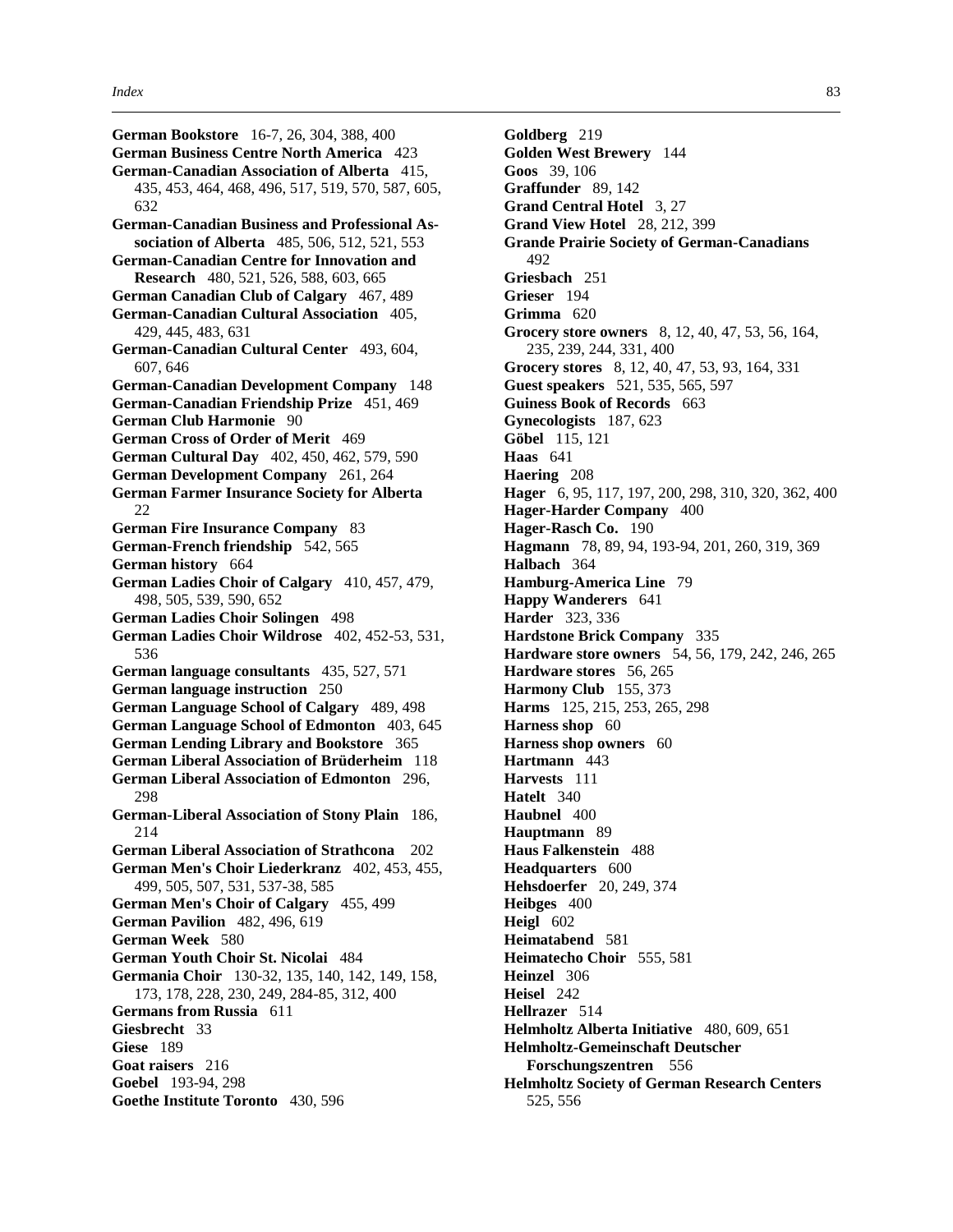**German Bookstore** 16-7, 26, 304, 388, 400
**German Business Centre North America** 423
**German-Canadian Association of Alberta** 415, 435, 453, 464, 468, 496, 517, 519, 570, 587, 605, 632
**German-Canadian Business and Professional Association of Alberta** 485, 506, 512, 521, 553
**German-Canadian Centre for Innovation and Research** 480, 521, 526, 588, 603, 665
**German Canadian Club of Calgary** 467, 489
**German-Canadian Cultural Association** 405, 429, 445, 483, 631
**German-Canadian Cultural Center** 493, 604, 607, 646
**German-Canadian Development Company** 148
**German-Canadian Friendship Prize** 451, 469
**German Club Harmonie** 90
**German Cross of Order of Merit** 469
**German Cultural Day** 402, 450, 462, 579, 590
**German Development Company** 261, 264
**German Farmer Insurance Society for Alberta** 22
**German Fire Insurance Company** 83
**German-French friendship** 542, 565
**German history** 664
**German Ladies Choir of Calgary** 410, 457, 479, 498, 505, 539, 590, 652
**German Ladies Choir Solingen** 498
**German Ladies Choir Wildrose** 402, 452-53, 531, 536
**German language consultants** 435, 527, 571
**German language instruction** 250
**German Language School of Calgary** 489, 498
**German Language School of Edmonton** 403, 645
**German Lending Library and Bookstore** 365
**German Liberal Association of Brüderheim** 118
**German Liberal Association of Edmonton** 296, 298
**German-Liberal Association of Stony Plain** 186, 214
**German Liberal Association of Strathcona** 202
**German Men's Choir Liederkranz** 402, 453, 455, 499, 505, 507, 531, 537-38, 585
**German Men's Choir of Calgary** 455, 499
**German Pavilion** 482, 496, 619
**German Week** 580
**German Youth Choir St. Nicolai** 484
**Germania Choir** 130-32, 135, 140, 142, 149, 158, 173, 178, 228, 230, 249, 284-85, 312, 400
**Germans from Russia** 611
**Giesbrecht** 33
**Giese** 189
**Goat raisers** 216
**Goebel** 193-94, 298
**Goethe Institute Toronto** 430, 596
**Goldberg** 219
**Golden West Brewery** 144
**Goos** 39, 106
**Graffunder** 89, 142
**Grand Central Hotel** 3, 27
**Grand View Hotel** 28, 212, 399
**Grande Prairie Society of German-Canadians** 492
**Griesbach** 251
**Grieser** 194
**Grimma** 620
**Grocery store owners** 8, 12, 40, 47, 53, 56, 164, 235, 239, 244, 331, 400
**Grocery stores** 8, 12, 40, 47, 53, 93, 164, 331
**Guest speakers** 521, 535, 565, 597
**Guiness Book of Records** 663
**Gynecologists** 187, 623
**Göbel** 115, 121
**Haas** 641
**Haering** 208
**Hager** 6, 95, 117, 197, 200, 298, 310, 320, 362, 400
**Hager-Harder Company** 400
**Hager-Rasch Co.** 190
**Hagmann** 78, 89, 94, 193-94, 201, 260, 319, 369
**Halbach** 364
**Hamburg-America Line** 79
**Happy Wanderers** 641
**Harder** 323, 336
**Hardstone Brick Company** 335
**Hardware store owners** 54, 56, 179, 242, 246, 265
**Hardware stores** 56, 265
**Harmony Club** 155, 373
**Harms** 125, 215, 253, 265, 298
**Harness shop** 60
**Harness shop owners** 60
**Hartmann** 443
**Harvests** 111
**Hatelt** 340
**Haubnel** 400
**Hauptmann** 89
**Haus Falkenstein** 488
**Headquarters** 600
**Hehsdoerfer** 20, 249, 374
**Heibges** 400
**Heigl** 602
**Heimatabend** 581
**Heimatecho Choir** 555, 581
**Heinzel** 306
**Heisel** 242
**Hellrazer** 514
**Helmholtz Alberta Initiative** 480, 609, 651
**Helmholtz-Gemeinschaft Deutscher Forschungszentren** 556
**Helmholtz Society of German Research Centers** 525, 556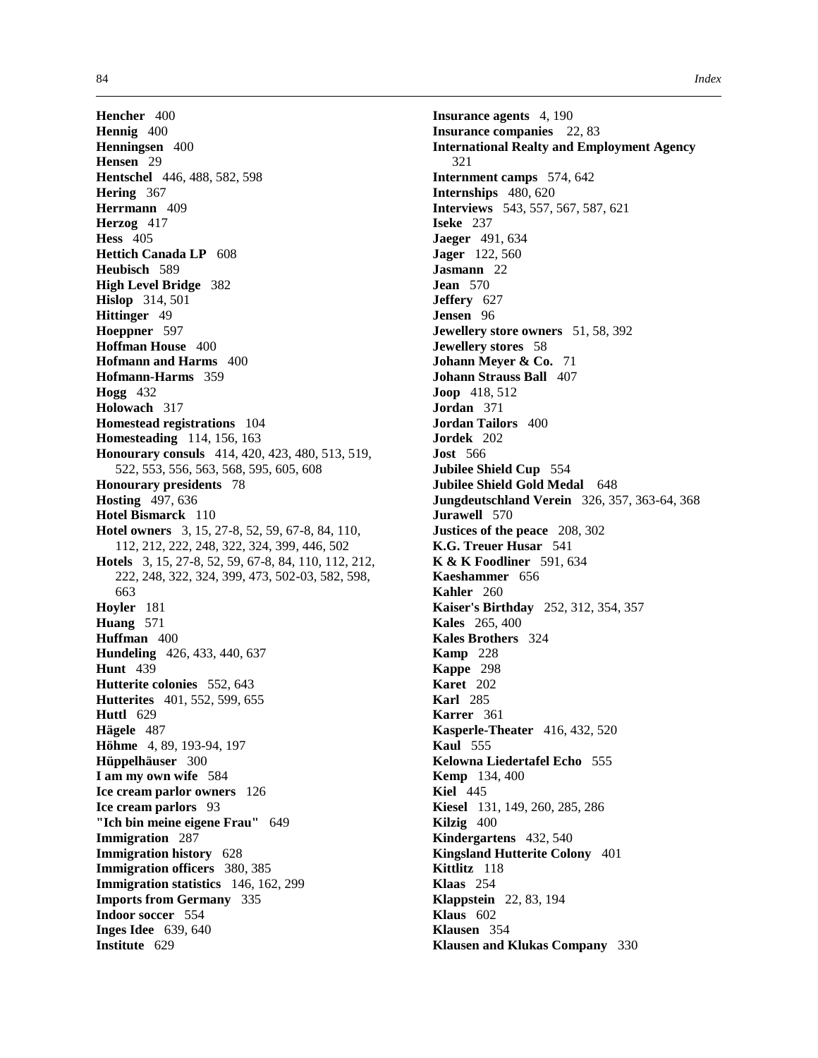**Hencher** 400
**Hennig** 400
**Henningsen** 400
**Hensen** 29
**Hentschel** 446, 488, 582, 598
**Hering** 367
**Herrmann** 409
**Herzog** 417
**Hess** 405
**Hettich Canada LP** 608
**Heubisch** 589
**High Level Bridge** 382
**Hislop** 314, 501
**Hittinger** 49
**Hoeppner** 597
**Hoffman House** 400
**Hofmann and Harms** 400
**Hofmann-Harms** 359
**Hogg** 432
**Holowach** 317
**Homestead registrations** 104
**Homesteading** 114, 156, 163
**Honourary consuls** 414, 420, 423, 480, 513, 519, 522, 553, 556, 563, 568, 595, 605, 608
**Honourary presidents** 78
**Hosting** 497, 636
**Hotel Bismarck** 110
**Hotel owners** 3, 15, 27-8, 52, 59, 67-8, 84, 110, 112, 212, 222, 248, 322, 324, 399, 446, 502
**Hotels** 3, 15, 27-8, 52, 59, 67-8, 84, 110, 112, 212, 222, 248, 322, 324, 399, 473, 502-03, 582, 598, 663
**Hoyler** 181
**Huang** 571
**Huffman** 400
**Hundeling** 426, 433, 440, 637
**Hunt** 439
**Hutterite colonies** 552, 643
**Hutterites** 401, 552, 599, 655
**Huttl** 629
**Hägele** 487
**Höhme** 4, 89, 193-94, 197
**Hüppelhäuser** 300
**I am my own wife** 584
**Ice cream parlor owners** 126
**Ice cream parlors** 93
**"Ich bin meine eigene Frau"** 649
**Immigration** 287
**Immigration history** 628
**Immigration officers** 380, 385
**Immigration statistics** 146, 162, 299
**Imports from Germany** 335
**Indoor soccer** 554
**Inges Idee** 639, 640
**Institute** 629
**Insurance agents** 4, 190
**Insurance companies** 22, 83
**International Realty and Employment Agency** 321
**Internment camps** 574, 642
**Internships** 480, 620
**Interviews** 543, 557, 567, 587, 621
**Iseke** 237
**Jaeger** 491, 634
**Jager** 122, 560
**Jasmann** 22
**Jean** 570
**Jeffery** 627
**Jensen** 96
**Jewellery store owners** 51, 58, 392
**Jewellery stores** 58
**Johann Meyer & Co.** 71
**Johann Strauss Ball** 407
**Joop** 418, 512
**Jordan** 371
**Jordan Tailors** 400
**Jordek** 202
**Jost** 566
**Jubilee Shield Cup** 554
**Jubilee Shield Gold Medal** 648
**Jungdeutschland Verein** 326, 357, 363-64, 368
**Jurawell** 570
**Justices of the peace** 208, 302
**K.G. Treuer Husar** 541
**K & K Foodliner** 591, 634
**Kaeshammer** 656
**Kahler** 260
**Kaiser's Birthday** 252, 312, 354, 357
**Kales** 265, 400
**Kales Brothers** 324
**Kamp** 228
**Kappe** 298
**Karet** 202
**Karl** 285
**Karrer** 361
**Kasperle-Theater** 416, 432, 520
**Kaul** 555
**Kelowna Liedertafel Echo** 555
**Kemp** 134, 400
**Kiel** 445
**Kiesel** 131, 149, 260, 285, 286
**Kilzig** 400
**Kindergartens** 432, 540
**Kingsland Hutterite Colony** 401
**Kittlitz** 118
**Klaas** 254
**Klappstein** 22, 83, 194
**Klaus** 602
**Klausen** 354
**Klausen and Klukas Company** 330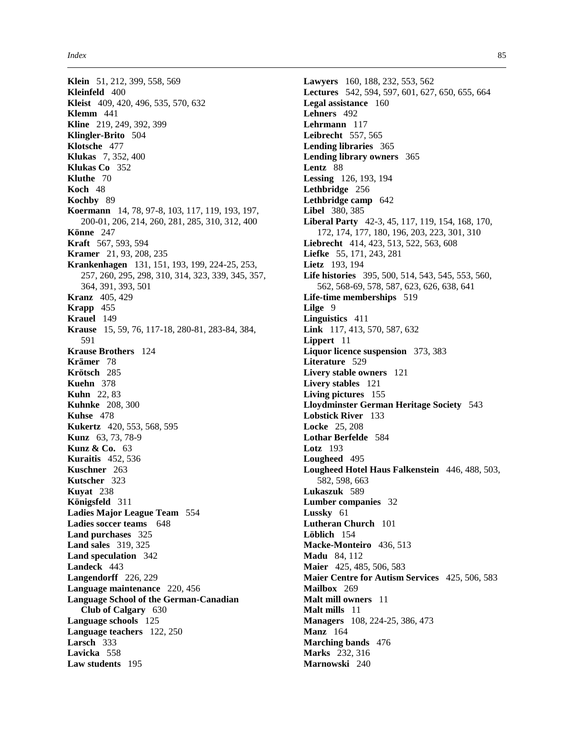**Klein** 51, 212, 399, 558, 569
**Kleinfeld** 400
**Kleist** 409, 420, 496, 535, 570, 632
**Klemm** 441
**Kline** 219, 249, 392, 399
**Klingler-Brito** 504
**Klotsche** 477
**Klukas** 7, 352, 400
**Klukas Co** 352
**Kluthe** 70
**Koch** 48
**Kochby** 89
**Koermann** 14, 78, 97-8, 103, 117, 119, 193, 197, 200-01, 206, 214, 260, 281, 285, 310, 312, 400
**Könne** 247
**Kraft** 567, 593, 594
**Kramer** 21, 93, 208, 235
**Krankenhagen** 131, 151, 193, 199, 224-25, 253, 257, 260, 295, 298, 310, 314, 323, 339, 345, 357, 364, 391, 393, 501
**Kranz** 405, 429
**Krapp** 455
**Krauel** 149
**Krause** 15, 59, 76, 117-18, 280-81, 283-84, 384, 591
**Krause Brothers** 124
**Krämer** 78
**Krötsch** 285
**Kuehn** 378
**Kuhn** 22, 83
**Kuhnke** 208, 300
**Kuhse** 478
**Kukertz** 420, 553, 568, 595
**Kunz** 63, 73, 78-9
**Kunz & Co.** 63
**Kuraitis** 452, 536
**Kuschner** 263
**Kutscher** 323
**Kuyat** 238
**Königsfeld** 311
**Ladies Major League Team** 554
**Ladies soccer teams** 648
**Land purchases** 325
**Land sales** 319, 325
**Land speculation** 342
**Landeck** 443
**Langendorff** 226, 229
**Language maintenance** 220, 456
**Language School of the German-Canadian Club of Calgary** 630
**Language schools** 125
**Language teachers** 122, 250
**Larsch** 333
**Lavicka** 558
**Law students** 195
**Lawyers** 160, 188, 232, 553, 562
**Lectures** 542, 594, 597, 601, 627, 650, 655, 664
**Legal assistance** 160
**Lehners** 492
**Lehrmann** 117
**Leibrecht** 557, 565
**Lending libraries** 365
**Lending library owners** 365
**Lentz** 88
**Lessing** 126, 193, 194
**Lethbridge** 256
**Lethbridge camp** 642
**Libel** 380, 385
**Liberal Party** 42-3, 45, 117, 119, 154, 168, 170, 172, 174, 177, 180, 196, 203, 223, 301, 310
**Liebrecht** 414, 423, 513, 522, 563, 608
**Liefke** 55, 171, 243, 281
**Lietz** 193, 194
**Life histories** 395, 500, 514, 543, 545, 553, 560, 562, 568-69, 578, 587, 623, 626, 638, 641
**Life-time memberships** 519
**Lilge** 9
**Linguistics** 411
**Link** 117, 413, 570, 587, 632
**Lippert** 11
**Liquor licence suspension** 373, 383
**Literature** 529
**Livery stable owners** 121
**Livery stables** 121
**Living pictures** 155
**Lloydminster German Heritage Society** 543
**Lobstick River** 133
**Locke** 25, 208
**Lothar Berfelde** 584
**Lotz** 193
**Lougheed** 495
**Lougheed Hotel Haus Falkenstein** 446, 488, 503, 582, 598, 663
**Lukaszuk** 589
**Lumber companies** 32
**Lussky** 61
**Lutheran Church** 101
**Löblich** 154
**Macke-Monteiro** 436, 513
**Madu** 84, 112
**Maier** 425, 485, 506, 583
**Maier Centre for Autism Services** 425, 506, 583
**Mailbox** 269
**Malt mill owners** 11
**Malt mills** 11
**Managers** 108, 224-25, 386, 473
**Manz** 164
**Marching bands** 476
**Marks** 232, 316
**Marnowski** 240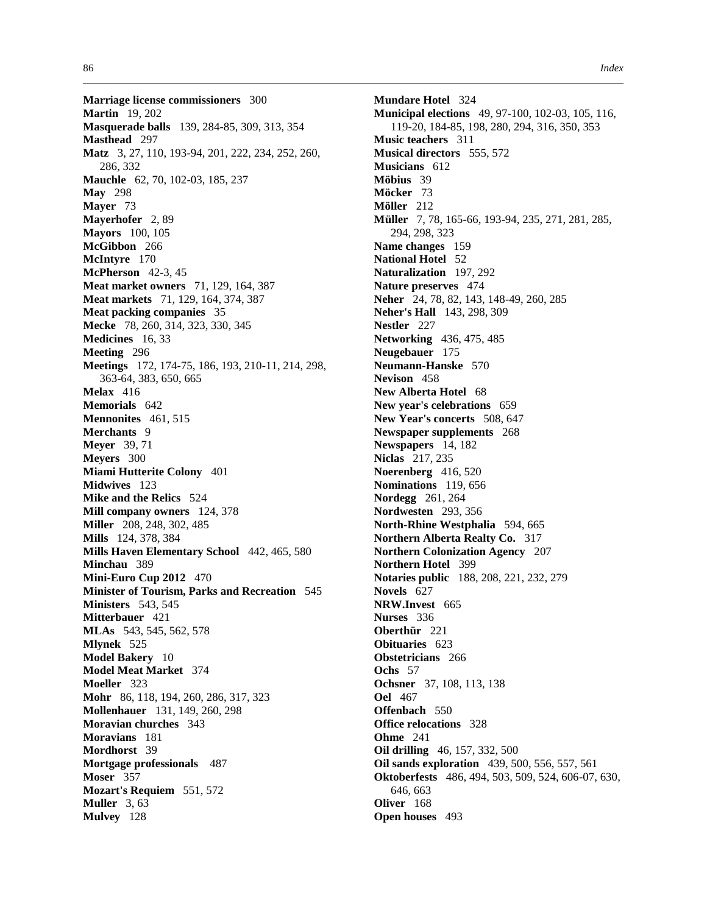**Marriage license commissioners** 300
**Martin** 19, 202
**Masquerade balls** 139, 284-85, 309, 313, 354
**Masthead** 297
**Matz** 3, 27, 110, 193-94, 201, 222, 234, 252, 260, 286, 332
**Mauchle** 62, 70, 102-03, 185, 237
**May** 298
**Mayer** 73
**Mayerhofer** 2, 89
**Mayors** 100, 105
**McGibbon** 266
**McIntyre** 170
**McPherson** 42-3, 45
**Meat market owners** 71, 129, 164, 387
**Meat markets** 71, 129, 164, 374, 387
**Meat packing companies** 35
**Mecke** 78, 260, 314, 323, 330, 345
**Medicines** 16, 33
**Meeting** 296
**Meetings** 172, 174-75, 186, 193, 210-11, 214, 298, 363-64, 383, 650, 665
**Melax** 416
**Memorials** 642
**Mennonites** 461, 515
**Merchants** 9
**Meyer** 39, 71
**Meyers** 300
**Miami Hutterite Colony** 401
**Midwives** 123
**Mike and the Relics** 524
**Mill company owners** 124, 378
**Miller** 208, 248, 302, 485
**Mills** 124, 378, 384
**Mills Haven Elementary School** 442, 465, 580
**Minchau** 389
**Mini-Euro Cup 2012** 470
**Minister of Tourism, Parks and Recreation** 545
**Ministers** 543, 545
**Mitterbauer** 421
**MLAs** 543, 545, 562, 578
**Mlynek** 525
**Model Bakery** 10
**Model Meat Market** 374
**Moeller** 323
**Mohr** 86, 118, 194, 260, 286, 317, 323
**Mollenhauer** 131, 149, 260, 298
**Moravian churches** 343
**Moravians** 181
**Mordhorst** 39
**Mortgage professionals** 487
**Moser** 357
**Mozart's Requiem** 551, 572
**Muller** 3, 63
**Mulvey** 128
**Mundare Hotel** 324
**Municipal elections** 49, 97-100, 102-03, 105, 116, 119-20, 184-85, 198, 280, 294, 316, 350, 353
**Music teachers** 311
**Musical directors** 555, 572
**Musicians** 612
**Möbius** 39
**Möcker** 73
**Möller** 212
**Müller** 7, 78, 165-66, 193-94, 235, 271, 281, 285, 294, 298, 323
**Name changes** 159
**National Hotel** 52
**Naturalization** 197, 292
**Nature preserves** 474
**Neher** 24, 78, 82, 143, 148-49, 260, 285
**Neher's Hall** 143, 298, 309
**Nestler** 227
**Networking** 436, 475, 485
**Neugebauer** 175
**Neumann-Hanske** 570
**Nevison** 458
**New Alberta Hotel** 68
**New year's celebrations** 659
**New Year's concerts** 508, 647
**Newspaper supplements** 268
**Newspapers** 14, 182
**Niclas** 217, 235
**Noerenberg** 416, 520
**Nominations** 119, 656
**Nordegg** 261, 264
**Nordwesten** 293, 356
**North-Rhine Westphalia** 594, 665
**Northern Alberta Realty Co.** 317
**Northern Colonization Agency** 207
**Northern Hotel** 399
**Notaries public** 188, 208, 221, 232, 279
**Novels** 627
**NRW.Invest** 665
**Nurses** 336
**Oberthür** 221
**Obituaries** 623
**Obstetricians** 266
**Ochs** 57
**Ochsner** 37, 108, 113, 138
**Oel** 467
**Offenbach** 550
**Office relocations** 328
**Ohme** 241
**Oil drilling** 46, 157, 332, 500
**Oil sands exploration** 439, 500, 556, 557, 561
**Oktoberfests** 486, 494, 503, 509, 524, 606-07, 630, 646, 663
**Oliver** 168
**Open houses** 493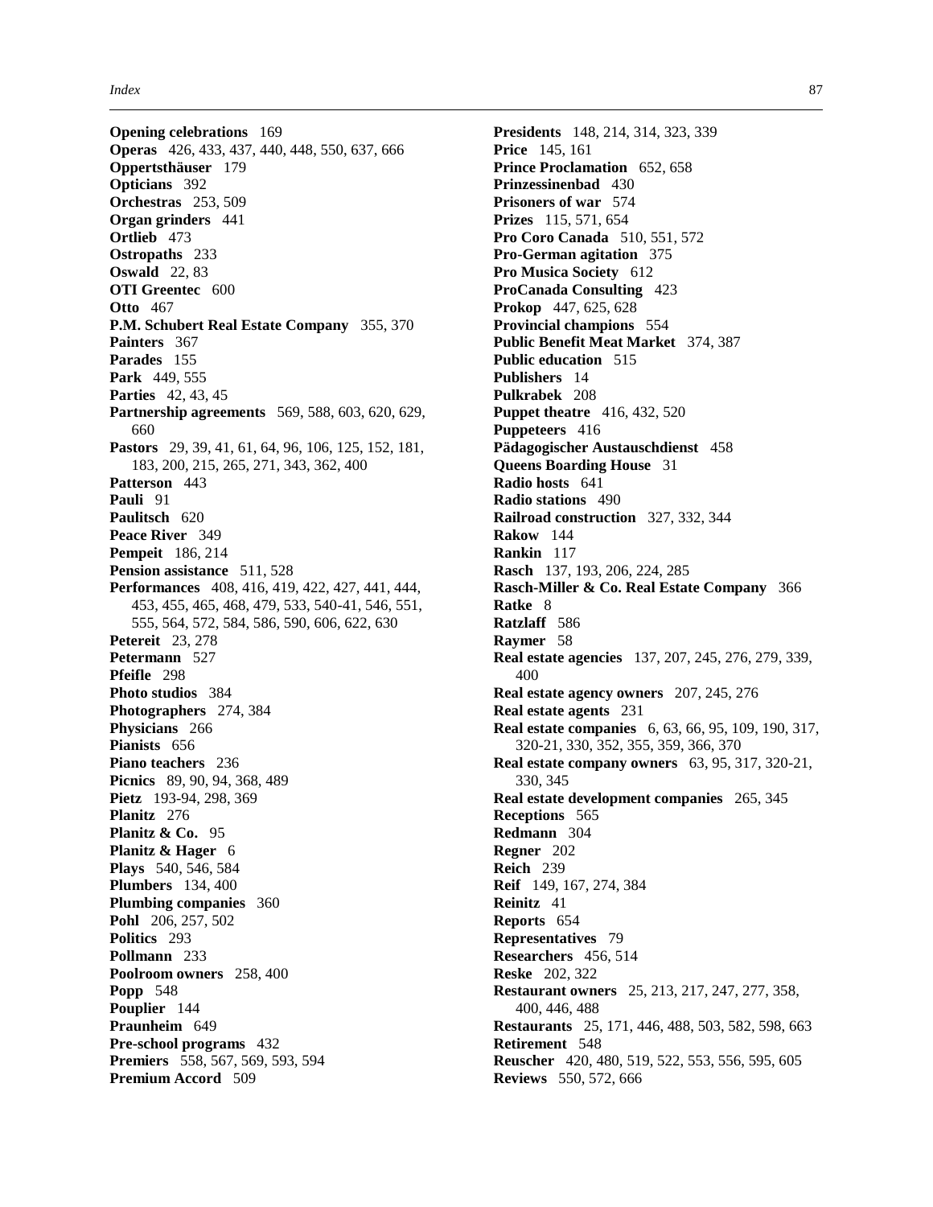**Opening celebrations** 169
**Operas** 426, 433, 437, 440, 448, 550, 637, 666
**Oppertsthäuser** 179
**Opticians** 392
**Orchestras** 253, 509
**Organ grinders** 441
**Ortlieb** 473
**Ostropaths** 233
**Oswald** 22, 83
**OTI Greentec** 600
**Otto** 467
**P.M. Schubert Real Estate Company** 355, 370
**Painters** 367
**Parades** 155
**Park** 449, 555
**Parties** 42, 43, 45
**Partnership agreements** 569, 588, 603, 620, 629, 660
**Pastors** 29, 39, 41, 61, 64, 96, 106, 125, 152, 181, 183, 200, 215, 265, 271, 343, 362, 400
**Patterson** 443
**Pauli** 91
**Paulitsch** 620
**Peace River** 349
**Pempeit** 186, 214
**Pension assistance** 511, 528
**Performances** 408, 416, 419, 422, 427, 441, 444, 453, 455, 465, 468, 479, 533, 540-41, 546, 551, 555, 564, 572, 584, 586, 590, 606, 622, 630
**Petereit** 23, 278
**Petermann** 527
**Pfeifle** 298
**Photo studios** 384
**Photographers** 274, 384
**Physicians** 266
**Pianists** 656
**Piano teachers** 236
**Picnics** 89, 90, 94, 368, 489
**Pietz** 193-94, 298, 369
**Planitz** 276
**Planitz & Co.** 95
**Planitz & Hager** 6
**Plays** 540, 546, 584
**Plumbers** 134, 400
**Plumbing companies** 360
**Pohl** 206, 257, 502
**Politics** 293
**Pollmann** 233
**Poolroom owners** 258, 400
**Popp** 548
**Pouplier** 144
**Praunheim** 649
**Pre-school programs** 432
**Premiers** 558, 567, 569, 593, 594
**Premium Accord** 509
**Presidents** 148, 214, 314, 323, 339
**Price** 145, 161
**Prince Proclamation** 652, 658
**Prinzessinenbad** 430
**Prisoners of war** 574
**Prizes** 115, 571, 654
**Pro Coro Canada** 510, 551, 572
**Pro-German agitation** 375
**Pro Musica Society** 612
**ProCanada Consulting** 423
**Prokop** 447, 625, 628
**Provincial champions** 554
**Public Benefit Meat Market** 374, 387
**Public education** 515
**Publishers** 14
**Pulkrabek** 208
**Puppet theatre** 416, 432, 520
**Puppeteers** 416
**Pädagogischer Austauschdienst** 458
**Queens Boarding House** 31
**Radio hosts** 641
**Radio stations** 490
**Railroad construction** 327, 332, 344
**Rakow** 144
**Rankin** 117
**Rasch** 137, 193, 206, 224, 285
**Rasch-Miller & Co. Real Estate Company** 366
**Ratke** 8
**Ratzlaff** 586
**Raymer** 58
**Real estate agencies** 137, 207, 245, 276, 279, 339, 400
**Real estate agency owners** 207, 245, 276
**Real estate agents** 231
**Real estate companies** 6, 63, 66, 95, 109, 190, 317, 320-21, 330, 352, 355, 359, 366, 370
**Real estate company owners** 63, 95, 317, 320-21, 330, 345
**Real estate development companies** 265, 345
**Receptions** 565
**Redmann** 304
**Regner** 202
**Reich** 239
**Reif** 149, 167, 274, 384
**Reinitz** 41
**Reports** 654
**Representatives** 79
**Researchers** 456, 514
**Reske** 202, 322
**Restaurant owners** 25, 213, 217, 247, 277, 358, 400, 446, 488
**Restaurants** 25, 171, 446, 488, 503, 582, 598, 663
**Retirement** 548
**Reuscher** 420, 480, 519, 522, 553, 556, 595, 605
**Reviews** 550, 572, 666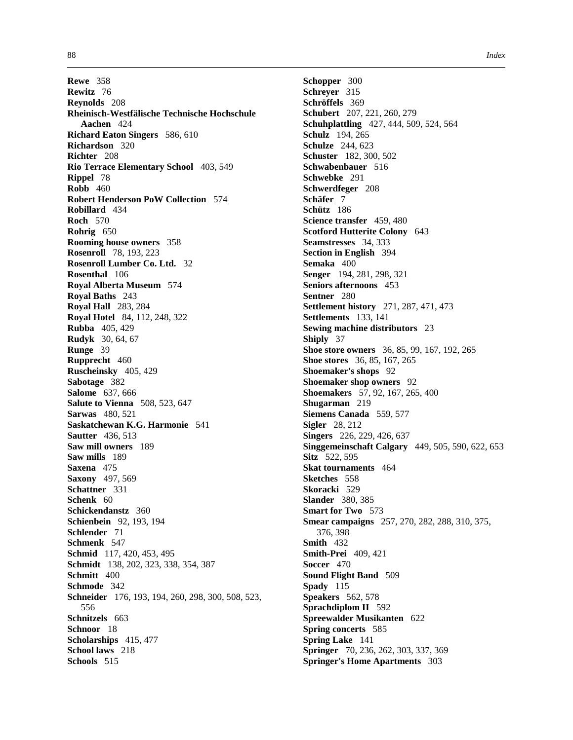**Rewe** 358
**Rewitz** 76
**Reynolds** 208
**Rheinisch-Westfälische Technische Hochschule Aachen** 424
**Richard Eaton Singers** 586, 610
**Richardson** 320
**Richter** 208
**Rio Terrace Elementary School** 403, 549
**Rippel** 78
**Robb** 460
**Robert Henderson PoW Collection** 574
**Robillard** 434
**Roch** 570
**Rohrig** 650
**Rooming house owners** 358
**Rosenroll** 78, 193, 223
**Rosenroll Lumber Co. Ltd.** 32
**Rosenthal** 106
**Royal Alberta Museum** 574
**Royal Baths** 243
**Royal Hall** 283, 284
**Royal Hotel** 84, 112, 248, 322
**Rubba** 405, 429
**Rudyk** 30, 64, 67
**Runge** 39
**Rupprecht** 460
**Ruscheinsky** 405, 429
**Sabotage** 382
**Salome** 637, 666
**Salute to Vienna** 508, 523, 647
**Sarwas** 480, 521
**Saskatchewan K.G. Harmonie** 541
**Sautter** 436, 513
**Saw mill owners** 189
**Saw mills** 189
**Saxena** 475
**Saxony** 497, 569
**Schattner** 331
**Schenk** 60
**Schickendanstz** 360
**Schienbein** 92, 193, 194
**Schlender** 71
**Schmenk** 547
**Schmid** 117, 420, 453, 495
**Schmidt** 138, 202, 323, 338, 354, 387
**Schmitt** 400
**Schmode** 342
**Schneider** 176, 193, 194, 260, 298, 300, 508, 523, 556
**Schnitzels** 663
**Schnoor** 18
**Scholarships** 415, 477
**School laws** 218
**Schools** 515
**Schopper** 300
**Schreyer** 315
**Schröffels** 369
**Schubert** 207, 221, 260, 279
**Schuhplattling** 427, 444, 509, 524, 564
**Schulz** 194, 265
**Schulze** 244, 623
**Schuster** 182, 300, 502
**Schwabenbauer** 516
**Schwebke** 291
**Schwerdfeger** 208
**Schäfer** 7
**Schütz** 186
**Science transfer** 459, 480
**Scotford Hutterite Colony** 643
**Seamstresses** 34, 333
**Section in English** 394
**Semaka** 400
**Senger** 194, 281, 298, 321
**Seniors afternoons** 453
**Sentner** 280
**Settlement history** 271, 287, 471, 473
**Settlements** 133, 141
**Sewing machine distributors** 23
**Shiply** 37
**Shoe store owners** 36, 85, 99, 167, 192, 265
**Shoe stores** 36, 85, 167, 265
**Shoemaker's shops** 92
**Shoemaker shop owners** 92
**Shoemakers** 57, 92, 167, 265, 400
**Shugarman** 219
**Siemens Canada** 559, 577
**Sigler** 28, 212
**Singers** 226, 229, 426, 637
**Singgemeinschaft Calgary** 449, 505, 590, 622, 653
**Sitz** 522, 595
**Skat tournaments** 464
**Sketches** 558
**Skoracki** 529
**Slander** 380, 385
**Smart for Two** 573
**Smear campaigns** 257, 270, 282, 288, 310, 375, 376, 398
**Smith** 432
**Smith-Prei** 409, 421
**Soccer** 470
**Sound Flight Band** 509
**Spady** 115
**Speakers** 562, 578
**Sprachdiplom II** 592
**Spreewalder Musikanten** 622
**Spring concerts** 585
**Spring Lake** 141
**Springer** 70, 236, 262, 303, 337, 369
**Springer's Home Apartments** 303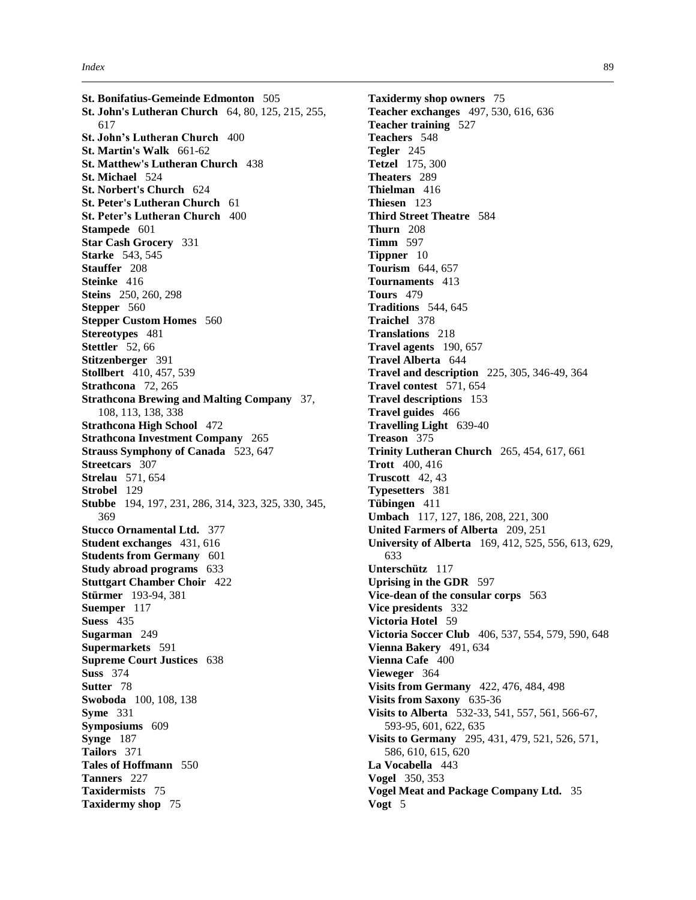**St. Bonifatius-Gemeinde Edmonton** 505
**St. John's Lutheran Church** 64, 80, 125, 215, 255, 617
**St. John’s Lutheran Church** 400
**St. Martin's Walk** 661-62
**St. Matthew's Lutheran Church** 438
**St. Michael** 524
**St. Norbert's Church** 624
**St. Peter's Lutheran Church** 61
**St. Peter’s Lutheran Church** 400
**Stampede** 601
**Star Cash Grocery** 331
**Starke** 543, 545
**Stauffer** 208
**Steinke** 416
**Steins** 250, 260, 298
**Stepper** 560
**Stepper Custom Homes** 560
**Stereotypes** 481
**Stettler** 52, 66
**Stitzenberger** 391
**Stollbert** 410, 457, 539
**Strathcona** 72, 265
**Strathcona Brewing and Malting Company** 37, 108, 113, 138, 338
**Strathcona High School** 472
**Strathcona Investment Company** 265
**Strauss Symphony of Canada** 523, 647
**Streetcars** 307
**Strelau** 571, 654
**Strobel** 129
**Stubbe** 194, 197, 231, 286, 314, 323, 325, 330, 345, 369
**Stucco Ornamental Ltd.** 377
**Student exchanges** 431, 616
**Students from Germany** 601
**Study abroad programs** 633
**Stuttgart Chamber Choir** 422
**Stürmer** 193-94, 381
**Suemper** 117
**Suess** 435
**Sugarman** 249
**Supermarkets** 591
**Supreme Court Justices** 638
**Suss** 374
**Sutter** 78
**Swoboda** 100, 108, 138
**Syme** 331
**Symposiums** 609
**Synge** 187
**Tailors** 371
**Tales of Hoffmann** 550
**Tanners** 227
**Taxidermists** 75
**Taxidermy shop** 75
**Taxidermy shop owners** 75
**Teacher exchanges** 497, 530, 616, 636
**Teacher training** 527
**Teachers** 548
**Tegler** 245
**Tetzel** 175, 300
**Theaters** 289
**Thielman** 416
**Thiesen** 123
**Third Street Theatre** 584
**Thurn** 208
**Timm** 597
**Tippner** 10
**Tourism** 644, 657
**Tournaments** 413
**Tours** 479
**Traditions** 544, 645
**Traichel** 378
**Translations** 218
**Travel agents** 190, 657
**Travel Alberta** 644
**Travel and description** 225, 305, 346-49, 364
**Travel contest** 571, 654
**Travel descriptions** 153
**Travel guides** 466
**Travelling Light** 639-40
**Treason** 375
**Trinity Lutheran Church** 265, 454, 617, 661
**Trott** 400, 416
**Truscott** 42, 43
**Typesetters** 381
**Tübingen** 411
**Umbach** 117, 127, 186, 208, 221, 300
**United Farmers of Alberta** 209, 251
**University of Alberta** 169, 412, 525, 556, 613, 629, 633
**Unterschütz** 117
**Uprising in the GDR** 597
**Vice-dean of the consular corps** 563
**Vice presidents** 332
**Victoria Hotel** 59
**Victoria Soccer Club** 406, 537, 554, 579, 590, 648
**Vienna Bakery** 491, 634
**Vienna Cafe** 400
**Vieweger** 364
**Visits from Germany** 422, 476, 484, 498
**Visits from Saxony** 635-36
**Visits to Alberta** 532-33, 541, 557, 561, 566-67, 593-95, 601, 622, 635
**Visits to Germany** 295, 431, 479, 521, 526, 571, 586, 610, 615, 620
**La Vocabella** 443
**Vogel** 350, 353
**Vogel Meat and Package Company Ltd.** 35
**Vogt** 5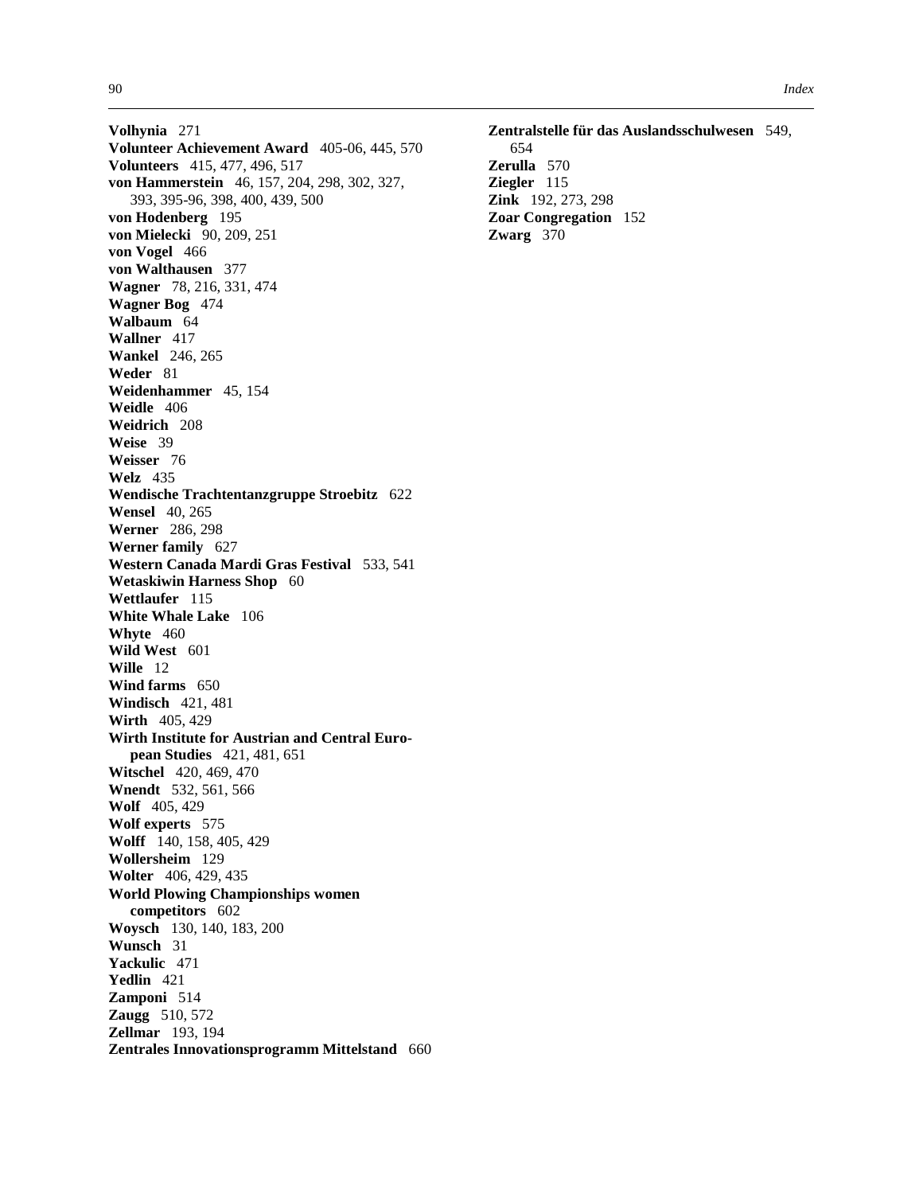**Volhynia** 271
**Volunteer Achievement Award** 405-06, 445, 570
**Volunteers** 415, 477, 496, 517
**von Hammerstein** 46, 157, 204, 298, 302, 327, 393, 395-96, 398, 400, 439, 500
**von Hodenberg** 195
**von Mielecki** 90, 209, 251
**von Vogel** 466
**von Walthausen** 377
**Wagner** 78, 216, 331, 474
**Wagner Bog** 474
**Walbaum** 64
**Wallner** 417
**Wankel** 246, 265
**Weder** 81
**Weidenhammer** 45, 154
**Weidle** 406
**Weidrich** 208
**Weise** 39
**Weisser** 76
**Welz** 435
**Wendische Trachtentanzgruppe Stroebitz** 622
**Wensel** 40, 265
**Werner** 286, 298
**Werner family** 627
**Western Canada Mardi Gras Festival** 533, 541
**Wetaskiwin Harness Shop** 60
**Wettlaufer** 115
**White Whale Lake** 106
**Whyte** 460
**Wild West** 601
**Wille** 12
**Wind farms** 650
**Windisch** 421, 481
**Wirth** 405, 429
**Wirth Institute for Austrian and Central European Studies** 421, 481, 651
**Witschel** 420, 469, 470
**Wnendt** 532, 561, 566
**Wolf** 405, 429
**Wolf experts** 575
**Wolff** 140, 158, 405, 429
**Wollersheim** 129
**Wolter** 406, 429, 435
**World Plowing Championships women competitors** 602
**Woysch** 130, 140, 183, 200
**Wunsch** 31
**Yackulic** 471
**Yedlin** 421
**Zamponi** 514
**Zaugg** 510, 572
**Zellmar** 193, 194
**Zentrales Innovationsprogramm Mittelstand** 660
**Zentralstelle für das Auslandsschulwesen** 549, 654
**Zerulla** 570
**Ziegler** 115
**Zink** 192, 273, 298
**Zoar Congregation** 152
**Zwarg** 370